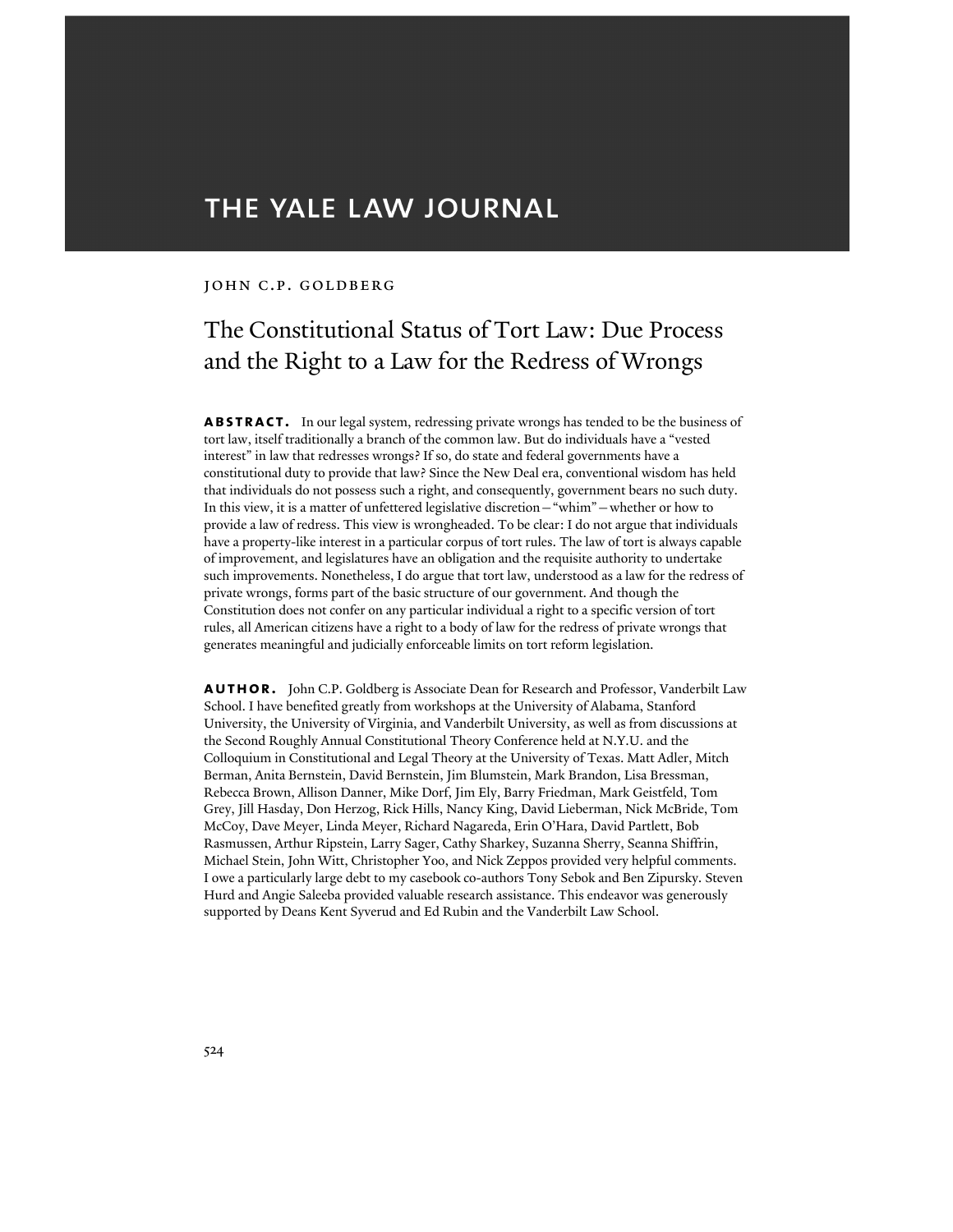# THE YALE LAW JOURNAL

JOHN C.P. GOLDBERG

## The Constitutional Status of Tort Law: Due Process and the Right to a Law for the Redress of Wrongs

**ABSTRACT.** In our legal system, redressing private wrongs has tended to be the business of tort law, itself traditionally a branch of the common law. But do individuals have a "vested interest" in law that redresses wrongs? If so, do state and federal governments have a constitutional duty to provide that law? Since the New Deal era, conventional wisdom has held that individuals do not possess such a right, and consequently, government bears no such duty. In this view, it is a matter of unfettered legislative discretion—"whim"—whether or how to provide a law of redress. This view is wrongheaded. To be clear: I do not argue that individuals have a property-like interest in a particular corpus of tort rules. The law of tort is always capable of improvement, and legislatures have an obligation and the requisite authority to undertake such improvements. Nonetheless, I do argue that tort law, understood as a law for the redress of private wrongs, forms part of the basic structure of our government. And though the Constitution does not confer on any particular individual a right to a specific version of tort rules, all American citizens have a right to a body of law for the redress of private wrongs that generates meaningful and judicially enforceable limits on tort reform legislation.

**AUTHOR.** John C.P. Goldberg is Associate Dean for Research and Professor, Vanderbilt Law School. I have benefited greatly from workshops at the University of Alabama, Stanford University, the University of Virginia, and Vanderbilt University, as well as from discussions at the Second Roughly Annual Constitutional Theory Conference held at N.Y.U. and the Colloquium in Constitutional and Legal Theory at the University of Texas. Matt Adler, Mitch Berman, Anita Bernstein, David Bernstein, Jim Blumstein, Mark Brandon, Lisa Bressman, Rebecca Brown, Allison Danner, Mike Dorf, Jim Ely, Barry Friedman, Mark Geistfeld, Tom Grey, Jill Hasday, Don Herzog, Rick Hills, Nancy King, David Lieberman, Nick McBride, Tom McCoy, Dave Meyer, Linda Meyer, Richard Nagareda, Erin O'Hara, David Partlett, Bob Rasmussen, Arthur Ripstein, Larry Sager, Cathy Sharkey, Suzanna Sherry, Seanna Shiffrin, Michael Stein, John Witt, Christopher Yoo, and Nick Zeppos provided very helpful comments. I owe a particularly large debt to my casebook co-authors Tony Sebok and Ben Zipursky. Steven Hurd and Angie Saleeba provided valuable research assistance. This endeavor was generously supported by Deans Kent Syverud and Ed Rubin and the Vanderbilt Law School.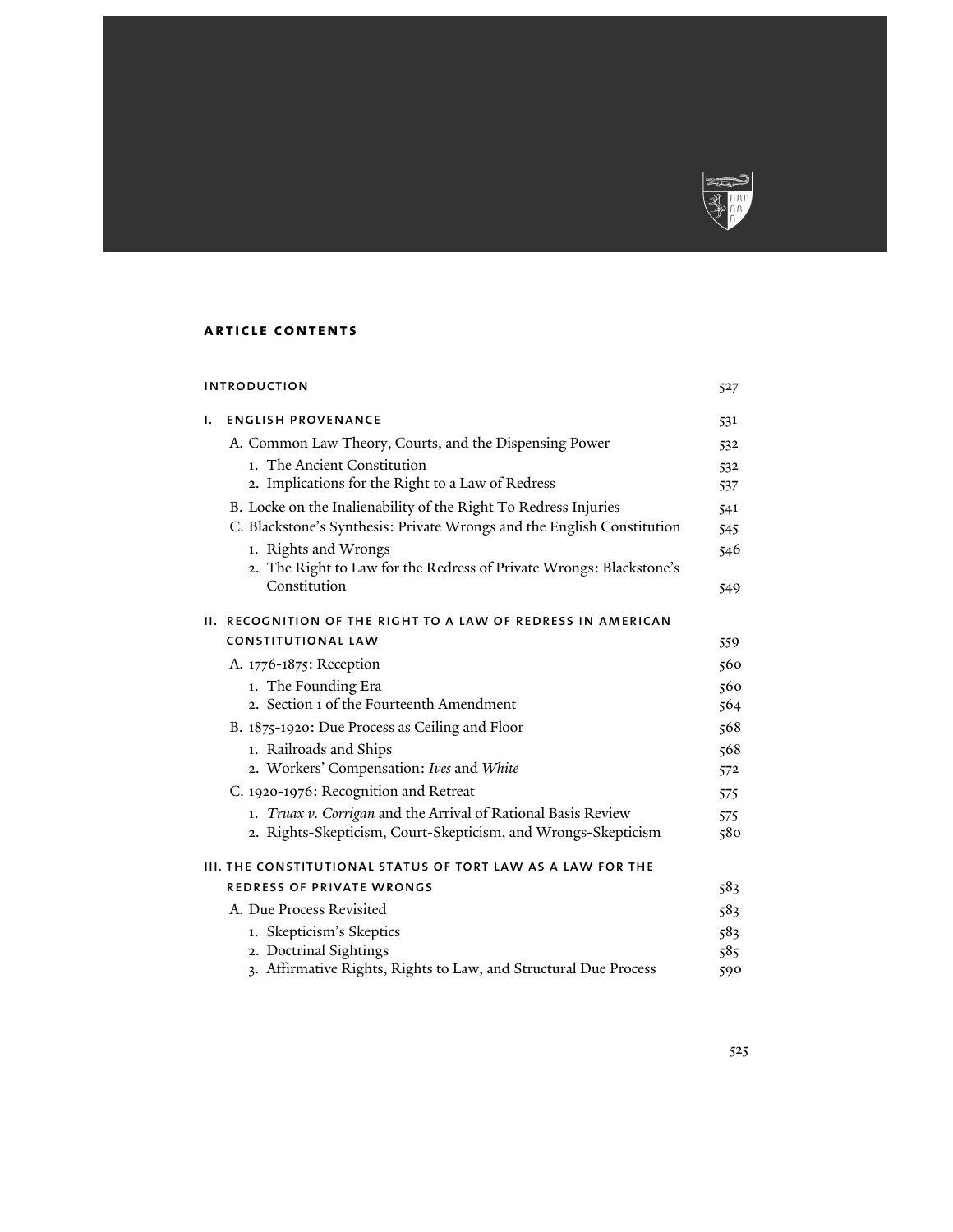## ARTICLE CONTENTS

| | |
|---|---|
| **INTRODUCTION** | 527 |
| **I. ENGLISH PROVENANCE** | 531 |
| A. Common Law Theory, Courts, and the Dispensing Power | 532 |
| 1. The Ancient Constitution | 532 |
| 2. Implications for the Right to a Law of Redress | 537 |
| B. Locke on the Inalienability of the Right To Redress Injuries | 541 |
| C. Blackstone's Synthesis: Private Wrongs and the English Constitution | 545 |
| 1. Rights and Wrongs | 546 |
| 2. The Right to Law for the Redress of Private Wrongs: Blackstone's Constitution | 549 |
| **II. RECOGNITION OF THE RIGHT TO A LAW OF REDRESS IN AMERICAN CONSTITUTIONAL LAW** | 559 |
| A. 1776-1875: Reception | 560 |
| 1. The Founding Era | 560 |
| 2. Section 1 of the Fourteenth Amendment | 564 |
| B. 1875-1920: Due Process as Ceiling and Floor | 568 |
| 1. Railroads and Ships | 568 |
| 2. Workers' Compensation: *Ives* and *White* | 572 |
| C. 1920-1976: Recognition and Retreat | 575 |
| 1. *Truax v. Corrigan* and the Arrival of Rational Basis Review | 575 |
| 2. Rights-Skepticism, Court-Skepticism, and Wrongs-Skepticism | 580 |
| **III. THE CONSTITUTIONAL STATUS OF TORT LAW AS A LAW FOR THE REDRESS OF PRIVATE WRONGS** | 583 |
| A. Due Process Revisited | 583 |
| 1. Skepticism's Skeptics | 583 |
| 2. Doctrinal Sightings | 585 |
| 3. Affirmative Rights, Rights to Law, and Structural Due Process | 590 |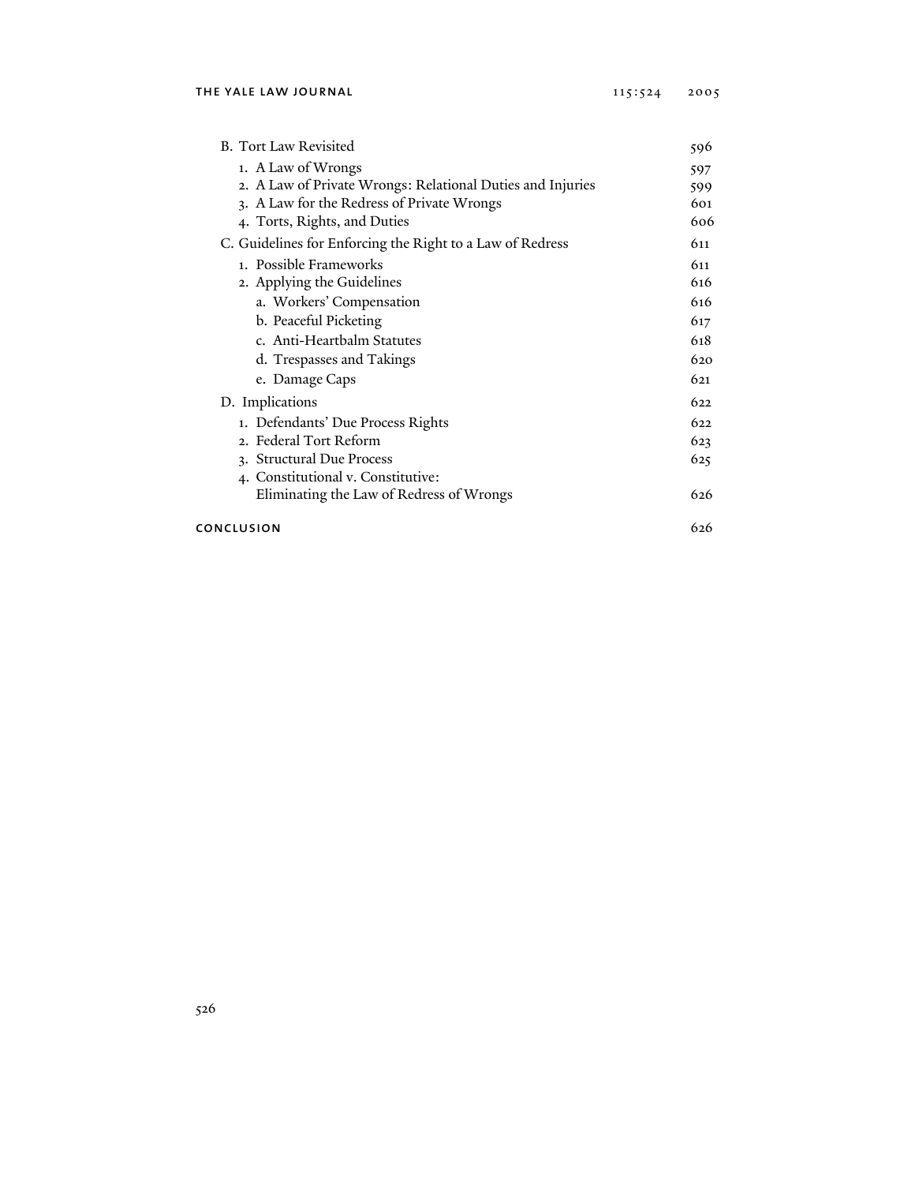B. Tort Law Revisited 596

1. A Law of Wrongs 597
2. A Law of Private Wrongs: Relational Duties and Injuries 599
3. A Law for the Redress of Private Wrongs 601
4. Torts, Rights, and Duties 606

C. Guidelines for Enforcing the Right to a Law of Redress 611

1. Possible Frameworks 611
2. Applying the Guidelines 616
   a. Workers' Compensation 616
   b. Peaceful Picketing 617
   c. Anti-Heartbalm Statutes 618
   d. Trespasses and Takings 620
   e. Damage Caps 621

D. Implications 622

1. Defendants' Due Process Rights 622
2. Federal Tort Reform 623
3. Structural Due Process 625
4. Constitutional v. Constitutive: Eliminating the Law of Redress of Wrongs 626

**CONCLUSION** 626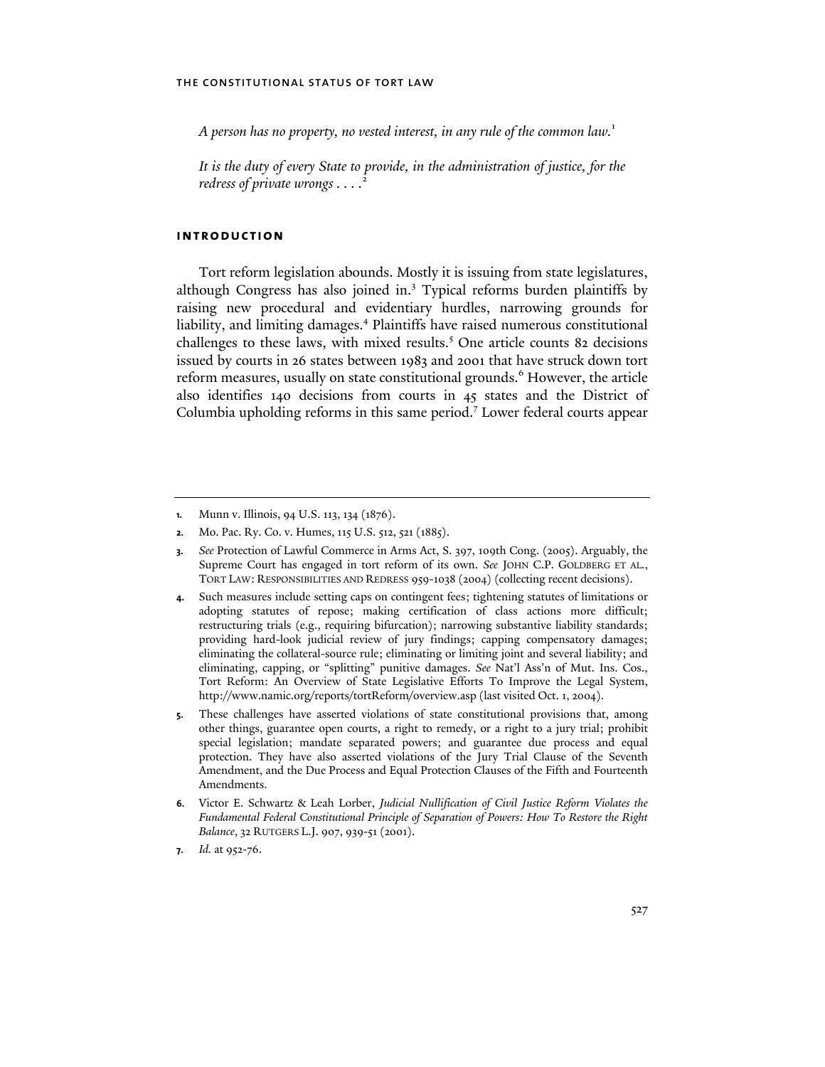*A person has no property, no vested interest, in any rule of the common law.*[1]

*It is the duty of every State to provide, in the administration of justice, for the redress of private wrongs . . . .*[2]

## INTRODUCTION

Tort reform legislation abounds. Mostly it is issuing from state legislatures, although Congress has also joined in.[3] Typical reforms burden plaintiffs by raising new procedural and evidentiary hurdles, narrowing grounds for liability, and limiting damages.[4] Plaintiffs have raised numerous constitutional challenges to these laws, with mixed results.[5] One article counts 82 decisions issued by courts in 26 states between 1983 and 2001 that have struck down tort reform measures, usually on state constitutional grounds.[6] However, the article also identifies 140 decisions from courts in 45 states and the District of Columbia upholding reforms in this same period.[7] Lower federal courts appear

---

1. Munn v. Illinois, 94 U.S. 113, 134 (1876).

2. Mo. Pac. Ry. Co. v. Humes, 115 U.S. 512, 521 (1885).

3. *See* Protection of Lawful Commerce in Arms Act, S. 397, 109th Cong. (2005). Arguably, the Supreme Court has engaged in tort reform of its own. *See* JOHN C.P. GOLDBERG ET AL., TORT LAW: RESPONSIBILITIES AND REDRESS 959-1038 (2004) (collecting recent decisions).

4. Such measures include setting caps on contingent fees; tightening statutes of limitations or adopting statutes of repose; making certification of class actions more difficult; restructuring trials (e.g., requiring bifurcation); narrowing substantive liability standards; providing hard-look judicial review of jury findings; capping compensatory damages; eliminating the collateral-source rule; eliminating or limiting joint and several liability; and eliminating, capping, or "splitting" punitive damages. *See* Nat'l Ass'n of Mut. Ins. Cos., Tort Reform: An Overview of State Legislative Efforts To Improve the Legal System, http://www.namic.org/reports/tortReform/overview.asp (last visited Oct. 1, 2004).

5. These challenges have asserted violations of state constitutional provisions that, among other things, guarantee open courts, a right to remedy, or a right to a jury trial; prohibit special legislation; mandate separated powers; and guarantee due process and equal protection. They have also asserted violations of the Jury Trial Clause of the Seventh Amendment, and the Due Process and Equal Protection Clauses of the Fifth and Fourteenth Amendments.

6. Victor E. Schwartz & Leah Lorber, *Judicial Nullification of Civil Justice Reform Violates the Fundamental Federal Constitutional Principle of Separation of Powers: How To Restore the Right Balance*, 32 RUTGERS L.J. 907, 939-51 (2001).

7. *Id.* at 952-76.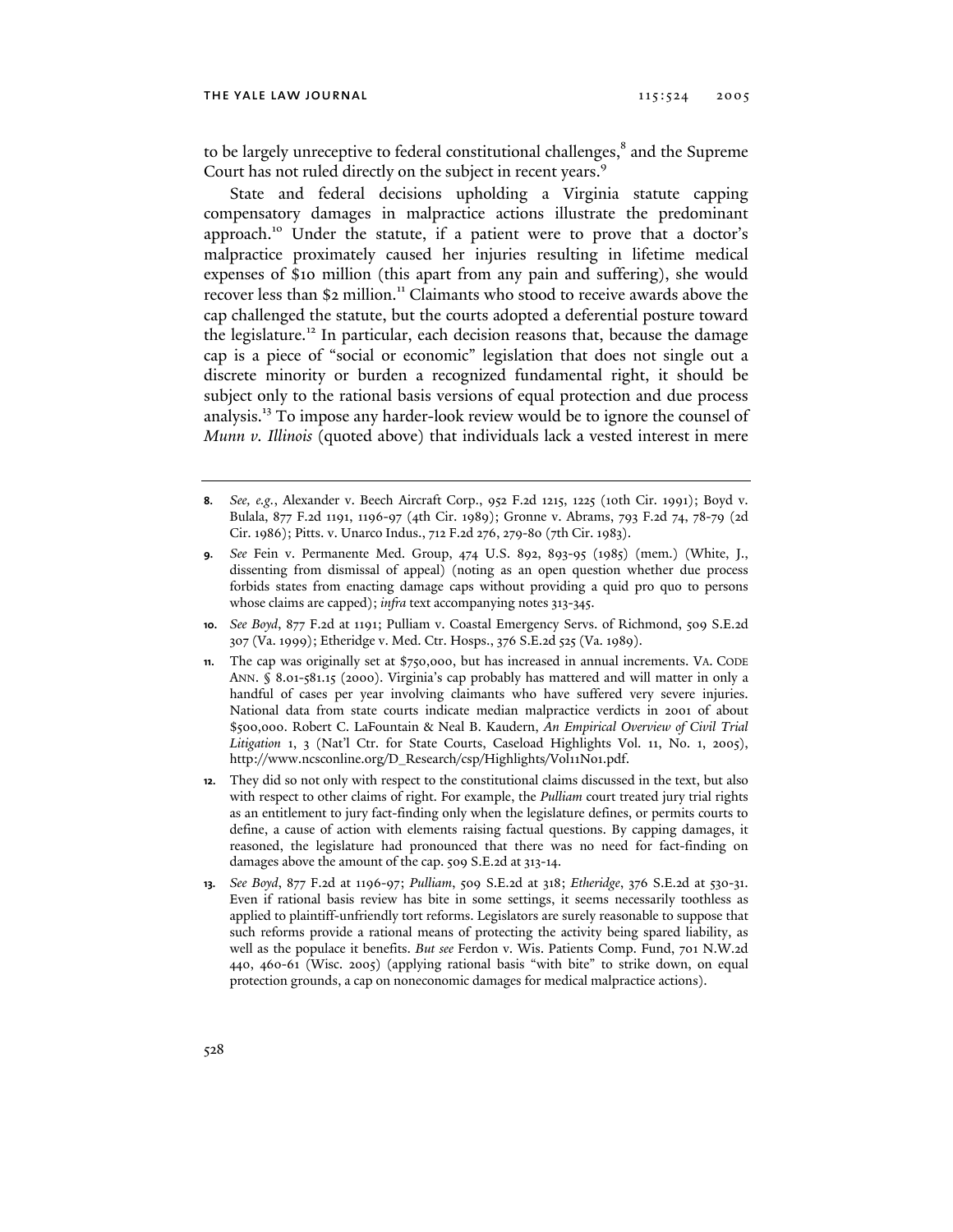to be largely unreceptive to federal constitutional challenges,[8] and the Supreme Court has not ruled directly on the subject in recent years.[9]

State and federal decisions upholding a Virginia statute capping compensatory damages in malpractice actions illustrate the predominant approach.[10] Under the statute, if a patient were to prove that a doctor's malpractice proximately caused her injuries resulting in lifetime medical expenses of $10 million (this apart from any pain and suffering), she would recover less than $2 million.[11] Claimants who stood to receive awards above the cap challenged the statute, but the courts adopted a deferential posture toward the legislature.[12] In particular, each decision reasons that, because the damage cap is a piece of "social or economic" legislation that does not single out a discrete minority or burden a recognized fundamental right, it should be subject only to the rational basis versions of equal protection and due process analysis.[13] To impose any harder-look review would be to ignore the counsel of *Munn v. Illinois* (quoted above) that individuals lack a vested interest in mere

---

8. *See, e.g.*, Alexander v. Beech Aircraft Corp., 952 F.2d 1215, 1225 (10th Cir. 1991); Boyd v. Bulala, 877 F.2d 1191, 1196-97 (4th Cir. 1989); Gronne v. Abrams, 793 F.2d 74, 78-79 (2d Cir. 1986); Pitts. v. Unarco Indus., 712 F.2d 276, 279-80 (7th Cir. 1983).

9. *See* Fein v. Permanente Med. Group, 474 U.S. 892, 893-95 (1985) (mem.) (White, J., dissenting from dismissal of appeal) (noting as an open question whether due process forbids states from enacting damage caps without providing a quid pro quo to persons whose claims are capped); *infra* text accompanying notes 313-345.

10. *See Boyd*, 877 F.2d at 1191; Pulliam v. Coastal Emergency Servs. of Richmond, 509 S.E.2d 307 (Va. 1999); Etheridge v. Med. Ctr. Hosps., 376 S.E.2d 525 (Va. 1989).

11. The cap was originally set at $750,000, but has increased in annual increments. VA. CODE ANN. § 8.01-581.15 (2000). Virginia's cap probably has mattered and will matter in only a handful of cases per year involving claimants who have suffered very severe injuries. National data from state courts indicate median malpractice verdicts in 2001 of about $500,000. Robert C. LaFountain & Neal B. Kaudern, *An Empirical Overview of Civil Trial Litigation* 1, 3 (Nat'l Ctr. for State Courts, Caseload Highlights Vol. 11, No. 1, 2005), http://www.ncsconline.org/D_Research/csp/Highlights/Vol11No1.pdf.

12. They did so not only with respect to the constitutional claims discussed in the text, but also with respect to other claims of right. For example, the *Pulliam* court treated jury trial rights as an entitlement to jury fact-finding only when the legislature defines, or permits courts to define, a cause of action with elements raising factual questions. By capping damages, it reasoned, the legislature had pronounced that there was no need for fact-finding on damages above the amount of the cap. 509 S.E.2d at 313-14.

13. *See Boyd*, 877 F.2d at 1196-97; *Pulliam*, 509 S.E.2d at 318; *Etheridge*, 376 S.E.2d at 530-31. Even if rational basis review has bite in some settings, it seems necessarily toothless as applied to plaintiff-unfriendly tort reforms. Legislators are surely reasonable to suppose that such reforms provide a rational means of protecting the activity being spared liability, as well as the populace it benefits. *But see* Ferdon v. Wis. Patients Comp. Fund, 701 N.W.2d 440, 460-61 (Wisc. 2005) (applying rational basis "with bite" to strike down, on equal protection grounds, a cap on noneconomic damages for medical malpractice actions).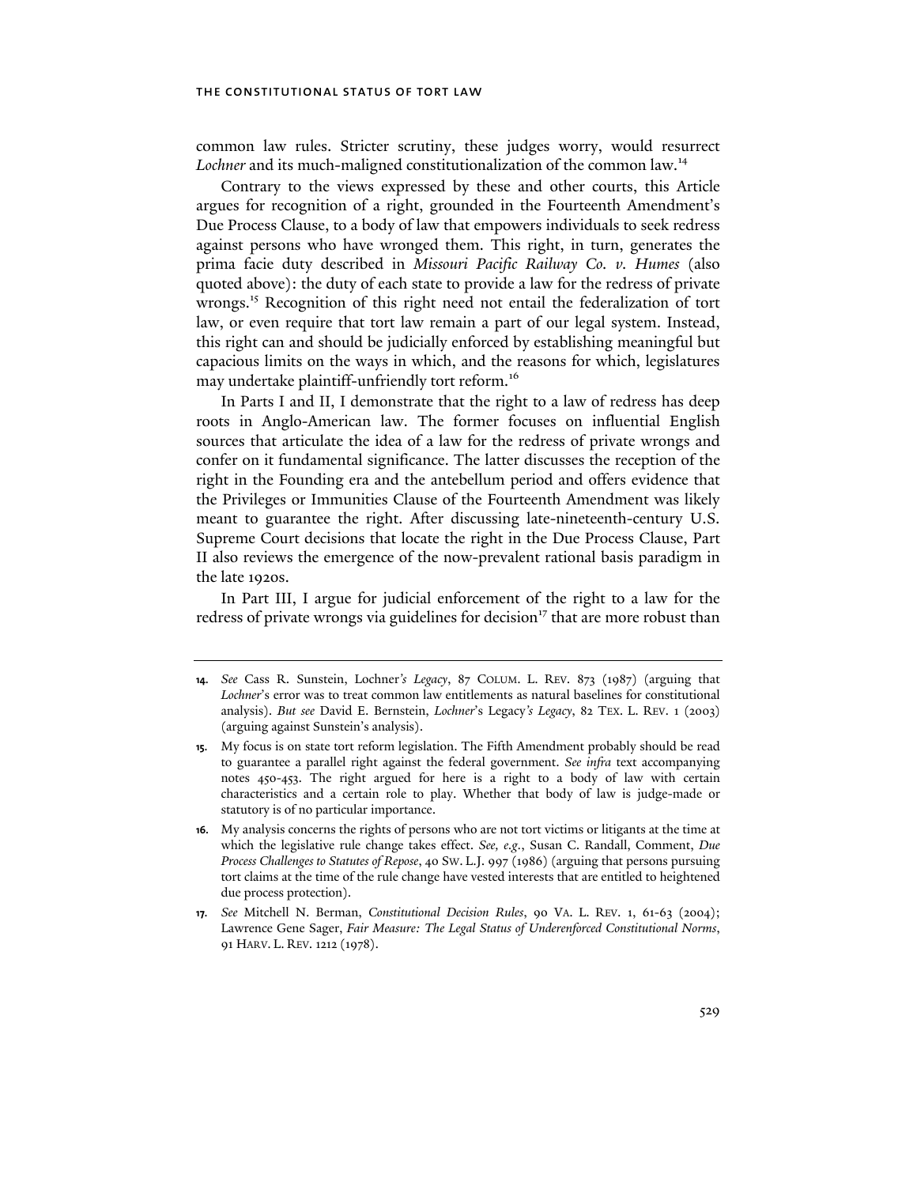common law rules. Stricter scrutiny, these judges worry, would resurrect *Lochner* and its much-maligned constitutionalization of the common law.[14]

Contrary to the views expressed by these and other courts, this Article argues for recognition of a right, grounded in the Fourteenth Amendment's Due Process Clause, to a body of law that empowers individuals to seek redress against persons who have wronged them. This right, in turn, generates the prima facie duty described in *Missouri Pacific Railway Co. v. Humes* (also quoted above): the duty of each state to provide a law for the redress of private wrongs.[15] Recognition of this right need not entail the federalization of tort law, or even require that tort law remain a part of our legal system. Instead, this right can and should be judicially enforced by establishing meaningful but capacious limits on the ways in which, and the reasons for which, legislatures may undertake plaintiff-unfriendly tort reform.[16]

In Parts I and II, I demonstrate that the right to a law of redress has deep roots in Anglo-American law. The former focuses on influential English sources that articulate the idea of a law for the redress of private wrongs and confer on it fundamental significance. The latter discusses the reception of the right in the Founding era and the antebellum period and offers evidence that the Privileges or Immunities Clause of the Fourteenth Amendment was likely meant to guarantee the right. After discussing late-nineteenth-century U.S. Supreme Court decisions that locate the right in the Due Process Clause, Part II also reviews the emergence of the now-prevalent rational basis paradigm in the late 1920s.

In Part III, I argue for judicial enforcement of the right to a law for the redress of private wrongs via guidelines for decision[17] that are more robust than

---

14. *See* Cass R. Sunstein, Lochner*'s Legacy*, 87 COLUM. L. REV. 873 (1987) (arguing that *Lochner*'s error was to treat common law entitlements as natural baselines for constitutional analysis). *But see* David E. Bernstein, *Lochner*'s Legacy*'s Legacy*, 82 TEX. L. REV. 1 (2003) (arguing against Sunstein's analysis).

15. My focus is on state tort reform legislation. The Fifth Amendment probably should be read to guarantee a parallel right against the federal government. *See infra* text accompanying notes 450-453. The right argued for here is a right to a body of law with certain characteristics and a certain role to play. Whether that body of law is judge-made or statutory is of no particular importance.

16. My analysis concerns the rights of persons who are not tort victims or litigants at the time at which the legislative rule change takes effect. *See, e.g.*, Susan C. Randall, Comment, *Due Process Challenges to Statutes of Repose*, 40 SW. L.J. 997 (1986) (arguing that persons pursuing tort claims at the time of the rule change have vested interests that are entitled to heightened due process protection).

17. *See* Mitchell N. Berman, *Constitutional Decision Rules*, 90 VA. L. REV. 1, 61-63 (2004); Lawrence Gene Sager, *Fair Measure: The Legal Status of Underenforced Constitutional Norms*, 91 HARV. L. REV. 1212 (1978).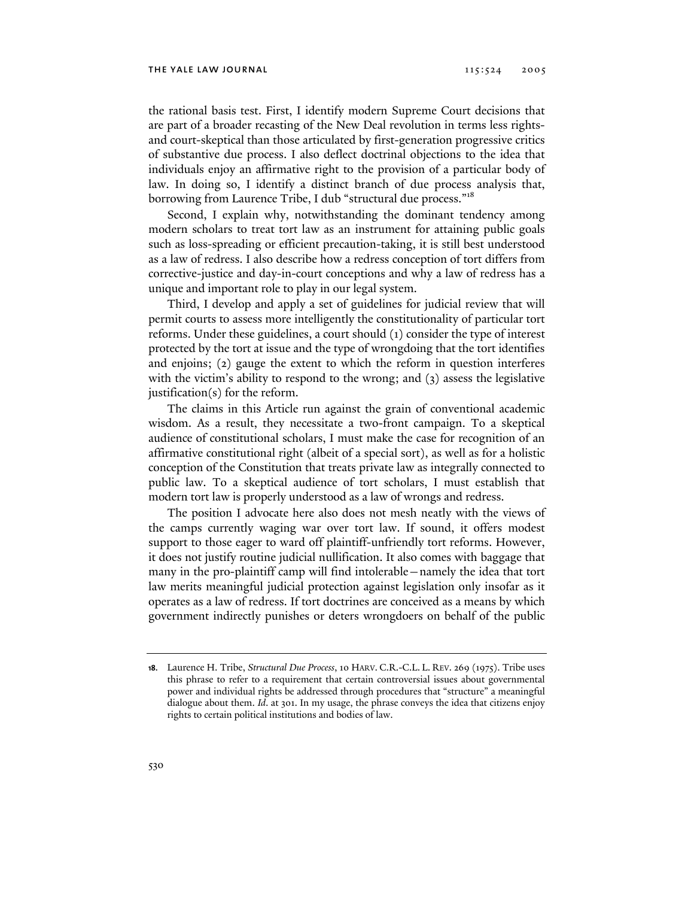the rational basis test. First, I identify modern Supreme Court decisions that are part of a broader recasting of the New Deal revolution in terms less rights- and court-skeptical than those articulated by first-generation progressive critics of substantive due process. I also deflect doctrinal objections to the idea that individuals enjoy an affirmative right to the provision of a particular body of law. In doing so, I identify a distinct branch of due process analysis that, borrowing from Laurence Tribe, I dub "structural due process."[18]

Second, I explain why, notwithstanding the dominant tendency among modern scholars to treat tort law as an instrument for attaining public goals such as loss-spreading or efficient precaution-taking, it is still best understood as a law of redress. I also describe how a redress conception of tort differs from corrective-justice and day-in-court conceptions and why a law of redress has a unique and important role to play in our legal system.

Third, I develop and apply a set of guidelines for judicial review that will permit courts to assess more intelligently the constitutionality of particular tort reforms. Under these guidelines, a court should (1) consider the type of interest protected by the tort at issue and the type of wrongdoing that the tort identifies and enjoins; (2) gauge the extent to which the reform in question interferes with the victim's ability to respond to the wrong; and (3) assess the legislative justification(s) for the reform.

The claims in this Article run against the grain of conventional academic wisdom. As a result, they necessitate a two-front campaign. To a skeptical audience of constitutional scholars, I must make the case for recognition of an affirmative constitutional right (albeit of a special sort), as well as for a holistic conception of the Constitution that treats private law as integrally connected to public law. To a skeptical audience of tort scholars, I must establish that modern tort law is properly understood as a law of wrongs and redress.

The position I advocate here also does not mesh neatly with the views of the camps currently waging war over tort law. If sound, it offers modest support to those eager to ward off plaintiff-unfriendly tort reforms. However, it does not justify routine judicial nullification. It also comes with baggage that many in the pro-plaintiff camp will find intolerable—namely the idea that tort law merits meaningful judicial protection against legislation only insofar as it operates as a law of redress. If tort doctrines are conceived as a means by which government indirectly punishes or deters wrongdoers on behalf of the public

---

18. Laurence H. Tribe, *Structural Due Process*, 10 HARV. C.R.-C.L. L. REV. 269 (1975). Tribe uses this phrase to refer to a requirement that certain controversial issues about governmental power and individual rights be addressed through procedures that "structure" a meaningful dialogue about them. *Id.* at 301. In my usage, the phrase conveys the idea that citizens enjoy rights to certain political institutions and bodies of law.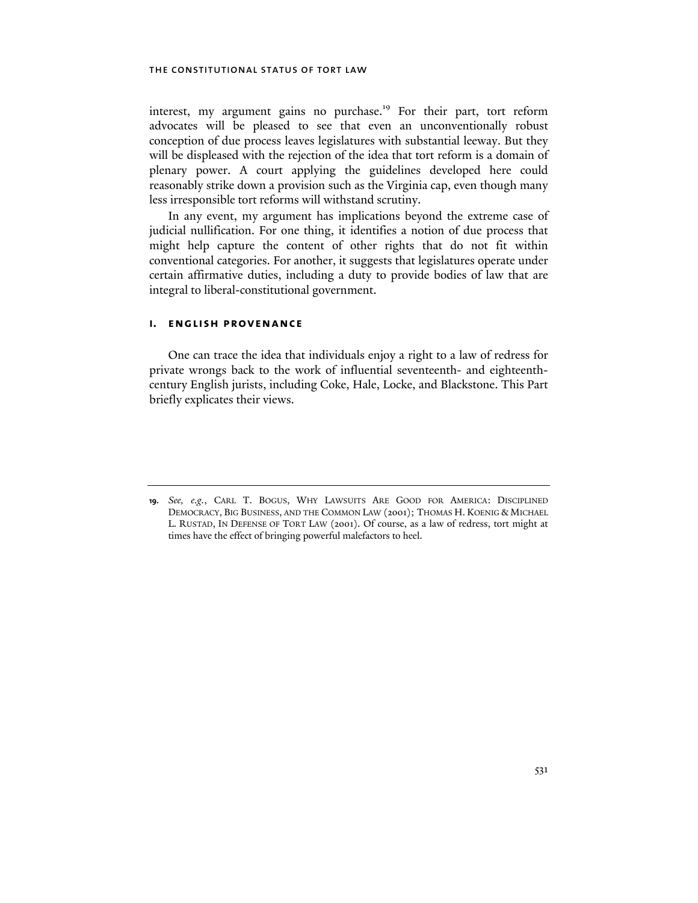interest, my argument gains no purchase.[19] For their part, tort reform advocates will be pleased to see that even an unconventionally robust conception of due process leaves legislatures with substantial leeway. But they will be displeased with the rejection of the idea that tort reform is a domain of plenary power. A court applying the guidelines developed here could reasonably strike down a provision such as the Virginia cap, even though many less irresponsible tort reforms will withstand scrutiny.

In any event, my argument has implications beyond the extreme case of judicial nullification. For one thing, it identifies a notion of due process that might help capture the content of other rights that do not fit within conventional categories. For another, it suggests that legislatures operate under certain affirmative duties, including a duty to provide bodies of law that are integral to liberal-constitutional government.

## I. English Provenance

One can trace the idea that individuals enjoy a right to a law of redress for private wrongs back to the work of influential seventeenth- and eighteenth-century English jurists, including Coke, Hale, Locke, and Blackstone. This Part briefly explicates their views.

---

19. *See, e.g.*, Carl T. Bogus, Why Lawsuits Are Good for America: Disciplined Democracy, Big Business, and the Common Law (2001); Thomas H. Koenig & Michael L. Rustad, In Defense of Tort Law (2001). Of course, as a law of redress, tort might at times have the effect of bringing powerful malefactors to heel.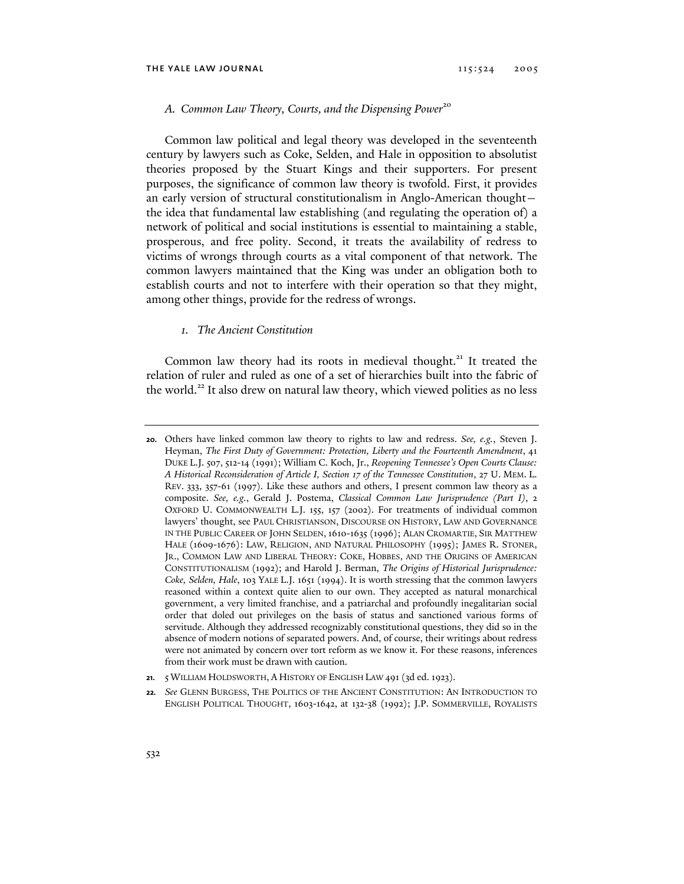### *A. Common Law Theory, Courts, and the Dispensing Power*[20]

Common law political and legal theory was developed in the seventeenth century by lawyers such as Coke, Selden, and Hale in opposition to absolutist theories proposed by the Stuart Kings and their supporters. For present purposes, the significance of common law theory is twofold. First, it provides an early version of structural constitutionalism in Anglo-American thought—the idea that fundamental law establishing (and regulating the operation of) a network of political and social institutions is essential to maintaining a stable, prosperous, and free polity. Second, it treats the availability of redress to victims of wrongs through courts as a vital component of that network. The common lawyers maintained that the King was under an obligation both to establish courts and not to interfere with their operation so that they might, among other things, provide for the redress of wrongs.

#### *1. The Ancient Constitution*

Common law theory had its roots in medieval thought.[21] It treated the relation of ruler and ruled as one of a set of hierarchies built into the fabric of the world.[22] It also drew on natural law theory, which viewed polities as no less

---

20. Others have linked common law theory to rights to law and redress. *See, e.g.*, Steven J. Heyman, *The First Duty of Government: Protection, Liberty and the Fourteenth Amendment*, 41 DUKE L.J. 507, 512-14 (1991); William C. Koch, Jr., *Reopening Tennessee's Open Courts Clause: A Historical Reconsideration of Article I, Section 17 of the Tennessee Constitution*, 27 U. MEM. L. REV. 333, 357-61 (1997). Like these authors and others, I present common law theory as a composite. *See, e.g.*, Gerald J. Postema, *Classical Common Law Jurisprudence (Part I)*, 2 OXFORD U. COMMONWEALTH L.J. 155, 157 (2002). For treatments of individual common lawyers' thought, see PAUL CHRISTIANSON, DISCOURSE ON HISTORY, LAW AND GOVERNANCE IN THE PUBLIC CAREER OF JOHN SELDEN, 1610-1635 (1996); ALAN CROMARTIE, SIR MATTHEW HALE (1609-1676): LAW, RELIGION, AND NATURAL PHILOSOPHY (1995); JAMES R. STONER, JR., COMMON LAW AND LIBERAL THEORY: COKE, HOBBES, AND THE ORIGINS OF AMERICAN CONSTITUTIONALISM (1992); and Harold J. Berman, *The Origins of Historical Jurisprudence: Coke, Selden, Hale*, 103 YALE L.J. 1651 (1994). It is worth stressing that the common lawyers reasoned within a context quite alien to our own. They accepted as natural monarchical government, a very limited franchise, and a patriarchal and profoundly inegalitarian social order that doled out privileges on the basis of status and sanctioned various forms of servitude. Although they addressed recognizably constitutional questions, they did so in the absence of modern notions of separated powers. And, of course, their writings about redress were not animated by concern over tort reform as we know it. For these reasons, inferences from their work must be drawn with caution.

21. 5 WILLIAM HOLDSWORTH, A HISTORY OF ENGLISH LAW 491 (3d ed. 1923).

22. *See* GLENN BURGESS, THE POLITICS OF THE ANCIENT CONSTITUTION: AN INTRODUCTION TO ENGLISH POLITICAL THOUGHT, 1603-1642, at 132-38 (1992); J.P. SOMMERVILLE, ROYALISTS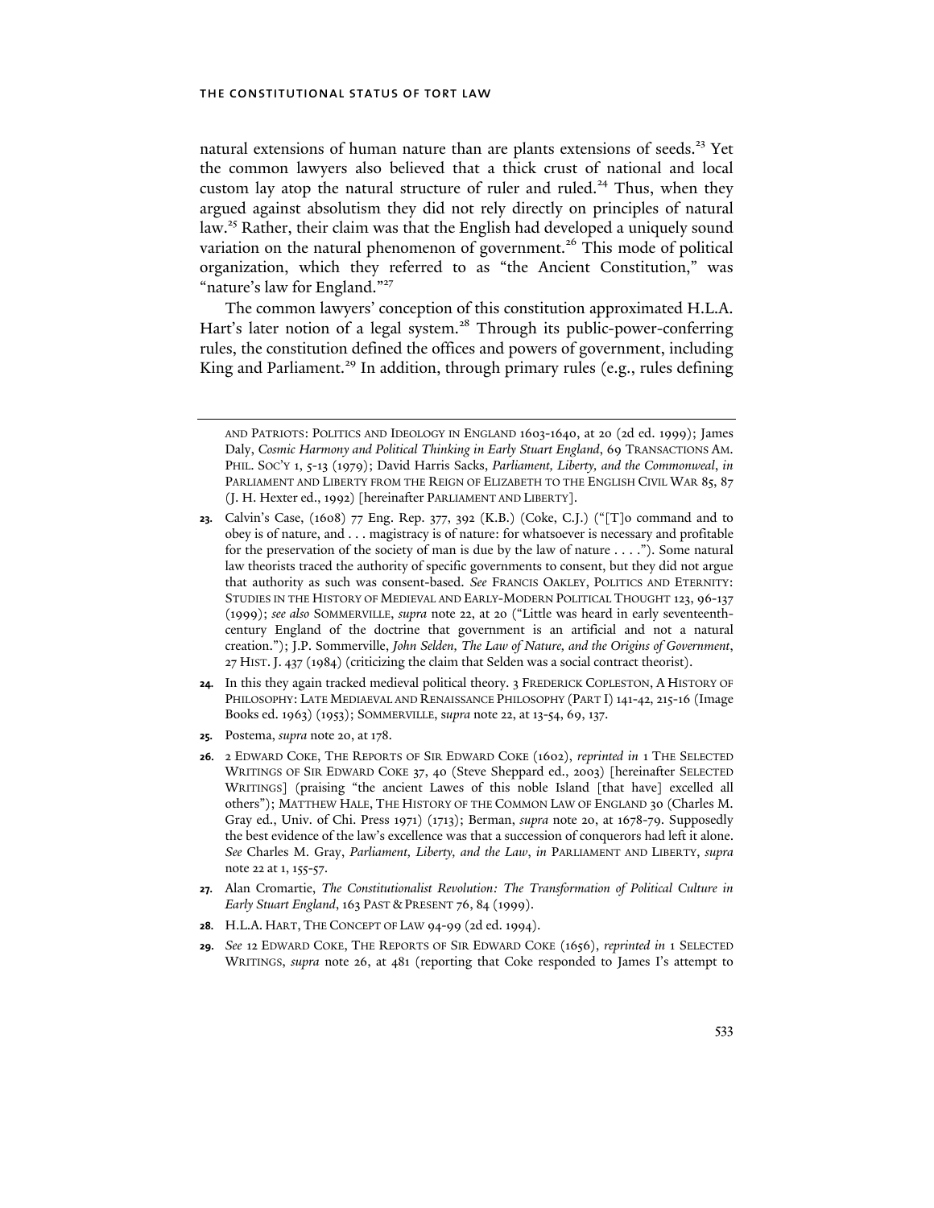natural extensions of human nature than are plants extensions of seeds.[23] Yet the common lawyers also believed that a thick crust of national and local custom lay atop the natural structure of ruler and ruled.[24] Thus, when they argued against absolutism they did not rely directly on principles of natural law.[25] Rather, their claim was that the English had developed a uniquely sound variation on the natural phenomenon of government.[26] This mode of political organization, which they referred to as "the Ancient Constitution," was "nature's law for England."[27]

The common lawyers' conception of this constitution approximated H.L.A. Hart's later notion of a legal system.[28] Through its public-power-conferring rules, the constitution defined the offices and powers of government, including King and Parliament.[29] In addition, through primary rules (e.g., rules defining

---

AND PATRIOTS: POLITICS AND IDEOLOGY IN ENGLAND 1603-1640, at 20 (2d ed. 1999); James Daly, *Cosmic Harmony and Political Thinking in Early Stuart England*, 69 TRANSACTIONS AM. PHIL. SOC'Y 1, 5-13 (1979); David Harris Sacks, *Parliament, Liberty, and the Commonweal*, *in* PARLIAMENT AND LIBERTY FROM THE REIGN OF ELIZABETH TO THE ENGLISH CIVIL WAR 85, 87 (J. H. Hexter ed., 1992) [hereinafter PARLIAMENT AND LIBERTY].

23. Calvin's Case, (1608) 77 Eng. Rep. 377, 392 (K.B.) (Coke, C.J.) ("[T]o command and to obey is of nature, and . . . magistracy is of nature: for whatsoever is necessary and profitable for the preservation of the society of man is due by the law of nature . . . ."). Some natural law theorists traced the authority of specific governments to consent, but they did not argue that authority as such was consent-based. *See* FRANCIS OAKLEY, POLITICS AND ETERNITY: STUDIES IN THE HISTORY OF MEDIEVAL AND EARLY-MODERN POLITICAL THOUGHT 123, 96-137 (1999); *see also* SOMMERVILLE, *supra* note 22, at 20 ("Little was heard in early seventeenth-century England of the doctrine that government is an artificial and not a natural creation."); J.P. Sommerville, *John Selden, The Law of Nature, and the Origins of Government*, 27 HIST. J. 437 (1984) (criticizing the claim that Selden was a social contract theorist).

24. In this they again tracked medieval political theory. 3 FREDERICK COPLESTON, A HISTORY OF PHILOSOPHY: LATE MEDIAEVAL AND RENAISSANCE PHILOSOPHY (PART I) 141-42, 215-16 (Image Books ed. 1963) (1953); SOMMERVILLE, *supra* note 22, at 13-54, 69, 137.

25. Postema, *supra* note 20, at 178.

26. 2 EDWARD COKE, THE REPORTS OF SIR EDWARD COKE (1602), *reprinted in* 1 THE SELECTED WRITINGS OF SIR EDWARD COKE 37, 40 (Steve Sheppard ed., 2003) [hereinafter SELECTED WRITINGS] (praising "the ancient Lawes of this noble Island [that have] excelled all others"); MATTHEW HALE, THE HISTORY OF THE COMMON LAW OF ENGLAND 30 (Charles M. Gray ed., Univ. of Chi. Press 1971) (1713); Berman, *supra* note 20, at 1678-79. Supposedly the best evidence of the law's excellence was that a succession of conquerors had left it alone. *See* Charles M. Gray, *Parliament, Liberty, and the Law*, *in* PARLIAMENT AND LIBERTY, *supra* note 22 at 1, 155-57.

27. Alan Cromartie, *The Constitutionalist Revolution: The Transformation of Political Culture in Early Stuart England*, 163 PAST & PRESENT 76, 84 (1999).

28. H.L.A. HART, THE CONCEPT OF LAW 94-99 (2d ed. 1994).

29. *See* 12 EDWARD COKE, THE REPORTS OF SIR EDWARD COKE (1656), *reprinted in* 1 SELECTED WRITINGS, *supra* note 26, at 481 (reporting that Coke responded to James I's attempt to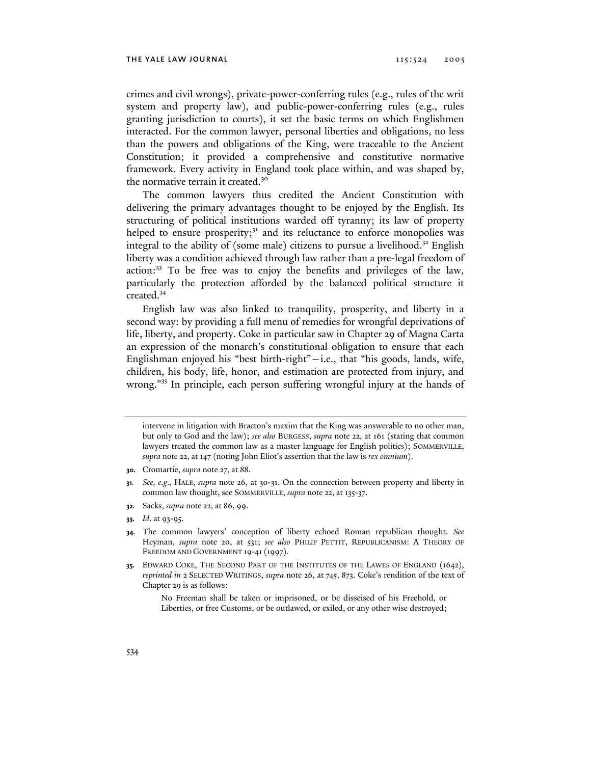crimes and civil wrongs), private-power-conferring rules (e.g., rules of the writ system and property law), and public-power-conferring rules (e.g., rules granting jurisdiction to courts), it set the basic terms on which Englishmen interacted. For the common lawyer, personal liberties and obligations, no less than the powers and obligations of the King, were traceable to the Ancient Constitution; it provided a comprehensive and constitutive normative framework. Every activity in England took place within, and was shaped by, the normative terrain it created.[30]

The common lawyers thus credited the Ancient Constitution with delivering the primary advantages thought to be enjoyed by the English. Its structuring of political institutions warded off tyranny; its law of property helped to ensure prosperity;[31] and its reluctance to enforce monopolies was integral to the ability of (some male) citizens to pursue a livelihood.[32] English liberty was a condition achieved through law rather than a pre-legal freedom of action:[33] To be free was to enjoy the benefits and privileges of the law, particularly the protection afforded by the balanced political structure it created.[34]

English law was also linked to tranquility, prosperity, and liberty in a second way: by providing a full menu of remedies for wrongful deprivations of life, liberty, and property. Coke in particular saw in Chapter 29 of Magna Carta an expression of the monarch's constitutional obligation to ensure that each Englishman enjoyed his "best birth-right"—i.e., that "his goods, lands, wife, children, his body, life, honor, and estimation are protected from injury, and wrong."[35] In principle, each person suffering wrongful injury at the hands of

---

intervene in litigation with Bracton's maxim that the King was answerable to no other man, but only to God and the law); *see also* BURGESS, *supra* note 22, at 161 (stating that common lawyers treated the common law as a master language for English politics); SOMMERVILLE, *supra* note 22, at 147 (noting John Eliot's assertion that the law is *rex omnium*).

**30.** Cromartie, *supra* note 27, at 88.

**31.** *See, e.g.*, HALE, *supra* note 26, at 30-31. On the connection between property and liberty in common law thought, see SOMMERVILLE, *supra* note 22, at 135-37.

**32.** Sacks, *supra* note 22, at 86, 99.

**33.** *Id.* at 93-95.

**34.** The common lawyers' conception of liberty echoed Roman republican thought. *See* Heyman, *supra* note 20, at 531; *see also* PHILIP PETTIT, REPUBLICANISM: A THEORY OF FREEDOM AND GOVERNMENT 19-41 (1997).

**35.** EDWARD COKE, THE SECOND PART OF THE INSTITUTES OF THE LAWES OF ENGLAND (1642), *reprinted in* 2 SELECTED WRITINGS, *supra* note 26, at 745, 873. Coke's rendition of the text of Chapter 29 is as follows:

> No Freeman shall be taken or imprisoned, or be disseised of his Freehold, or Liberties, or free Customs, or be outlawed, or exiled, or any other wise destroyed;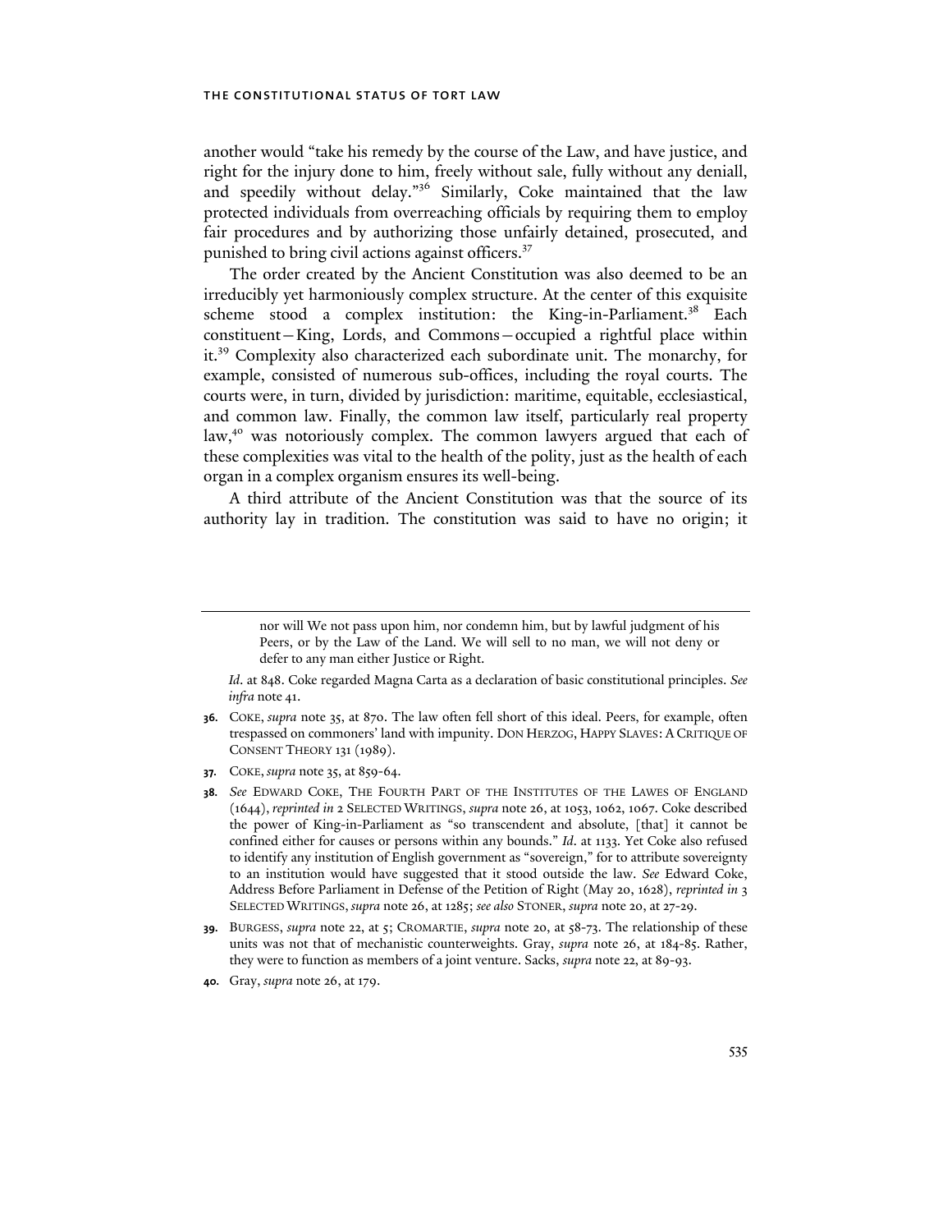another would "take his remedy by the course of the Law, and have justice, and right for the injury done to him, freely without sale, fully without any deniall, and speedily without delay."[36] Similarly, Coke maintained that the law protected individuals from overreaching officials by requiring them to employ fair procedures and by authorizing those unfairly detained, prosecuted, and punished to bring civil actions against officers.[37]

The order created by the Ancient Constitution was also deemed to be an irreducibly yet harmoniously complex structure. At the center of this exquisite scheme stood a complex institution: the King-in-Parliament.[38] Each constituent—King, Lords, and Commons—occupied a rightful place within it.[39] Complexity also characterized each subordinate unit. The monarchy, for example, consisted of numerous sub-offices, including the royal courts. The courts were, in turn, divided by jurisdiction: maritime, equitable, ecclesiastical, and common law. Finally, the common law itself, particularly real property law,[40] was notoriously complex. The common lawyers argued that each of these complexities was vital to the health of the polity, just as the health of each organ in a complex organism ensures its well-being.

A third attribute of the Ancient Constitution was that the source of its authority lay in tradition. The constitution was said to have no origin; it

---

> nor will We not pass upon him, nor condemn him, but by lawful judgment of his Peers, or by the Law of the Land. We will sell to no man, we will not deny or defer to any man either Justice or Right.

*Id*. at 848. Coke regarded Magna Carta as a declaration of basic constitutional principles. *See infra* note 41.

**36.** COKE, *supra* note 35, at 870. The law often fell short of this ideal. Peers, for example, often trespassed on commoners' land with impunity. DON HERZOG, HAPPY SLAVES: A CRITIQUE OF CONSENT THEORY 131 (1989).

**37.** COKE, *supra* note 35, at 859-64.

**38.** *See* EDWARD COKE, THE FOURTH PART OF THE INSTITUTES OF THE LAWES OF ENGLAND (1644), *reprinted in* 2 SELECTED WRITINGS, *supra* note 26, at 1053, 1062, 1067. Coke described the power of King-in-Parliament as "so transcendent and absolute, [that] it cannot be confined either for causes or persons within any bounds." *Id*. at 1133. Yet Coke also refused to identify any institution of English government as "sovereign," for to attribute sovereignty to an institution would have suggested that it stood outside the law. *See* Edward Coke, Address Before Parliament in Defense of the Petition of Right (May 20, 1628), *reprinted in* 3 SELECTED WRITINGS, *supra* note 26, at 1285; *see also* STONER, *supra* note 20, at 27-29.

**39.** BURGESS, *supra* note 22, at 5; CROMARTIE, *supra* note 20, at 58-73. The relationship of these units was not that of mechanistic counterweights. Gray, *supra* note 26, at 184-85. Rather, they were to function as members of a joint venture. Sacks, *supra* note 22, at 89-93.

**40.** Gray, *supra* note 26, at 179.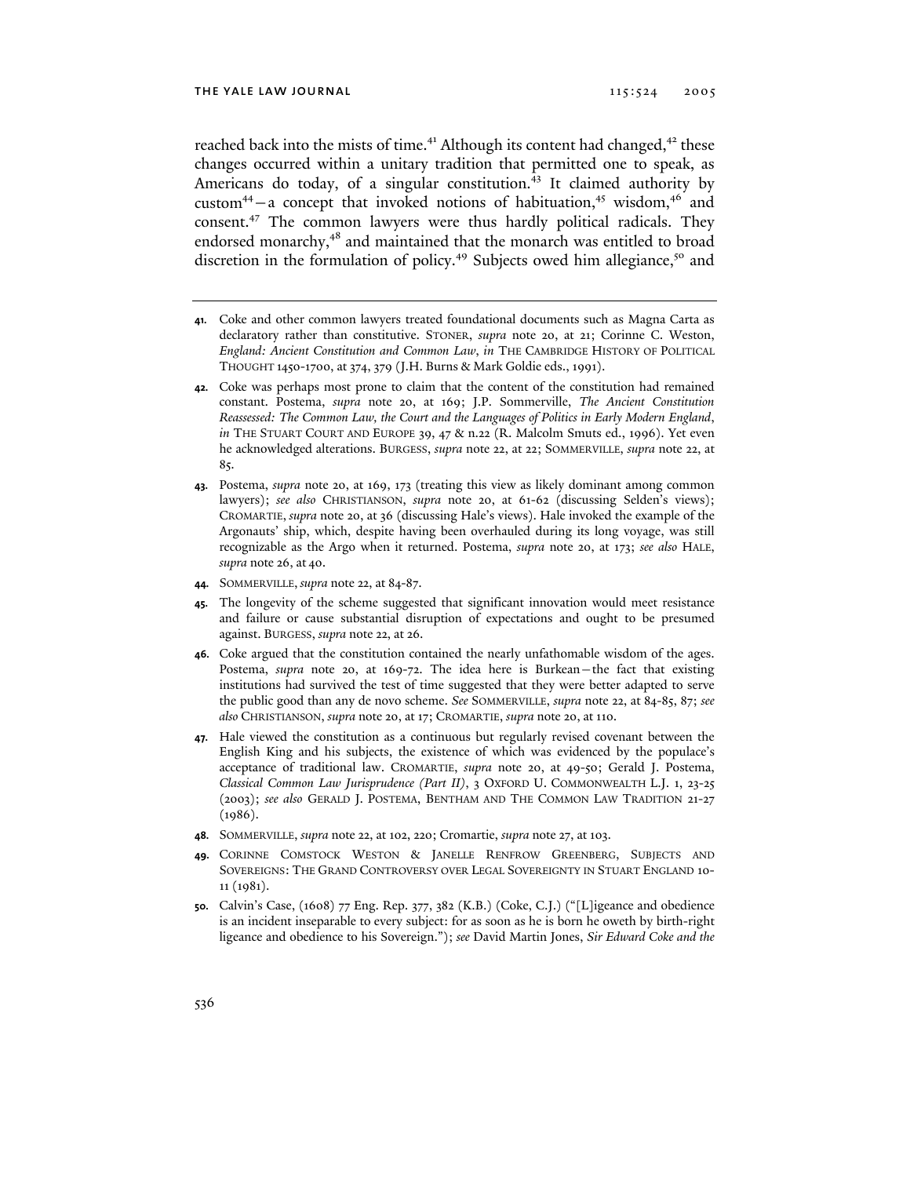reached back into the mists of time.[41] Although its content had changed,[42] these changes occurred within a unitary tradition that permitted one to speak, as Americans do today, of a singular constitution.[43] It claimed authority by custom[44]—a concept that invoked notions of habituation,[45] wisdom,[46] and consent.[47] The common lawyers were thus hardly political radicals. They endorsed monarchy,[48] and maintained that the monarch was entitled to broad discretion in the formulation of policy.[49] Subjects owed him allegiance,[50] and

---

**41.** Coke and other common lawyers treated foundational documents such as Magna Carta as declaratory rather than constitutive. STONER, *supra* note 20, at 21; Corinne C. Weston, *England: Ancient Constitution and Common Law*, *in* THE CAMBRIDGE HISTORY OF POLITICAL THOUGHT 1450-1700, at 374, 379 (J.H. Burns & Mark Goldie eds., 1991).

**42.** Coke was perhaps most prone to claim that the content of the constitution had remained constant. Postema, *supra* note 20, at 169; J.P. Sommerville, *The Ancient Constitution Reassessed: The Common Law, the Court and the Languages of Politics in Early Modern England*, *in* THE STUART COURT AND EUROPE 39, 47 & n.22 (R. Malcolm Smuts ed., 1996). Yet even he acknowledged alterations. BURGESS, *supra* note 22, at 22; SOMMERVILLE, *supra* note 22, at 85.

**43.** Postema, *supra* note 20, at 169, 173 (treating this view as likely dominant among common lawyers); *see also* CHRISTIANSON, *supra* note 20, at 61-62 (discussing Selden's views); CROMARTIE, *supra* note 20, at 36 (discussing Hale's views). Hale invoked the example of the Argonauts' ship, which, despite having been overhauled during its long voyage, was still recognizable as the Argo when it returned. Postema, *supra* note 20, at 173; *see also* HALE, *supra* note 26, at 40.

**44.** SOMMERVILLE, *supra* note 22, at 84-87.

**45.** The longevity of the scheme suggested that significant innovation would meet resistance and failure or cause substantial disruption of expectations and ought to be presumed against. BURGESS, *supra* note 22, at 26.

**46.** Coke argued that the constitution contained the nearly unfathomable wisdom of the ages. Postema, *supra* note 20, at 169-72. The idea here is Burkean—the fact that existing institutions had survived the test of time suggested that they were better adapted to serve the public good than any de novo scheme. *See* SOMMERVILLE, *supra* note 22, at 84-85, 87; *see also* CHRISTIANSON, *supra* note 20, at 17; CROMARTIE, *supra* note 20, at 110.

**47.** Hale viewed the constitution as a continuous but regularly revised covenant between the English King and his subjects, the existence of which was evidenced by the populace's acceptance of traditional law. CROMARTIE, *supra* note 20, at 49-50; Gerald J. Postema, *Classical Common Law Jurisprudence (Part II)*, 3 OXFORD U. COMMONWEALTH L.J. 1, 23-25 (2003); *see also* GERALD J. POSTEMA, BENTHAM AND THE COMMON LAW TRADITION 21-27 (1986).

**48.** SOMMERVILLE, *supra* note 22, at 102, 220; Cromartie, *supra* note 27, at 103.

**49.** CORINNE COMSTOCK WESTON & JANELLE RENFROW GREENBERG, SUBJECTS AND SOVEREIGNS: THE GRAND CONTROVERSY OVER LEGAL SOVEREIGNTY IN STUART ENGLAND 10-11 (1981).

**50.** Calvin's Case, (1608) 77 Eng. Rep. 377, 382 (K.B.) (Coke, C.J.) ("[L]igeance and obedience is an incident inseparable to every subject: for as soon as he is born he oweth by birth-right ligeance and obedience to his Sovereign."); *see* David Martin Jones, *Sir Edward Coke and the*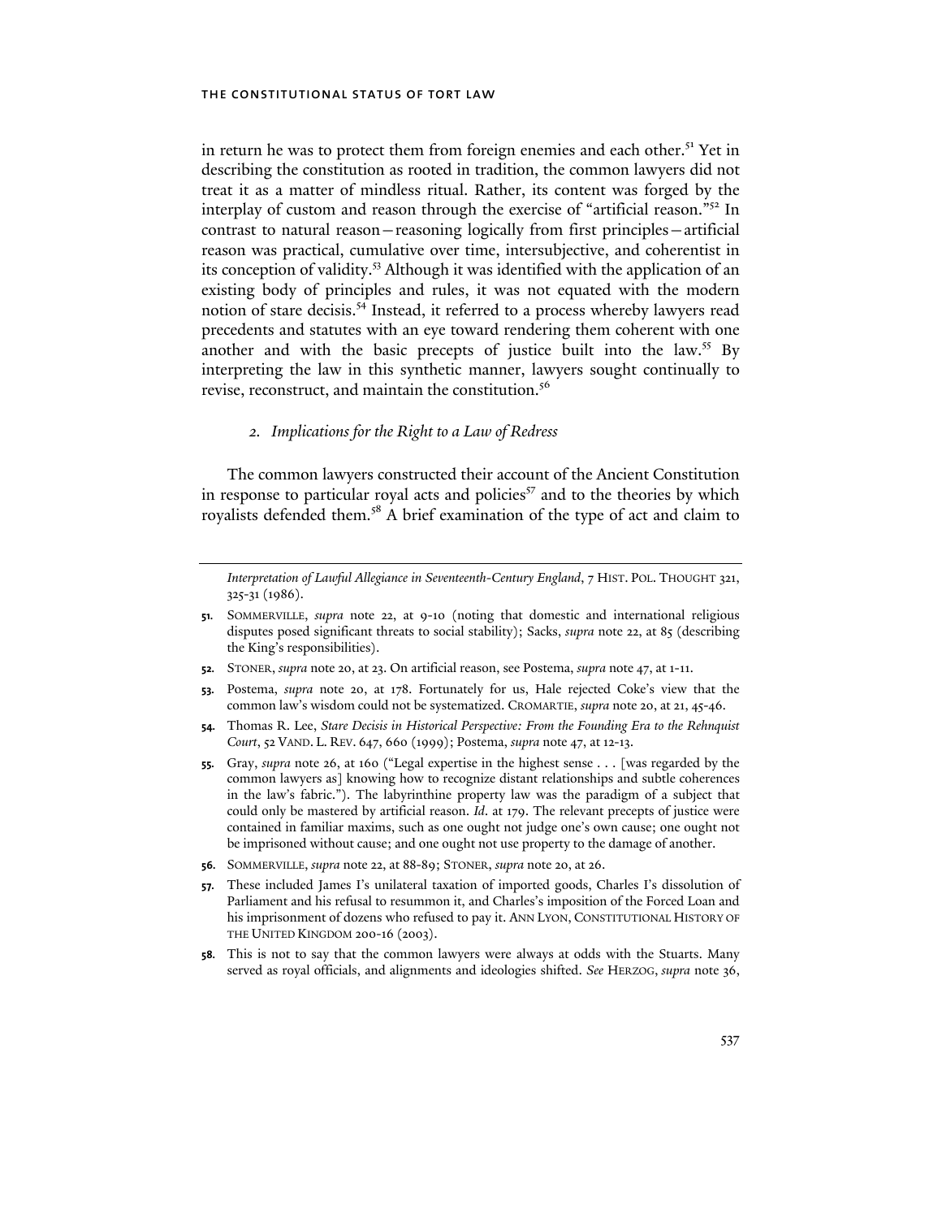in return he was to protect them from foreign enemies and each other.[51] Yet in describing the constitution as rooted in tradition, the common lawyers did not treat it as a matter of mindless ritual. Rather, its content was forged by the interplay of custom and reason through the exercise of "artificial reason."[52] In contrast to natural reason—reasoning logically from first principles—artificial reason was practical, cumulative over time, intersubjective, and coherentist in its conception of validity.[53] Although it was identified with the application of an existing body of principles and rules, it was not equated with the modern notion of stare decisis.[54] Instead, it referred to a process whereby lawyers read precedents and statutes with an eye toward rendering them coherent with one another and with the basic precepts of justice built into the law.[55] By interpreting the law in this synthetic manner, lawyers sought continually to revise, reconstruct, and maintain the constitution.[56]

### 2. *Implications for the Right to a Law of Redress*

The common lawyers constructed their account of the Ancient Constitution in response to particular royal acts and policies[57] and to the theories by which royalists defended them.[58] A brief examination of the type of act and claim to

---

*Interpretation of Lawful Allegiance in Seventeenth-Century England*, 7 HIST. POL. THOUGHT 321, 325-31 (1986).

51. SOMMERVILLE, *supra* note 22, at 9-10 (noting that domestic and international religious disputes posed significant threats to social stability); Sacks, *supra* note 22, at 85 (describing the King's responsibilities).

52. STONER, *supra* note 20, at 23. On artificial reason, see Postema, *supra* note 47, at 1-11.

53. Postema, *supra* note 20, at 178. Fortunately for us, Hale rejected Coke's view that the common law's wisdom could not be systematized. CROMARTIE, *supra* note 20, at 21, 45-46.

54. Thomas R. Lee, *Stare Decisis in Historical Perspective: From the Founding Era to the Rehnquist Court*, 52 VAND. L. REV. 647, 660 (1999); Postema, *supra* note 47, at 12-13.

55. Gray, *supra* note 26, at 160 ("Legal expertise in the highest sense . . . [was regarded by the common lawyers as] knowing how to recognize distant relationships and subtle coherences in the law's fabric."). The labyrinthine property law was the paradigm of a subject that could only be mastered by artificial reason. *Id*. at 179. The relevant precepts of justice were contained in familiar maxims, such as one ought not judge one's own cause; one ought not be imprisoned without cause; and one ought not use property to the damage of another.

56. SOMMERVILLE, *supra* note 22, at 88-89; STONER, *supra* note 20, at 26.

57. These included James I's unilateral taxation of imported goods, Charles I's dissolution of Parliament and his refusal to resummon it, and Charles's imposition of the Forced Loan and his imprisonment of dozens who refused to pay it. ANN LYON, CONSTITUTIONAL HISTORY OF THE UNITED KINGDOM 200-16 (2003).

58. This is not to say that the common lawyers were always at odds with the Stuarts. Many served as royal officials, and alignments and ideologies shifted. *See* HERZOG, *supra* note 36,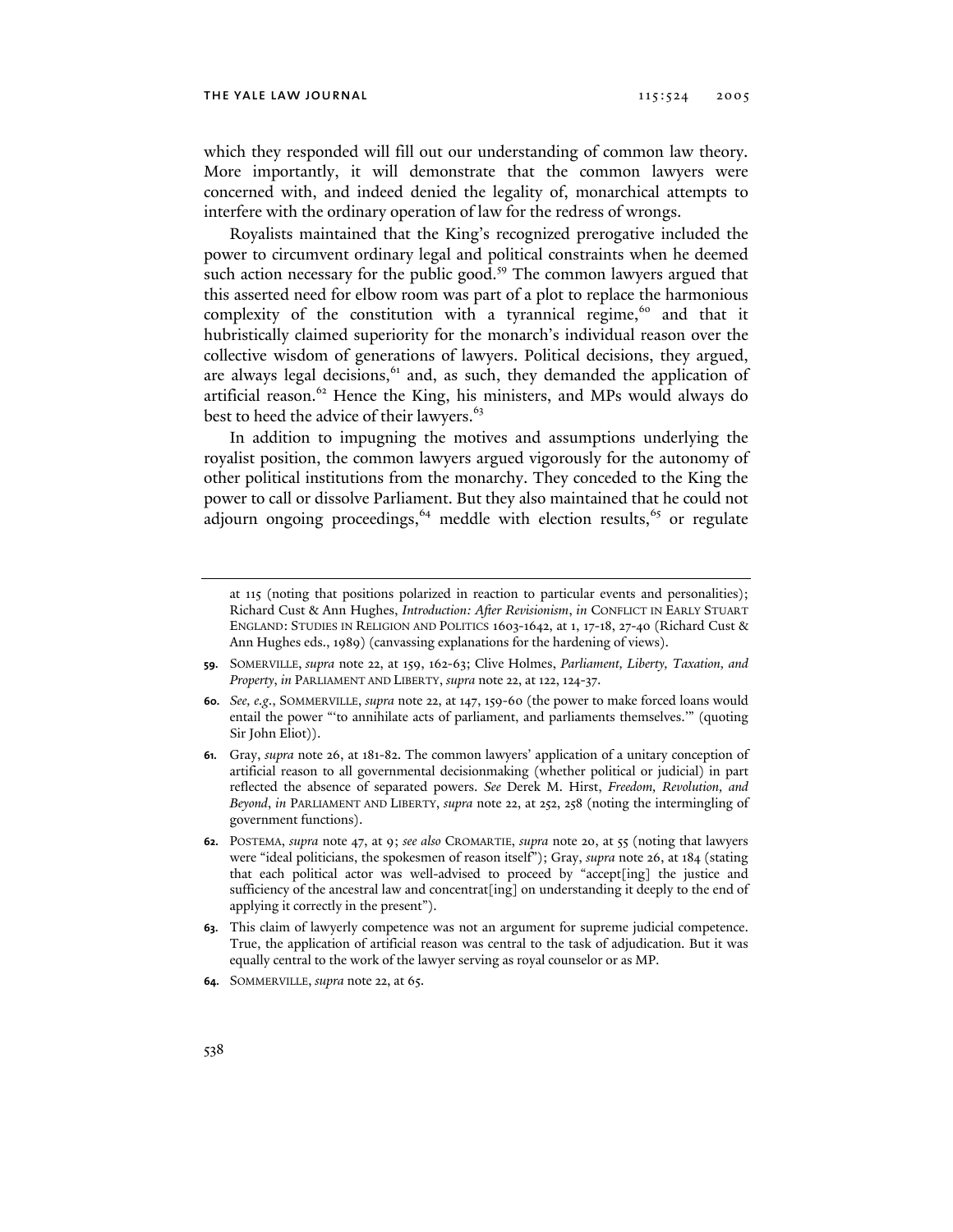which they responded will fill out our understanding of common law theory. More importantly, it will demonstrate that the common lawyers were concerned with, and indeed denied the legality of, monarchical attempts to interfere with the ordinary operation of law for the redress of wrongs.

Royalists maintained that the King's recognized prerogative included the power to circumvent ordinary legal and political constraints when he deemed such action necessary for the public good.[59] The common lawyers argued that this asserted need for elbow room was part of a plot to replace the harmonious complexity of the constitution with a tyrannical regime,[60] and that it hubristically claimed superiority for the monarch's individual reason over the collective wisdom of generations of lawyers. Political decisions, they argued, are always legal decisions,[61] and, as such, they demanded the application of artificial reason.[62] Hence the King, his ministers, and MPs would always do best to heed the advice of their lawyers.[63]

In addition to impugning the motives and assumptions underlying the royalist position, the common lawyers argued vigorously for the autonomy of other political institutions from the monarchy. They conceded to the King the power to call or dissolve Parliament. But they also maintained that he could not adjourn ongoing proceedings,[64] meddle with election results,[65] or regulate

---

at 115 (noting that positions polarized in reaction to particular events and personalities); Richard Cust & Ann Hughes, *Introduction: After Revisionism*, *in* CONFLICT IN EARLY STUART ENGLAND: STUDIES IN RELIGION AND POLITICS 1603-1642, at 1, 17-18, 27-40 (Richard Cust & Ann Hughes eds., 1989) (canvassing explanations for the hardening of views).

**59.** SOMERVILLE, *supra* note 22, at 159, 162-63; Clive Holmes, *Parliament, Liberty, Taxation, and Property*, *in* PARLIAMENT AND LIBERTY, *supra* note 22, at 122, 124-37.

**60.** *See, e.g.*, SOMMERVILLE, *supra* note 22, at 147, 159-60 (the power to make forced loans would entail the power "'to annihilate acts of parliament, and parliaments themselves.'" (quoting Sir John Eliot)).

**61.** Gray, *supra* note 26, at 181-82. The common lawyers' application of a unitary conception of artificial reason to all governmental decisionmaking (whether political or judicial) in part reflected the absence of separated powers. *See* Derek M. Hirst, *Freedom, Revolution, and Beyond*, *in* PARLIAMENT AND LIBERTY, *supra* note 22, at 252, 258 (noting the intermingling of government functions).

**62.** POSTEMA, *supra* note 47, at 9; *see also* CROMARTIE, *supra* note 20, at 55 (noting that lawyers were "ideal politicians, the spokesmen of reason itself"); Gray, *supra* note 26, at 184 (stating that each political actor was well-advised to proceed by "accept[ing] the justice and sufficiency of the ancestral law and concentrat[ing] on understanding it deeply to the end of applying it correctly in the present").

**63.** This claim of lawyerly competence was not an argument for supreme judicial competence. True, the application of artificial reason was central to the task of adjudication. But it was equally central to the work of the lawyer serving as royal counselor or as MP.

**64.** SOMMERVILLE, *supra* note 22, at 65.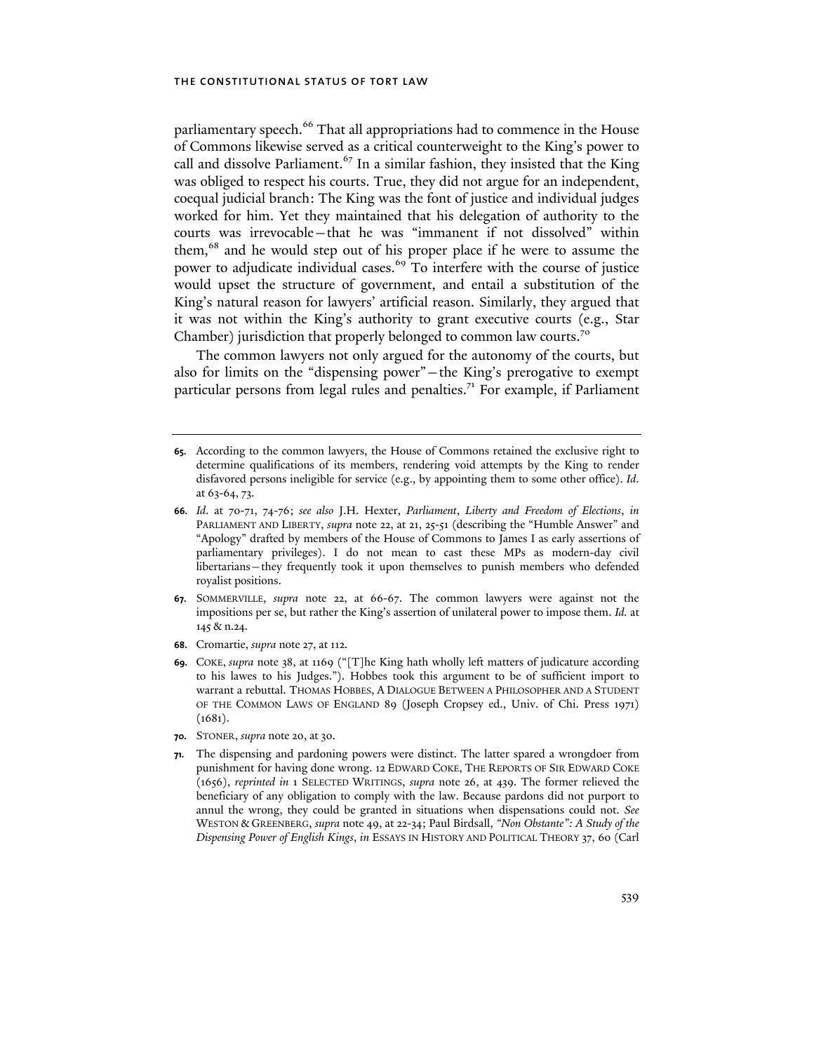parliamentary speech.[66] That all appropriations had to commence in the House of Commons likewise served as a critical counterweight to the King's power to call and dissolve Parliament.[67] In a similar fashion, they insisted that the King was obliged to respect his courts. True, they did not argue for an independent, coequal judicial branch: The King was the font of justice and individual judges worked for him. Yet they maintained that his delegation of authority to the courts was irrevocable—that he was "immanent if not dissolved" within them,[68] and he would step out of his proper place if he were to assume the power to adjudicate individual cases.[69] To interfere with the course of justice would upset the structure of government, and entail a substitution of the King's natural reason for lawyers' artificial reason. Similarly, they argued that it was not within the King's authority to grant executive courts (e.g., Star Chamber) jurisdiction that properly belonged to common law courts.[70]

The common lawyers not only argued for the autonomy of the courts, but also for limits on the "dispensing power"—the King's prerogative to exempt particular persons from legal rules and penalties.[71] For example, if Parliament

---

**65.** According to the common lawyers, the House of Commons retained the exclusive right to determine qualifications of its members, rendering void attempts by the King to render disfavored persons ineligible for service (e.g., by appointing them to some other office). *Id*. at 63-64, 73.

**66.** *Id*. at 70-71, 74-76; *see also* J.H. Hexter, *Parliament, Liberty and Freedom of Elections*, *in* PARLIAMENT AND LIBERTY, *supra* note 22, at 21, 25-51 (describing the "Humble Answer" and "Apology" drafted by members of the House of Commons to James I as early assertions of parliamentary privileges). I do not mean to cast these MPs as modern-day civil libertarians—they frequently took it upon themselves to punish members who defended royalist positions.

**67.** SOMMERVILLE, *supra* note 22, at 66-67. The common lawyers were against not the impositions per se, but rather the King's assertion of unilateral power to impose them. *Id.* at 145 & n.24.

**68.** Cromartie, *supra* note 27, at 112.

**69.** COKE, *supra* note 38, at 1169 ("[T]he King hath wholly left matters of judicature according to his lawes to his Judges."). Hobbes took this argument to be of sufficient import to warrant a rebuttal. THOMAS HOBBES, A DIALOGUE BETWEEN A PHILOSOPHER AND A STUDENT OF THE COMMON LAWS OF ENGLAND 89 (Joseph Cropsey ed., Univ. of Chi. Press 1971) (1681).

**70.** STONER, *supra* note 20, at 30.

**71.** The dispensing and pardoning powers were distinct. The latter spared a wrongdoer from punishment for having done wrong. 12 EDWARD COKE, THE REPORTS OF SIR EDWARD COKE (1656), *reprinted in* 1 SELECTED WRITINGS, *supra* note 26, at 439. The former relieved the beneficiary of any obligation to comply with the law. Because pardons did not purport to annul the wrong, they could be granted in situations when dispensations could not. *See* WESTON & GREENBERG, *supra* note 49, at 22-34; Paul Birdsall, *"Non Obstante": A Study of the Dispensing Power of English Kings*, *in* ESSAYS IN HISTORY AND POLITICAL THEORY 37, 60 (Carl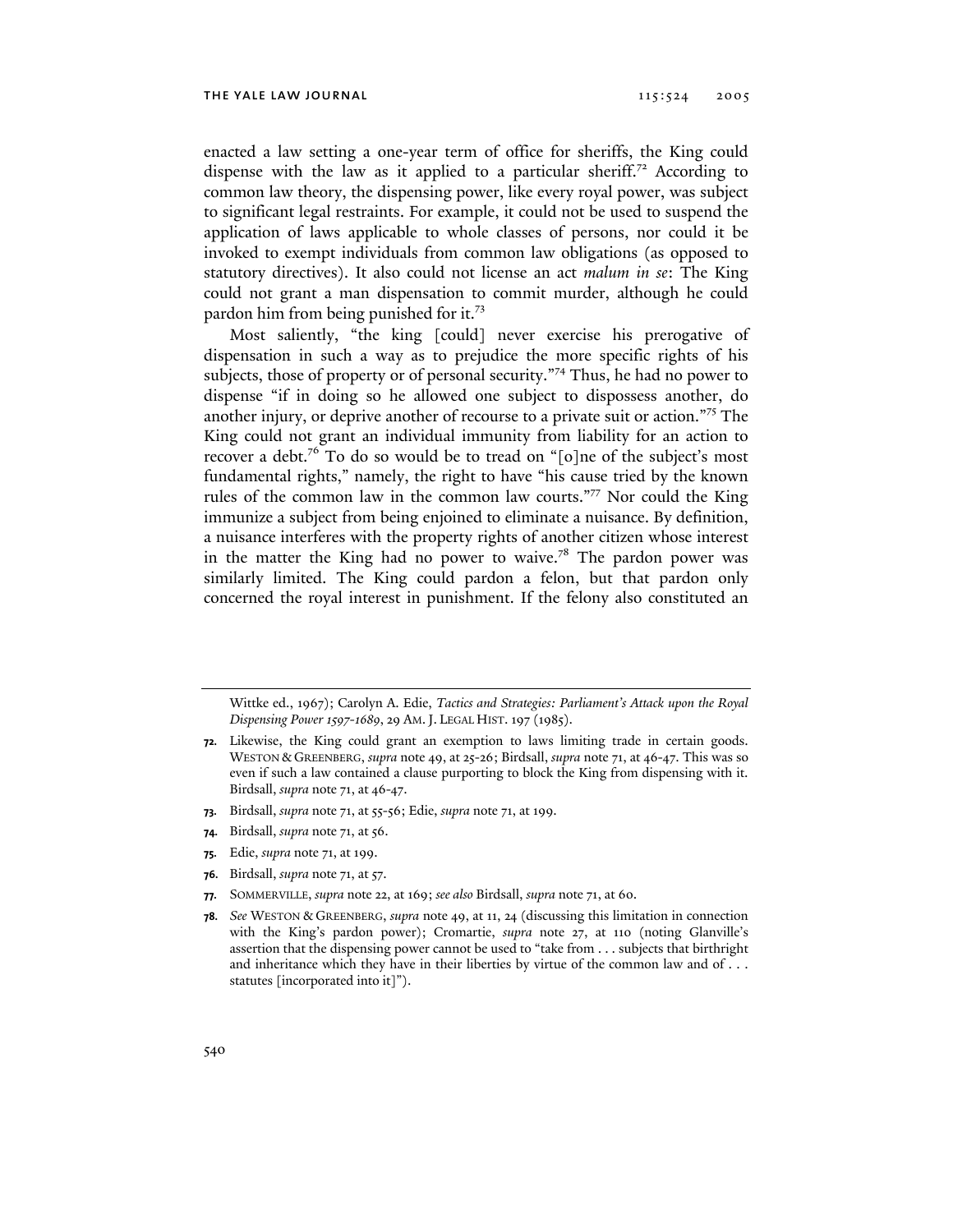enacted a law setting a one-year term of office for sheriffs, the King could dispense with the law as it applied to a particular sheriff.[72] According to common law theory, the dispensing power, like every royal power, was subject to significant legal restraints. For example, it could not be used to suspend the application of laws applicable to whole classes of persons, nor could it be invoked to exempt individuals from common law obligations (as opposed to statutory directives). It also could not license an act *malum in se*: The King could not grant a man dispensation to commit murder, although he could pardon him from being punished for it.[73]

Most saliently, "the king [could] never exercise his prerogative of dispensation in such a way as to prejudice the more specific rights of his subjects, those of property or of personal security."[74] Thus, he had no power to dispense "if in doing so he allowed one subject to dispossess another, do another injury, or deprive another of recourse to a private suit or action."[75] The King could not grant an individual immunity from liability for an action to recover a debt.[76] To do so would be to tread on "[o]ne of the subject's most fundamental rights," namely, the right to have "his cause tried by the known rules of the common law in the common law courts."[77] Nor could the King immunize a subject from being enjoined to eliminate a nuisance. By definition, a nuisance interferes with the property rights of another citizen whose interest in the matter the King had no power to waive.[78] The pardon power was similarly limited. The King could pardon a felon, but that pardon only concerned the royal interest in punishment. If the felony also constituted an

---

Wittke ed., 1967); Carolyn A. Edie, *Tactics and Strategies: Parliament's Attack upon the Royal Dispensing Power 1597-1689*, 29 AM. J. LEGAL HIST. 197 (1985).

72. Likewise, the King could grant an exemption to laws limiting trade in certain goods. WESTON & GREENBERG, *supra* note 49, at 25-26; Birdsall, *supra* note 71, at 46-47. This was so even if such a law contained a clause purporting to block the King from dispensing with it. Birdsall, *supra* note 71, at 46-47.

73. Birdsall, *supra* note 71, at 55-56; Edie, *supra* note 71, at 199.

74. Birdsall, *supra* note 71, at 56.

75. Edie, *supra* note 71, at 199.

76. Birdsall, *supra* note 71, at 57.

77. SOMMERVILLE, *supra* note 22, at 169; *see also* Birdsall, *supra* note 71, at 60.

78. *See* WESTON & GREENBERG, *supra* note 49, at 11, 24 (discussing this limitation in connection with the King's pardon power); Cromartie, *supra* note 27, at 110 (noting Glanville's assertion that the dispensing power cannot be used to "take from . . . subjects that birthright and inheritance which they have in their liberties by virtue of the common law and of . . . statutes [incorporated into it]").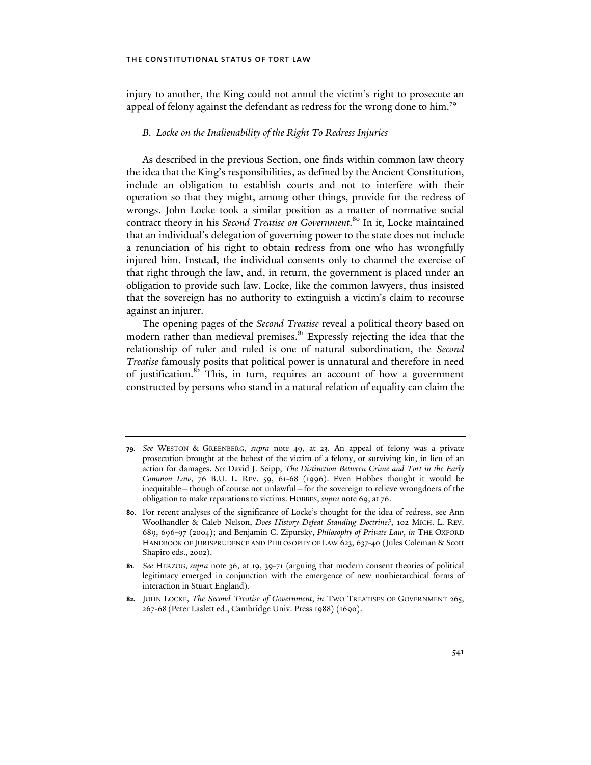injury to another, the King could not annul the victim's right to prosecute an appeal of felony against the defendant as redress for the wrong done to him.[79]

### *B. Locke on the Inalienability of the Right To Redress Injuries*

As described in the previous Section, one finds within common law theory the idea that the King's responsibilities, as defined by the Ancient Constitution, include an obligation to establish courts and not to interfere with their operation so that they might, among other things, provide for the redress of wrongs. John Locke took a similar position as a matter of normative social contract theory in his *Second Treatise on Government*.[80] In it, Locke maintained that an individual's delegation of governing power to the state does not include a renunciation of his right to obtain redress from one who has wrongfully injured him. Instead, the individual consents only to channel the exercise of that right through the law, and, in return, the government is placed under an obligation to provide such law. Locke, like the common lawyers, thus insisted that the sovereign has no authority to extinguish a victim's claim to recourse against an injurer.

The opening pages of the *Second Treatise* reveal a political theory based on modern rather than medieval premises.[81] Expressly rejecting the idea that the relationship of ruler and ruled is one of natural subordination, the *Second Treatise* famously posits that political power is unnatural and therefore in need of justification.[82] This, in turn, requires an account of how a government constructed by persons who stand in a natural relation of equality can claim the

---

79. *See* WESTON & GREENBERG, *supra* note 49, at 23. An appeal of felony was a private prosecution brought at the behest of the victim of a felony, or surviving kin, in lieu of an action for damages. *See* David J. Seipp, *The Distinction Between Crime and Tort in the Early Common Law*, 76 B.U. L. REV. 59, 61-68 (1996). Even Hobbes thought it would be inequitable—though of course not unlawful—for the sovereign to relieve wrongdoers of the obligation to make reparations to victims. HOBBES, *supra* note 69, at 76.

80. For recent analyses of the significance of Locke's thought for the idea of redress, see Ann Woolhandler & Caleb Nelson, *Does History Defeat Standing Doctrine?*, 102 MICH. L. REV. 689, 696-97 (2004); and Benjamin C. Zipursky, *Philosophy of Private Law*, *in* THE OXFORD HANDBOOK OF JURISPRUDENCE AND PHILOSOPHY OF LAW 623, 637-40 (Jules Coleman & Scott Shapiro eds., 2002).

81. *See* HERZOG, *supra* note 36, at 19, 39-71 (arguing that modern consent theories of political legitimacy emerged in conjunction with the emergence of new nonhierarchical forms of interaction in Stuart England).

82. JOHN LOCKE, *The Second Treatise of Government*, *in* TWO TREATISES OF GOVERNMENT 265, 267-68 (Peter Laslett ed., Cambridge Univ. Press 1988) (1690).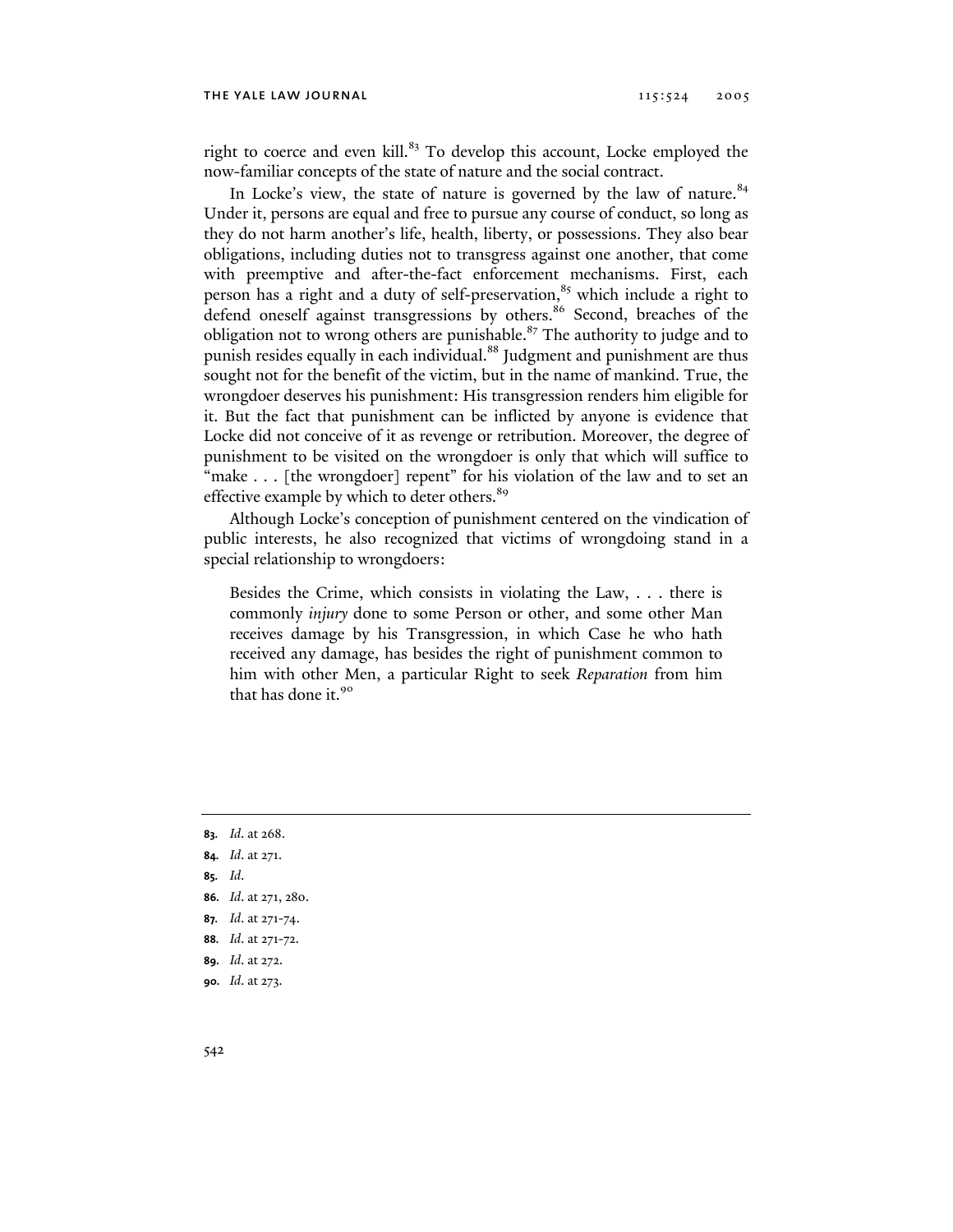right to coerce and even kill.[83] To develop this account, Locke employed the now-familiar concepts of the state of nature and the social contract.

In Locke's view, the state of nature is governed by the law of nature.[84] Under it, persons are equal and free to pursue any course of conduct, so long as they do not harm another's life, health, liberty, or possessions. They also bear obligations, including duties not to transgress against one another, that come with preemptive and after-the-fact enforcement mechanisms. First, each person has a right and a duty of self-preservation,[85] which include a right to defend oneself against transgressions by others.[86] Second, breaches of the obligation not to wrong others are punishable.[87] The authority to judge and to punish resides equally in each individual.[88] Judgment and punishment are thus sought not for the benefit of the victim, but in the name of mankind. True, the wrongdoer deserves his punishment: His transgression renders him eligible for it. But the fact that punishment can be inflicted by anyone is evidence that Locke did not conceive of it as revenge or retribution. Moreover, the degree of punishment to be visited on the wrongdoer is only that which will suffice to "make . . . [the wrongdoer] repent" for his violation of the law and to set an effective example by which to deter others.[89]

Although Locke's conception of punishment centered on the vindication of public interests, he also recognized that victims of wrongdoing stand in a special relationship to wrongdoers:

> Besides the Crime, which consists in violating the Law, . . . there is commonly *injury* done to some Person or other, and some other Man receives damage by his Transgression, in which Case he who hath received any damage, has besides the right of punishment common to him with other Men, a particular Right to seek *Reparation* from him that has done it.[90]

---

**83.** *Id.* at 268.

**84.** *Id.* at 271.

**85.** *Id.*

**86.** *Id.* at 271, 280.

**87.** *Id.* at 271-74.

**88.** *Id.* at 271-72.

**89.** *Id.* at 272.

**90.** *Id.* at 273.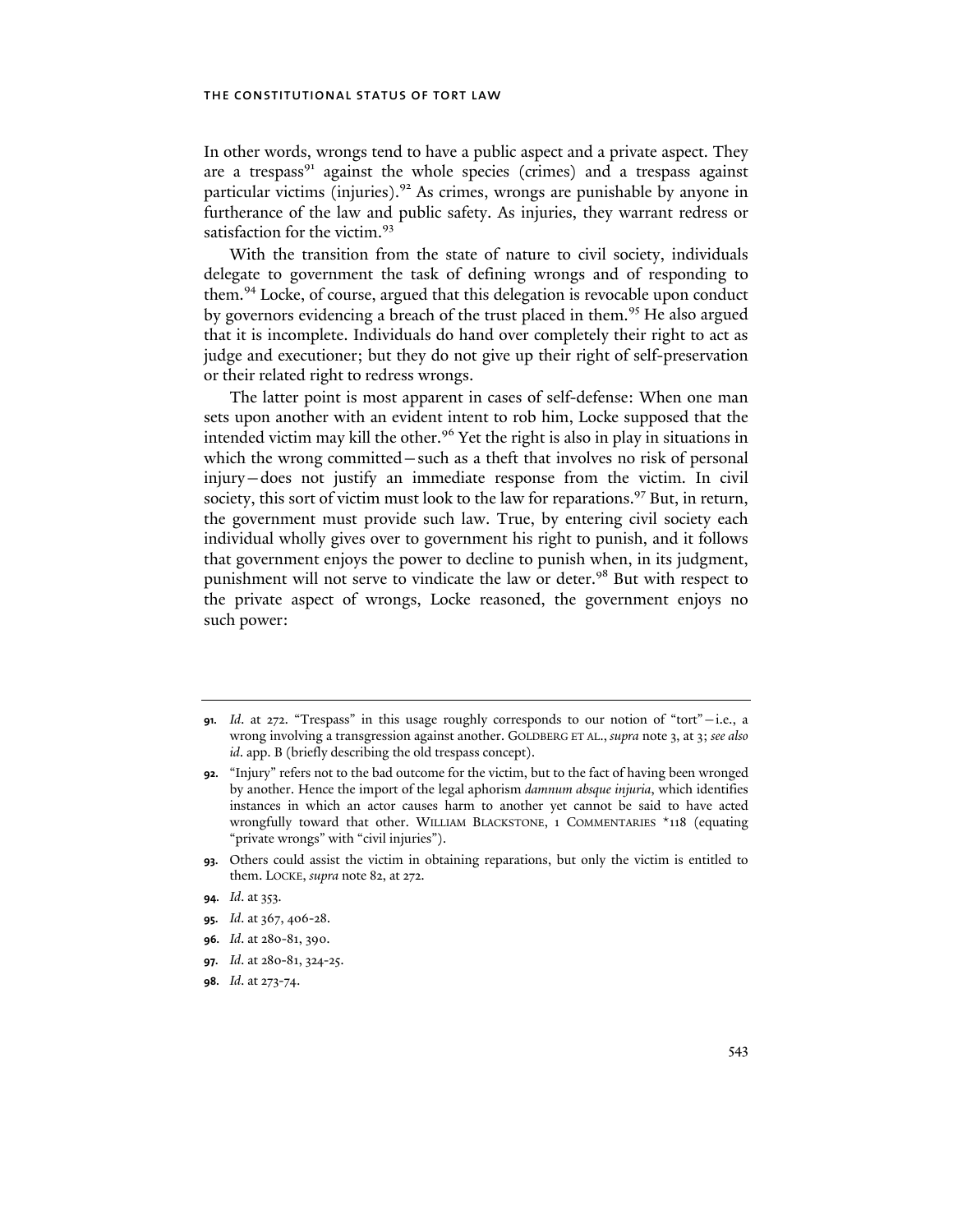In other words, wrongs tend to have a public aspect and a private aspect. They are a trespass[91] against the whole species (crimes) and a trespass against particular victims (injuries).[92] As crimes, wrongs are punishable by anyone in furtherance of the law and public safety. As injuries, they warrant redress or satisfaction for the victim.[93]

With the transition from the state of nature to civil society, individuals delegate to government the task of defining wrongs and of responding to them.[94] Locke, of course, argued that this delegation is revocable upon conduct by governors evidencing a breach of the trust placed in them.[95] He also argued that it is incomplete. Individuals do hand over completely their right to act as judge and executioner; but they do not give up their right of self-preservation or their related right to redress wrongs.

The latter point is most apparent in cases of self-defense: When one man sets upon another with an evident intent to rob him, Locke supposed that the intended victim may kill the other.[96] Yet the right is also in play in situations in which the wrong committed—such as a theft that involves no risk of personal injury—does not justify an immediate response from the victim. In civil society, this sort of victim must look to the law for reparations.[97] But, in return, the government must provide such law. True, by entering civil society each individual wholly gives over to government his right to punish, and it follows that government enjoys the power to decline to punish when, in its judgment, punishment will not serve to vindicate the law or deter.[98] But with respect to the private aspect of wrongs, Locke reasoned, the government enjoys no such power:

---

**91.** *Id.* at 272. "Trespass" in this usage roughly corresponds to our notion of "tort"—i.e., a wrong involving a transgression against another. GOLDBERG ET AL., *supra* note 3, at 3; *see also id.* app. B (briefly describing the old trespass concept).

**92.** "Injury" refers not to the bad outcome for the victim, but to the fact of having been wronged by another. Hence the import of the legal aphorism *damnum absque injuria*, which identifies instances in which an actor causes harm to another yet cannot be said to have acted wrongfully toward that other. WILLIAM BLACKSTONE, 1 COMMENTARIES *118 (equating "private wrongs" with "civil injuries").

**93.** Others could assist the victim in obtaining reparations, but only the victim is entitled to them. LOCKE, *supra* note 82, at 272.

**94.** *Id.* at 353.

**95.** *Id.* at 367, 406-28.

**96.** *Id.* at 280-81, 390.

**97.** *Id.* at 280-81, 324-25.

**98.** *Id.* at 273-74.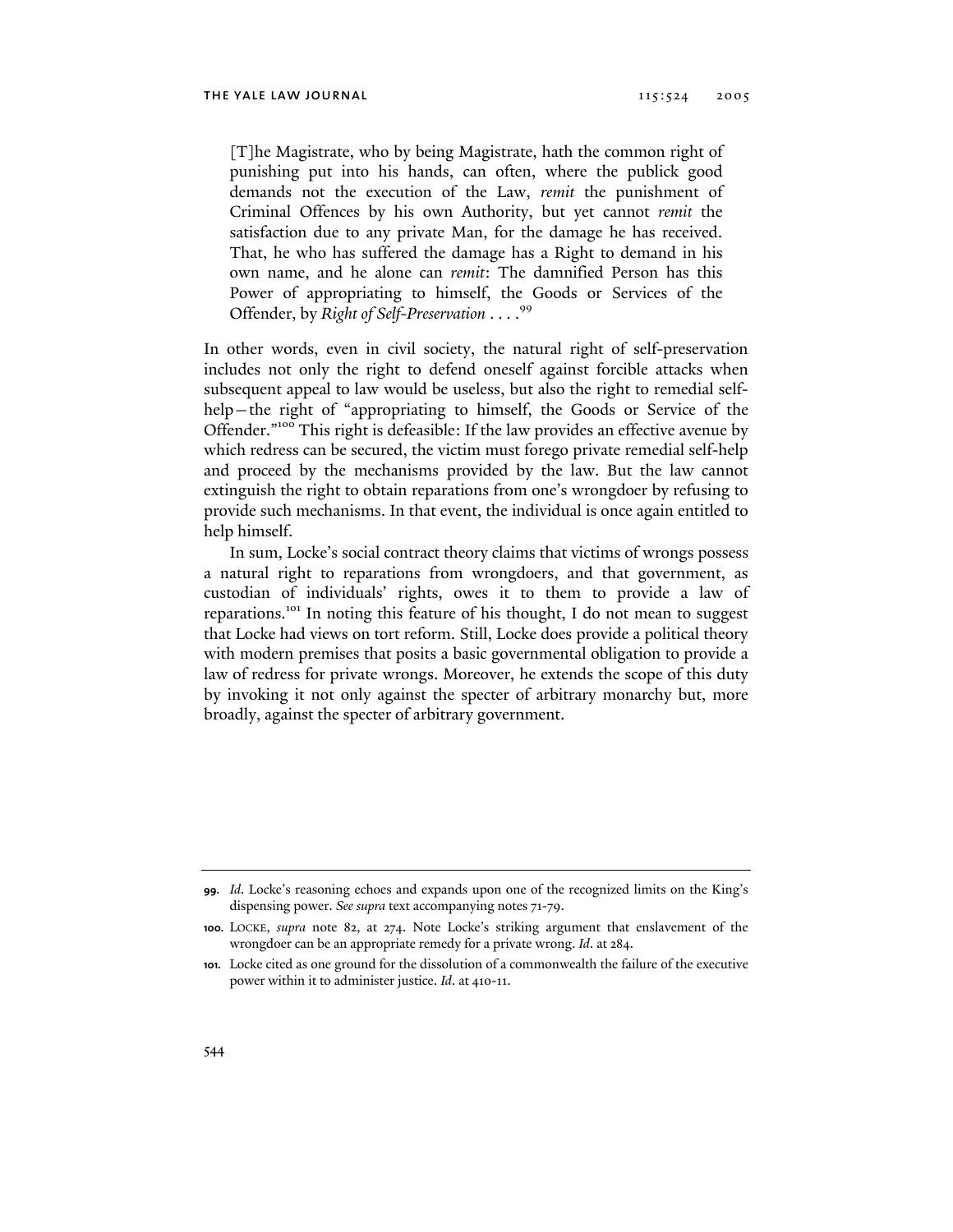> [T]he Magistrate, who by being Magistrate, hath the common right of punishing put into his hands, can often, where the publick good demands not the execution of the Law, *remit* the punishment of Criminal Offences by his own Authority, but yet cannot *remit* the satisfaction due to any private Man, for the damage he has received. That, he who has suffered the damage has a Right to demand in his own name, and he alone can *remit*: The damnified Person has this Power of appropriating to himself, the Goods or Services of the Offender, by *Right of Self-Preservation* . . . .[99]

In other words, even in civil society, the natural right of self-preservation includes not only the right to defend oneself against forcible attacks when subsequent appeal to law would be useless, but also the right to remedial self-help—the right of "appropriating to himself, the Goods or Service of the Offender."[100] This right is defeasible: If the law provides an effective avenue by which redress can be secured, the victim must forego private remedial self-help and proceed by the mechanisms provided by the law. But the law cannot extinguish the right to obtain reparations from one's wrongdoer by refusing to provide such mechanisms. In that event, the individual is once again entitled to help himself.

In sum, Locke's social contract theory claims that victims of wrongs possess a natural right to reparations from wrongdoers, and that government, as custodian of individuals' rights, owes it to them to provide a law of reparations.[101] In noting this feature of his thought, I do not mean to suggest that Locke had views on tort reform. Still, Locke does provide a political theory with modern premises that posits a basic governmental obligation to provide a law of redress for private wrongs. Moreover, he extends the scope of this duty by invoking it not only against the specter of arbitrary monarchy but, more broadly, against the specter of arbitrary government.

---

**99.** *Id*. Locke's reasoning echoes and expands upon one of the recognized limits on the King's dispensing power. *See supra* text accompanying notes 71-79.

**100.** LOCKE, *supra* note 82, at 274. Note Locke's striking argument that enslavement of the wrongdoer can be an appropriate remedy for a private wrong. *Id*. at 284.

**101.** Locke cited as one ground for the dissolution of a commonwealth the failure of the executive power within it to administer justice. *Id*. at 410-11.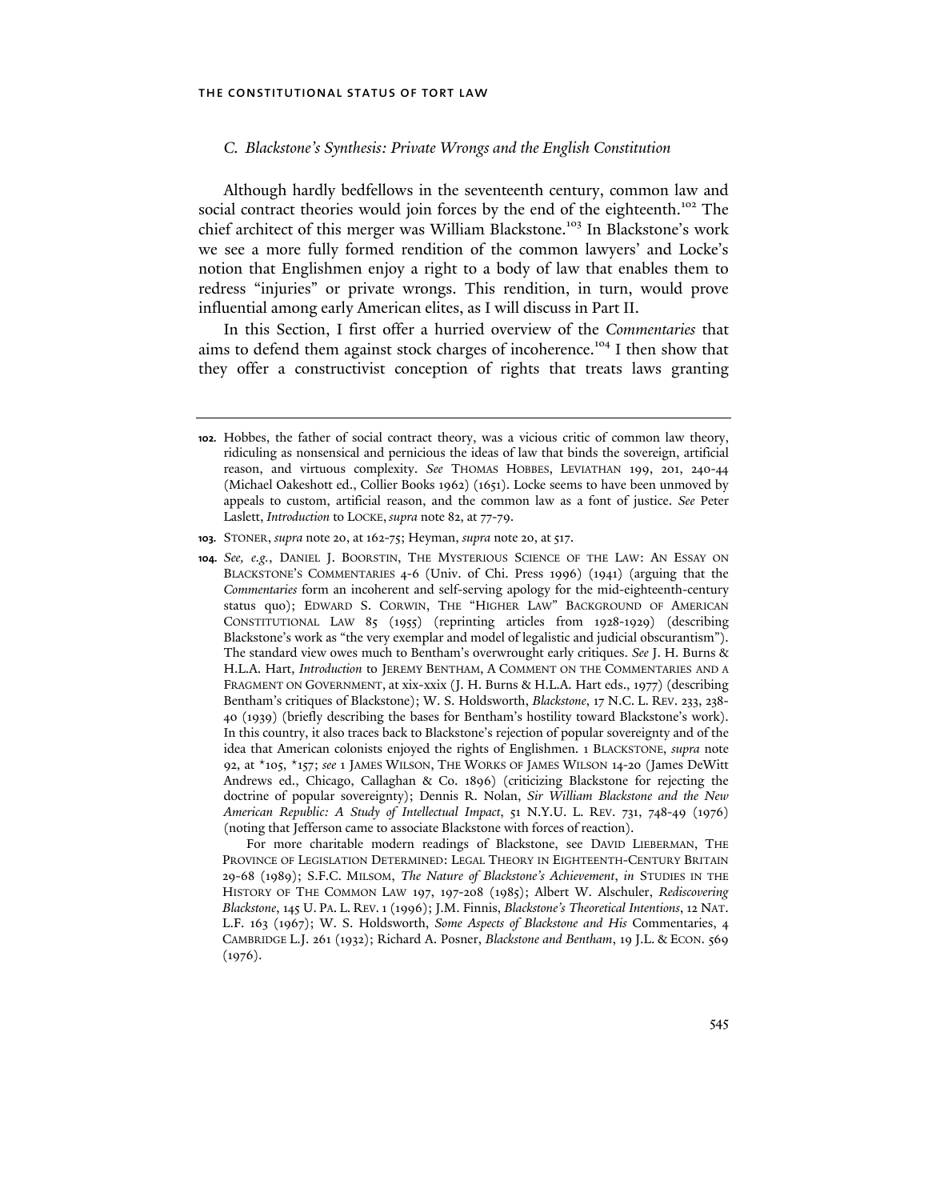### *C. Blackstone's Synthesis: Private Wrongs and the English Constitution*

Although hardly bedfellows in the seventeenth century, common law and social contract theories would join forces by the end of the eighteenth.[102] The chief architect of this merger was William Blackstone.[103] In Blackstone's work we see a more fully formed rendition of the common lawyers' and Locke's notion that Englishmen enjoy a right to a body of law that enables them to redress "injuries" or private wrongs. This rendition, in turn, would prove influential among early American elites, as I will discuss in Part II.

In this Section, I first offer a hurried overview of the *Commentaries* that aims to defend them against stock charges of incoherence.[104] I then show that they offer a constructivist conception of rights that treats laws granting

---

**102.** Hobbes, the father of social contract theory, was a vicious critic of common law theory, ridiculing as nonsensical and pernicious the ideas of law that binds the sovereign, artificial reason, and virtuous complexity. *See* THOMAS HOBBES, LEVIATHAN 199, 201, 240-44 (Michael Oakeshott ed., Collier Books 1962) (1651). Locke seems to have been unmoved by appeals to custom, artificial reason, and the common law as a font of justice. *See* Peter Laslett, *Introduction* to LOCKE, *supra* note 82, at 77-79.

**103.** STONER, *supra* note 20, at 162-75; Heyman, *supra* note 20, at 517.

**104.** *See, e.g.*, DANIEL J. BOORSTIN, THE MYSTERIOUS SCIENCE OF THE LAW: AN ESSAY ON BLACKSTONE'S COMMENTARIES 4-6 (Univ. of Chi. Press 1996) (1941) (arguing that the *Commentaries* form an incoherent and self-serving apology for the mid-eighteenth-century status quo); EDWARD S. CORWIN, THE "HIGHER LAW" BACKGROUND OF AMERICAN CONSTITUTIONAL LAW 85 (1955) (reprinting articles from 1928-1929) (describing Blackstone's work as "the very exemplar and model of legalistic and judicial obscurantism"). The standard view owes much to Bentham's overwrought early critiques. *See* J. H. Burns & H.L.A. Hart, *Introduction* to JEREMY BENTHAM, A COMMENT ON THE COMMENTARIES AND A FRAGMENT ON GOVERNMENT, at xix-xxix (J. H. Burns & H.L.A. Hart eds., 1977) (describing Bentham's critiques of Blackstone); W. S. Holdsworth, *Blackstone*, 17 N.C. L. REV. 233, 238-40 (1939) (briefly describing the bases for Bentham's hostility toward Blackstone's work). In this country, it also traces back to Blackstone's rejection of popular sovereignty and of the idea that American colonists enjoyed the rights of Englishmen. 1 BLACKSTONE, *supra* note 92, at *105, *157; *see* 1 JAMES WILSON, THE WORKS OF JAMES WILSON 14-20 (James DeWitt Andrews ed., Chicago, Callaghan & Co. 1896) (criticizing Blackstone for rejecting the doctrine of popular sovereignty); Dennis R. Nolan, *Sir William Blackstone and the New American Republic: A Study of Intellectual Impact*, 51 N.Y.U. L. REV. 731, 748-49 (1976) (noting that Jefferson came to associate Blackstone with forces of reaction).

For more charitable modern readings of Blackstone, see DAVID LIEBERMAN, THE PROVINCE OF LEGISLATION DETERMINED: LEGAL THEORY IN EIGHTEENTH-CENTURY BRITAIN 29-68 (1989); S.F.C. MILSOM, *The Nature of Blackstone's Achievement*, *in* STUDIES IN THE HISTORY OF THE COMMON LAW 197, 197-208 (1985); Albert W. Alschuler, *Rediscovering Blackstone*, 145 U. PA. L. REV. 1 (1996); J.M. Finnis, *Blackstone's Theoretical Intentions*, 12 NAT. L.F. 163 (1967); W. S. Holdsworth, *Some Aspects of Blackstone and His* Commentaries, 4 CAMBRIDGE L.J. 261 (1932); Richard A. Posner, *Blackstone and Bentham*, 19 J.L. & ECON. 569 (1976).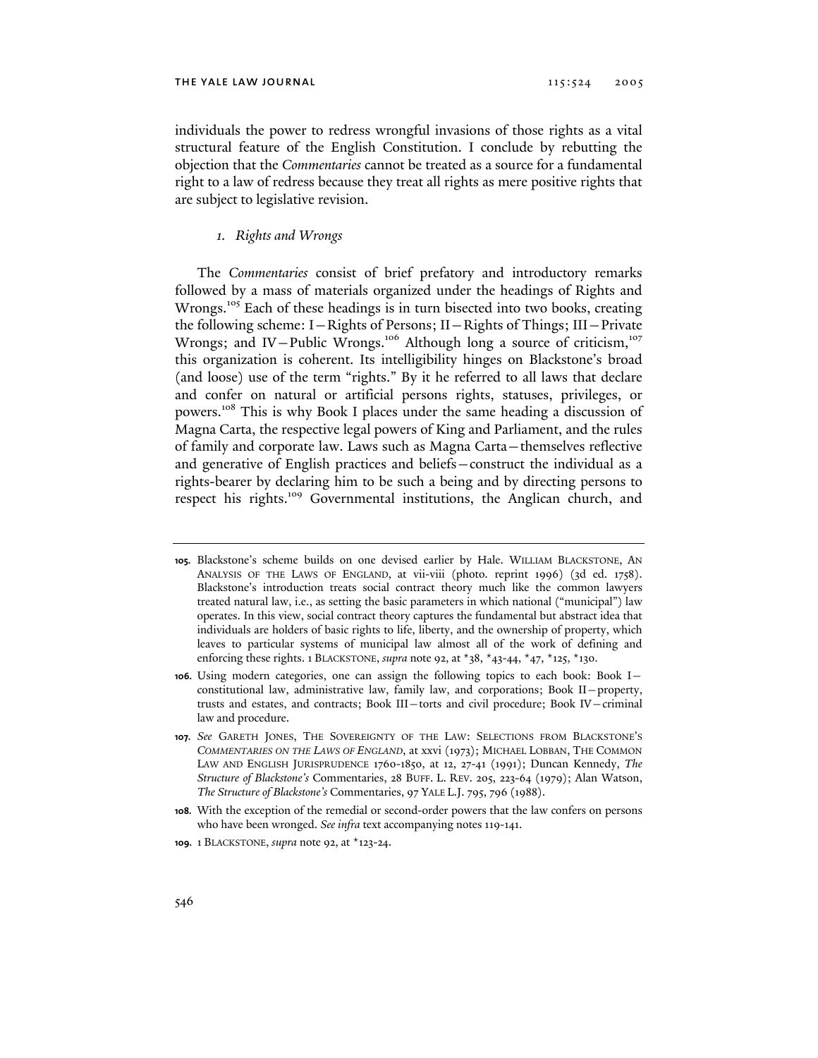individuals the power to redress wrongful invasions of those rights as a vital structural feature of the English Constitution. I conclude by rebutting the objection that the *Commentaries* cannot be treated as a source for a fundamental right to a law of redress because they treat all rights as mere positive rights that are subject to legislative revision.

### *1. Rights and Wrongs*

The *Commentaries* consist of brief prefatory and introductory remarks followed by a mass of materials organized under the headings of Rights and Wrongs.[105] Each of these headings is in turn bisected into two books, creating the following scheme: I—Rights of Persons; II—Rights of Things; III—Private Wrongs; and IV—Public Wrongs.[106] Although long a source of criticism,[107] this organization is coherent. Its intelligibility hinges on Blackstone's broad (and loose) use of the term "rights." By it he referred to all laws that declare and confer on natural or artificial persons rights, statuses, privileges, or powers.[108] This is why Book I places under the same heading a discussion of Magna Carta, the respective legal powers of King and Parliament, and the rules of family and corporate law. Laws such as Magna Carta—themselves reflective and generative of English practices and beliefs—construct the individual as a rights-bearer by declaring him to be such a being and by directing persons to respect his rights.[109] Governmental institutions, the Anglican church, and

---

**105.** Blackstone's scheme builds on one devised earlier by Hale. WILLIAM BLACKSTONE, AN ANALYSIS OF THE LAWS OF ENGLAND, at vii-viii (photo. reprint 1996) (3d ed. 1758). Blackstone's introduction treats social contract theory much like the common lawyers treated natural law, i.e., as setting the basic parameters in which national ("municipal") law operates. In this view, social contract theory captures the fundamental but abstract idea that individuals are holders of basic rights to life, liberty, and the ownership of property, which leaves to particular systems of municipal law almost all of the work of defining and enforcing these rights. 1 BLACKSTONE, *supra* note 92, at *38, *43-44, *47, *125, *130.

**106.** Using modern categories, one can assign the following topics to each book: Book I—constitutional law, administrative law, family law, and corporations; Book II—property, trusts and estates, and contracts; Book III—torts and civil procedure; Book IV—criminal law and procedure.

**107.** *See* GARETH JONES, THE SOVEREIGNTY OF THE LAW: SELECTIONS FROM BLACKSTONE'S *COMMENTARIES ON THE LAWS OF ENGLAND*, at xxvi (1973); MICHAEL LOBBAN, THE COMMON LAW AND ENGLISH JURISPRUDENCE 1760-1850, at 12, 27-41 (1991); Duncan Kennedy, *The Structure of Blackstone's* Commentaries, 28 BUFF. L. REV. 205, 223-64 (1979); Alan Watson, *The Structure of Blackstone's* Commentaries, 97 YALE L.J. 795, 796 (1988).

**108.** With the exception of the remedial or second-order powers that the law confers on persons who have been wronged. *See infra* text accompanying notes 119-141.

**109.** 1 BLACKSTONE, *supra* note 92, at *123-24.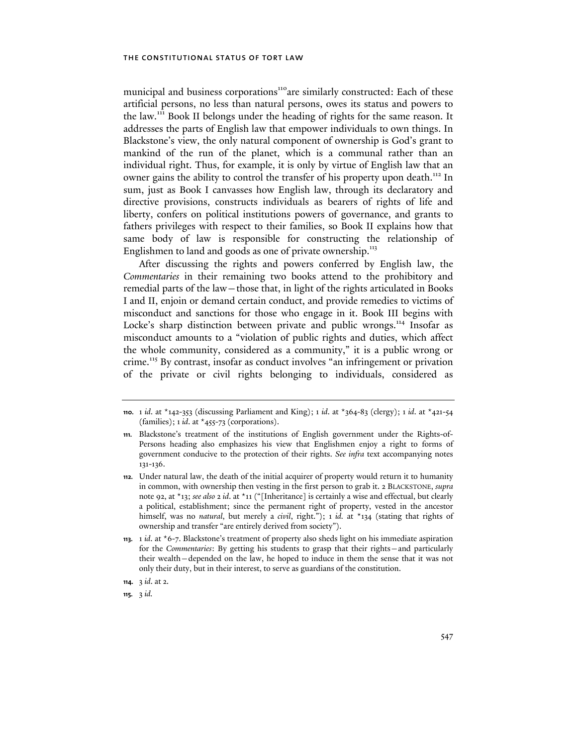municipal and business corporations[110] are similarly constructed: Each of these artificial persons, no less than natural persons, owes its status and powers to the law.[111] Book II belongs under the heading of rights for the same reason. It addresses the parts of English law that empower individuals to own things. In Blackstone's view, the only natural component of ownership is God's grant to mankind of the run of the planet, which is a communal rather than an individual right. Thus, for example, it is only by virtue of English law that an owner gains the ability to control the transfer of his property upon death.[112] In sum, just as Book I canvasses how English law, through its declaratory and directive provisions, constructs individuals as bearers of rights of life and liberty, confers on political institutions powers of governance, and grants to fathers privileges with respect to their families, so Book II explains how that same body of law is responsible for constructing the relationship of Englishmen to land and goods as one of private ownership.[113]

After discussing the rights and powers conferred by English law, the *Commentaries* in their remaining two books attend to the prohibitory and remedial parts of the law—those that, in light of the rights articulated in Books I and II, enjoin or demand certain conduct, and provide remedies to victims of misconduct and sanctions for those who engage in it. Book III begins with Locke's sharp distinction between private and public wrongs.[114] Insofar as misconduct amounts to a "violation of public rights and duties, which affect the whole community, considered as a community," it is a public wrong or crime.[115] By contrast, insofar as conduct involves "an infringement or privation of the private or civil rights belonging to individuals, considered as

---

**110.** 1 *id*. at \*142-353 (discussing Parliament and King); 1 *id*. at \*364-83 (clergy); 1 *id*. at \*421-54 (families); 1 *id*. at \*455-73 (corporations).

**111.** Blackstone's treatment of the institutions of English government under the Rights-of-Persons heading also emphasizes his view that Englishmen enjoy a right to forms of government conducive to the protection of their rights. *See infra* text accompanying notes 131-136.

**112.** Under natural law, the death of the initial acquirer of property would return it to humanity in common, with ownership then vesting in the first person to grab it. 2 BLACKSTONE, *supra* note 92, at \*13; *see also* 2 *id*. at \*11 ("[Inheritance] is certainly a wise and effectual, but clearly a political, establishment; since the permanent right of property, vested in the ancestor himself, was no *natural*, but merely a *civil*, right."); 1 *id.* at \*134 (stating that rights of ownership and transfer "are entirely derived from society").

**113.** 1 *id*. at \*6-7. Blackstone's treatment of property also sheds light on his immediate aspiration for the *Commentaries*: By getting his students to grasp that their rights—and particularly their wealth—depended on the law, he hoped to induce in them the sense that it was not only their duty, but in their interest, to serve as guardians of the constitution.

**114.** 3 *id*. at 2.

**115.** 3 *id.*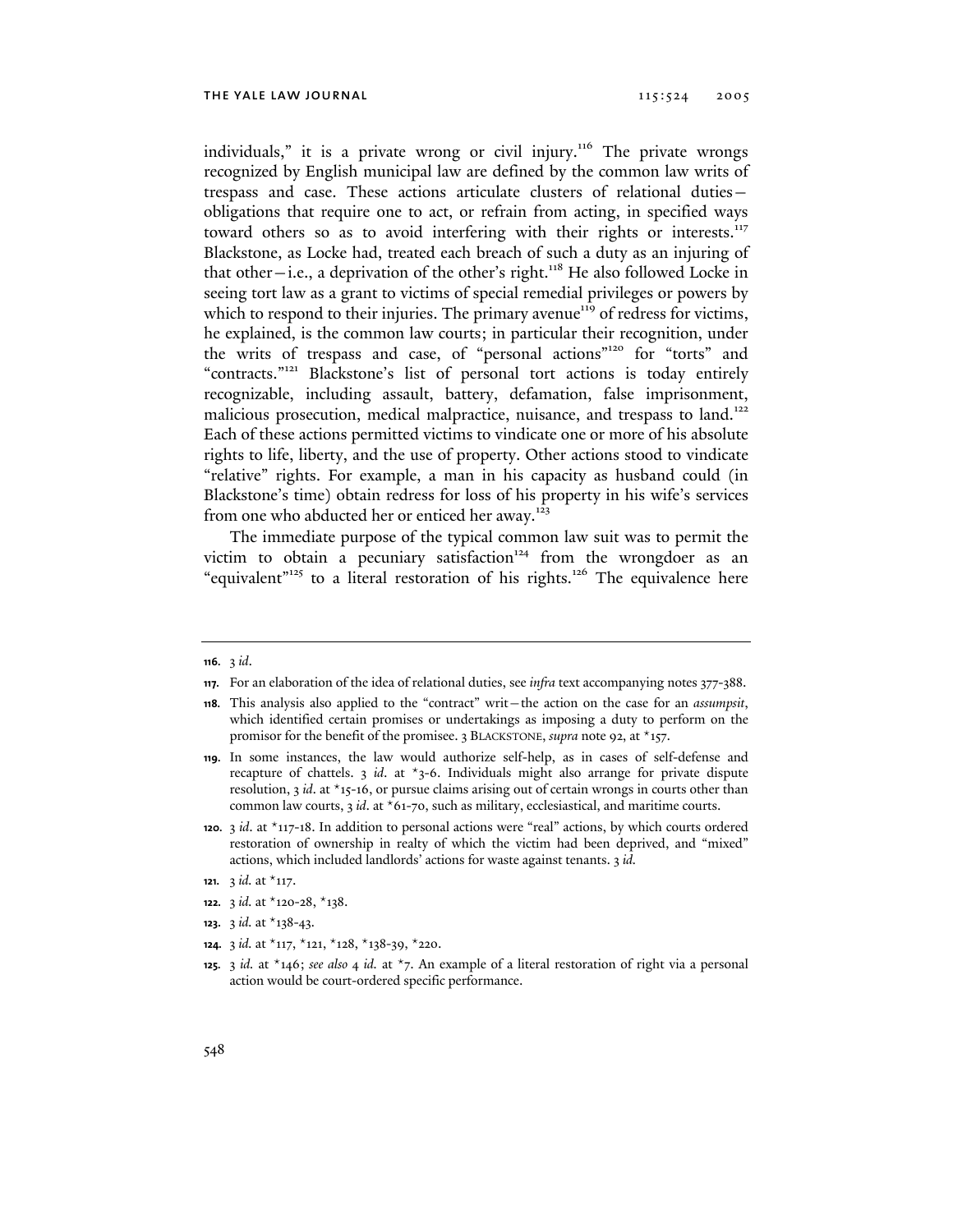individuals," it is a private wrong or civil injury.[116] The private wrongs recognized by English municipal law are defined by the common law writs of trespass and case. These actions articulate clusters of relational duties—obligations that require one to act, or refrain from acting, in specified ways toward others so as to avoid interfering with their rights or interests.[117] Blackstone, as Locke had, treated each breach of such a duty as an injuring of that other—i.e., a deprivation of the other's right.[118] He also followed Locke in seeing tort law as a grant to victims of special remedial privileges or powers by which to respond to their injuries. The primary avenue[119] of redress for victims, he explained, is the common law courts; in particular their recognition, under the writs of trespass and case, of "personal actions"[120] for "torts" and "contracts."[121] Blackstone's list of personal tort actions is today entirely recognizable, including assault, battery, defamation, false imprisonment, malicious prosecution, medical malpractice, nuisance, and trespass to land.[122] Each of these actions permitted victims to vindicate one or more of his absolute rights to life, liberty, and the use of property. Other actions stood to vindicate "relative" rights. For example, a man in his capacity as husband could (in Blackstone's time) obtain redress for loss of his property in his wife's services from one who abducted her or enticed her away.[123]

The immediate purpose of the typical common law suit was to permit the victim to obtain a pecuniary satisfaction[124] from the wrongdoer as an "equivalent"[125] to a literal restoration of his rights.[126] The equivalence here

---

**116.** 3 *id*.

**117.** For an elaboration of the idea of relational duties, see *infra* text accompanying notes 377-388.

**118.** This analysis also applied to the "contract" writ—the action on the case for an *assumpsit*, which identified certain promises or undertakings as imposing a duty to perform on the promisor for the benefit of the promisee. 3 BLACKSTONE, *supra* note 92, at *157.

**119.** In some instances, the law would authorize self-help, as in cases of self-defense and recapture of chattels. 3 *id*. at *3-6. Individuals might also arrange for private dispute resolution, 3 *id*. at *15-16, or pursue claims arising out of certain wrongs in courts other than common law courts, 3 *id*. at *61-70, such as military, ecclesiastical, and maritime courts.

**120.** 3 *id*. at *117-18. In addition to personal actions were "real" actions, by which courts ordered restoration of ownership in realty of which the victim had been deprived, and "mixed" actions, which included landlords' actions for waste against tenants. 3 *id.*

**121.** 3 *id.* at *117.

**122.** 3 *id.* at *120-28, *138.

**123.** 3 *id.* at *138-43.

**124.** 3 *id.* at *117, *121, *128, *138-39, *220.

**125.** 3 *id.* at *146; *see also* 4 *id.* at *7. An example of a literal restoration of right via a personal action would be court-ordered specific performance.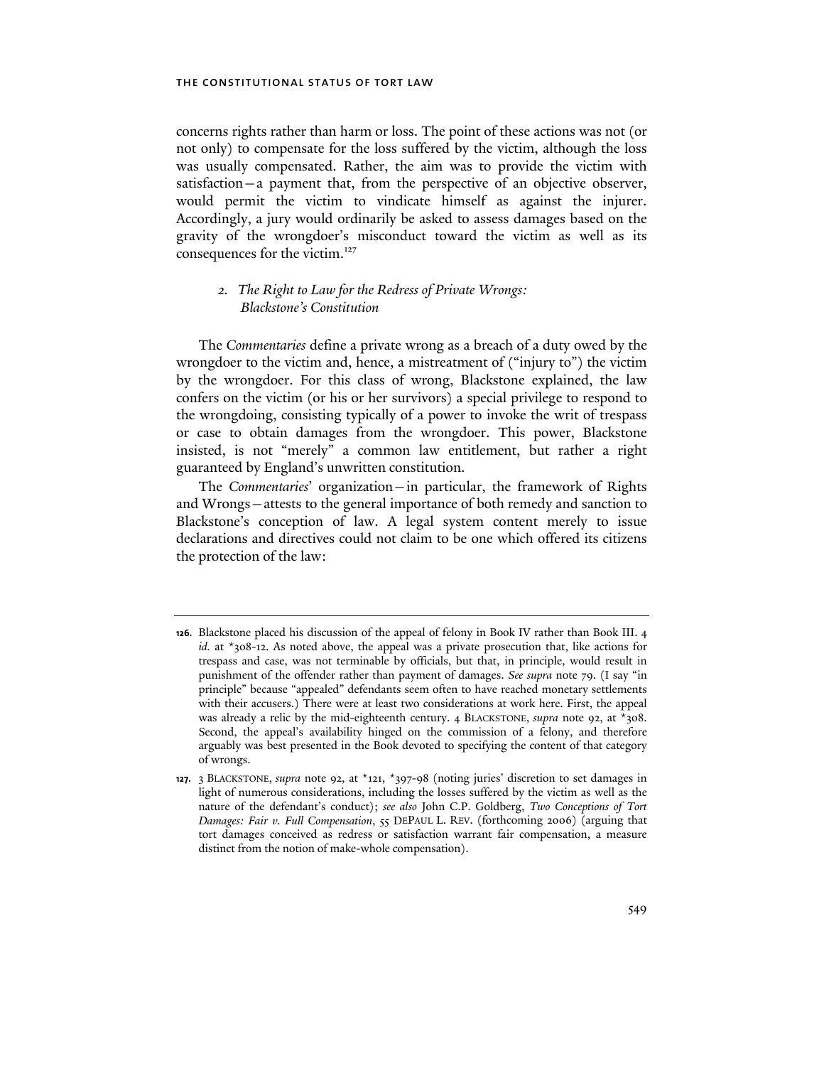concerns rights rather than harm or loss. The point of these actions was not (or not only) to compensate for the loss suffered by the victim, although the loss was usually compensated. Rather, the aim was to provide the victim with satisfaction—a payment that, from the perspective of an objective observer, would permit the victim to vindicate himself as against the injurer. Accordingly, a jury would ordinarily be asked to assess damages based on the gravity of the wrongdoer's misconduct toward the victim as well as its consequences for the victim.[127]

### 2. *The Right to Law for the Redress of Private Wrongs: Blackstone's Constitution*

The *Commentaries* define a private wrong as a breach of a duty owed by the wrongdoer to the victim and, hence, a mistreatment of ("injury to") the victim by the wrongdoer. For this class of wrong, Blackstone explained, the law confers on the victim (or his or her survivors) a special privilege to respond to the wrongdoing, consisting typically of a power to invoke the writ of trespass or case to obtain damages from the wrongdoer. This power, Blackstone insisted, is not "merely" a common law entitlement, but rather a right guaranteed by England's unwritten constitution.

The *Commentaries*' organization—in particular, the framework of Rights and Wrongs—attests to the general importance of both remedy and sanction to Blackstone's conception of law. A legal system content merely to issue declarations and directives could not claim to be one which offered its citizens the protection of the law:

---

**126.** Blackstone placed his discussion of the appeal of felony in Book IV rather than Book III. 4 *id.* at *308-12. As noted above, the appeal was a private prosecution that, like actions for trespass and case, was not terminable by officials, but that, in principle, would result in punishment of the offender rather than payment of damages. *See supra* note 79. (I say "in principle" because "appealed" defendants seem often to have reached monetary settlements with their accusers.) There were at least two considerations at work here. First, the appeal was already a relic by the mid-eighteenth century. 4 BLACKSTONE, *supra* note 92, at *308. Second, the appeal's availability hinged on the commission of a felony, and therefore arguably was best presented in the Book devoted to specifying the content of that category of wrongs.

**127.** 3 BLACKSTONE, *supra* note 92, at *121, *397-98 (noting juries' discretion to set damages in light of numerous considerations, including the losses suffered by the victim as well as the nature of the defendant's conduct); *see also* John C.P. Goldberg, *Two Conceptions of Tort Damages: Fair v. Full Compensation*, 55 DEPAUL L. REV. (forthcoming 2006) (arguing that tort damages conceived as redress or satisfaction warrant fair compensation, a measure distinct from the notion of make-whole compensation).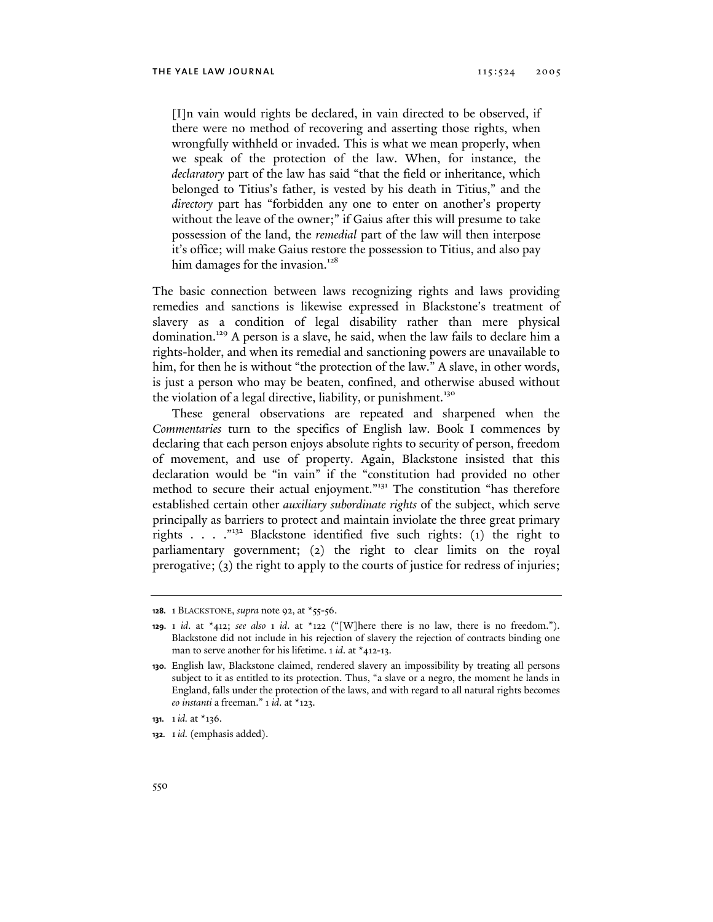> [I]n vain would rights be declared, in vain directed to be observed, if there were no method of recovering and asserting those rights, when wrongfully withheld or invaded. This is what we mean properly, when we speak of the protection of the law. When, for instance, the *declaratory* part of the law has said "that the field or inheritance, which belonged to Titius's father, is vested by his death in Titius," and the *directory* part has "forbidden any one to enter on another's property without the leave of the owner;" if Gaius after this will presume to take possession of the land, the *remedial* part of the law will then interpose it's office; will make Gaius restore the possession to Titius, and also pay him damages for the invasion.[128]

The basic connection between laws recognizing rights and laws providing remedies and sanctions is likewise expressed in Blackstone's treatment of slavery as a condition of legal disability rather than mere physical domination.[129] A person is a slave, he said, when the law fails to declare him a rights-holder, and when its remedial and sanctioning powers are unavailable to him, for then he is without "the protection of the law." A slave, in other words, is just a person who may be beaten, confined, and otherwise abused without the violation of a legal directive, liability, or punishment.[130]

These general observations are repeated and sharpened when the *Commentaries* turn to the specifics of English law. Book I commences by declaring that each person enjoys absolute rights to security of person, freedom of movement, and use of property. Again, Blackstone insisted that this declaration would be "in vain" if the "constitution had provided no other method to secure their actual enjoyment."[131] The constitution "has therefore established certain other *auxiliary subordinate rights* of the subject, which serve principally as barriers to protect and maintain inviolate the three great primary rights . . . ."[132] Blackstone identified five such rights: (1) the right to parliamentary government; (2) the right to clear limits on the royal prerogative; (3) the right to apply to the courts of justice for redress of injuries;

---

128. 1 BLACKSTONE, *supra* note 92, at *55-56.

129. 1 *id*. at *412; *see also* 1 *id*. at *122 ("[W]here there is no law, there is no freedom."). Blackstone did not include in his rejection of slavery the rejection of contracts binding one man to serve another for his lifetime. 1 *id*. at *412-13.

130. English law, Blackstone claimed, rendered slavery an impossibility by treating all persons subject to it as entitled to its protection. Thus, "a slave or a negro, the moment he lands in England, falls under the protection of the laws, and with regard to all natural rights becomes *eo instanti* a freeman." 1 *id*. at *123.

131. 1 *id.* at *136.

132. 1 *id.* (emphasis added).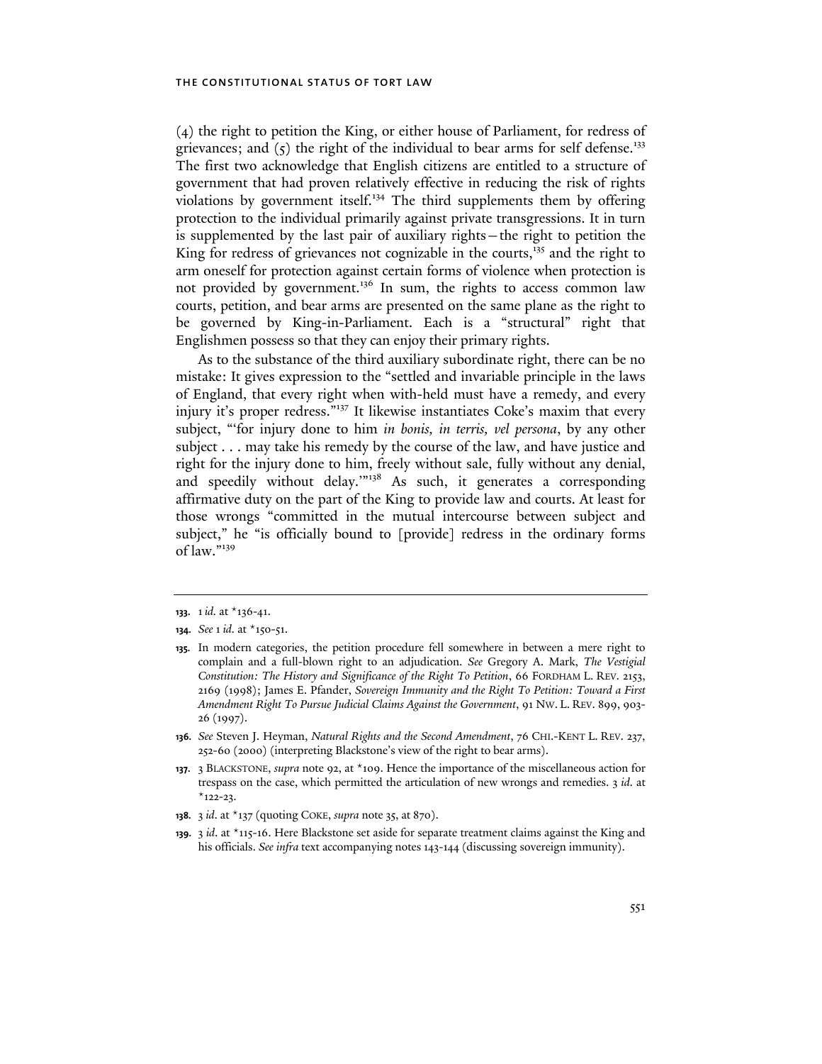(4) the right to petition the King, or either house of Parliament, for redress of grievances; and (5) the right of the individual to bear arms for self defense.[133] The first two acknowledge that English citizens are entitled to a structure of government that had proven relatively effective in reducing the risk of rights violations by government itself.[134] The third supplements them by offering protection to the individual primarily against private transgressions. It in turn is supplemented by the last pair of auxiliary rights—the right to petition the King for redress of grievances not cognizable in the courts,[135] and the right to arm oneself for protection against certain forms of violence when protection is not provided by government.[136] In sum, the rights to access common law courts, petition, and bear arms are presented on the same plane as the right to be governed by King-in-Parliament. Each is a "structural" right that Englishmen possess so that they can enjoy their primary rights.

As to the substance of the third auxiliary subordinate right, there can be no mistake: It gives expression to the "settled and invariable principle in the laws of England, that every right when with-held must have a remedy, and every injury it's proper redress."[137] It likewise instantiates Coke's maxim that every subject, "'for injury done to him *in bonis, in terris, vel persona*, by any other subject . . . may take his remedy by the course of the law, and have justice and right for the injury done to him, freely without sale, fully without any denial, and speedily without delay.'"[138] As such, it generates a corresponding affirmative duty on the part of the King to provide law and courts. At least for those wrongs "committed in the mutual intercourse between subject and subject," he "is officially bound to [provide] redress in the ordinary forms of law."[139]

---

**133.** 1 *id.* at *136-41.

**134.** *See* 1 *id.* at *150-51.

**135.** In modern categories, the petition procedure fell somewhere in between a mere right to complain and a full-blown right to an adjudication. *See* Gregory A. Mark, *The Vestigial Constitution: The History and Significance of the Right To Petition*, 66 FORDHAM L. REV. 2153, 2169 (1998); James E. Pfander, *Sovereign Immunity and the Right To Petition: Toward a First Amendment Right To Pursue Judicial Claims Against the Government*, 91 NW. L. REV. 899, 903-26 (1997).

**136.** *See* Steven J. Heyman, *Natural Rights and the Second Amendment*, 76 CHI.-KENT L. REV. 237, 252-60 (2000) (interpreting Blackstone's view of the right to bear arms).

**137.** 3 BLACKSTONE, *supra* note 92, at *109. Hence the importance of the miscellaneous action for trespass on the case, which permitted the articulation of new wrongs and remedies. 3 *id.* at *122-23.

**138.** 3 *id.* at *137 (quoting COKE, *supra* note 35, at 870).

**139.** 3 *id.* at *115-16. Here Blackstone set aside for separate treatment claims against the King and his officials. *See infra* text accompanying notes 143-144 (discussing sovereign immunity).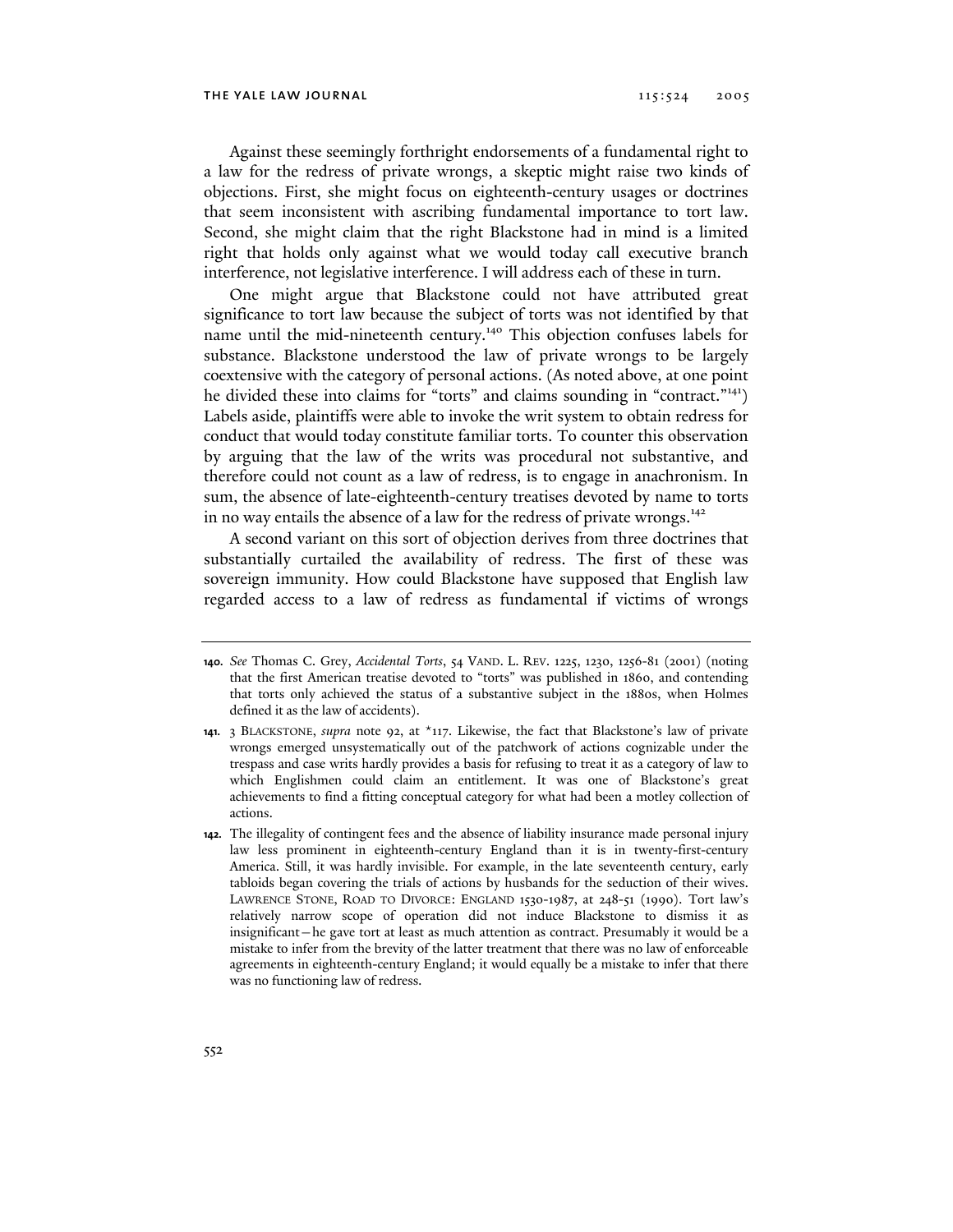Against these seemingly forthright endorsements of a fundamental right to a law for the redress of private wrongs, a skeptic might raise two kinds of objections. First, she might focus on eighteenth-century usages or doctrines that seem inconsistent with ascribing fundamental importance to tort law. Second, she might claim that the right Blackstone had in mind is a limited right that holds only against what we would today call executive branch interference, not legislative interference. I will address each of these in turn.

One might argue that Blackstone could not have attributed great significance to tort law because the subject of torts was not identified by that name until the mid-nineteenth century.[140] This objection confuses labels for substance. Blackstone understood the law of private wrongs to be largely coextensive with the category of personal actions. (As noted above, at one point he divided these into claims for "torts" and claims sounding in "contract."[141]) Labels aside, plaintiffs were able to invoke the writ system to obtain redress for conduct that would today constitute familiar torts. To counter this observation by arguing that the law of the writs was procedural not substantive, and therefore could not count as a law of redress, is to engage in anachronism. In sum, the absence of late-eighteenth-century treatises devoted by name to torts in no way entails the absence of a law for the redress of private wrongs.[142]

A second variant on this sort of objection derives from three doctrines that substantially curtailed the availability of redress. The first of these was sovereign immunity. How could Blackstone have supposed that English law regarded access to a law of redress as fundamental if victims of wrongs

---

140. *See* Thomas C. Grey, *Accidental Torts*, 54 VAND. L. REV. 1225, 1230, 1256-81 (2001) (noting that the first American treatise devoted to "torts" was published in 1860, and contending that torts only achieved the status of a substantive subject in the 1880s, when Holmes defined it as the law of accidents).

141. 3 BLACKSTONE, *supra* note 92, at *117. Likewise, the fact that Blackstone's law of private wrongs emerged unsystematically out of the patchwork of actions cognizable under the trespass and case writs hardly provides a basis for refusing to treat it as a category of law to which Englishmen could claim an entitlement. It was one of Blackstone's great achievements to find a fitting conceptual category for what had been a motley collection of actions.

142. The illegality of contingent fees and the absence of liability insurance made personal injury law less prominent in eighteenth-century England than it is in twenty-first-century America. Still, it was hardly invisible. For example, in the late seventeenth century, early tabloids began covering the trials of actions by husbands for the seduction of their wives. LAWRENCE STONE, ROAD TO DIVORCE: ENGLAND 1530-1987, at 248-51 (1990). Tort law's relatively narrow scope of operation did not induce Blackstone to dismiss it as insignificant—he gave tort at least as much attention as contract. Presumably it would be a mistake to infer from the brevity of the latter treatment that there was no law of enforceable agreements in eighteenth-century England; it would equally be a mistake to infer that there was no functioning law of redress.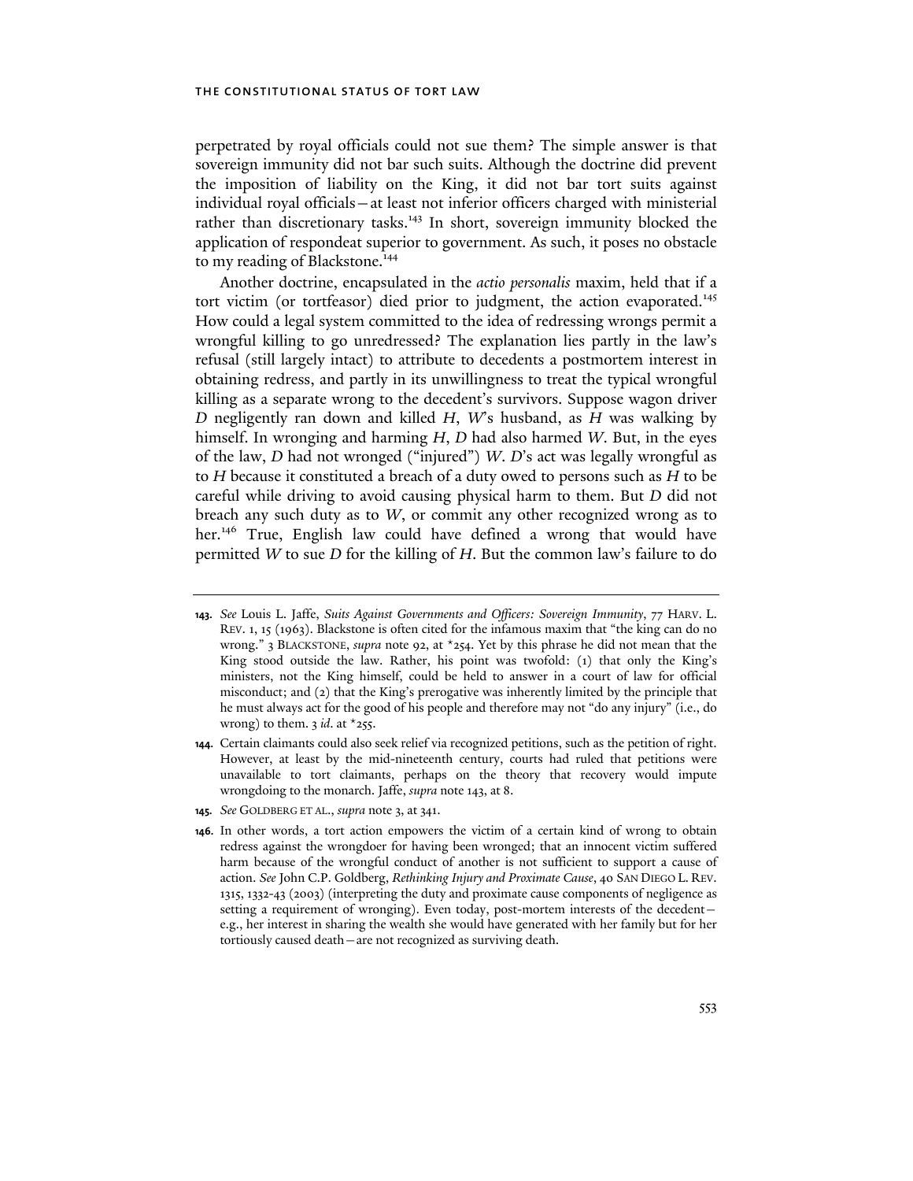perpetrated by royal officials could not sue them? The simple answer is that sovereign immunity did not bar such suits. Although the doctrine did prevent the imposition of liability on the King, it did not bar tort suits against individual royal officials—at least not inferior officers charged with ministerial rather than discretionary tasks.[143] In short, sovereign immunity blocked the application of respondeat superior to government. As such, it poses no obstacle to my reading of Blackstone.[144]

Another doctrine, encapsulated in the *actio personalis* maxim, held that if a tort victim (or tortfeasor) died prior to judgment, the action evaporated.[145] How could a legal system committed to the idea of redressing wrongs permit a wrongful killing to go unredressed? The explanation lies partly in the law's refusal (still largely intact) to attribute to decedents a postmortem interest in obtaining redress, and partly in its unwillingness to treat the typical wrongful killing as a separate wrong to the decedent's survivors. Suppose wagon driver *D* negligently ran down and killed *H*, *W*'s husband, as *H* was walking by himself. In wronging and harming *H*, *D* had also harmed *W*. But, in the eyes of the law, *D* had not wronged ("injured") *W*. *D*'s act was legally wrongful as to *H* because it constituted a breach of a duty owed to persons such as *H* to be careful while driving to avoid causing physical harm to them. But *D* did not breach any such duty as to *W*, or commit any other recognized wrong as to her.[146] True, English law could have defined a wrong that would have permitted *W* to sue *D* for the killing of *H*. But the common law's failure to do

---

143. *See* Louis L. Jaffe, *Suits Against Governments and Officers: Sovereign Immunity*, 77 HARV. L. REV. 1, 15 (1963). Blackstone is often cited for the infamous maxim that "the king can do no wrong." 3 BLACKSTONE, *supra* note 92, at *254. Yet by this phrase he did not mean that the King stood outside the law. Rather, his point was twofold: (1) that only the King's ministers, not the King himself, could be held to answer in a court of law for official misconduct; and (2) that the King's prerogative was inherently limited by the principle that he must always act for the good of his people and therefore may not "do any injury" (i.e., do wrong) to them. 3 *id.* at *255.

144. Certain claimants could also seek relief via recognized petitions, such as the petition of right. However, at least by the mid-nineteenth century, courts had ruled that petitions were unavailable to tort claimants, perhaps on the theory that recovery would impute wrongdoing to the monarch. Jaffe, *supra* note 143, at 8.

145. *See* GOLDBERG ET AL., *supra* note 3, at 341.

146. In other words, a tort action empowers the victim of a certain kind of wrong to obtain redress against the wrongdoer for having been wronged; that an innocent victim suffered harm because of the wrongful conduct of another is not sufficient to support a cause of action. *See* John C.P. Goldberg, *Rethinking Injury and Proximate Cause*, 40 SAN DIEGO L. REV. 1315, 1332-43 (2003) (interpreting the duty and proximate cause components of negligence as setting a requirement of wronging). Even today, post-mortem interests of the decedent—e.g., her interest in sharing the wealth she would have generated with her family but for her tortiously caused death—are not recognized as surviving death.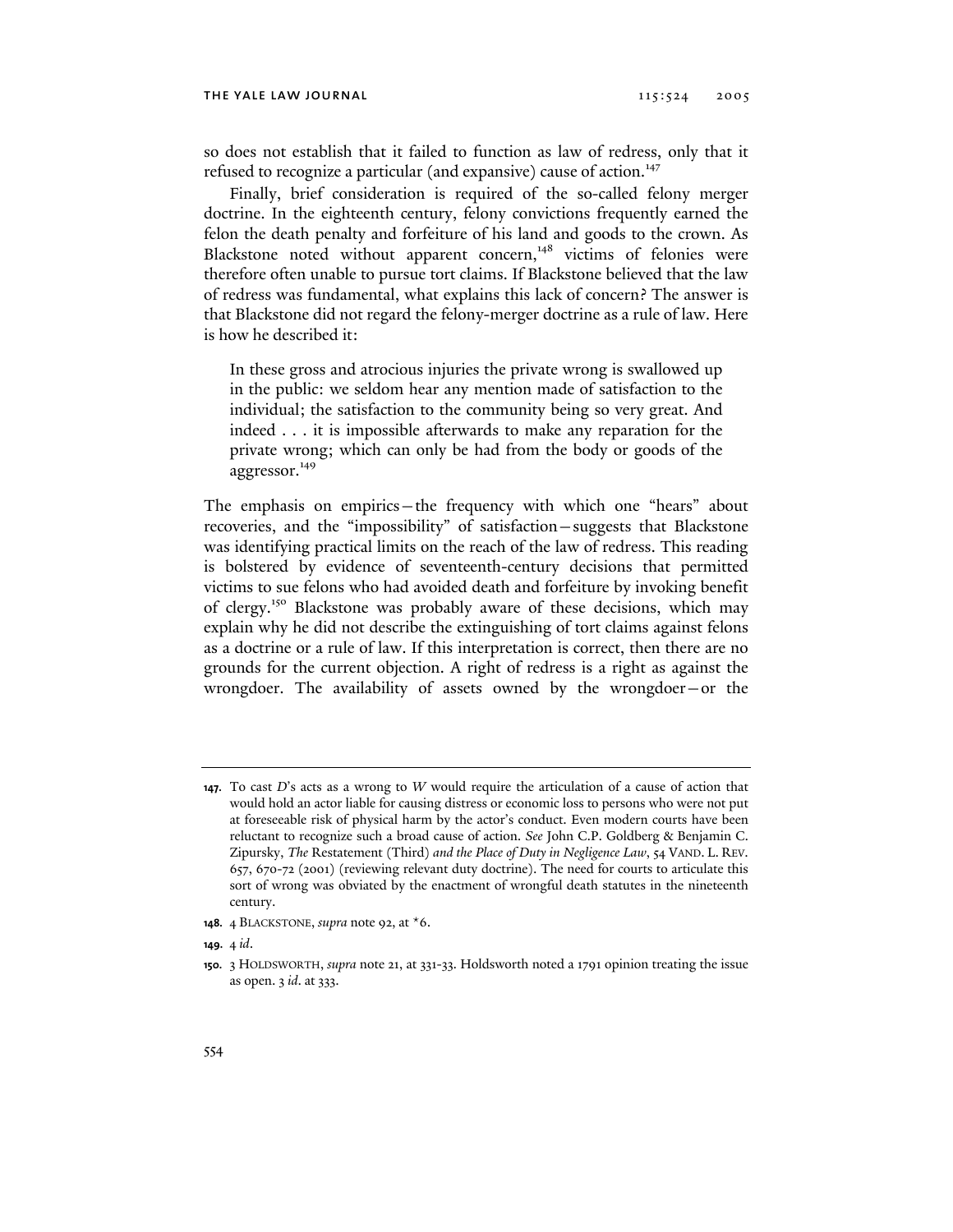so does not establish that it failed to function as law of redress, only that it refused to recognize a particular (and expansive) cause of action.[147]

Finally, brief consideration is required of the so-called felony merger doctrine. In the eighteenth century, felony convictions frequently earned the felon the death penalty and forfeiture of his land and goods to the crown. As Blackstone noted without apparent concern,[148] victims of felonies were therefore often unable to pursue tort claims. If Blackstone believed that the law of redress was fundamental, what explains this lack of concern? The answer is that Blackstone did not regard the felony-merger doctrine as a rule of law. Here is how he described it:

> In these gross and atrocious injuries the private wrong is swallowed up in the public: we seldom hear any mention made of satisfaction to the individual; the satisfaction to the community being so very great. And indeed . . . it is impossible afterwards to make any reparation for the private wrong; which can only be had from the body or goods of the aggressor.[149]

The emphasis on empirics—the frequency with which one "hears" about recoveries, and the "impossibility" of satisfaction—suggests that Blackstone was identifying practical limits on the reach of the law of redress. This reading is bolstered by evidence of seventeenth-century decisions that permitted victims to sue felons who had avoided death and forfeiture by invoking benefit of clergy.[150] Blackstone was probably aware of these decisions, which may explain why he did not describe the extinguishing of tort claims against felons as a doctrine or a rule of law. If this interpretation is correct, then there are no grounds for the current objection. A right of redress is a right as against the wrongdoer. The availability of assets owned by the wrongdoer—or the

---

**147.** To cast *D*'s acts as a wrong to *W* would require the articulation of a cause of action that would hold an actor liable for causing distress or economic loss to persons who were not put at foreseeable risk of physical harm by the actor's conduct. Even modern courts have been reluctant to recognize such a broad cause of action. *See* John C.P. Goldberg & Benjamin C. Zipursky, *The* Restatement (Third) *and the Place of Duty in Negligence Law*, 54 VAND. L. REV. 657, 670-72 (2001) (reviewing relevant duty doctrine). The need for courts to articulate this sort of wrong was obviated by the enactment of wrongful death statutes in the nineteenth century.

**148.** 4 BLACKSTONE, *supra* note 92, at *6.

**149.** 4 *id*.

**150.** 3 HOLDSWORTH, *supra* note 21, at 331-33. Holdsworth noted a 1791 opinion treating the issue as open. 3 *id*. at 333.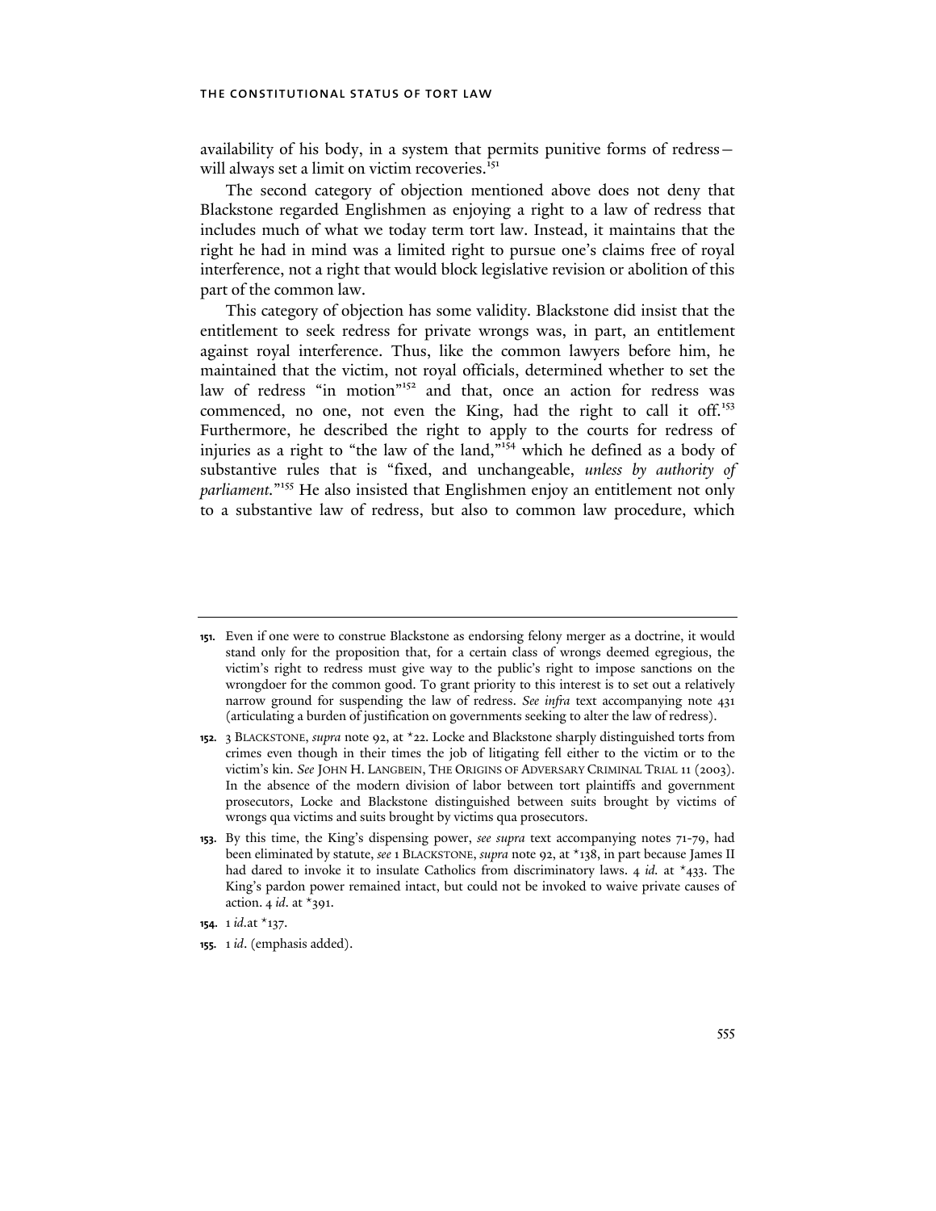availability of his body, in a system that permits punitive forms of redress—will always set a limit on victim recoveries.[151]

The second category of objection mentioned above does not deny that Blackstone regarded Englishmen as enjoying a right to a law of redress that includes much of what we today term tort law. Instead, it maintains that the right he had in mind was a limited right to pursue one's claims free of royal interference, not a right that would block legislative revision or abolition of this part of the common law.

This category of objection has some validity. Blackstone did insist that the entitlement to seek redress for private wrongs was, in part, an entitlement against royal interference. Thus, like the common lawyers before him, he maintained that the victim, not royal officials, determined whether to set the law of redress "in motion"[152] and that, once an action for redress was commenced, no one, not even the King, had the right to call it off.[153] Furthermore, he described the right to apply to the courts for redress of injuries as a right to "the law of the land,"[154] which he defined as a body of substantive rules that is "fixed, and unchangeable, *unless by authority of parliament*."[155] He also insisted that Englishmen enjoy an entitlement not only to a substantive law of redress, but also to common law procedure, which

---

151. Even if one were to construe Blackstone as endorsing felony merger as a doctrine, it would stand only for the proposition that, for a certain class of wrongs deemed egregious, the victim's right to redress must give way to the public's right to impose sanctions on the wrongdoer for the common good. To grant priority to this interest is to set out a relatively narrow ground for suspending the law of redress. *See infra* text accompanying note 431 (articulating a burden of justification on governments seeking to alter the law of redress).

152. 3 BLACKSTONE, *supra* note 92, at *22. Locke and Blackstone sharply distinguished torts from crimes even though in their times the job of litigating fell either to the victim or to the victim's kin. *See* JOHN H. LANGBEIN, THE ORIGINS OF ADVERSARY CRIMINAL TRIAL 11 (2003). In the absence of the modern division of labor between tort plaintiffs and government prosecutors, Locke and Blackstone distinguished between suits brought by victims of wrongs qua victims and suits brought by victims qua prosecutors.

153. By this time, the King's dispensing power, *see supra* text accompanying notes 71-79, had been eliminated by statute, *see* 1 BLACKSTONE, *supra* note 92, at *138, in part because James II had dared to invoke it to insulate Catholics from discriminatory laws. 4 *id.* at *433. The King's pardon power remained intact, but could not be invoked to waive private causes of action. 4 *id*. at *391.

154. 1 *id.*at *137.

155. 1 *id*. (emphasis added).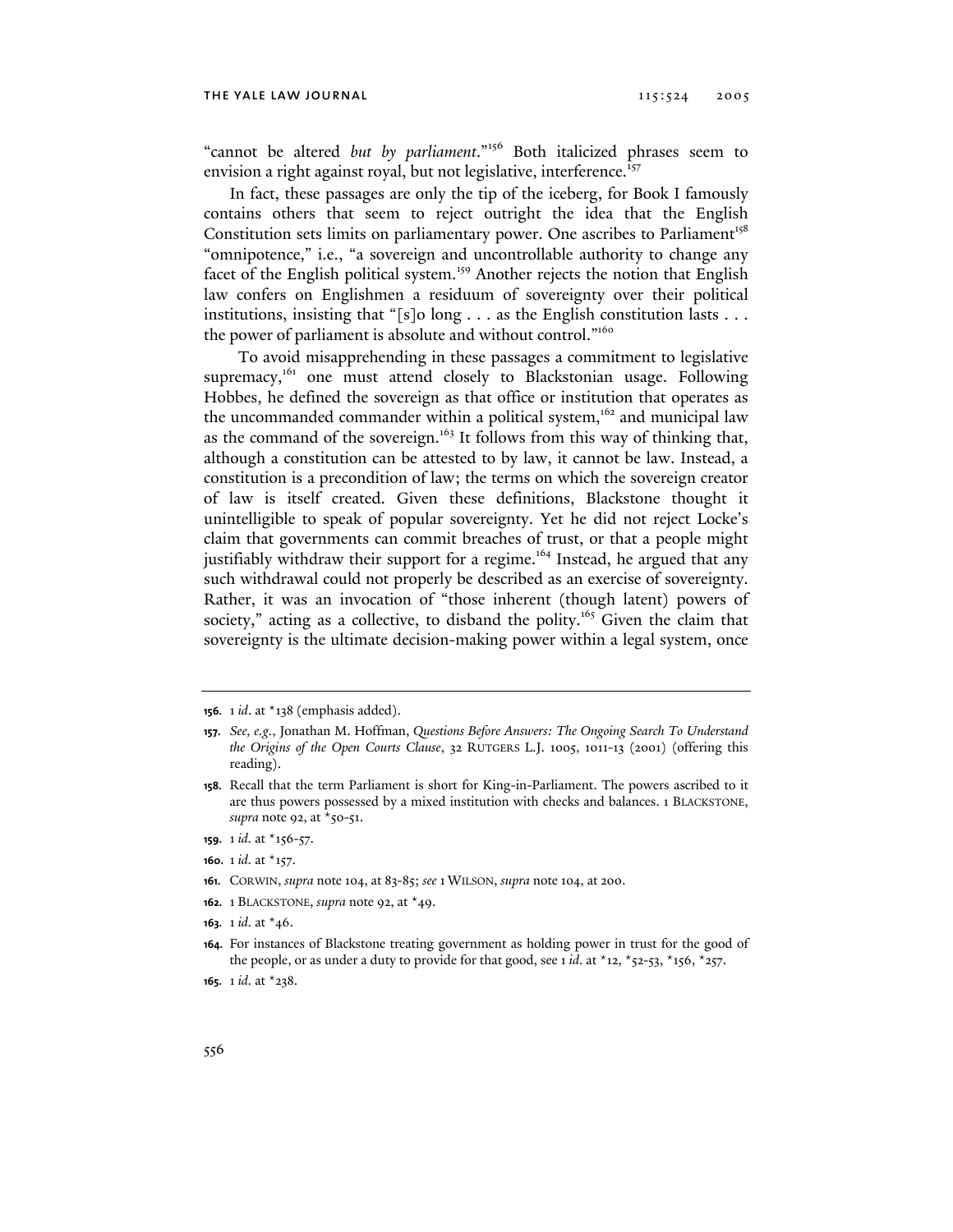"cannot be altered *but by parliament*."[156] Both italicized phrases seem to envision a right against royal, but not legislative, interference.[157]

In fact, these passages are only the tip of the iceberg, for Book I famously contains others that seem to reject outright the idea that the English Constitution sets limits on parliamentary power. One ascribes to Parliament[158] "omnipotence," i.e., "a sovereign and uncontrollable authority to change any facet of the English political system.[159] Another rejects the notion that English law confers on Englishmen a residuum of sovereignty over their political institutions, insisting that "[s]o long . . . as the English constitution lasts . . . the power of parliament is absolute and without control."[160]

To avoid misapprehending in these passages a commitment to legislative supremacy,[161] one must attend closely to Blackstonian usage. Following Hobbes, he defined the sovereign as that office or institution that operates as the uncommanded commander within a political system,[162] and municipal law as the command of the sovereign.[163] It follows from this way of thinking that, although a constitution can be attested to by law, it cannot be law. Instead, a constitution is a precondition of law; the terms on which the sovereign creator of law is itself created. Given these definitions, Blackstone thought it unintelligible to speak of popular sovereignty. Yet he did not reject Locke's claim that governments can commit breaches of trust, or that a people might justifiably withdraw their support for a regime.[164] Instead, he argued that any such withdrawal could not properly be described as an exercise of sovereignty. Rather, it was an invocation of "those inherent (though latent) powers of society," acting as a collective, to disband the polity.[165] Given the claim that sovereignty is the ultimate decision-making power within a legal system, once

---

156. 1 *id*. at *138 (emphasis added).

157. *See, e.g.*, Jonathan M. Hoffman, *Questions Before Answers: The Ongoing Search To Understand the Origins of the Open Courts Clause*, 32 RUTGERS L.J. 1005, 1011-13 (2001) (offering this reading).

158. Recall that the term Parliament is short for King-in-Parliament. The powers ascribed to it are thus powers possessed by a mixed institution with checks and balances. 1 BLACKSTONE, *supra* note 92, at *50-51.

159. 1 *id*. at *156-57.

160. 1 *id*. at *157.

161. CORWIN, *supra* note 104, at 83-85; *see* 1 WILSON, *supra* note 104, at 200.

162. 1 BLACKSTONE, *supra* note 92, at *49.

163. 1 *id*. at *46.

164. For instances of Blackstone treating government as holding power in trust for the good of the people, or as under a duty to provide for that good, see 1 *id*. at *12, *52-53, *156, *257.

165. 1 *id*. at *238.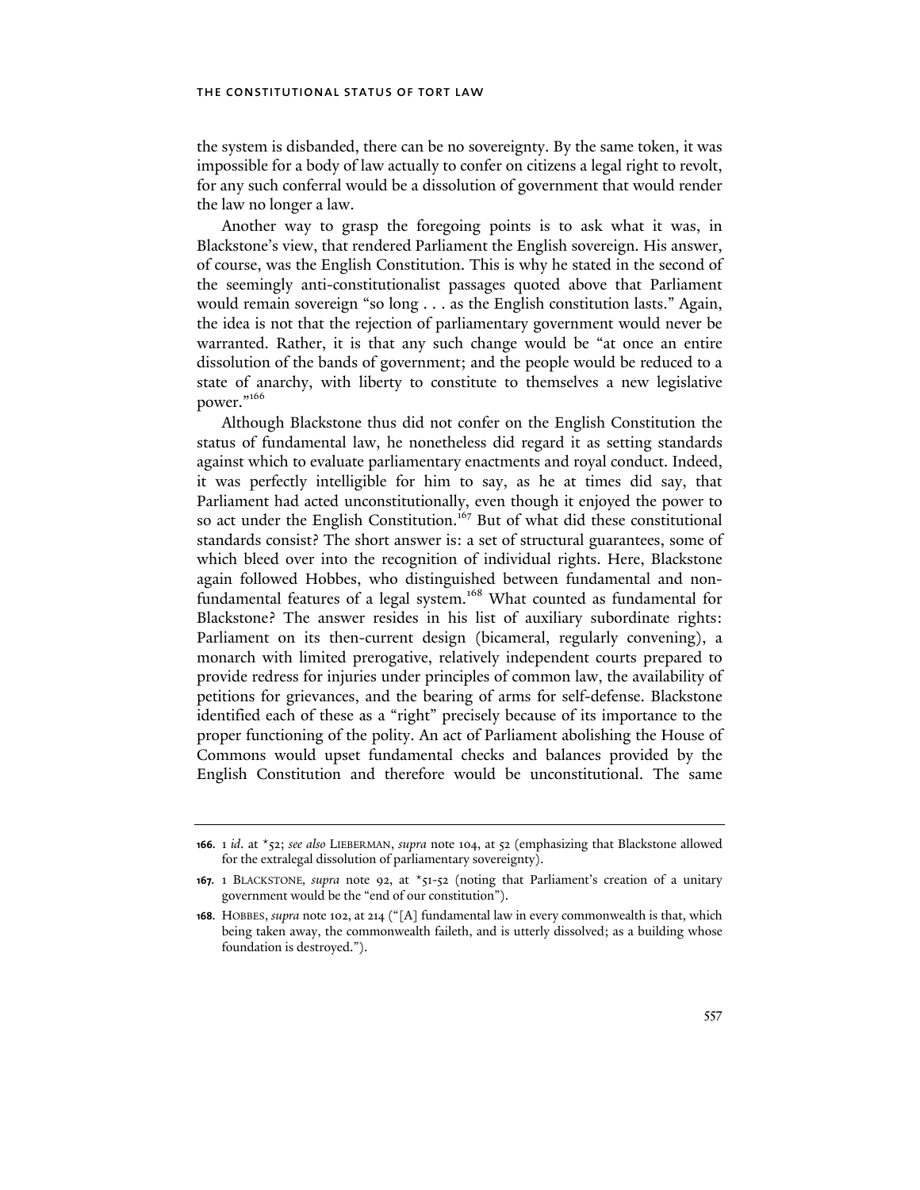the system is disbanded, there can be no sovereignty. By the same token, it was impossible for a body of law actually to confer on citizens a legal right to revolt, for any such conferral would be a dissolution of government that would render the law no longer a law.

Another way to grasp the foregoing points is to ask what it was, in Blackstone's view, that rendered Parliament the English sovereign. His answer, of course, was the English Constitution. This is why he stated in the second of the seemingly anti-constitutionalist passages quoted above that Parliament would remain sovereign "so long . . . as the English constitution lasts." Again, the idea is not that the rejection of parliamentary government would never be warranted. Rather, it is that any such change would be "at once an entire dissolution of the bands of government; and the people would be reduced to a state of anarchy, with liberty to constitute to themselves a new legislative power."[166]

Although Blackstone thus did not confer on the English Constitution the status of fundamental law, he nonetheless did regard it as setting standards against which to evaluate parliamentary enactments and royal conduct. Indeed, it was perfectly intelligible for him to say, as he at times did say, that Parliament had acted unconstitutionally, even though it enjoyed the power to so act under the English Constitution.[167] But of what did these constitutional standards consist? The short answer is: a set of structural guarantees, some of which bleed over into the recognition of individual rights. Here, Blackstone again followed Hobbes, who distinguished between fundamental and non-fundamental features of a legal system.[168] What counted as fundamental for Blackstone? The answer resides in his list of auxiliary subordinate rights: Parliament on its then-current design (bicameral, regularly convening), a monarch with limited prerogative, relatively independent courts prepared to provide redress for injuries under principles of common law, the availability of petitions for grievances, and the bearing of arms for self-defense. Blackstone identified each of these as a "right" precisely because of its importance to the proper functioning of the polity. An act of Parliament abolishing the House of Commons would upset fundamental checks and balances provided by the English Constitution and therefore would be unconstitutional. The same

---

**166.** 1 *id.* at *52; *see also* LIEBERMAN, *supra* note 104, at 52 (emphasizing that Blackstone allowed for the extralegal dissolution of parliamentary sovereignty).

**167.** 1 BLACKSTONE, *supra* note 92, at *51-52 (noting that Parliament's creation of a unitary government would be the "end of our constitution").

**168.** HOBBES, *supra* note 102, at 214 ("[A] fundamental law in every commonwealth is that, which being taken away, the commonwealth faileth, and is utterly dissolved; as a building whose foundation is destroyed.").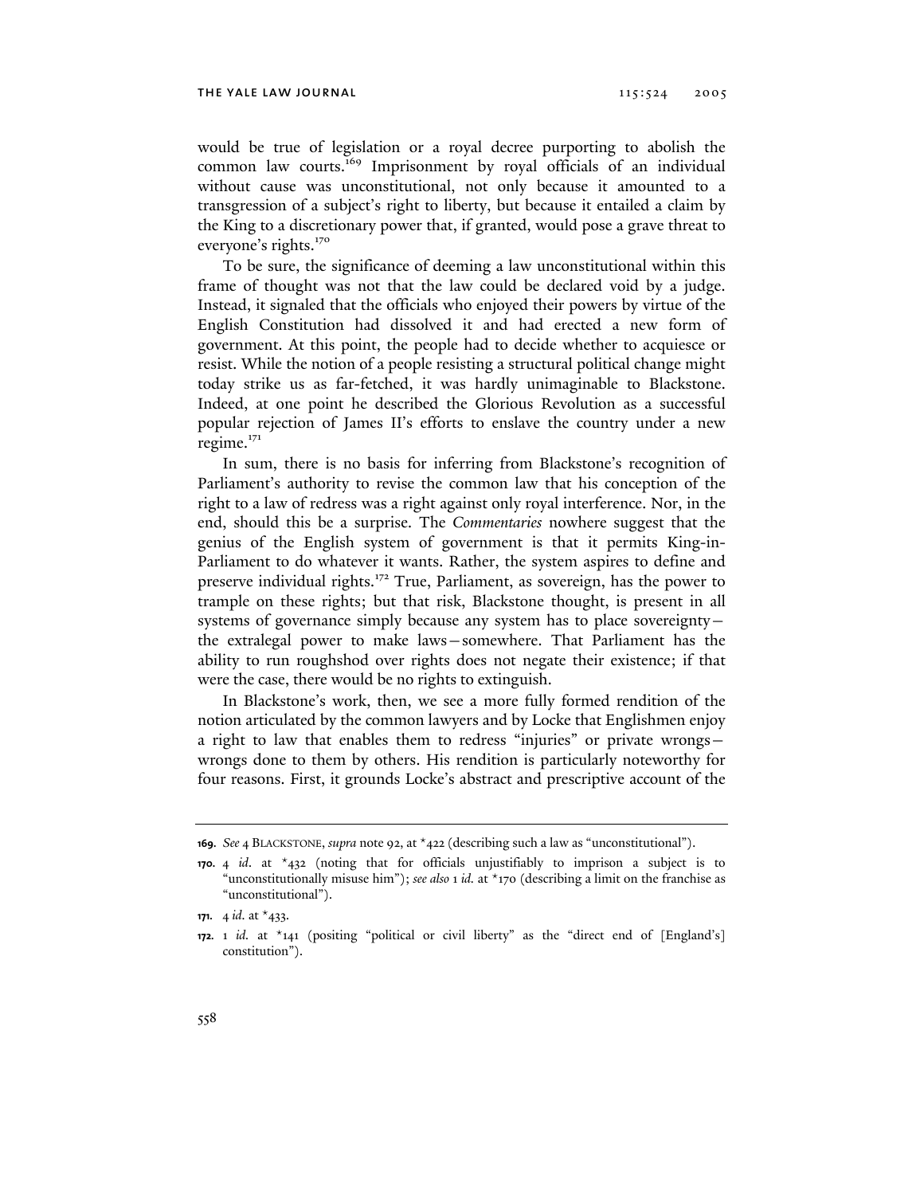would be true of legislation or a royal decree purporting to abolish the common law courts.[169] Imprisonment by royal officials of an individual without cause was unconstitutional, not only because it amounted to a transgression of a subject's right to liberty, but because it entailed a claim by the King to a discretionary power that, if granted, would pose a grave threat to everyone's rights.[170]

To be sure, the significance of deeming a law unconstitutional within this frame of thought was not that the law could be declared void by a judge. Instead, it signaled that the officials who enjoyed their powers by virtue of the English Constitution had dissolved it and had erected a new form of government. At this point, the people had to decide whether to acquiesce or resist. While the notion of a people resisting a structural political change might today strike us as far-fetched, it was hardly unimaginable to Blackstone. Indeed, at one point he described the Glorious Revolution as a successful popular rejection of James II's efforts to enslave the country under a new regime.[171]

In sum, there is no basis for inferring from Blackstone's recognition of Parliament's authority to revise the common law that his conception of the right to a law of redress was a right against only royal interference. Nor, in the end, should this be a surprise. The *Commentaries* nowhere suggest that the genius of the English system of government is that it permits King-in-Parliament to do whatever it wants. Rather, the system aspires to define and preserve individual rights.[172] True, Parliament, as sovereign, has the power to trample on these rights; but that risk, Blackstone thought, is present in all systems of governance simply because any system has to place sovereignty—the extralegal power to make laws—somewhere. That Parliament has the ability to run roughshod over rights does not negate their existence; if that were the case, there would be no rights to extinguish.

In Blackstone's work, then, we see a more fully formed rendition of the notion articulated by the common lawyers and by Locke that Englishmen enjoy a right to law that enables them to redress "injuries" or private wrongs—wrongs done to them by others. His rendition is particularly noteworthy for four reasons. First, it grounds Locke's abstract and prescriptive account of the

---

**169.** *See* 4 BLACKSTONE, *supra* note 92, at *422 (describing such a law as "unconstitutional").

**170.** 4 *id.* at *432 (noting that for officials unjustifiably to imprison a subject is to "unconstitutionally misuse him"); *see also* 1 *id.* at *170 (describing a limit on the franchise as "unconstitutional").

**171.** 4 *id.* at *433.

**172.** 1 *id.* at *141 (positing "political or civil liberty" as the "direct end of [England's] constitution").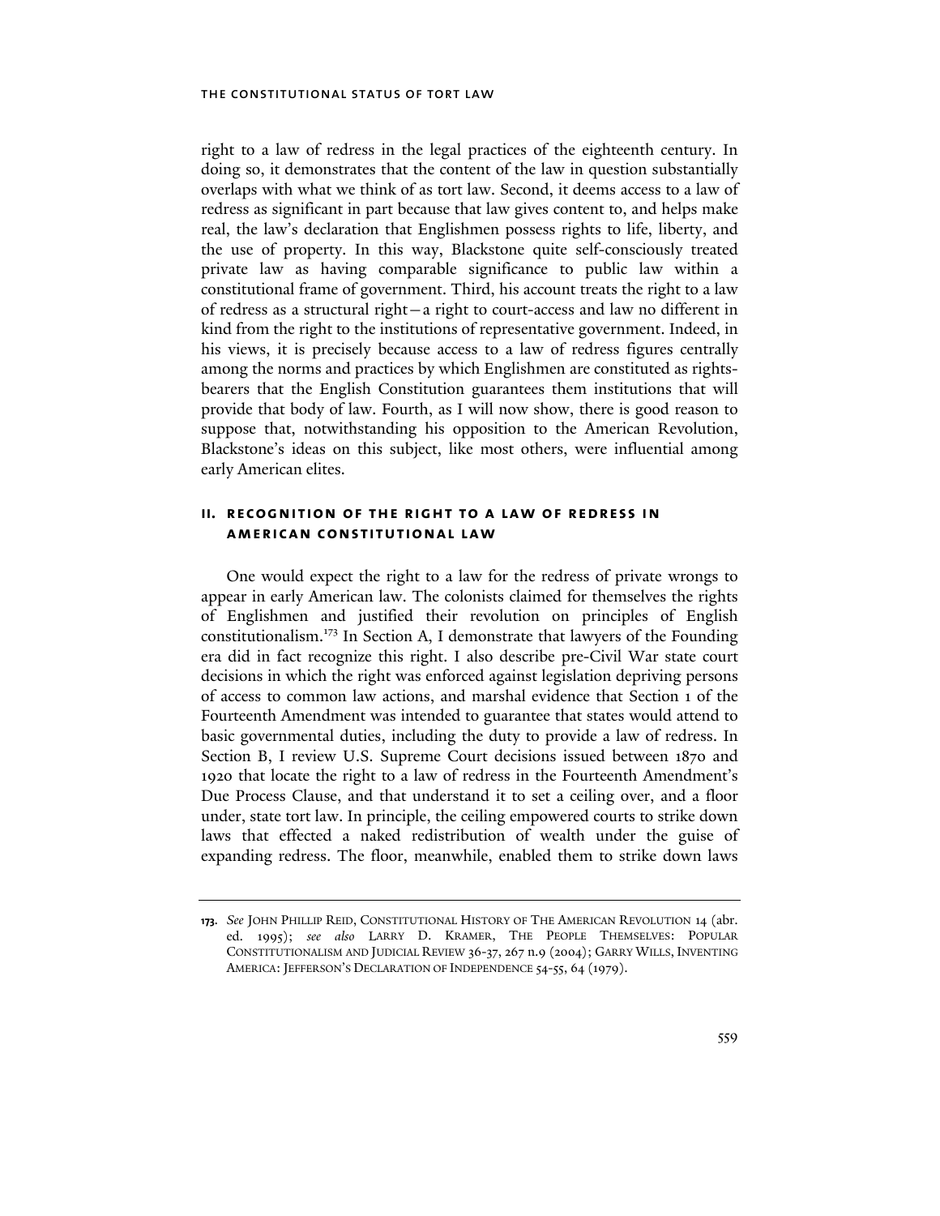right to a law of redress in the legal practices of the eighteenth century. In doing so, it demonstrates that the content of the law in question substantially overlaps with what we think of as tort law. Second, it deems access to a law of redress as significant in part because that law gives content to, and helps make real, the law's declaration that Englishmen possess rights to life, liberty, and the use of property. In this way, Blackstone quite self-consciously treated private law as having comparable significance to public law within a constitutional frame of government. Third, his account treats the right to a law of redress as a structural right—a right to court-access and law no different in kind from the right to the institutions of representative government. Indeed, in his views, it is precisely because access to a law of redress figures centrally among the norms and practices by which Englishmen are constituted as rights-bearers that the English Constitution guarantees them institutions that will provide that body of law. Fourth, as I will now show, there is good reason to suppose that, notwithstanding his opposition to the American Revolution, Blackstone's ideas on this subject, like most others, were influential among early American elites.

## II. RECOGNITION OF THE RIGHT TO A LAW OF REDRESS IN AMERICAN CONSTITUTIONAL LAW

One would expect the right to a law for the redress of private wrongs to appear in early American law. The colonists claimed for themselves the rights of Englishmen and justified their revolution on principles of English constitutionalism.[173] In Section A, I demonstrate that lawyers of the Founding era did in fact recognize this right. I also describe pre-Civil War state court decisions in which the right was enforced against legislation depriving persons of access to common law actions, and marshal evidence that Section 1 of the Fourteenth Amendment was intended to guarantee that states would attend to basic governmental duties, including the duty to provide a law of redress. In Section B, I review U.S. Supreme Court decisions issued between 1870 and 1920 that locate the right to a law of redress in the Fourteenth Amendment's Due Process Clause, and that understand it to set a ceiling over, and a floor under, state tort law. In principle, the ceiling empowered courts to strike down laws that effected a naked redistribution of wealth under the guise of expanding redress. The floor, meanwhile, enabled them to strike down laws

---

173. *See* JOHN PHILLIP REID, CONSTITUTIONAL HISTORY OF THE AMERICAN REVOLUTION 14 (abr. ed. 1995); *see also* LARRY D. KRAMER, THE PEOPLE THEMSELVES: POPULAR CONSTITUTIONALISM AND JUDICIAL REVIEW 36-37, 267 n.9 (2004); GARRY WILLS, INVENTING AMERICA: JEFFERSON'S DECLARATION OF INDEPENDENCE 54-55, 64 (1979).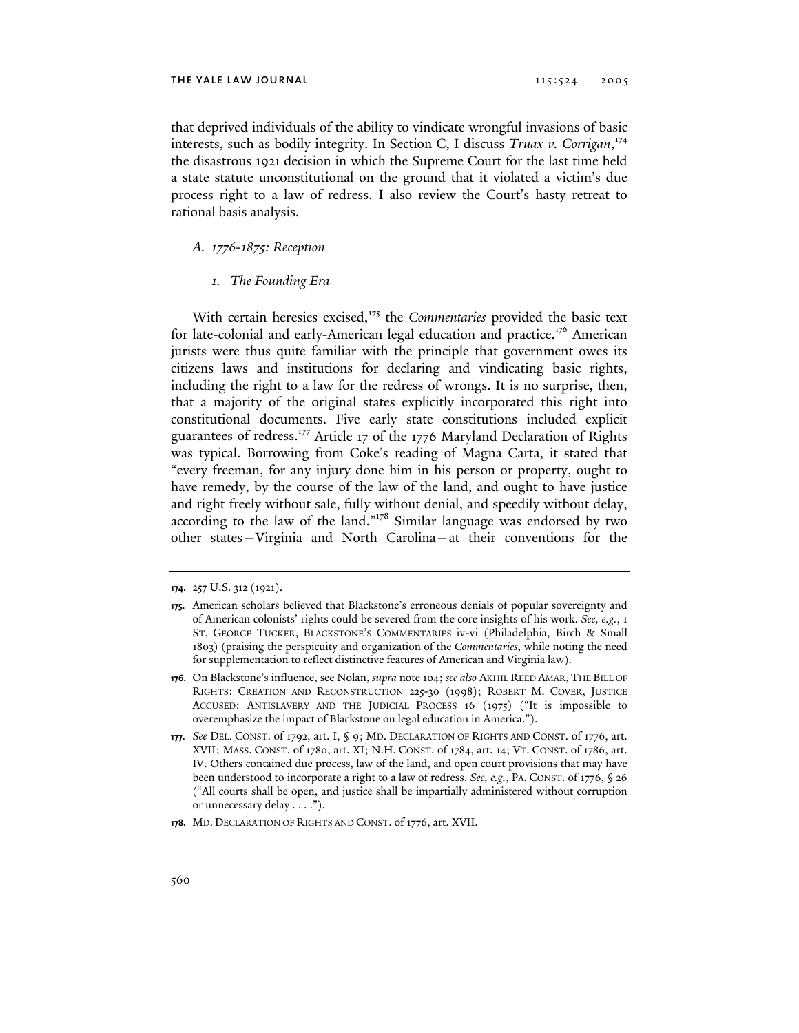that deprived individuals of the ability to vindicate wrongful invasions of basic interests, such as bodily integrity. In Section C, I discuss *Truax v. Corrigan*,[174] the disastrous 1921 decision in which the Supreme Court for the last time held a state statute unconstitutional on the ground that it violated a victim's due process right to a law of redress. I also review the Court's hasty retreat to rational basis analysis.

### *A. 1776-1875: Reception*

#### *1. The Founding Era*

With certain heresies excised,[175] the *Commentaries* provided the basic text for late-colonial and early-American legal education and practice.[176] American jurists were thus quite familiar with the principle that government owes its citizens laws and institutions for declaring and vindicating basic rights, including the right to a law for the redress of wrongs. It is no surprise, then, that a majority of the original states explicitly incorporated this right into constitutional documents. Five early state constitutions included explicit guarantees of redress.[177] Article 17 of the 1776 Maryland Declaration of Rights was typical. Borrowing from Coke's reading of Magna Carta, it stated that "every freeman, for any injury done him in his person or property, ought to have remedy, by the course of the law of the land, and ought to have justice and right freely without sale, fully without denial, and speedily without delay, according to the law of the land."[178] Similar language was endorsed by two other states—Virginia and North Carolina—at their conventions for the

---

**174.** 257 U.S. 312 (1921).

**175.** American scholars believed that Blackstone's erroneous denials of popular sovereignty and of American colonists' rights could be severed from the core insights of his work. *See, e.g.*, 1 ST. GEORGE TUCKER, BLACKSTONE'S COMMENTARIES iv-vi (Philadelphia, Birch & Small 1803) (praising the perspicuity and organization of the *Commentaries*, while noting the need for supplementation to reflect distinctive features of American and Virginia law).

**176.** On Blackstone's influence, see Nolan, *supra* note 104; *see also* AKHIL REED AMAR, THE BILL OF RIGHTS: CREATION AND RECONSTRUCTION 225-30 (1998); ROBERT M. COVER, JUSTICE ACCUSED: ANTISLAVERY AND THE JUDICIAL PROCESS 16 (1975) ("It is impossible to overemphasize the impact of Blackstone on legal education in America.").

**177.** *See* DEL. CONST. of 1792, art. I, § 9; MD. DECLARATION OF RIGHTS AND CONST. of 1776, art. XVII; MASS. CONST. of 1780, art. XI; N.H. CONST. of 1784, art. 14; VT. CONST. of 1786, art. IV. Others contained due process, law of the land, and open court provisions that may have been understood to incorporate a right to a law of redress. *See, e.g.*, PA. CONST. of 1776, § 26 ("All courts shall be open, and justice shall be impartially administered without corruption or unnecessary delay . . . .").

**178.** MD. DECLARATION OF RIGHTS AND CONST. of 1776, art. XVII.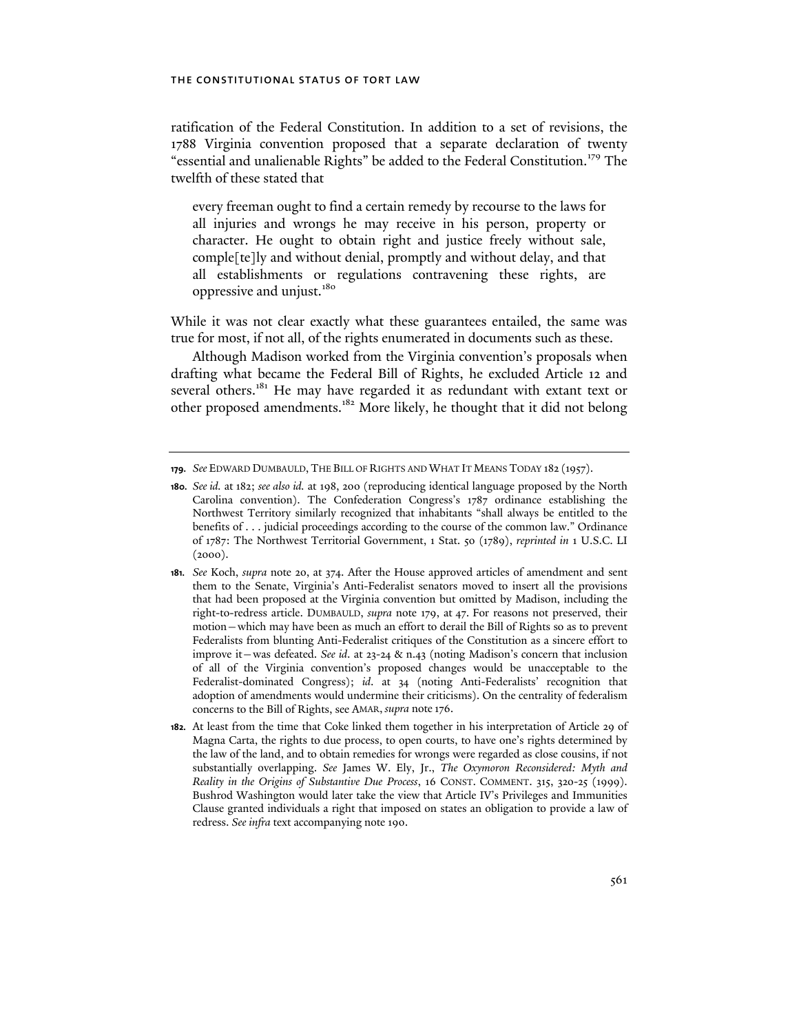ratification of the Federal Constitution. In addition to a set of revisions, the 1788 Virginia convention proposed that a separate declaration of twenty "essential and unalienable Rights" be added to the Federal Constitution.[179] The twelfth of these stated that

> every freeman ought to find a certain remedy by recourse to the laws for all injuries and wrongs he may receive in his person, property or character. He ought to obtain right and justice freely without sale, comple[te]ly and without denial, promptly and without delay, and that all establishments or regulations contravening these rights, are oppressive and unjust.[180]

While it was not clear exactly what these guarantees entailed, the same was true for most, if not all, of the rights enumerated in documents such as these.

Although Madison worked from the Virginia convention's proposals when drafting what became the Federal Bill of Rights, he excluded Article 12 and several others.[181] He may have regarded it as redundant with extant text or other proposed amendments.[182] More likely, he thought that it did not belong

---

**179.** *See* EDWARD DUMBAULD, THE BILL OF RIGHTS AND WHAT IT MEANS TODAY 182 (1957).

**180.** *See id.* at 182; *see also id.* at 198, 200 (reproducing identical language proposed by the North Carolina convention). The Confederation Congress's 1787 ordinance establishing the Northwest Territory similarly recognized that inhabitants "shall always be entitled to the benefits of . . . judicial proceedings according to the course of the common law." Ordinance of 1787: The Northwest Territorial Government, 1 Stat. 50 (1789), *reprinted in* 1 U.S.C. LI (2000).

**181.** *See* Koch, *supra* note 20, at 374. After the House approved articles of amendment and sent them to the Senate, Virginia's Anti-Federalist senators moved to insert all the provisions that had been proposed at the Virginia convention but omitted by Madison, including the right-to-redress article. DUMBAULD, *supra* note 179, at 47. For reasons not preserved, their motion—which may have been as much an effort to derail the Bill of Rights so as to prevent Federalists from blunting Anti-Federalist critiques of the Constitution as a sincere effort to improve it—was defeated. *See id.* at 23-24 & n.43 (noting Madison's concern that inclusion of all of the Virginia convention's proposed changes would be unacceptable to the Federalist-dominated Congress); *id.* at 34 (noting Anti-Federalists' recognition that adoption of amendments would undermine their criticisms). On the centrality of federalism concerns to the Bill of Rights, see AMAR, *supra* note 176.

**182.** At least from the time that Coke linked them together in his interpretation of Article 29 of Magna Carta, the rights to due process, to open courts, to have one's rights determined by the law of the land, and to obtain remedies for wrongs were regarded as close cousins, if not substantially overlapping. *See* James W. Ely, Jr., *The Oxymoron Reconsidered: Myth and Reality in the Origins of Substantive Due Process*, 16 CONST. COMMENT. 315, 320-25 (1999). Bushrod Washington would later take the view that Article IV's Privileges and Immunities Clause granted individuals a right that imposed on states an obligation to provide a law of redress. *See infra* text accompanying note 190.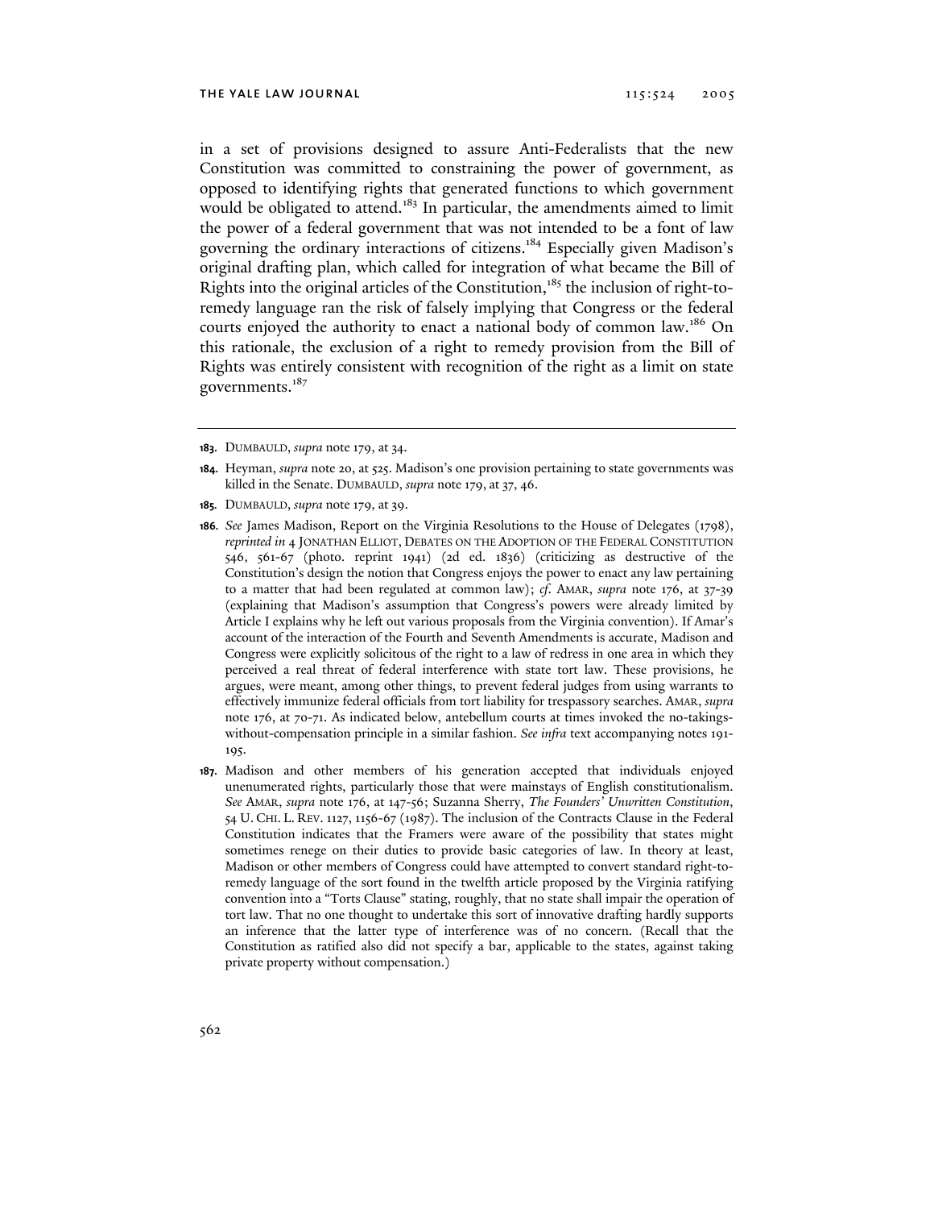in a set of provisions designed to assure Anti-Federalists that the new Constitution was committed to constraining the power of government, as opposed to identifying rights that generated functions to which government would be obligated to attend.[183] In particular, the amendments aimed to limit the power of a federal government that was not intended to be a font of law governing the ordinary interactions of citizens.[184] Especially given Madison's original drafting plan, which called for integration of what became the Bill of Rights into the original articles of the Constitution,[185] the inclusion of right-to-remedy language ran the risk of falsely implying that Congress or the federal courts enjoyed the authority to enact a national body of common law.[186] On this rationale, the exclusion of a right to remedy provision from the Bill of Rights was entirely consistent with recognition of the right as a limit on state governments.[187]

---

**183.** DUMBAULD, *supra* note 179, at 34.

**184.** Heyman, *supra* note 20, at 525. Madison's one provision pertaining to state governments was killed in the Senate. DUMBAULD, *supra* note 179, at 37, 46.

**185.** DUMBAULD, *supra* note 179, at 39.

**186.** *See* James Madison, Report on the Virginia Resolutions to the House of Delegates (1798), *reprinted in* 4 JONATHAN ELLIOT, DEBATES ON THE ADOPTION OF THE FEDERAL CONSTITUTION 546, 561-67 (photo. reprint 1941) (2d ed. 1836) (criticizing as destructive of the Constitution's design the notion that Congress enjoys the power to enact any law pertaining to a matter that had been regulated at common law); *cf*. AMAR, *supra* note 176, at 37-39 (explaining that Madison's assumption that Congress's powers were already limited by Article I explains why he left out various proposals from the Virginia convention). If Amar's account of the interaction of the Fourth and Seventh Amendments is accurate, Madison and Congress were explicitly solicitous of the right to a law of redress in one area in which they perceived a real threat of federal interference with state tort law. These provisions, he argues, were meant, among other things, to prevent federal judges from using warrants to effectively immunize federal officials from tort liability for trespassory searches. AMAR, *supra* note 176, at 70-71. As indicated below, antebellum courts at times invoked the no-takings-without-compensation principle in a similar fashion. *See infra* text accompanying notes 191-195.

**187.** Madison and other members of his generation accepted that individuals enjoyed unenumerated rights, particularly those that were mainstays of English constitutionalism. *See* AMAR, *supra* note 176, at 147-56; Suzanna Sherry, *The Founders' Unwritten Constitution*, 54 U. CHI. L. REV. 1127, 1156-67 (1987). The inclusion of the Contracts Clause in the Federal Constitution indicates that the Framers were aware of the possibility that states might sometimes renege on their duties to provide basic categories of law. In theory at least, Madison or other members of Congress could have attempted to convert standard right-to-remedy language of the sort found in the twelfth article proposed by the Virginia ratifying convention into a "Torts Clause" stating, roughly, that no state shall impair the operation of tort law. That no one thought to undertake this sort of innovative drafting hardly supports an inference that the latter type of interference was of no concern. (Recall that the Constitution as ratified also did not specify a bar, applicable to the states, against taking private property without compensation.)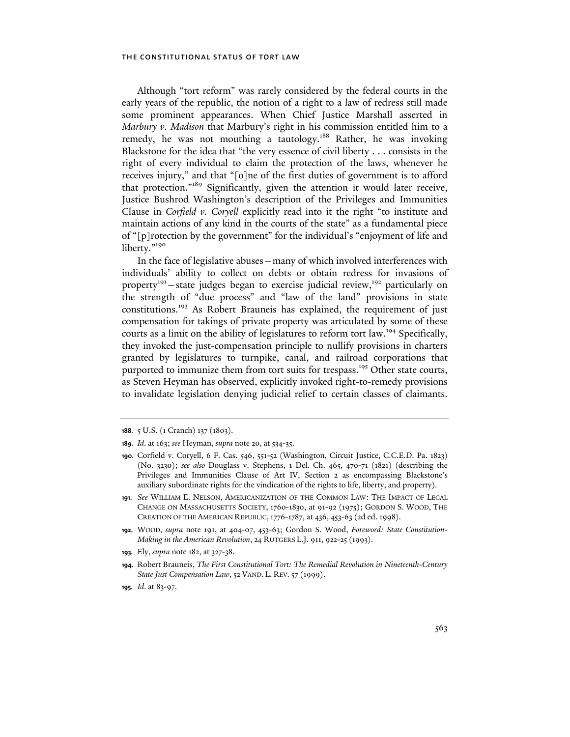Although "tort reform" was rarely considered by the federal courts in the early years of the republic, the notion of a right to a law of redress still made some prominent appearances. When Chief Justice Marshall asserted in *Marbury v. Madison* that Marbury's right in his commission entitled him to a remedy, he was not mouthing a tautology.[188] Rather, he was invoking Blackstone for the idea that "the very essence of civil liberty . . . consists in the right of every individual to claim the protection of the laws, whenever he receives injury," and that "[o]ne of the first duties of government is to afford that protection."[189] Significantly, given the attention it would later receive, Justice Bushrod Washington's description of the Privileges and Immunities Clause in *Corfield v. Coryell* explicitly read into it the right "to institute and maintain actions of any kind in the courts of the state" as a fundamental piece of "[p]rotection by the government" for the individual's "enjoyment of life and liberty."[190]

In the face of legislative abuses—many of which involved interferences with individuals' ability to collect on debts or obtain redress for invasions of property[191]—state judges began to exercise judicial review,[192] particularly on the strength of "due process" and "law of the land" provisions in state constitutions.[193] As Robert Brauneis has explained, the requirement of just compensation for takings of private property was articulated by some of these courts as a limit on the ability of legislatures to reform tort law.[194] Specifically, they invoked the just-compensation principle to nullify provisions in charters granted by legislatures to turnpike, canal, and railroad corporations that purported to immunize them from tort suits for trespass.[195] Other state courts, as Steven Heyman has observed, explicitly invoked right-to-remedy provisions to invalidate legislation denying judicial relief to certain classes of claimants.

---

**188.** 5 U.S. (1 Cranch) 137 (1803).

**189.** *Id.* at 163; *see* Heyman, *supra* note 20, at 534-35.

**190.** Corfield v. Coryell, 6 F. Cas. 546, 551-52 (Washington, Circuit Justice, C.C.E.D. Pa. 1823) (No. 3230); *see also* Douglass v. Stephens, 1 Del. Ch. 465, 470-71 (1821) (describing the Privileges and Immunities Clause of Art IV, Section 2 as encompassing Blackstone's auxiliary subordinate rights for the vindication of the rights to life, liberty, and property).

**191.** *See* WILLIAM E. NELSON, AMERICANIZATION OF THE COMMON LAW: THE IMPACT OF LEGAL CHANGE ON MASSACHUSETTS SOCIETY, 1760-1830, at 91-92 (1975); GORDON S. WOOD, THE CREATION OF THE AMERICAN REPUBLIC, 1776-1787, at 436, 453-63 (2d ed. 1998).

**192.** WOOD, *supra* note 191, at 404-07, 453-63; Gordon S. Wood, *Foreword: State Constitution-Making in the American Revolution*, 24 RUTGERS L.J. 911, 922-25 (1993).

**193.** Ely, *supra* note 182, at 327-38.

**194.** Robert Brauneis, *The First Constitutional Tort: The Remedial Revolution in Nineteenth-Century State Just Compensation Law*, 52 VAND. L. REV. 57 (1999).

**195.** *Id.* at 83-97.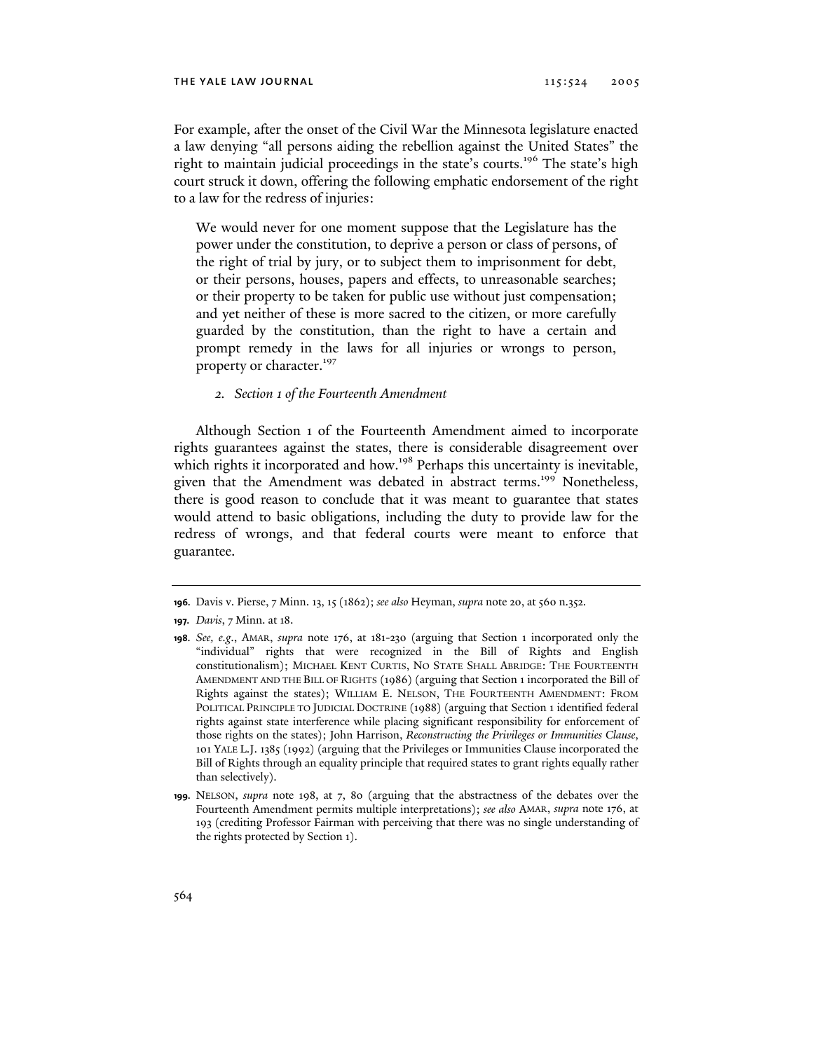For example, after the onset of the Civil War the Minnesota legislature enacted a law denying "all persons aiding the rebellion against the United States" the right to maintain judicial proceedings in the state's courts.[196] The state's high court struck it down, offering the following emphatic endorsement of the right to a law for the redress of injuries:

> We would never for one moment suppose that the Legislature has the power under the constitution, to deprive a person or class of persons, of the right of trial by jury, or to subject them to imprisonment for debt, or their persons, houses, papers and effects, to unreasonable searches; or their property to be taken for public use without just compensation; and yet neither of these is more sacred to the citizen, or more carefully guarded by the constitution, than the right to have a certain and prompt remedy in the laws for all injuries or wrongs to person, property or character.[197]

### *2. Section 1 of the Fourteenth Amendment*

Although Section 1 of the Fourteenth Amendment aimed to incorporate rights guarantees against the states, there is considerable disagreement over which rights it incorporated and how.[198] Perhaps this uncertainty is inevitable, given that the Amendment was debated in abstract terms.[199] Nonetheless, there is good reason to conclude that it was meant to guarantee that states would attend to basic obligations, including the duty to provide law for the redress of wrongs, and that federal courts were meant to enforce that guarantee.

---

**196.** Davis v. Pierse, 7 Minn. 13, 15 (1862); *see also* Heyman, *supra* note 20, at 560 n.352.

**197.** *Davis*, 7 Minn. at 18.

**198.** *See, e.g.*, AMAR, *supra* note 176, at 181-230 (arguing that Section 1 incorporated only the "individual" rights that were recognized in the Bill of Rights and English constitutionalism); MICHAEL KENT CURTIS, NO STATE SHALL ABRIDGE: THE FOURTEENTH AMENDMENT AND THE BILL OF RIGHTS (1986) (arguing that Section 1 incorporated the Bill of Rights against the states); WILLIAM E. NELSON, THE FOURTEENTH AMENDMENT: FROM POLITICAL PRINCIPLE TO JUDICIAL DOCTRINE (1988) (arguing that Section 1 identified federal rights against state interference while placing significant responsibility for enforcement of those rights on the states); John Harrison, *Reconstructing the Privileges or Immunities Clause*, 101 YALE L.J. 1385 (1992) (arguing that the Privileges or Immunities Clause incorporated the Bill of Rights through an equality principle that required states to grant rights equally rather than selectively).

**199.** NELSON, *supra* note 198, at 7, 80 (arguing that the abstractness of the debates over the Fourteenth Amendment permits multiple interpretations); *see also* AMAR, *supra* note 176, at 193 (crediting Professor Fairman with perceiving that there was no single understanding of the rights protected by Section 1).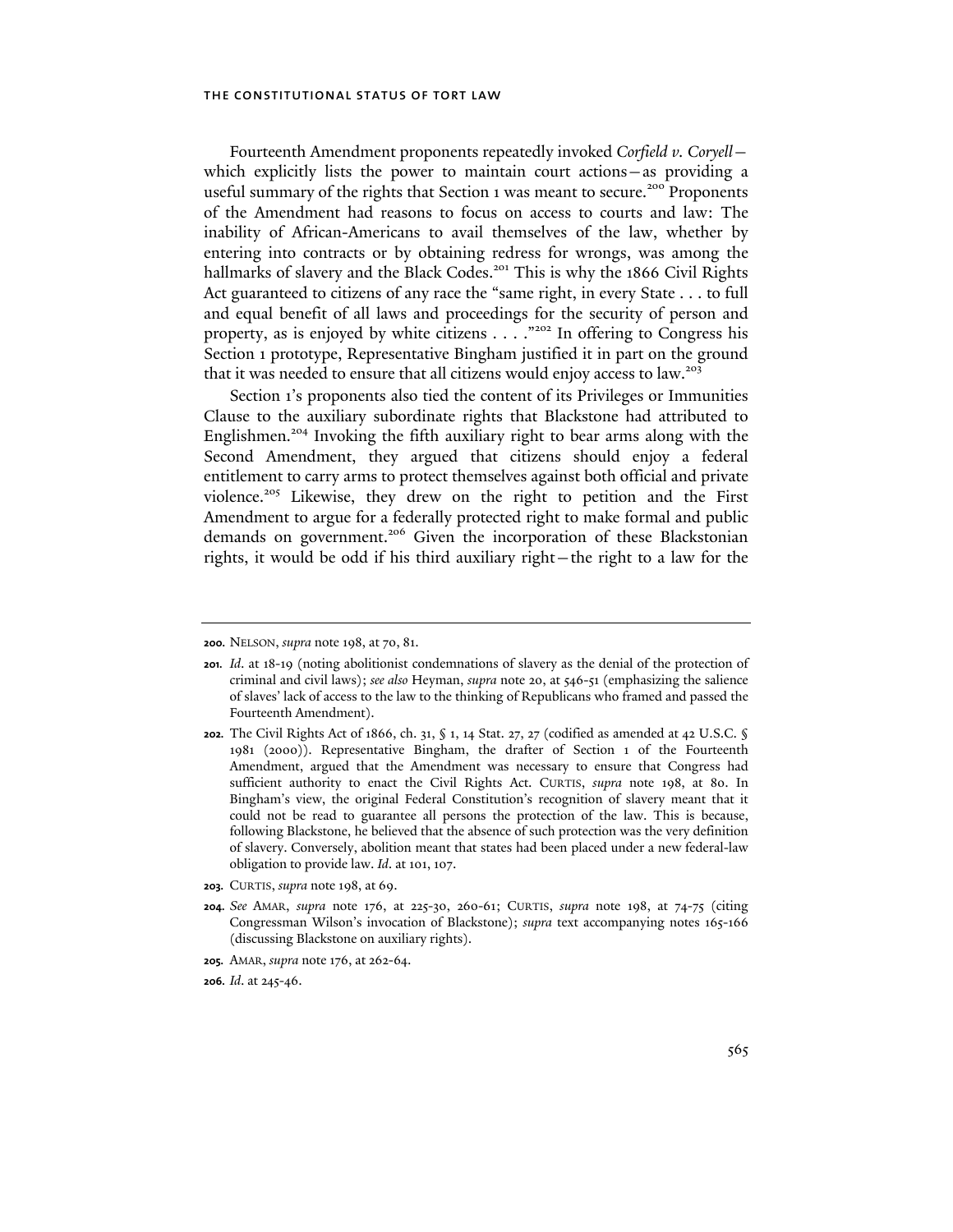Fourteenth Amendment proponents repeatedly invoked *Corfield v. Coryell*—which explicitly lists the power to maintain court actions—as providing a useful summary of the rights that Section 1 was meant to secure.[200] Proponents of the Amendment had reasons to focus on access to courts and law: The inability of African-Americans to avail themselves of the law, whether by entering into contracts or by obtaining redress for wrongs, was among the hallmarks of slavery and the Black Codes.[201] This is why the 1866 Civil Rights Act guaranteed to citizens of any race the "same right, in every State . . . to full and equal benefit of all laws and proceedings for the security of person and property, as is enjoyed by white citizens . . . ."[202] In offering to Congress his Section 1 prototype, Representative Bingham justified it in part on the ground that it was needed to ensure that all citizens would enjoy access to law.[203]

Section 1's proponents also tied the content of its Privileges or Immunities Clause to the auxiliary subordinate rights that Blackstone had attributed to Englishmen.[204] Invoking the fifth auxiliary right to bear arms along with the Second Amendment, they argued that citizens should enjoy a federal entitlement to carry arms to protect themselves against both official and private violence.[205] Likewise, they drew on the right to petition and the First Amendment to argue for a federally protected right to make formal and public demands on government.[206] Given the incorporation of these Blackstonian rights, it would be odd if his third auxiliary right—the right to a law for the

---

**200.** NELSON, *supra* note 198, at 70, 81.

**201.** *Id*. at 18-19 (noting abolitionist condemnations of slavery as the denial of the protection of criminal and civil laws); *see also* Heyman, *supra* note 20, at 546-51 (emphasizing the salience of slaves' lack of access to the law to the thinking of Republicans who framed and passed the Fourteenth Amendment).

**202.** The Civil Rights Act of 1866, ch. 31, § 1, 14 Stat. 27, 27 (codified as amended at 42 U.S.C. § 1981 (2000)). Representative Bingham, the drafter of Section 1 of the Fourteenth Amendment, argued that the Amendment was necessary to ensure that Congress had sufficient authority to enact the Civil Rights Act. CURTIS, *supra* note 198, at 80. In Bingham's view, the original Federal Constitution's recognition of slavery meant that it could not be read to guarantee all persons the protection of the law. This is because, following Blackstone, he believed that the absence of such protection was the very definition of slavery. Conversely, abolition meant that states had been placed under a new federal-law obligation to provide law. *Id*. at 101, 107.

**203.** CURTIS, *supra* note 198, at 69.

**204.** *See* AMAR, *supra* note 176, at 225-30, 260-61; CURTIS, *supra* note 198, at 74-75 (citing Congressman Wilson's invocation of Blackstone); *supra* text accompanying notes 165-166 (discussing Blackstone on auxiliary rights).

**205.** AMAR, *supra* note 176, at 262-64.

**206.** *Id*. at 245-46.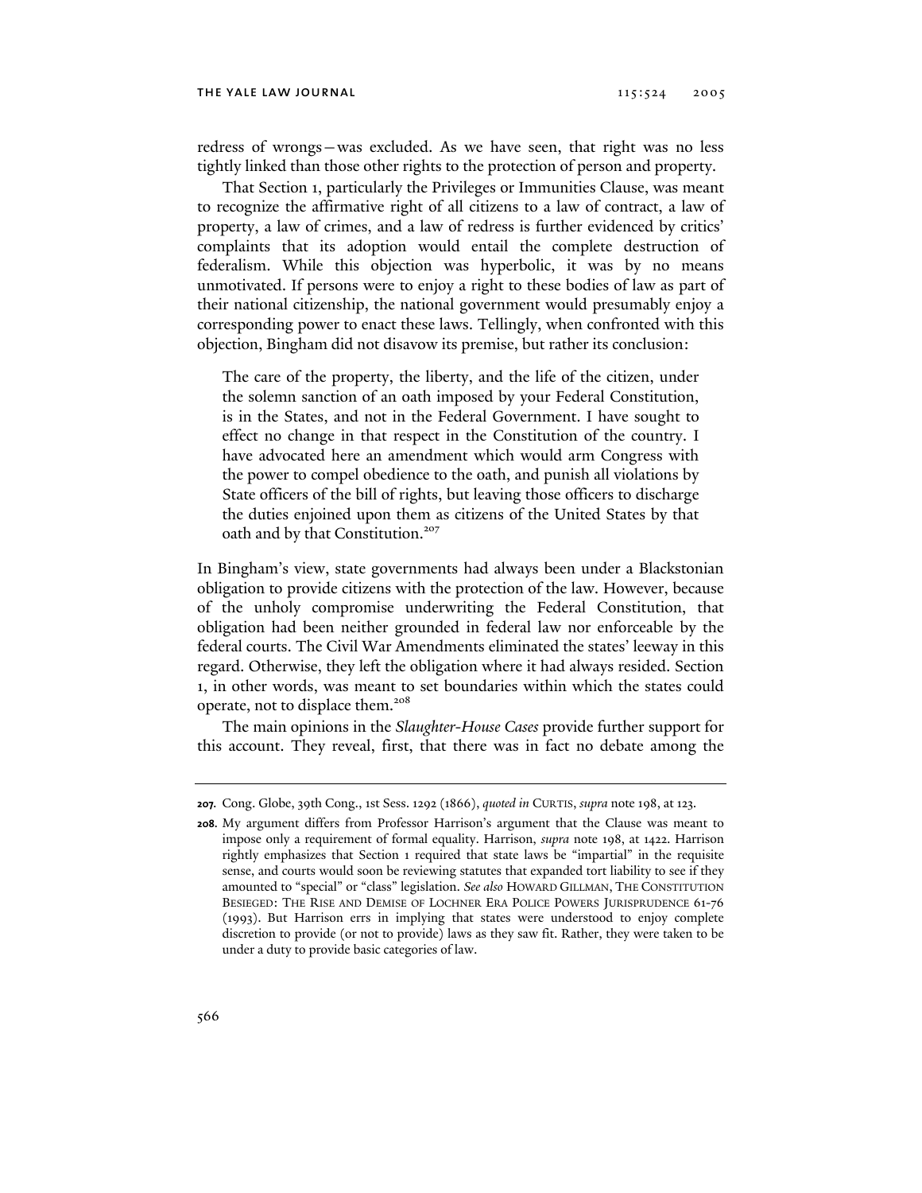redress of wrongs—was excluded. As we have seen, that right was no less tightly linked than those other rights to the protection of person and property.

That Section 1, particularly the Privileges or Immunities Clause, was meant to recognize the affirmative right of all citizens to a law of contract, a law of property, a law of crimes, and a law of redress is further evidenced by critics' complaints that its adoption would entail the complete destruction of federalism. While this objection was hyperbolic, it was by no means unmotivated. If persons were to enjoy a right to these bodies of law as part of their national citizenship, the national government would presumably enjoy a corresponding power to enact these laws. Tellingly, when confronted with this objection, Bingham did not disavow its premise, but rather its conclusion:

> The care of the property, the liberty, and the life of the citizen, under the solemn sanction of an oath imposed by your Federal Constitution, is in the States, and not in the Federal Government. I have sought to effect no change in that respect in the Constitution of the country. I have advocated here an amendment which would arm Congress with the power to compel obedience to the oath, and punish all violations by State officers of the bill of rights, but leaving those officers to discharge the duties enjoined upon them as citizens of the United States by that oath and by that Constitution.[207]

In Bingham's view, state governments had always been under a Blackstonian obligation to provide citizens with the protection of the law. However, because of the unholy compromise underwriting the Federal Constitution, that obligation had been neither grounded in federal law nor enforceable by the federal courts. The Civil War Amendments eliminated the states' leeway in this regard. Otherwise, they left the obligation where it had always resided. Section 1, in other words, was meant to set boundaries within which the states could operate, not to displace them.[208]

The main opinions in the *Slaughter-House Cases* provide further support for this account. They reveal, first, that there was in fact no debate among the

---

**207.** Cong. Globe, 39th Cong., 1st Sess. 1292 (1866), *quoted in* CURTIS, *supra* note 198, at 123.

**208.** My argument differs from Professor Harrison's argument that the Clause was meant to impose only a requirement of formal equality. Harrison, *supra* note 198, at 1422. Harrison rightly emphasizes that Section 1 required that state laws be "impartial" in the requisite sense, and courts would soon be reviewing statutes that expanded tort liability to see if they amounted to "special" or "class" legislation. *See also* HOWARD GILLMAN, THE CONSTITUTION BESIEGED: THE RISE AND DEMISE OF LOCHNER ERA POLICE POWERS JURISPRUDENCE 61-76 (1993). But Harrison errs in implying that states were understood to enjoy complete discretion to provide (or not to provide) laws as they saw fit. Rather, they were taken to be under a duty to provide basic categories of law.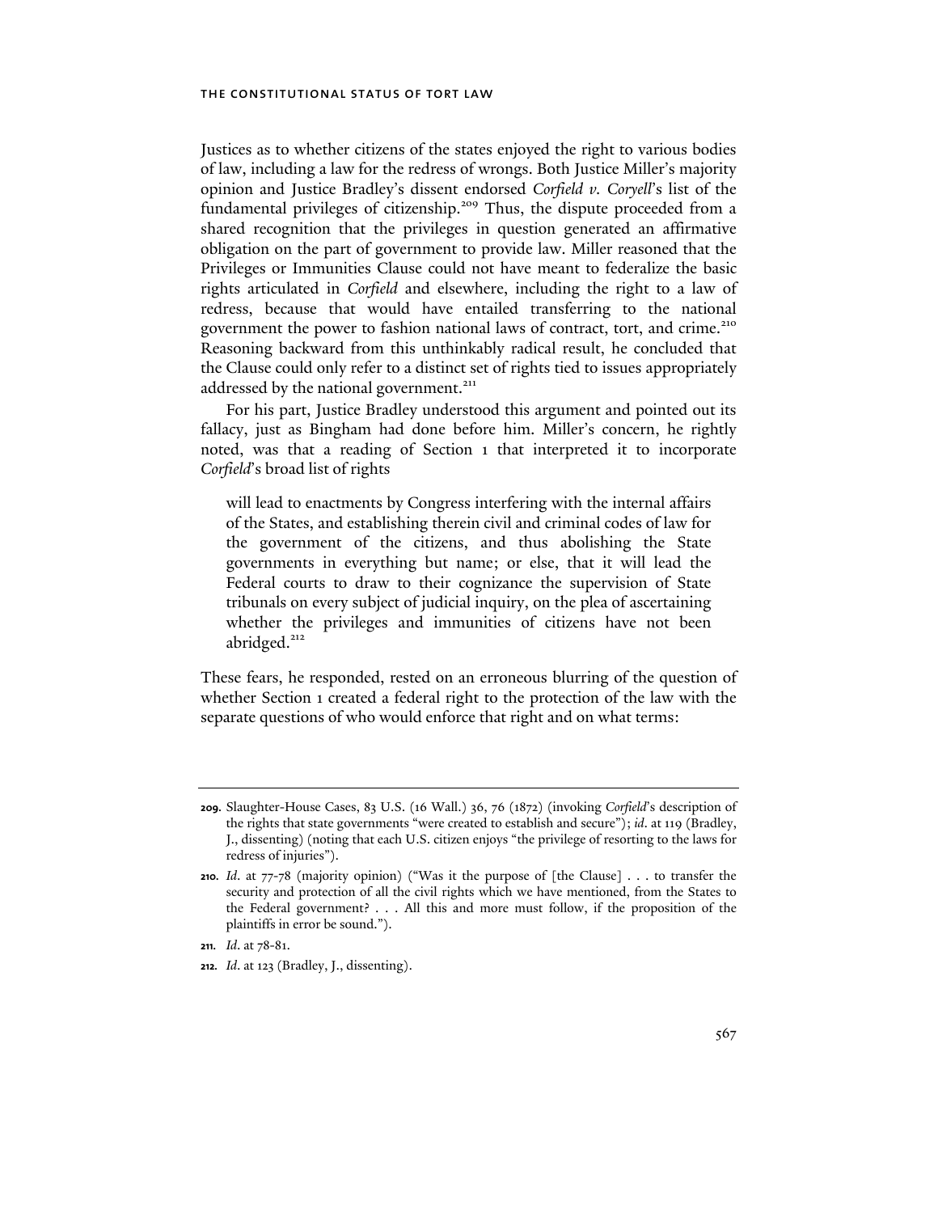Justices as to whether citizens of the states enjoyed the right to various bodies of law, including a law for the redress of wrongs. Both Justice Miller's majority opinion and Justice Bradley's dissent endorsed *Corfield v. Coryell*'s list of the fundamental privileges of citizenship.[209] Thus, the dispute proceeded from a shared recognition that the privileges in question generated an affirmative obligation on the part of government to provide law. Miller reasoned that the Privileges or Immunities Clause could not have meant to federalize the basic rights articulated in *Corfield* and elsewhere, including the right to a law of redress, because that would have entailed transferring to the national government the power to fashion national laws of contract, tort, and crime.[210] Reasoning backward from this unthinkably radical result, he concluded that the Clause could only refer to a distinct set of rights tied to issues appropriately addressed by the national government.[211]

For his part, Justice Bradley understood this argument and pointed out its fallacy, just as Bingham had done before him. Miller's concern, he rightly noted, was that a reading of Section 1 that interpreted it to incorporate *Corfield*'s broad list of rights

> will lead to enactments by Congress interfering with the internal affairs of the States, and establishing therein civil and criminal codes of law for the government of the citizens, and thus abolishing the State governments in everything but name; or else, that it will lead the Federal courts to draw to their cognizance the supervision of State tribunals on every subject of judicial inquiry, on the plea of ascertaining whether the privileges and immunities of citizens have not been abridged.[212]

These fears, he responded, rested on an erroneous blurring of the question of whether Section 1 created a federal right to the protection of the law with the separate questions of who would enforce that right and on what terms:

---

209. Slaughter-House Cases, 83 U.S. (16 Wall.) 36, 76 (1872) (invoking *Corfield*'s description of the rights that state governments "were created to establish and secure"); *id.* at 119 (Bradley, J., dissenting) (noting that each U.S. citizen enjoys "the privilege of resorting to the laws for redress of injuries").

210. *Id.* at 77-78 (majority opinion) ("Was it the purpose of [the Clause] . . . to transfer the security and protection of all the civil rights which we have mentioned, from the States to the Federal government? . . . All this and more must follow, if the proposition of the plaintiffs in error be sound.").

211. *Id.* at 78-81.

212. *Id.* at 123 (Bradley, J., dissenting).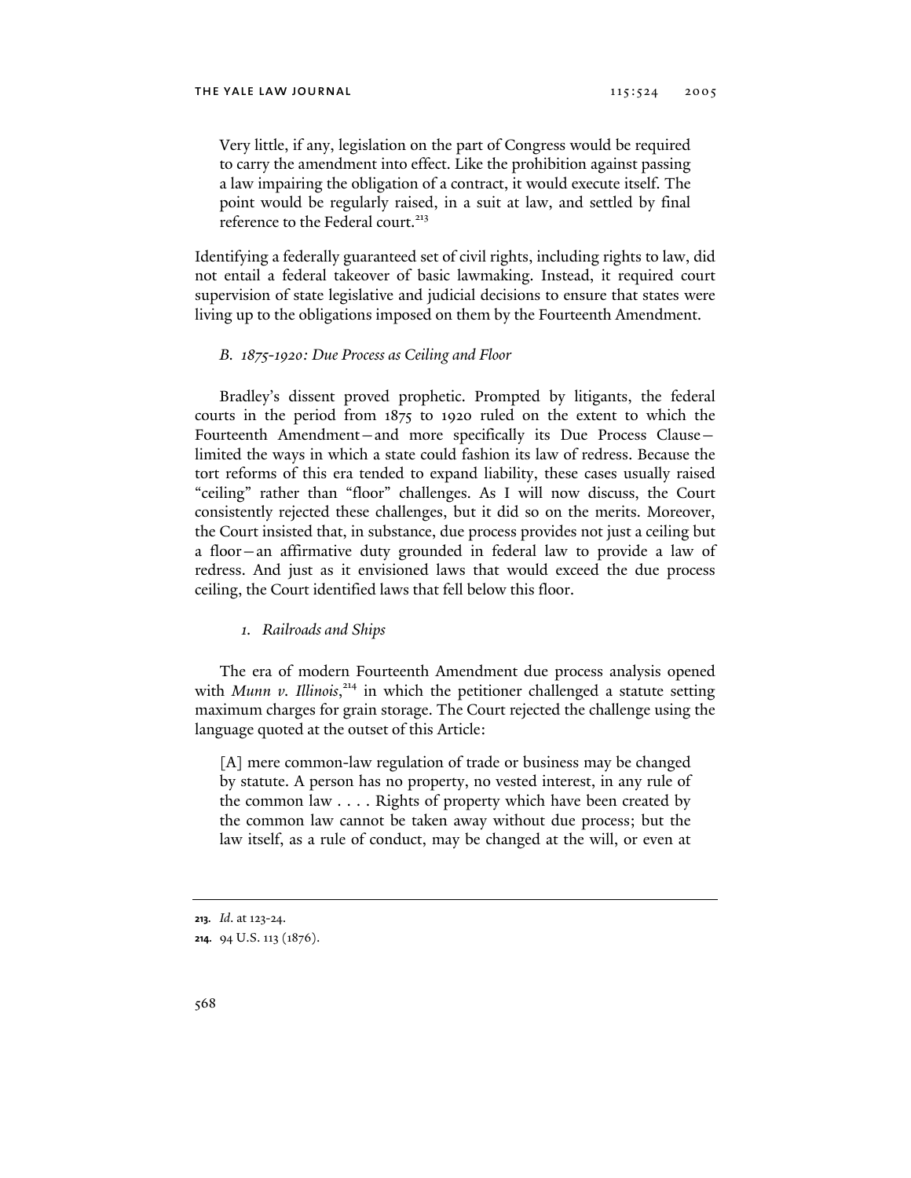> Very little, if any, legislation on the part of Congress would be required to carry the amendment into effect. Like the prohibition against passing a law impairing the obligation of a contract, it would execute itself. The point would be regularly raised, in a suit at law, and settled by final reference to the Federal court.[213]

Identifying a federally guaranteed set of civil rights, including rights to law, did not entail a federal takeover of basic lawmaking. Instead, it required court supervision of state legislative and judicial decisions to ensure that states were living up to the obligations imposed on them by the Fourteenth Amendment.

### *B. 1875-1920: Due Process as Ceiling and Floor*

Bradley's dissent proved prophetic. Prompted by litigants, the federal courts in the period from 1875 to 1920 ruled on the extent to which the Fourteenth Amendment—and more specifically its Due Process Clause—limited the ways in which a state could fashion its law of redress. Because the tort reforms of this era tended to expand liability, these cases usually raised "ceiling" rather than "floor" challenges. As I will now discuss, the Court consistently rejected these challenges, but it did so on the merits. Moreover, the Court insisted that, in substance, due process provides not just a ceiling but a floor—an affirmative duty grounded in federal law to provide a law of redress. And just as it envisioned laws that would exceed the due process ceiling, the Court identified laws that fell below this floor.

#### *1. Railroads and Ships*

The era of modern Fourteenth Amendment due process analysis opened with *Munn v. Illinois*,[214] in which the petitioner challenged a statute setting maximum charges for grain storage. The Court rejected the challenge using the language quoted at the outset of this Article:

> [A] mere common-law regulation of trade or business may be changed by statute. A person has no property, no vested interest, in any rule of the common law . . . . Rights of property which have been created by the common law cannot be taken away without due process; but the law itself, as a rule of conduct, may be changed at the will, or even at

---

**213.** *Id.* at 123-24.

**214.** 94 U.S. 113 (1876).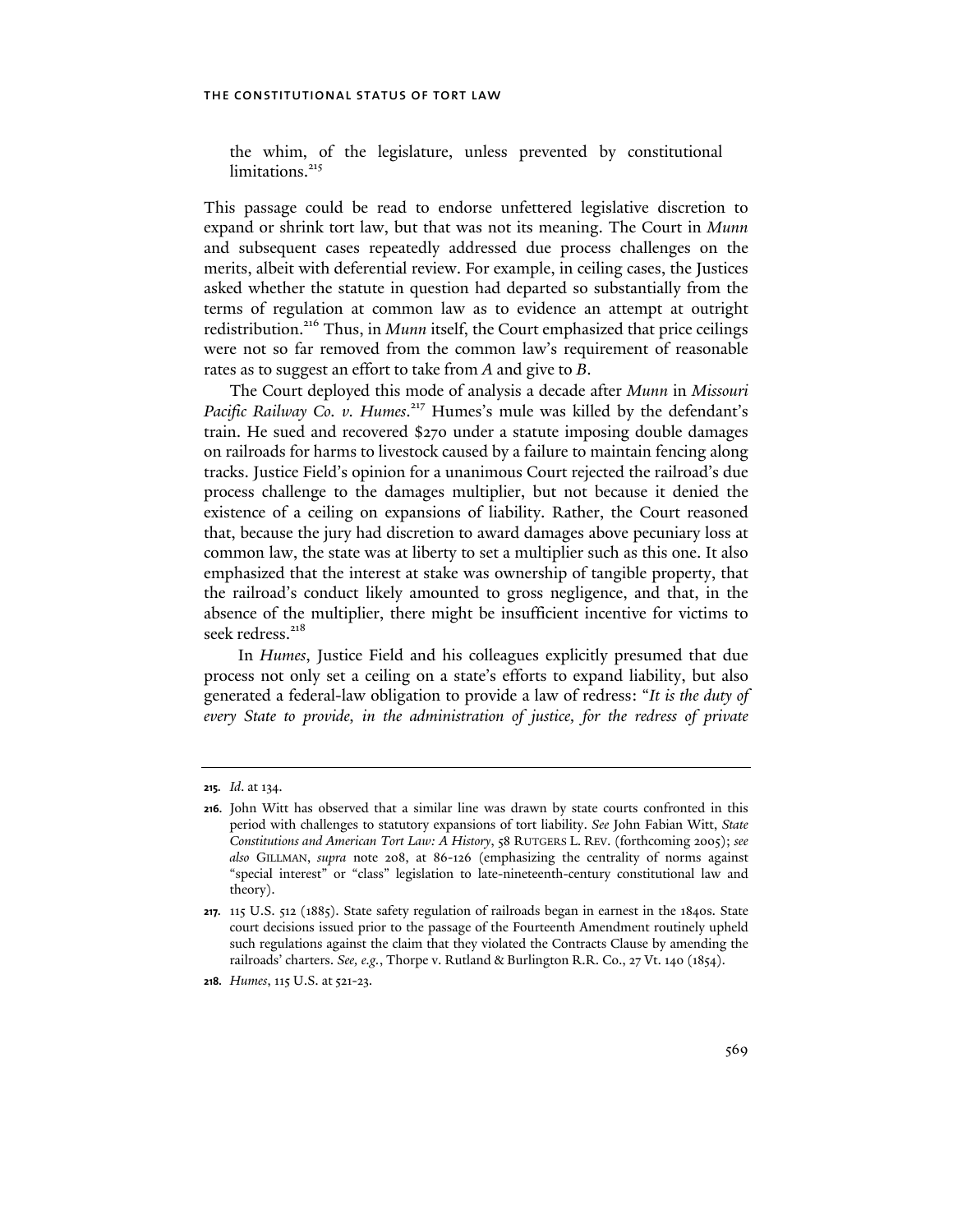> the whim, of the legislature, unless prevented by constitutional limitations.[215]

This passage could be read to endorse unfettered legislative discretion to expand or shrink tort law, but that was not its meaning. The Court in *Munn* and subsequent cases repeatedly addressed due process challenges on the merits, albeit with deferential review. For example, in ceiling cases, the Justices asked whether the statute in question had departed so substantially from the terms of regulation at common law as to evidence an attempt at outright redistribution.[216] Thus, in *Munn* itself, the Court emphasized that price ceilings were not so far removed from the common law's requirement of reasonable rates as to suggest an effort to take from *A* and give to *B*.

The Court deployed this mode of analysis a decade after *Munn* in *Missouri Pacific Railway Co. v. Humes*.[217] Humes's mule was killed by the defendant's train. He sued and recovered $270 under a statute imposing double damages on railroads for harms to livestock caused by a failure to maintain fencing along tracks. Justice Field's opinion for a unanimous Court rejected the railroad's due process challenge to the damages multiplier, but not because it denied the existence of a ceiling on expansions of liability. Rather, the Court reasoned that, because the jury had discretion to award damages above pecuniary loss at common law, the state was at liberty to set a multiplier such as this one. It also emphasized that the interest at stake was ownership of tangible property, that the railroad's conduct likely amounted to gross negligence, and that, in the absence of the multiplier, there might be insufficient incentive for victims to seek redress.[218]

In *Humes*, Justice Field and his colleagues explicitly presumed that due process not only set a ceiling on a state's efforts to expand liability, but also generated a federal-law obligation to provide a law of redress: "*It is the duty of every State to provide, in the administration of justice, for the redress of private*

---

**215.** *Id.* at 134.

**216.** John Witt has observed that a similar line was drawn by state courts confronted in this period with challenges to statutory expansions of tort liability. *See* John Fabian Witt, *State Constitutions and American Tort Law: A History*, 58 RUTGERS L. REV. (forthcoming 2005); *see also* GILLMAN, *supra* note 208, at 86-126 (emphasizing the centrality of norms against "special interest" or "class" legislation to late-nineteenth-century constitutional law and theory).

**217.** 115 U.S. 512 (1885). State safety regulation of railroads began in earnest in the 1840s. State court decisions issued prior to the passage of the Fourteenth Amendment routinely upheld such regulations against the claim that they violated the Contracts Clause by amending the railroads' charters. *See, e.g.*, Thorpe v. Rutland & Burlington R.R. Co., 27 Vt. 140 (1854).

**218.** *Humes*, 115 U.S. at 521-23.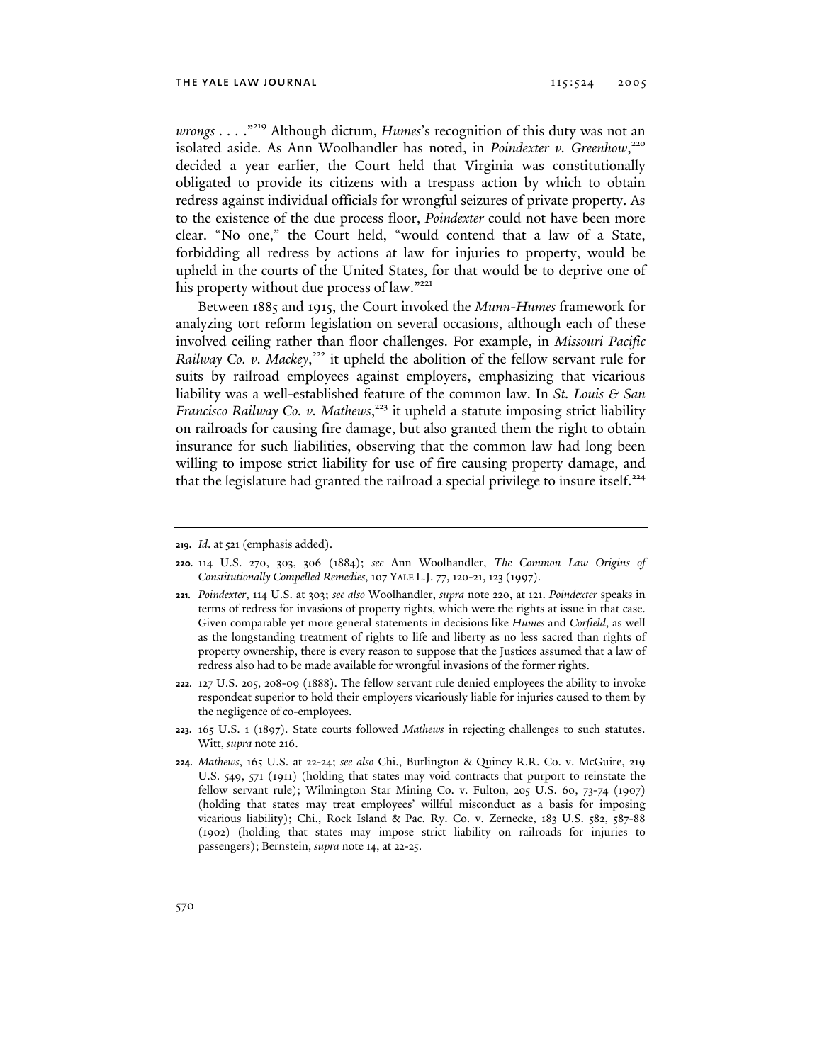*wrongs* . . . ."[219] Although dictum, *Humes*'s recognition of this duty was not an isolated aside. As Ann Woolhandler has noted, in *Poindexter v. Greenhow*,[220] decided a year earlier, the Court held that Virginia was constitutionally obligated to provide its citizens with a trespass action by which to obtain redress against individual officials for wrongful seizures of private property. As to the existence of the due process floor, *Poindexter* could not have been more clear. "No one," the Court held, "would contend that a law of a State, forbidding all redress by actions at law for injuries to property, would be upheld in the courts of the United States, for that would be to deprive one of his property without due process of law."[221]

Between 1885 and 1915, the Court invoked the *Munn-Humes* framework for analyzing tort reform legislation on several occasions, although each of these involved ceiling rather than floor challenges. For example, in *Missouri Pacific Railway Co. v. Mackey*,[222] it upheld the abolition of the fellow servant rule for suits by railroad employees against employers, emphasizing that vicarious liability was a well-established feature of the common law. In *St. Louis & San Francisco Railway Co. v. Mathews*,[223] it upheld a statute imposing strict liability on railroads for causing fire damage, but also granted them the right to obtain insurance for such liabilities, observing that the common law had long been willing to impose strict liability for use of fire causing property damage, and that the legislature had granted the railroad a special privilege to insure itself.[224]

---

**219.** *Id.* at 521 (emphasis added).

**220.** 114 U.S. 270, 303, 306 (1884); *see* Ann Woolhandler, *The Common Law Origins of Constitutionally Compelled Remedies*, 107 YALE L.J. 77, 120-21, 123 (1997).

**221.** *Poindexter*, 114 U.S. at 303; *see also* Woolhandler, *supra* note 220, at 121. *Poindexter* speaks in terms of redress for invasions of property rights, which were the rights at issue in that case. Given comparable yet more general statements in decisions like *Humes* and *Corfield*, as well as the longstanding treatment of rights to life and liberty as no less sacred than rights of property ownership, there is every reason to suppose that the Justices assumed that a law of redress also had to be made available for wrongful invasions of the former rights.

**222.** 127 U.S. 205, 208-09 (1888). The fellow servant rule denied employees the ability to invoke respondeat superior to hold their employers vicariously liable for injuries caused to them by the negligence of co-employees.

**223.** 165 U.S. 1 (1897). State courts followed *Mathews* in rejecting challenges to such statutes. Witt, *supra* note 216.

**224.** *Mathews*, 165 U.S. at 22-24; *see also* Chi., Burlington & Quincy R.R. Co. v. McGuire, 219 U.S. 549, 571 (1911) (holding that states may void contracts that purport to reinstate the fellow servant rule); Wilmington Star Mining Co. v. Fulton, 205 U.S. 60, 73-74 (1907) (holding that states may treat employees' willful misconduct as a basis for imposing vicarious liability); Chi., Rock Island & Pac. Ry. Co. v. Zernecke, 183 U.S. 582, 587-88 (1902) (holding that states may impose strict liability on railroads for injuries to passengers); Bernstein, *supra* note 14, at 22-25.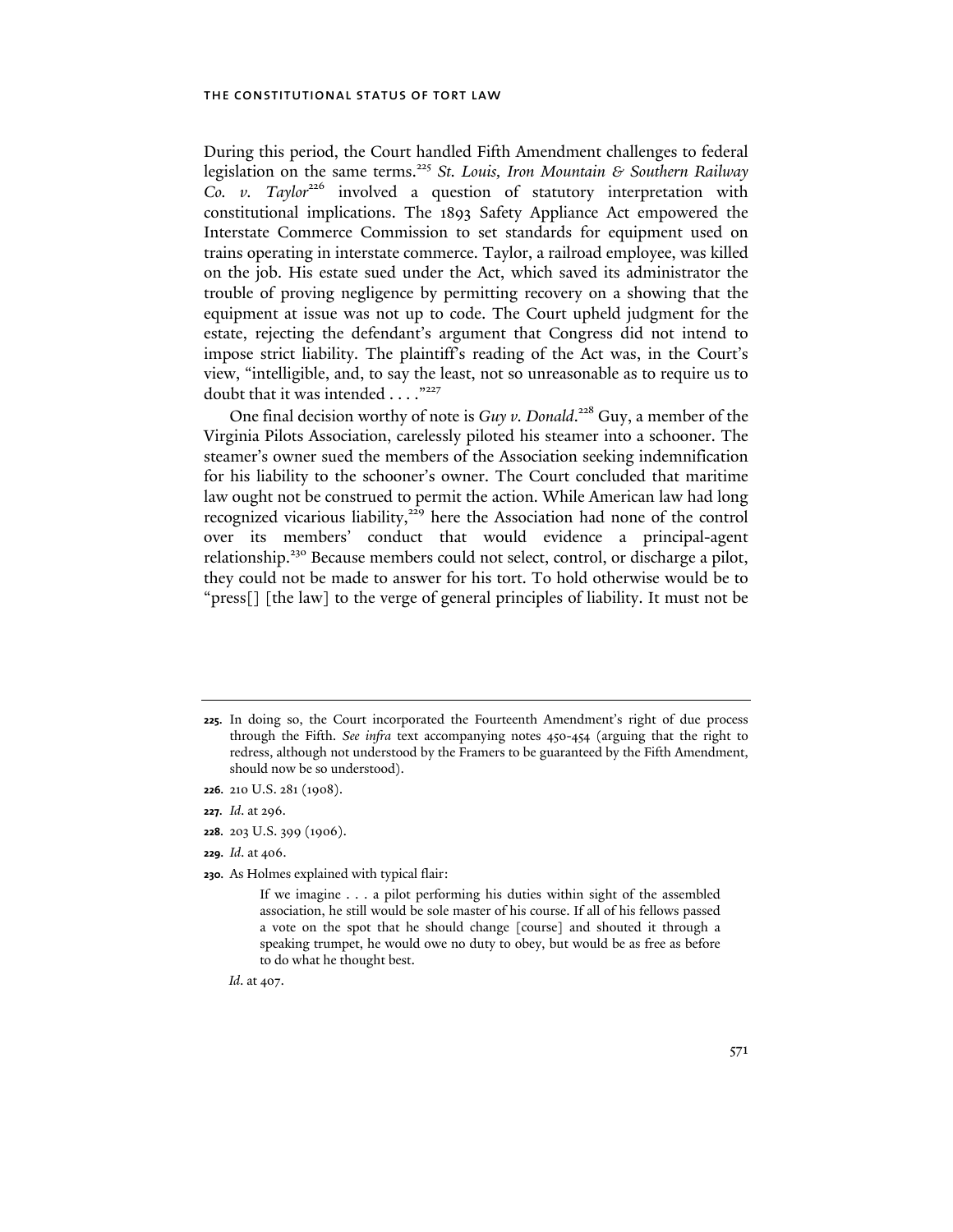During this period, the Court handled Fifth Amendment challenges to federal legislation on the same terms.[225] *St. Louis, Iron Mountain & Southern Railway Co. v. Taylor*[226] involved a question of statutory interpretation with constitutional implications. The 1893 Safety Appliance Act empowered the Interstate Commerce Commission to set standards for equipment used on trains operating in interstate commerce. Taylor, a railroad employee, was killed on the job. His estate sued under the Act, which saved its administrator the trouble of proving negligence by permitting recovery on a showing that the equipment at issue was not up to code. The Court upheld judgment for the estate, rejecting the defendant's argument that Congress did not intend to impose strict liability. The plaintiff's reading of the Act was, in the Court's view, "intelligible, and, to say the least, not so unreasonable as to require us to doubt that it was intended . . . ."[227]

One final decision worthy of note is *Guy v. Donald*.[228] Guy, a member of the Virginia Pilots Association, carelessly piloted his steamer into a schooner. The steamer's owner sued the members of the Association seeking indemnification for his liability to the schooner's owner. The Court concluded that maritime law ought not be construed to permit the action. While American law had long recognized vicarious liability,[229] here the Association had none of the control over its members' conduct that would evidence a principal-agent relationship.[230] Because members could not select, control, or discharge a pilot, they could not be made to answer for his tort. To hold otherwise would be to "press[] [the law] to the verge of general principles of liability. It must not be

---

**225.** In doing so, the Court incorporated the Fourteenth Amendment's right of due process through the Fifth. *See infra* text accompanying notes 450-454 (arguing that the right to redress, although not understood by the Framers to be guaranteed by the Fifth Amendment, should now be so understood).

**226.** 210 U.S. 281 (1908).

**227.** *Id*. at 296.

**228.** 203 U.S. 399 (1906).

**229.** *Id*. at 406.

**230.** As Holmes explained with typical flair:

> If we imagine . . . a pilot performing his duties within sight of the assembled association, he still would be sole master of his course. If all of his fellows passed a vote on the spot that he should change [course] and shouted it through a speaking trumpet, he would owe no duty to obey, but would be as free as before to do what he thought best.

*Id*. at 407.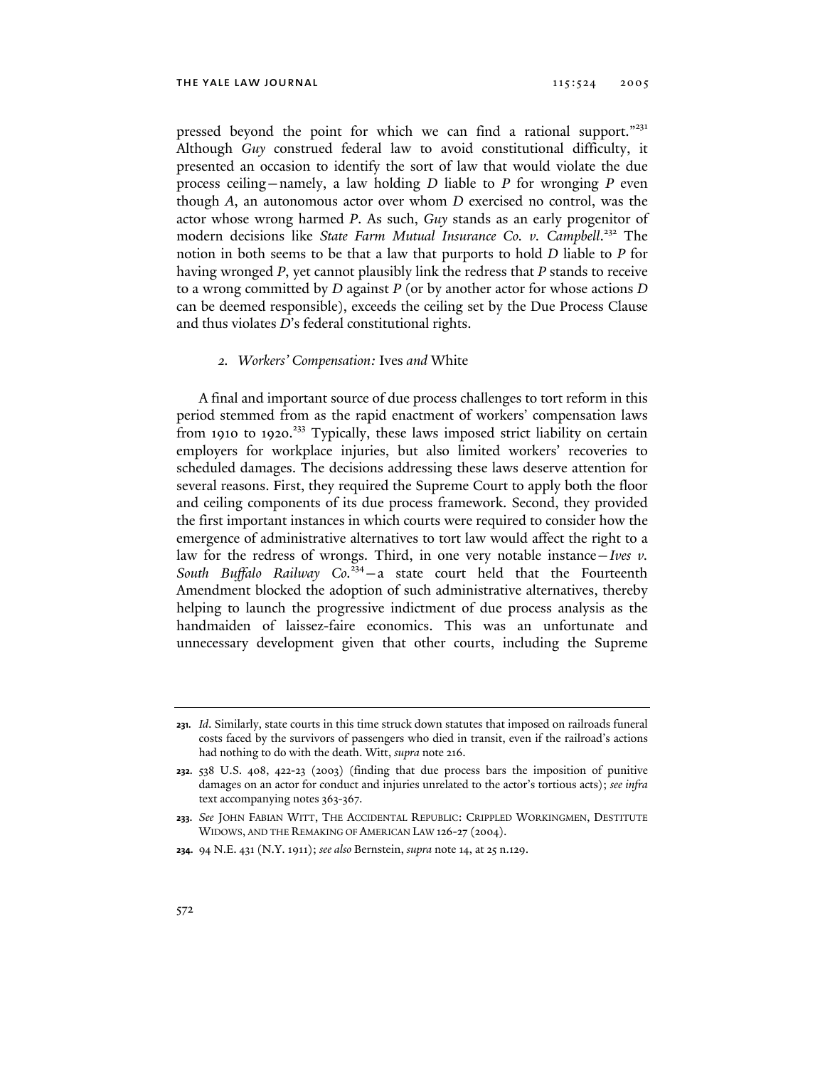pressed beyond the point for which we can find a rational support."[231] Although *Guy* construed federal law to avoid constitutional difficulty, it presented an occasion to identify the sort of law that would violate the due process ceiling—namely, a law holding *D* liable to *P* for wronging *P* even though *A*, an autonomous actor over whom *D* exercised no control, was the actor whose wrong harmed *P*. As such, *Guy* stands as an early progenitor of modern decisions like *State Farm Mutual Insurance Co. v. Campbell*.[232] The notion in both seems to be that a law that purports to hold *D* liable to *P* for having wronged *P*, yet cannot plausibly link the redress that *P* stands to receive to a wrong committed by *D* against *P* (or by another actor for whose actions *D* can be deemed responsible), exceeds the ceiling set by the Due Process Clause and thus violates *D*'s federal constitutional rights.

### 2. *Workers' Compensation:* Ives *and* White

A final and important source of due process challenges to tort reform in this period stemmed from as the rapid enactment of workers' compensation laws from 1910 to 1920.[233] Typically, these laws imposed strict liability on certain employers for workplace injuries, but also limited workers' recoveries to scheduled damages. The decisions addressing these laws deserve attention for several reasons. First, they required the Supreme Court to apply both the floor and ceiling components of its due process framework. Second, they provided the first important instances in which courts were required to consider how the emergence of administrative alternatives to tort law would affect the right to a law for the redress of wrongs. Third, in one very notable instance—*Ives v. South Buffalo Railway Co.*[234]—a state court held that the Fourteenth Amendment blocked the adoption of such administrative alternatives, thereby helping to launch the progressive indictment of due process analysis as the handmaiden of laissez-faire economics. This was an unfortunate and unnecessary development given that other courts, including the Supreme

---

231. *Id.* Similarly, state courts in this time struck down statutes that imposed on railroads funeral costs faced by the survivors of passengers who died in transit, even if the railroad's actions had nothing to do with the death. Witt, *supra* note 216.

232. 538 U.S. 408, 422-23 (2003) (finding that due process bars the imposition of punitive damages on an actor for conduct and injuries unrelated to the actor's tortious acts); *see infra* text accompanying notes 363-367.

233. *See* John Fabian Witt, The Accidental Republic: Crippled Workingmen, Destitute Widows, and the Remaking of American Law 126-27 (2004).

234. 94 N.E. 431 (N.Y. 1911); *see also* Bernstein, *supra* note 14, at 25 n.129.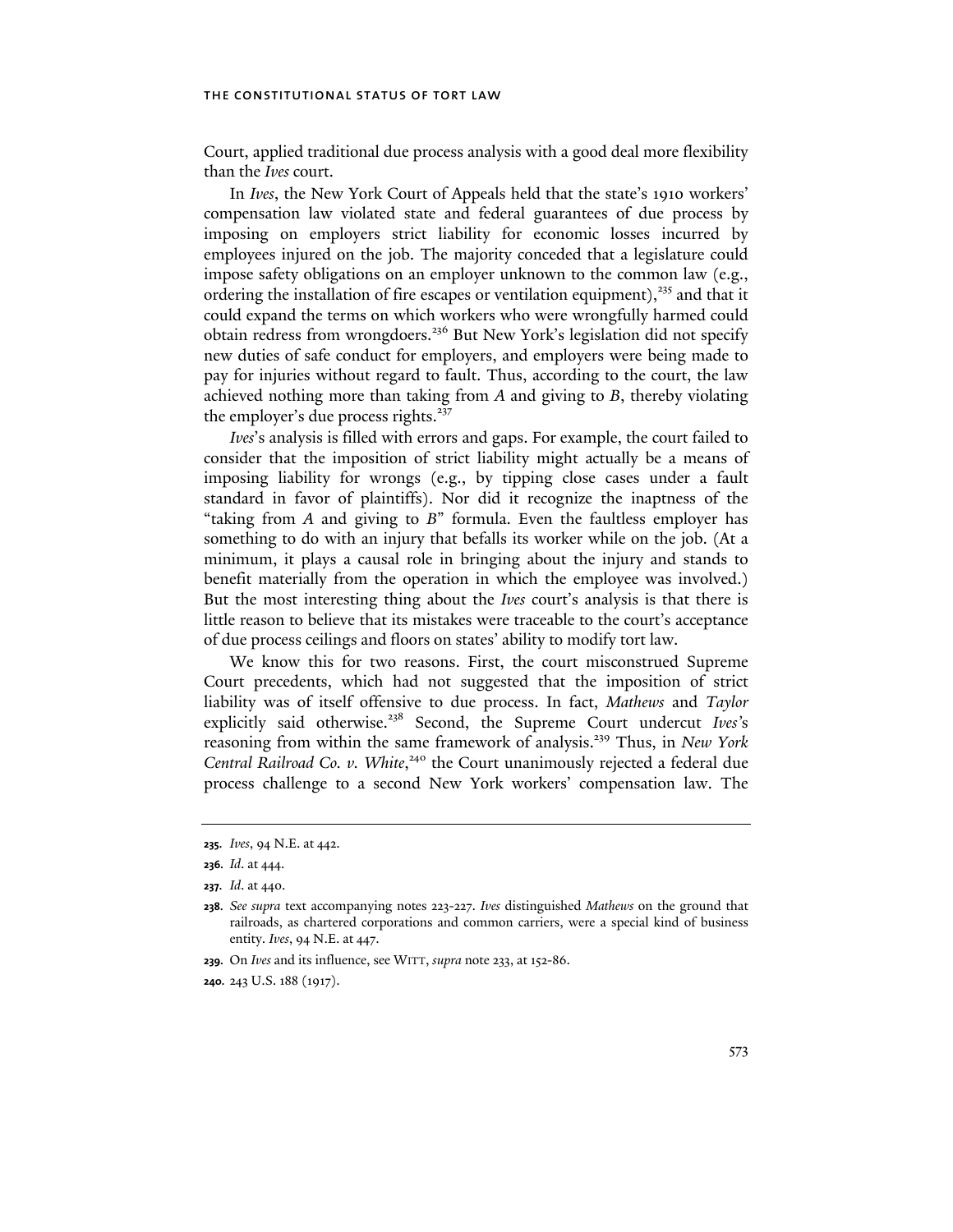Court, applied traditional due process analysis with a good deal more flexibility than the *Ives* court.

In *Ives*, the New York Court of Appeals held that the state's 1910 workers' compensation law violated state and federal guarantees of due process by imposing on employers strict liability for economic losses incurred by employees injured on the job. The majority conceded that a legislature could impose safety obligations on an employer unknown to the common law (e.g., ordering the installation of fire escapes or ventilation equipment),[235] and that it could expand the terms on which workers who were wrongfully harmed could obtain redress from wrongdoers.[236] But New York's legislation did not specify new duties of safe conduct for employers, and employers were being made to pay for injuries without regard to fault. Thus, according to the court, the law achieved nothing more than taking from *A* and giving to *B*, thereby violating the employer's due process rights.[237]

*Ives*'s analysis is filled with errors and gaps. For example, the court failed to consider that the imposition of strict liability might actually be a means of imposing liability for wrongs (e.g., by tipping close cases under a fault standard in favor of plaintiffs). Nor did it recognize the inaptness of the "taking from *A* and giving to *B*" formula. Even the faultless employer has something to do with an injury that befalls its worker while on the job. (At a minimum, it plays a causal role in bringing about the injury and stands to benefit materially from the operation in which the employee was involved.) But the most interesting thing about the *Ives* court's analysis is that there is little reason to believe that its mistakes were traceable to the court's acceptance of due process ceilings and floors on states' ability to modify tort law.

We know this for two reasons. First, the court misconstrued Supreme Court precedents, which had not suggested that the imposition of strict liability was of itself offensive to due process. In fact, *Mathews* and *Taylor* explicitly said otherwise.[238] Second, the Supreme Court undercut *Ives*'s reasoning from within the same framework of analysis.[239] Thus, in *New York Central Railroad Co. v. White*,[240] the Court unanimously rejected a federal due process challenge to a second New York workers' compensation law. The

---

**235.** *Ives*, 94 N.E. at 442.

**236.** *Id.* at 444.

**237.** *Id.* at 440.

**238.** *See supra* text accompanying notes 223-227. *Ives* distinguished *Mathews* on the ground that railroads, as chartered corporations and common carriers, were a special kind of business entity. *Ives*, 94 N.E. at 447.

**239.** On *Ives* and its influence, see WITT, *supra* note 233, at 152-86.

**240.** 243 U.S. 188 (1917).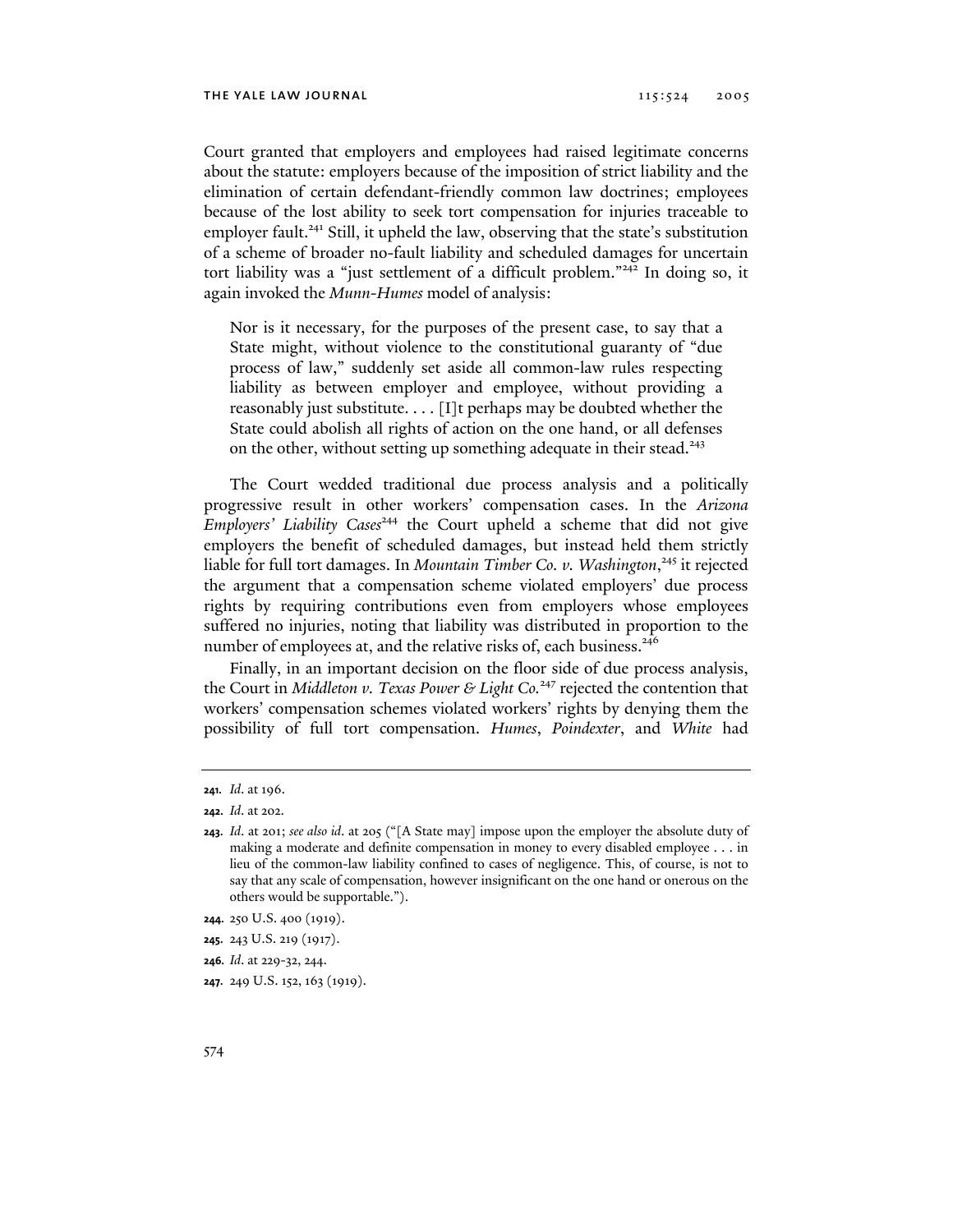Court granted that employers and employees had raised legitimate concerns about the statute: employers because of the imposition of strict liability and the elimination of certain defendant-friendly common law doctrines; employees because of the lost ability to seek tort compensation for injuries traceable to employer fault.[241] Still, it upheld the law, observing that the state's substitution of a scheme of broader no-fault liability and scheduled damages for uncertain tort liability was a "just settlement of a difficult problem."[242] In doing so, it again invoked the *Munn-Humes* model of analysis:

> Nor is it necessary, for the purposes of the present case, to say that a State might, without violence to the constitutional guaranty of "due process of law," suddenly set aside all common-law rules respecting liability as between employer and employee, without providing a reasonably just substitute. . . . [I]t perhaps may be doubted whether the State could abolish all rights of action on the one hand, or all defenses on the other, without setting up something adequate in their stead.[243]

The Court wedded traditional due process analysis and a politically progressive result in other workers' compensation cases. In the *Arizona Employers' Liability Cases*[244] the Court upheld a scheme that did not give employers the benefit of scheduled damages, but instead held them strictly liable for full tort damages. In *Mountain Timber Co. v. Washington*,[245] it rejected the argument that a compensation scheme violated employers' due process rights by requiring contributions even from employers whose employees suffered no injuries, noting that liability was distributed in proportion to the number of employees at, and the relative risks of, each business.[246]

Finally, in an important decision on the floor side of due process analysis, the Court in *Middleton v. Texas Power & Light Co.*[247] rejected the contention that workers' compensation schemes violated workers' rights by denying them the possibility of full tort compensation. *Humes*, *Poindexter*, and *White* had

---

241. *Id.* at 196.

242. *Id.* at 202.

243. *Id.* at 201; *see also id.* at 205 ("[A State may] impose upon the employer the absolute duty of making a moderate and definite compensation in money to every disabled employee . . . in lieu of the common-law liability confined to cases of negligence. This, of course, is not to say that any scale of compensation, however insignificant on the one hand or onerous on the others would be supportable.").

244. 250 U.S. 400 (1919).

245. 243 U.S. 219 (1917).

246. *Id.* at 229-32, 244.

247. 249 U.S. 152, 163 (1919).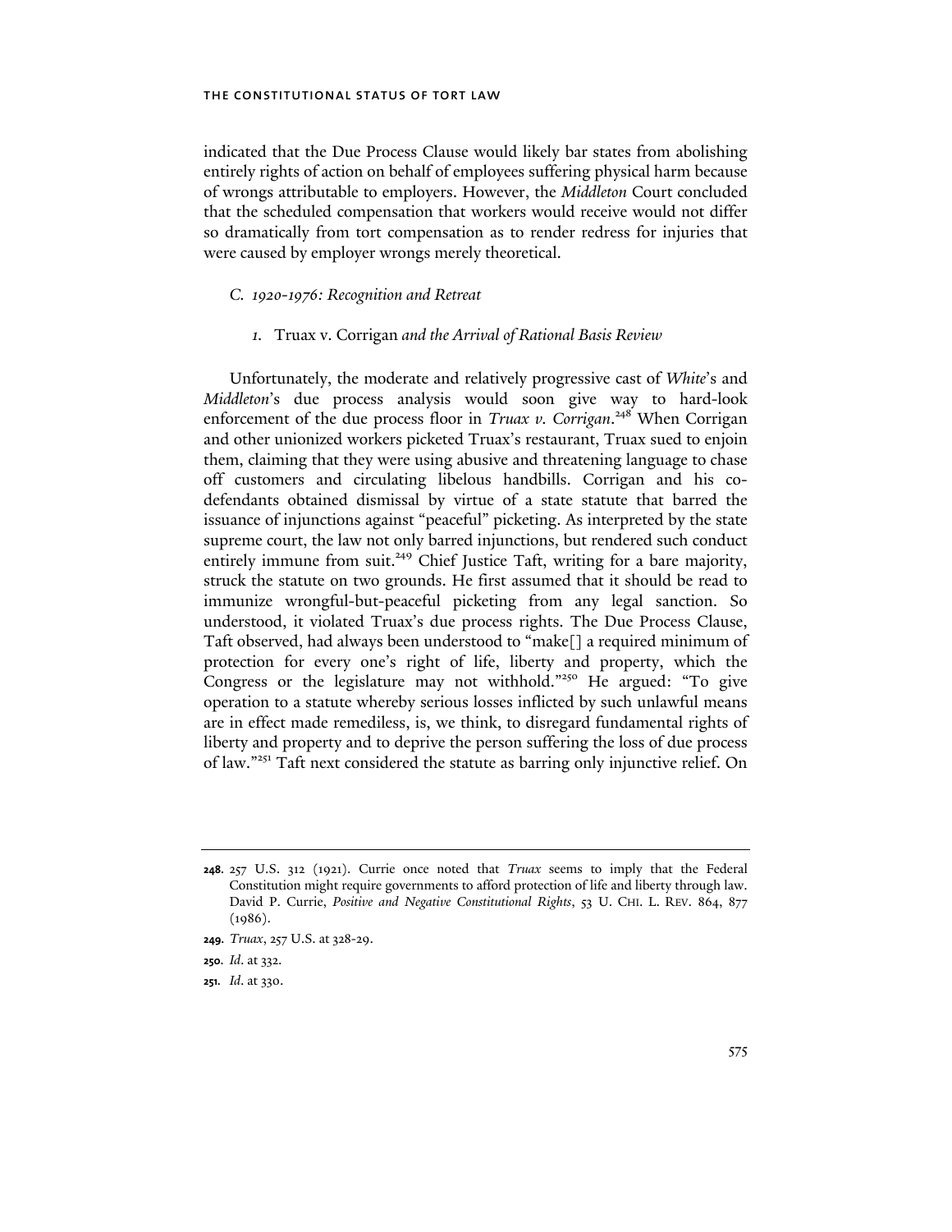indicated that the Due Process Clause would likely bar states from abolishing entirely rights of action on behalf of employees suffering physical harm because of wrongs attributable to employers. However, the *Middleton* Court concluded that the scheduled compensation that workers would receive would not differ so dramatically from tort compensation as to render redress for injuries that were caused by employer wrongs merely theoretical.

### *C. 1920-1976: Recognition and Retreat*

#### *1.* Truax v. Corrigan *and the Arrival of Rational Basis Review*

Unfortunately, the moderate and relatively progressive cast of *White*'s and *Middleton*'s due process analysis would soon give way to hard-look enforcement of the due process floor in *Truax v. Corrigan*.[248] When Corrigan and other unionized workers picketed Truax's restaurant, Truax sued to enjoin them, claiming that they were using abusive and threatening language to chase off customers and circulating libelous handbills. Corrigan and his co-defendants obtained dismissal by virtue of a state statute that barred the issuance of injunctions against "peaceful" picketing. As interpreted by the state supreme court, the law not only barred injunctions, but rendered such conduct entirely immune from suit.[249] Chief Justice Taft, writing for a bare majority, struck the statute on two grounds. He first assumed that it should be read to immunize wrongful-but-peaceful picketing from any legal sanction. So understood, it violated Truax's due process rights. The Due Process Clause, Taft observed, had always been understood to "make[] a required minimum of protection for every one's right of life, liberty and property, which the Congress or the legislature may not withhold."[250] He argued: "To give operation to a statute whereby serious losses inflicted by such unlawful means are in effect made remediless, is, we think, to disregard fundamental rights of liberty and property and to deprive the person suffering the loss of due process of law."[251] Taft next considered the statute as barring only injunctive relief. On

---

**248.** 257 U.S. 312 (1921). Currie once noted that *Truax* seems to imply that the Federal Constitution might require governments to afford protection of life and liberty through law. David P. Currie, *Positive and Negative Constitutional Rights*, 53 U. CHI. L. REV. 864, 877 (1986).

**249.** *Truax*, 257 U.S. at 328-29.

**250.** *Id.* at 332.

**251.** *Id.* at 330.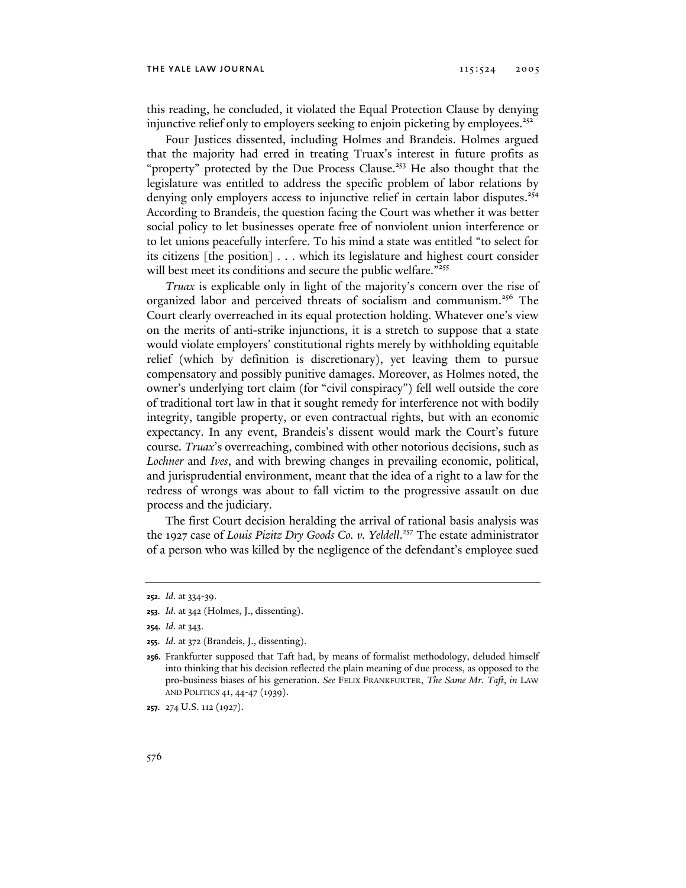this reading, he concluded, it violated the Equal Protection Clause by denying injunctive relief only to employers seeking to enjoin picketing by employees.[252]

Four Justices dissented, including Holmes and Brandeis. Holmes argued that the majority had erred in treating Truax's interest in future profits as "property" protected by the Due Process Clause.[253] He also thought that the legislature was entitled to address the specific problem of labor relations by denying only employers access to injunctive relief in certain labor disputes.[254] According to Brandeis, the question facing the Court was whether it was better social policy to let businesses operate free of nonviolent union interference or to let unions peacefully interfere. To his mind a state was entitled "to select for its citizens [the position] . . . which its legislature and highest court consider will best meet its conditions and secure the public welfare."[255]

*Truax* is explicable only in light of the majority's concern over the rise of organized labor and perceived threats of socialism and communism.[256] The Court clearly overreached in its equal protection holding. Whatever one's view on the merits of anti-strike injunctions, it is a stretch to suppose that a state would violate employers' constitutional rights merely by withholding equitable relief (which by definition is discretionary), yet leaving them to pursue compensatory and possibly punitive damages. Moreover, as Holmes noted, the owner's underlying tort claim (for "civil conspiracy") fell well outside the core of traditional tort law in that it sought remedy for interference not with bodily integrity, tangible property, or even contractual rights, but with an economic expectancy. In any event, Brandeis's dissent would mark the Court's future course. *Truax*'s overreaching, combined with other notorious decisions, such as *Lochner* and *Ives*, and with brewing changes in prevailing economic, political, and jurisprudential environment, meant that the idea of a right to a law for the redress of wrongs was about to fall victim to the progressive assault on due process and the judiciary.

The first Court decision heralding the arrival of rational basis analysis was the 1927 case of *Louis Pizitz Dry Goods Co. v. Yeldell*.[257] The estate administrator of a person who was killed by the negligence of the defendant's employee sued

---

**252.** *Id.* at 334-39.

**253.** *Id.* at 342 (Holmes, J., dissenting).

**254.** *Id.* at 343.

**255.** *Id.* at 372 (Brandeis, J., dissenting).

**256.** Frankfurter supposed that Taft had, by means of formalist methodology, deluded himself into thinking that his decision reflected the plain meaning of due process, as opposed to the pro-business biases of his generation. *See* FELIX FRANKFURTER, *The Same Mr. Taft*, *in* LAW AND POLITICS 41, 44-47 (1939).

**257.** 274 U.S. 112 (1927).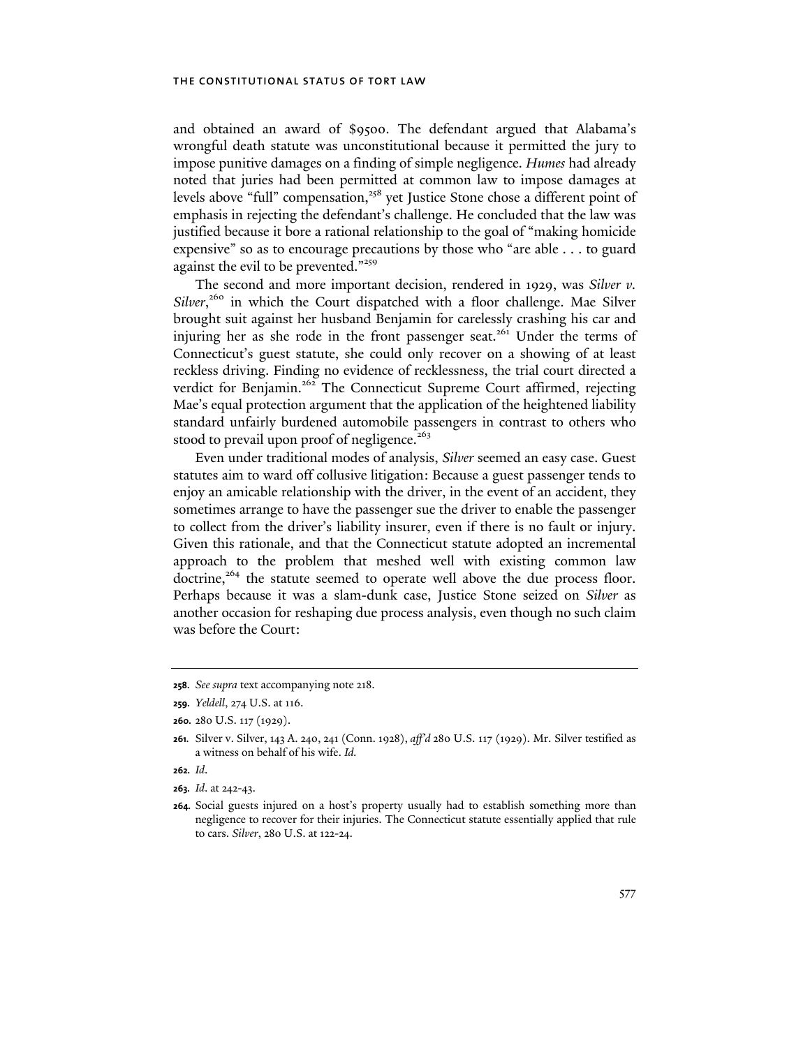and obtained an award of $9500. The defendant argued that Alabama's wrongful death statute was unconstitutional because it permitted the jury to impose punitive damages on a finding of simple negligence. *Humes* had already noted that juries had been permitted at common law to impose damages at levels above "full" compensation,[258] yet Justice Stone chose a different point of emphasis in rejecting the defendant's challenge. He concluded that the law was justified because it bore a rational relationship to the goal of "making homicide expensive" so as to encourage precautions by those who "are able . . . to guard against the evil to be prevented."[259]

The second and more important decision, rendered in 1929, was *Silver v. Silver*,[260] in which the Court dispatched with a floor challenge. Mae Silver brought suit against her husband Benjamin for carelessly crashing his car and injuring her as she rode in the front passenger seat.[261] Under the terms of Connecticut's guest statute, she could only recover on a showing of at least reckless driving. Finding no evidence of recklessness, the trial court directed a verdict for Benjamin.[262] The Connecticut Supreme Court affirmed, rejecting Mae's equal protection argument that the application of the heightened liability standard unfairly burdened automobile passengers in contrast to others who stood to prevail upon proof of negligence.[263]

Even under traditional modes of analysis, *Silver* seemed an easy case. Guest statutes aim to ward off collusive litigation: Because a guest passenger tends to enjoy an amicable relationship with the driver, in the event of an accident, they sometimes arrange to have the passenger sue the driver to enable the passenger to collect from the driver's liability insurer, even if there is no fault or injury. Given this rationale, and that the Connecticut statute adopted an incremental approach to the problem that meshed well with existing common law doctrine,[264] the statute seemed to operate well above the due process floor. Perhaps because it was a slam-dunk case, Justice Stone seized on *Silver* as another occasion for reshaping due process analysis, even though no such claim was before the Court:

---

**258.** *See supra* text accompanying note 218.

**259.** *Yeldell*, 274 U.S. at 116.

**260.** 280 U.S. 117 (1929).

**261.** Silver v. Silver, 143 A. 240, 241 (Conn. 1928), *aff'd* 280 U.S. 117 (1929). Mr. Silver testified as a witness on behalf of his wife. *Id.*

**262.** *Id*.

**263.** *Id*. at 242-43.

**264.** Social guests injured on a host's property usually had to establish something more than negligence to recover for their injuries. The Connecticut statute essentially applied that rule to cars. *Silver*, 280 U.S. at 122-24.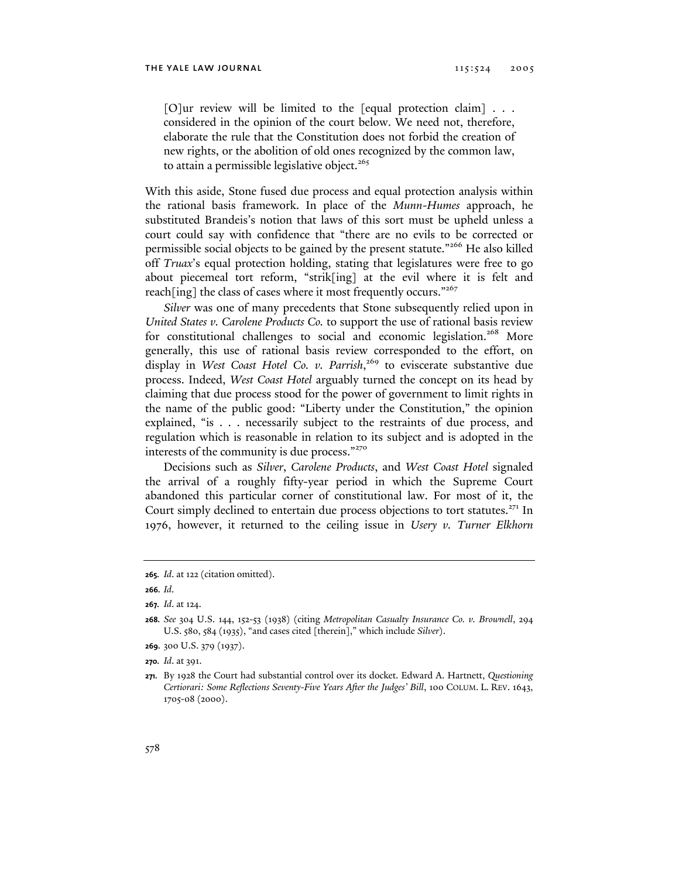> [O]ur review will be limited to the [equal protection claim] . . . considered in the opinion of the court below. We need not, therefore, elaborate the rule that the Constitution does not forbid the creation of new rights, or the abolition of old ones recognized by the common law, to attain a permissible legislative object.[265]

With this aside, Stone fused due process and equal protection analysis within the rational basis framework. In place of the *Munn*-*Humes* approach, he substituted Brandeis's notion that laws of this sort must be upheld unless a court could say with confidence that "there are no evils to be corrected or permissible social objects to be gained by the present statute."[266] He also killed off *Truax*'s equal protection holding, stating that legislatures were free to go about piecemeal tort reform, "strik[ing] at the evil where it is felt and reach[ing] the class of cases where it most frequently occurs."[267]

*Silver* was one of many precedents that Stone subsequently relied upon in *United States v. Carolene Products Co.* to support the use of rational basis review for constitutional challenges to social and economic legislation.[268] More generally, this use of rational basis review corresponded to the effort, on display in *West Coast Hotel Co. v. Parrish*,[269] to eviscerate substantive due process. Indeed, *West Coast Hotel* arguably turned the concept on its head by claiming that due process stood for the power of government to limit rights in the name of the public good: "Liberty under the Constitution," the opinion explained, "is . . . necessarily subject to the restraints of due process, and regulation which is reasonable in relation to its subject and is adopted in the interests of the community is due process."[270]

Decisions such as *Silver*, *Carolene Products*, and *West Coast Hotel* signaled the arrival of a roughly fifty-year period in which the Supreme Court abandoned this particular corner of constitutional law. For most of it, the Court simply declined to entertain due process objections to tort statutes.[271] In 1976, however, it returned to the ceiling issue in *Usery v. Turner Elkhorn*

---

265. *Id.* at 122 (citation omitted).

266. *Id.*

267. *Id.* at 124.

268. *See* 304 U.S. 144, 152-53 (1938) (citing *Metropolitan Casualty Insurance Co. v. Brownell*, 294 U.S. 580, 584 (1935), "and cases cited [therein]," which include *Silver*).

269. 300 U.S. 379 (1937).

270. *Id.* at 391.

271. By 1928 the Court had substantial control over its docket. Edward A. Hartnett, *Questioning Certiorari: Some Reflections Seventy-Five Years After the Judges' Bill*, 100 COLUM. L. REV. 1643, 1705-08 (2000).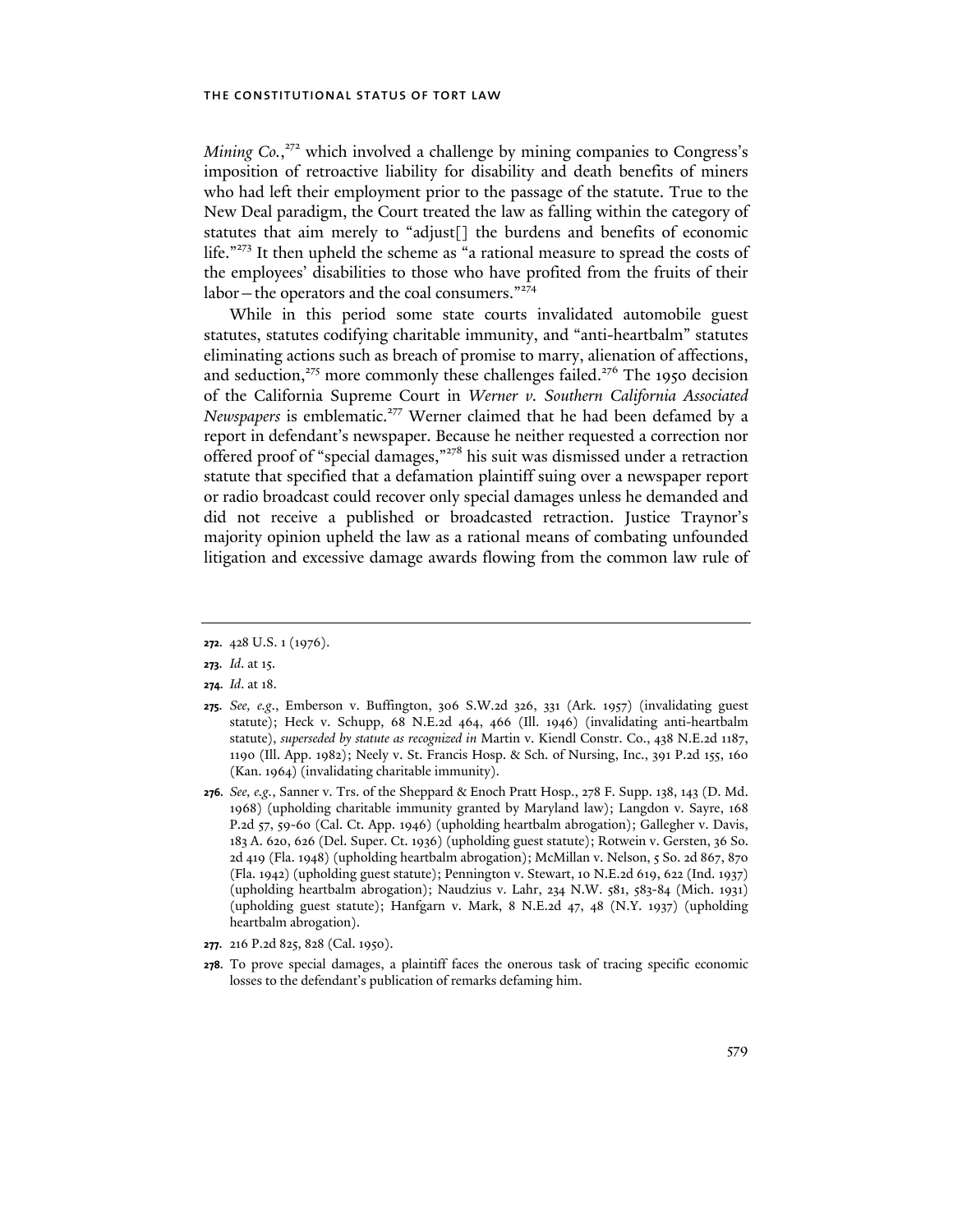*Mining Co.*,[272] which involved a challenge by mining companies to Congress's imposition of retroactive liability for disability and death benefits of miners who had left their employment prior to the passage of the statute. True to the New Deal paradigm, the Court treated the law as falling within the category of statutes that aim merely to "adjust[] the burdens and benefits of economic life."[273] It then upheld the scheme as "a rational measure to spread the costs of the employees' disabilities to those who have profited from the fruits of their labor—the operators and the coal consumers."[274]

While in this period some state courts invalidated automobile guest statutes, statutes codifying charitable immunity, and "anti-heartbalm" statutes eliminating actions such as breach of promise to marry, alienation of affections, and seduction,[275] more commonly these challenges failed.[276] The 1950 decision of the California Supreme Court in *Werner v. Southern California Associated Newspapers* is emblematic.[277] Werner claimed that he had been defamed by a report in defendant's newspaper. Because he neither requested a correction nor offered proof of "special damages,"[278] his suit was dismissed under a retraction statute that specified that a defamation plaintiff suing over a newspaper report or radio broadcast could recover only special damages unless he demanded and did not receive a published or broadcasted retraction. Justice Traynor's majority opinion upheld the law as a rational means of combating unfounded litigation and excessive damage awards flowing from the common law rule of

---

**272.** 428 U.S. 1 (1976).

**273.** *Id*. at 15.

**274.** *Id*. at 18.

**275.** *See, e.g.*, Emberson v. Buffington, 306 S.W.2d 326, 331 (Ark. 1957) (invalidating guest statute); Heck v. Schupp, 68 N.E.2d 464, 466 (Ill. 1946) (invalidating anti-heartbalm statute), *superseded by statute as recognized in* Martin v. Kiendl Constr. Co., 438 N.E.2d 1187, 1190 (Ill. App. 1982); Neely v. St. Francis Hosp. & Sch. of Nursing, Inc., 391 P.2d 155, 160 (Kan. 1964) (invalidating charitable immunity).

**276.** *See, e.g.*, Sanner v. Trs. of the Sheppard & Enoch Pratt Hosp., 278 F. Supp. 138, 143 (D. Md. 1968) (upholding charitable immunity granted by Maryland law); Langdon v. Sayre, 168 P.2d 57, 59-60 (Cal. Ct. App. 1946) (upholding heartbalm abrogation); Gallegher v. Davis, 183 A. 620, 626 (Del. Super. Ct. 1936) (upholding guest statute); Rotwein v. Gersten, 36 So. 2d 419 (Fla. 1948) (upholding heartbalm abrogation); McMillan v. Nelson, 5 So. 2d 867, 870 (Fla. 1942) (upholding guest statute); Pennington v. Stewart, 10 N.E.2d 619, 622 (Ind. 1937) (upholding heartbalm abrogation); Naudzius v. Lahr, 234 N.W. 581, 583-84 (Mich. 1931) (upholding guest statute); Hanfgarn v. Mark, 8 N.E.2d 47, 48 (N.Y. 1937) (upholding heartbalm abrogation).

**277.** 216 P.2d 825, 828 (Cal. 1950).

**278.** To prove special damages, a plaintiff faces the onerous task of tracing specific economic losses to the defendant's publication of remarks defaming him.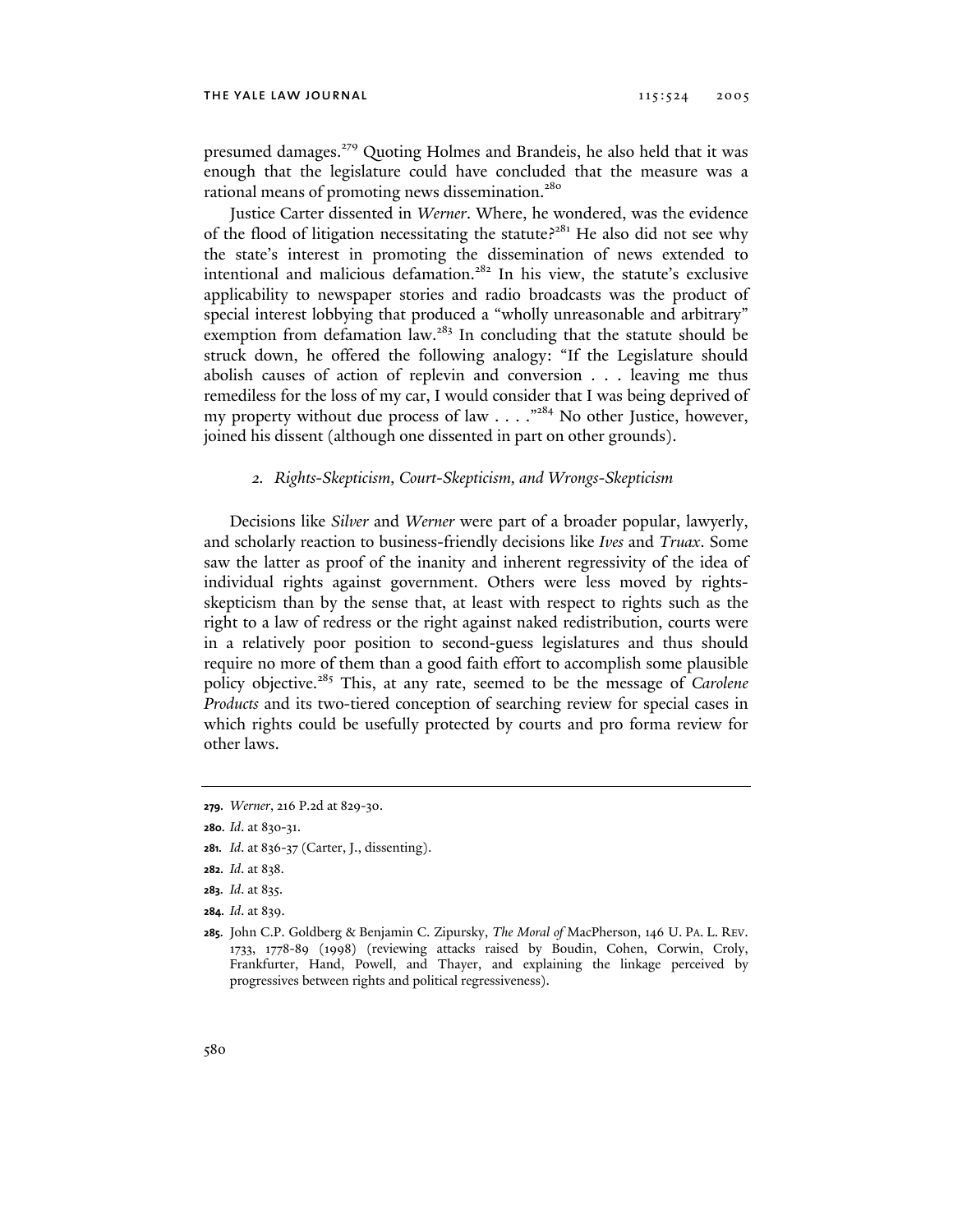presumed damages.[279] Quoting Holmes and Brandeis, he also held that it was enough that the legislature could have concluded that the measure was a rational means of promoting news dissemination.[280]

Justice Carter dissented in *Werner*. Where, he wondered, was the evidence of the flood of litigation necessitating the statute?[281] He also did not see why the state's interest in promoting the dissemination of news extended to intentional and malicious defamation.[282] In his view, the statute's exclusive applicability to newspaper stories and radio broadcasts was the product of special interest lobbying that produced a "wholly unreasonable and arbitrary" exemption from defamation law.[283] In concluding that the statute should be struck down, he offered the following analogy: "If the Legislature should abolish causes of action of replevin and conversion . . . leaving me thus remediless for the loss of my car, I would consider that I was being deprived of my property without due process of law . . . ."[284] No other Justice, however, joined his dissent (although one dissented in part on other grounds).

### *2. Rights-Skepticism, Court-Skepticism, and Wrongs-Skepticism*

Decisions like *Silver* and *Werner* were part of a broader popular, lawyerly, and scholarly reaction to business-friendly decisions like *Ives* and *Truax*. Some saw the latter as proof of the inanity and inherent regressivity of the idea of individual rights against government. Others were less moved by rights-skepticism than by the sense that, at least with respect to rights such as the right to a law of redress or the right against naked redistribution, courts were in a relatively poor position to second-guess legislatures and thus should require no more of them than a good faith effort to accomplish some plausible policy objective.[285] This, at any rate, seemed to be the message of *Carolene Products* and its two-tiered conception of searching review for special cases in which rights could be usefully protected by courts and pro forma review for other laws.

---

**279.** *Werner*, 216 P.2d at 829-30.

**280.** *Id.* at 830-31.

**281.** *Id.* at 836-37 (Carter, J., dissenting).

**282.** *Id.* at 838.

**283.** *Id.* at 835.

**284.** *Id.* at 839.

**285.** John C.P. Goldberg & Benjamin C. Zipursky, *The Moral of* MacPherson, 146 U. PA. L. REV. 1733, 1778-89 (1998) (reviewing attacks raised by Boudin, Cohen, Corwin, Croly, Frankfurter, Hand, Powell, and Thayer, and explaining the linkage perceived by progressives between rights and political regressiveness).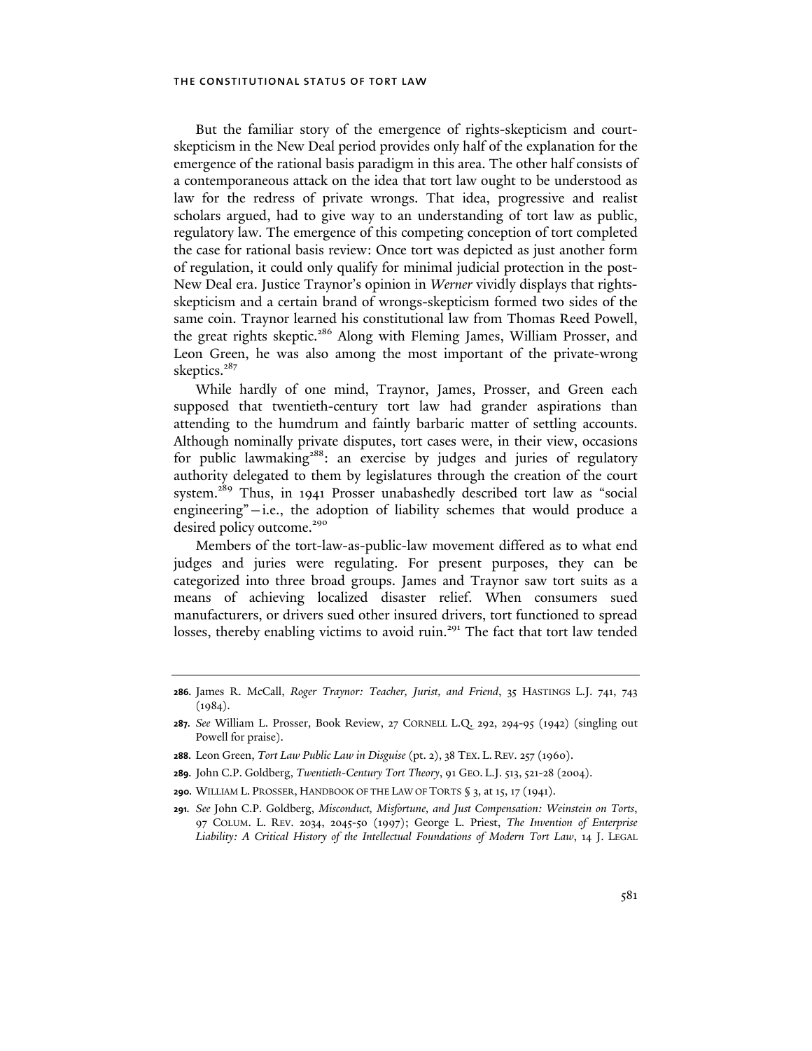But the familiar story of the emergence of rights-skepticism and court-skepticism in the New Deal period provides only half of the explanation for the emergence of the rational basis paradigm in this area. The other half consists of a contemporaneous attack on the idea that tort law ought to be understood as law for the redress of private wrongs. That idea, progressive and realist scholars argued, had to give way to an understanding of tort law as public, regulatory law. The emergence of this competing conception of tort completed the case for rational basis review: Once tort was depicted as just another form of regulation, it could only qualify for minimal judicial protection in the post-New Deal era. Justice Traynor's opinion in *Werner* vividly displays that rights-skepticism and a certain brand of wrongs-skepticism formed two sides of the same coin. Traynor learned his constitutional law from Thomas Reed Powell, the great rights skeptic.[286] Along with Fleming James, William Prosser, and Leon Green, he was also among the most important of the private-wrong skeptics.[287]

While hardly of one mind, Traynor, James, Prosser, and Green each supposed that twentieth-century tort law had grander aspirations than attending to the humdrum and faintly barbaric matter of settling accounts. Although nominally private disputes, tort cases were, in their view, occasions for public lawmaking[288]: an exercise by judges and juries of regulatory authority delegated to them by legislatures through the creation of the court system.[289] Thus, in 1941 Prosser unabashedly described tort law as "social engineering"—i.e., the adoption of liability schemes that would produce a desired policy outcome.[290]

Members of the tort-law-as-public-law movement differed as to what end judges and juries were regulating. For present purposes, they can be categorized into three broad groups. James and Traynor saw tort suits as a means of achieving localized disaster relief. When consumers sued manufacturers, or drivers sued other insured drivers, tort functioned to spread losses, thereby enabling victims to avoid ruin.[291] The fact that tort law tended

---

**286.** James R. McCall, *Roger Traynor: Teacher, Jurist, and Friend*, 35 HASTINGS L.J. 741, 743 (1984).

**287.** *See* William L. Prosser, Book Review, 27 CORNELL L.Q. 292, 294-95 (1942) (singling out Powell for praise).

**288.** Leon Green, *Tort Law Public Law in Disguise* (pt. 2), 38 TEX. L. REV. 257 (1960).

**289.** John C.P. Goldberg, *Twentieth-Century Tort Theory*, 91 GEO. L.J. 513, 521-28 (2004).

**290.** WILLIAM L. PROSSER, HANDBOOK OF THE LAW OF TORTS § 3, at 15, 17 (1941).

**291.** *See* John C.P. Goldberg, *Misconduct, Misfortune, and Just Compensation: Weinstein on Torts*, 97 COLUM. L. REV. 2034, 2045-50 (1997); George L. Priest, *The Invention of Enterprise Liability: A Critical History of the Intellectual Foundations of Modern Tort Law*, 14 J. LEGAL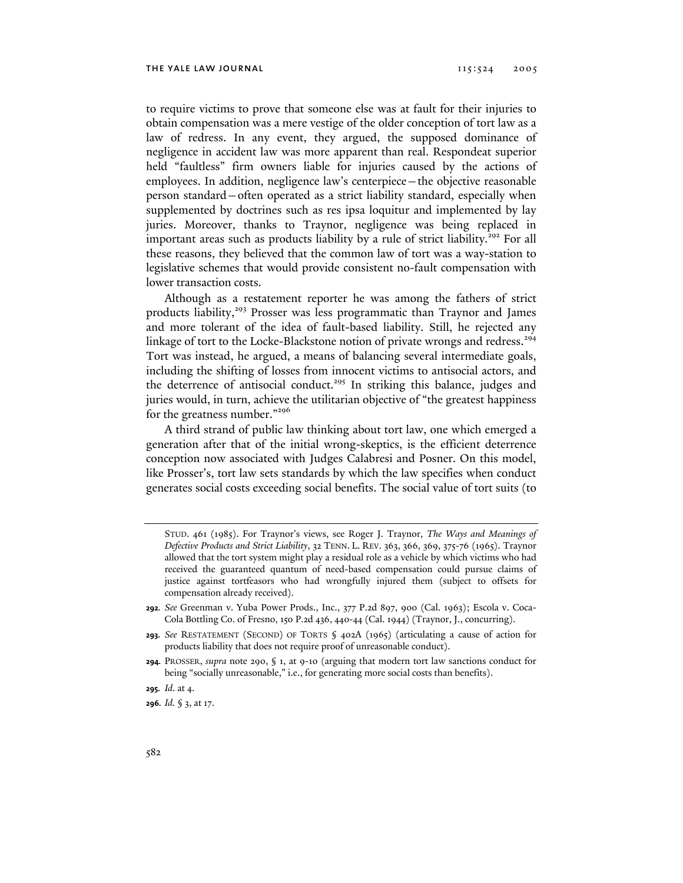to require victims to prove that someone else was at fault for their injuries to obtain compensation was a mere vestige of the older conception of tort law as a law of redress. In any event, they argued, the supposed dominance of negligence in accident law was more apparent than real. Respondeat superior held "faultless" firm owners liable for injuries caused by the actions of employees. In addition, negligence law's centerpiece—the objective reasonable person standard—often operated as a strict liability standard, especially when supplemented by doctrines such as res ipsa loquitur and implemented by lay juries. Moreover, thanks to Traynor, negligence was being replaced in important areas such as products liability by a rule of strict liability.[292] For all these reasons, they believed that the common law of tort was a way-station to legislative schemes that would provide consistent no-fault compensation with lower transaction costs.

Although as a restatement reporter he was among the fathers of strict products liability,[293] Prosser was less programmatic than Traynor and James and more tolerant of the idea of fault-based liability. Still, he rejected any linkage of tort to the Locke-Blackstone notion of private wrongs and redress.[294] Tort was instead, he argued, a means of balancing several intermediate goals, including the shifting of losses from innocent victims to antisocial actors, and the deterrence of antisocial conduct.[295] In striking this balance, judges and juries would, in turn, achieve the utilitarian objective of "the greatest happiness for the greatness number."[296]

A third strand of public law thinking about tort law, one which emerged a generation after that of the initial wrong-skeptics, is the efficient deterrence conception now associated with Judges Calabresi and Posner. On this model, like Prosser's, tort law sets standards by which the law specifies when conduct generates social costs exceeding social benefits. The social value of tort suits (to

---

STUD. 461 (1985). For Traynor's views, see Roger J. Traynor, *The Ways and Meanings of Defective Products and Strict Liability*, 32 TENN. L. REV. 363, 366, 369, 375-76 (1965). Traynor allowed that the tort system might play a residual role as a vehicle by which victims who had received the guaranteed quantum of need-based compensation could pursue claims of justice against tortfeasors who had wrongfully injured them (subject to offsets for compensation already received).

**292.** *See* Greenman v. Yuba Power Prods., Inc., 377 P.2d 897, 900 (Cal. 1963); Escola v. Coca-Cola Bottling Co. of Fresno, 150 P.2d 436, 440-44 (Cal. 1944) (Traynor, J., concurring).

**293.** *See* RESTATEMENT (SECOND) OF TORTS § 402A (1965) (articulating a cause of action for products liability that does not require proof of unreasonable conduct).

**294.** PROSSER, *supra* note 290, § 1, at 9-10 (arguing that modern tort law sanctions conduct for being "socially unreasonable," i.e., for generating more social costs than benefits).

**295.** *Id.* at 4.

**296.** *Id.* § 3, at 17.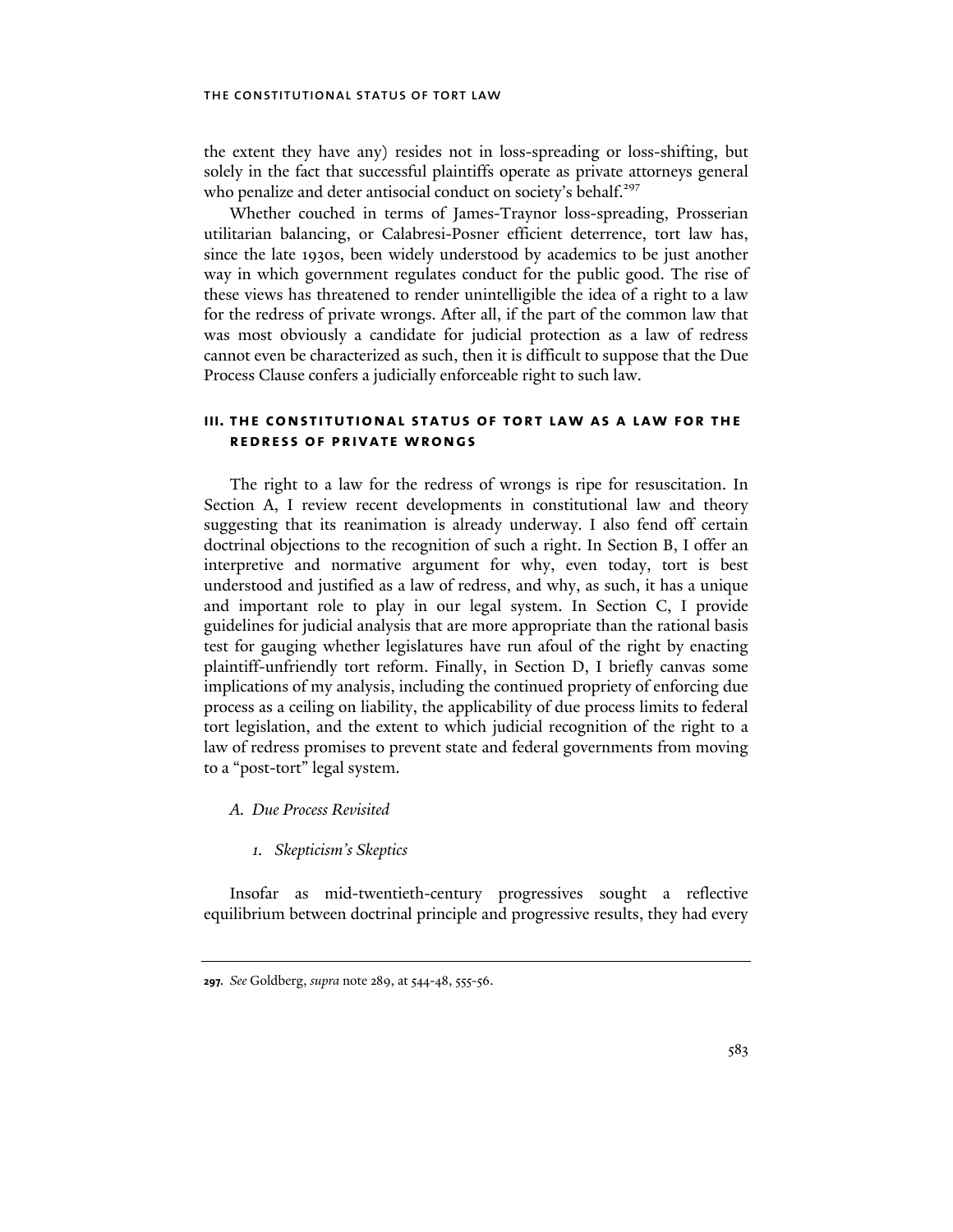the extent they have any) resides not in loss-spreading or loss-shifting, but solely in the fact that successful plaintiffs operate as private attorneys general who penalize and deter antisocial conduct on society's behalf.[297]

Whether couched in terms of James-Traynor loss-spreading, Prosserian utilitarian balancing, or Calabresi-Posner efficient deterrence, tort law has, since the late 1930s, been widely understood by academics to be just another way in which government regulates conduct for the public good. The rise of these views has threatened to render unintelligible the idea of a right to a law for the redress of private wrongs. After all, if the part of the common law that was most obviously a candidate for judicial protection as a law of redress cannot even be characterized as such, then it is difficult to suppose that the Due Process Clause confers a judicially enforceable right to such law.

## III. THE CONSTITUTIONAL STATUS OF TORT LAW AS A LAW FOR THE REDRESS OF PRIVATE WRONGS

The right to a law for the redress of wrongs is ripe for resuscitation. In Section A, I review recent developments in constitutional law and theory suggesting that its reanimation is already underway. I also fend off certain doctrinal objections to the recognition of such a right. In Section B, I offer an interpretive and normative argument for why, even today, tort is best understood and justified as a law of redress, and why, as such, it has a unique and important role to play in our legal system. In Section C, I provide guidelines for judicial analysis that are more appropriate than the rational basis test for gauging whether legislatures have run afoul of the right by enacting plaintiff-unfriendly tort reform. Finally, in Section D, I briefly canvas some implications of my analysis, including the continued propriety of enforcing due process as a ceiling on liability, the applicability of due process limits to federal tort legislation, and the extent to which judicial recognition of the right to a law of redress promises to prevent state and federal governments from moving to a "post-tort" legal system.

### *A. Due Process Revisited*

#### *1. Skepticism's Skeptics*

Insofar as mid-twentieth-century progressives sought a reflective equilibrium between doctrinal principle and progressive results, they had every

---

297. *See* Goldberg, *supra* note 289, at 544-48, 555-56.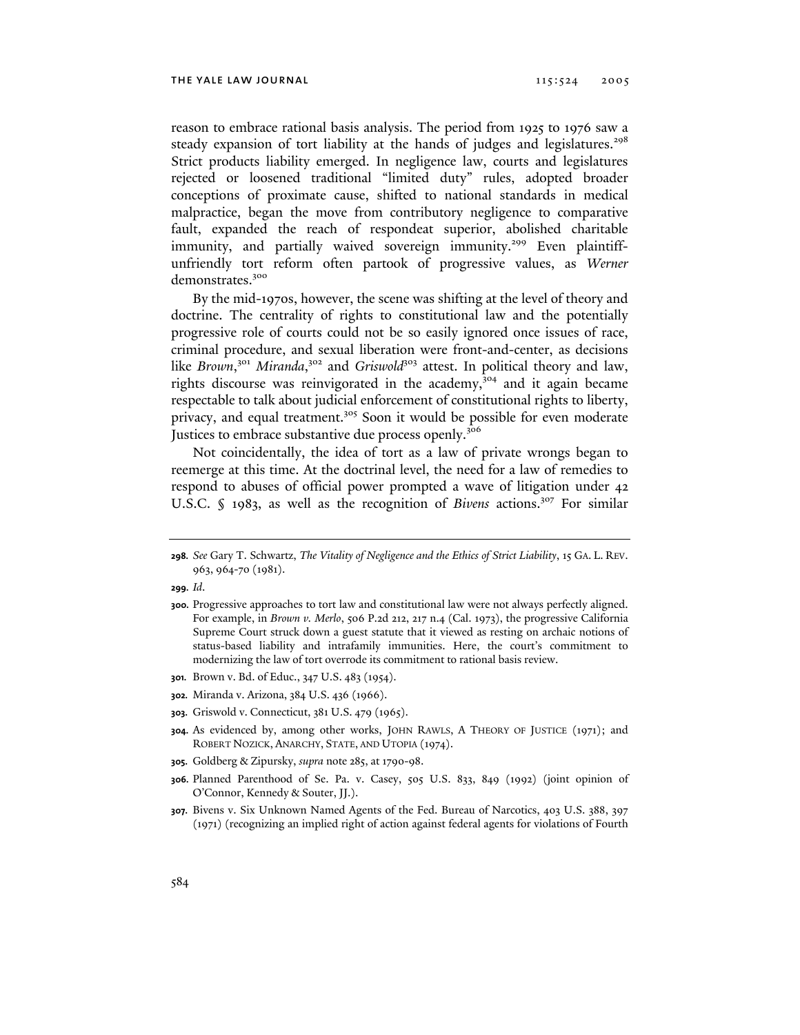reason to embrace rational basis analysis. The period from 1925 to 1976 saw a steady expansion of tort liability at the hands of judges and legislatures.[298] Strict products liability emerged. In negligence law, courts and legislatures rejected or loosened traditional "limited duty" rules, adopted broader conceptions of proximate cause, shifted to national standards in medical malpractice, began the move from contributory negligence to comparative fault, expanded the reach of respondeat superior, abolished charitable immunity, and partially waived sovereign immunity.[299] Even plaintiff-unfriendly tort reform often partook of progressive values, as *Werner* demonstrates.[300]

By the mid-1970s, however, the scene was shifting at the level of theory and doctrine. The centrality of rights to constitutional law and the potentially progressive role of courts could not be so easily ignored once issues of race, criminal procedure, and sexual liberation were front-and-center, as decisions like *Brown*,[301] *Miranda*,[302] and *Griswold*[303] attest. In political theory and law, rights discourse was reinvigorated in the academy,[304] and it again became respectable to talk about judicial enforcement of constitutional rights to liberty, privacy, and equal treatment.[305] Soon it would be possible for even moderate Justices to embrace substantive due process openly.[306]

Not coincidentally, the idea of tort as a law of private wrongs began to reemerge at this time. At the doctrinal level, the need for a law of remedies to respond to abuses of official power prompted a wave of litigation under 42 U.S.C. § 1983, as well as the recognition of *Bivens* actions.[307] For similar

---

**298.** *See* Gary T. Schwartz, *The Vitality of Negligence and the Ethics of Strict Liability*, 15 GA. L. REV. 963, 964-70 (1981).

**299.** *Id*.

**300.** Progressive approaches to tort law and constitutional law were not always perfectly aligned. For example, in *Brown v. Merlo*, 506 P.2d 212, 217 n.4 (Cal. 1973), the progressive California Supreme Court struck down a guest statute that it viewed as resting on archaic notions of status-based liability and intrafamily immunities. Here, the court's commitment to modernizing the law of tort overrode its commitment to rational basis review.

**301.** Brown v. Bd. of Educ., 347 U.S. 483 (1954).

**302.** Miranda v. Arizona, 384 U.S. 436 (1966).

**303.** Griswold v. Connecticut, 381 U.S. 479 (1965).

**304.** As evidenced by, among other works, JOHN RAWLS, A THEORY OF JUSTICE (1971); and ROBERT NOZICK, ANARCHY, STATE, AND UTOPIA (1974).

**305.** Goldberg & Zipursky, *supra* note 285, at 1790-98.

**306.** Planned Parenthood of Se. Pa. v. Casey, 505 U.S. 833, 849 (1992) (joint opinion of O'Connor, Kennedy & Souter, JJ.).

**307.** Bivens v. Six Unknown Named Agents of the Fed. Bureau of Narcotics, 403 U.S. 388, 397 (1971) (recognizing an implied right of action against federal agents for violations of Fourth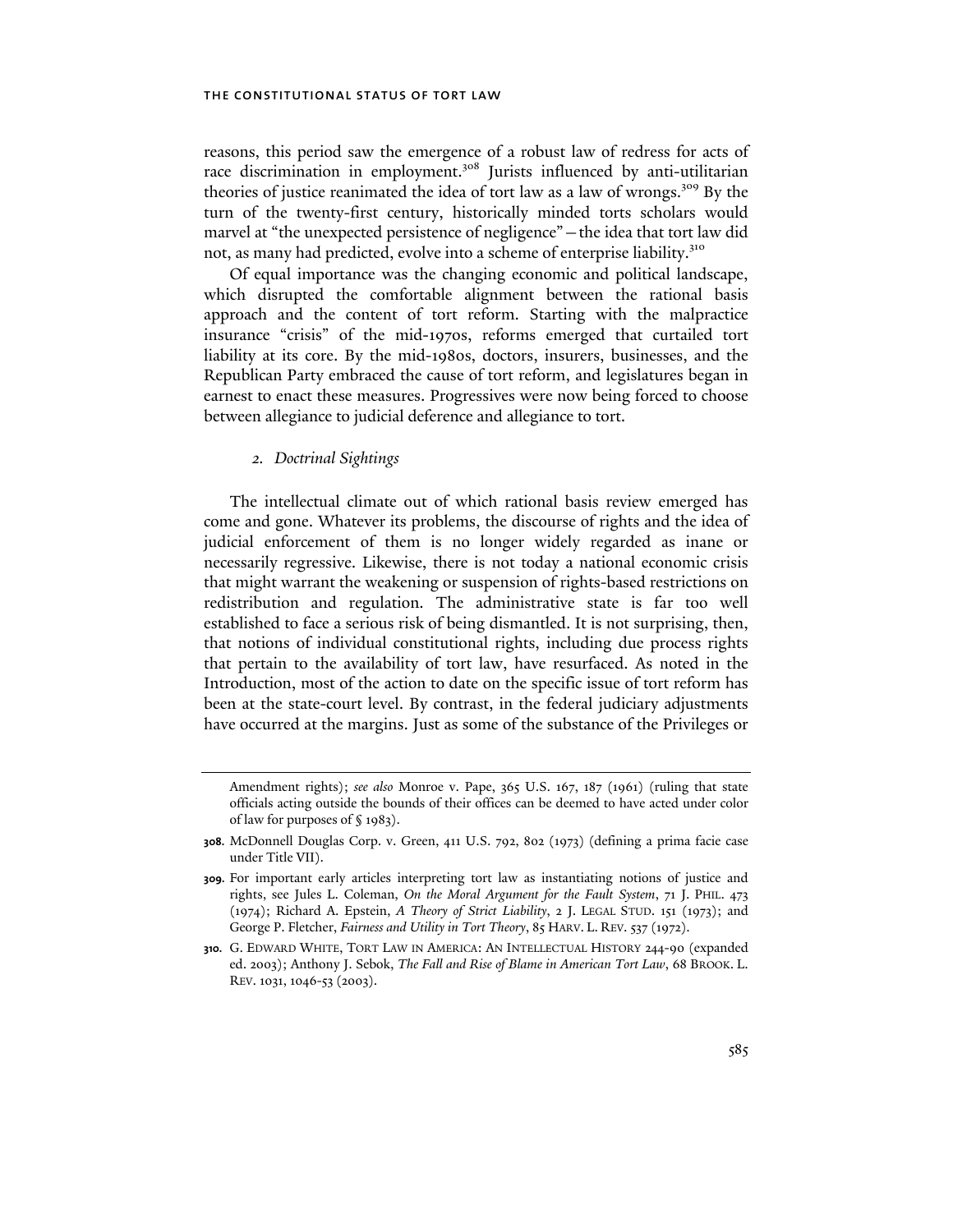reasons, this period saw the emergence of a robust law of redress for acts of race discrimination in employment.[308] Jurists influenced by anti-utilitarian theories of justice reanimated the idea of tort law as a law of wrongs.[309] By the turn of the twenty-first century, historically minded torts scholars would marvel at "the unexpected persistence of negligence"—the idea that tort law did not, as many had predicted, evolve into a scheme of enterprise liability.[310]

Of equal importance was the changing economic and political landscape, which disrupted the comfortable alignment between the rational basis approach and the content of tort reform. Starting with the malpractice insurance "crisis" of the mid-1970s, reforms emerged that curtailed tort liability at its core. By the mid-1980s, doctors, insurers, businesses, and the Republican Party embraced the cause of tort reform, and legislatures began in earnest to enact these measures. Progressives were now being forced to choose between allegiance to judicial deference and allegiance to tort.

### *2. Doctrinal Sightings*

The intellectual climate out of which rational basis review emerged has come and gone. Whatever its problems, the discourse of rights and the idea of judicial enforcement of them is no longer widely regarded as inane or necessarily regressive. Likewise, there is not today a national economic crisis that might warrant the weakening or suspension of rights-based restrictions on redistribution and regulation. The administrative state is far too well established to face a serious risk of being dismantled. It is not surprising, then, that notions of individual constitutional rights, including due process rights that pertain to the availability of tort law, have resurfaced. As noted in the Introduction, most of the action to date on the specific issue of tort reform has been at the state-court level. By contrast, in the federal judiciary adjustments have occurred at the margins. Just as some of the substance of the Privileges or

---

Amendment rights); *see also* Monroe v. Pape, 365 U.S. 167, 187 (1961) (ruling that state officials acting outside the bounds of their offices can be deemed to have acted under color of law for purposes of § 1983).

308. McDonnell Douglas Corp. v. Green, 411 U.S. 792, 802 (1973) (defining a prima facie case under Title VII).

309. For important early articles interpreting tort law as instantiating notions of justice and rights, see Jules L. Coleman, *On the Moral Argument for the Fault System*, 71 J. PHIL. 473 (1974); Richard A. Epstein, *A Theory of Strict Liability*, 2 J. LEGAL STUD. 151 (1973); and George P. Fletcher, *Fairness and Utility in Tort Theory*, 85 HARV. L. REV. 537 (1972).

310. G. EDWARD WHITE, TORT LAW IN AMERICA: AN INTELLECTUAL HISTORY 244-90 (expanded ed. 2003); Anthony J. Sebok, *The Fall and Rise of Blame in American Tort Law*, 68 BROOK. L. REV. 1031, 1046-53 (2003).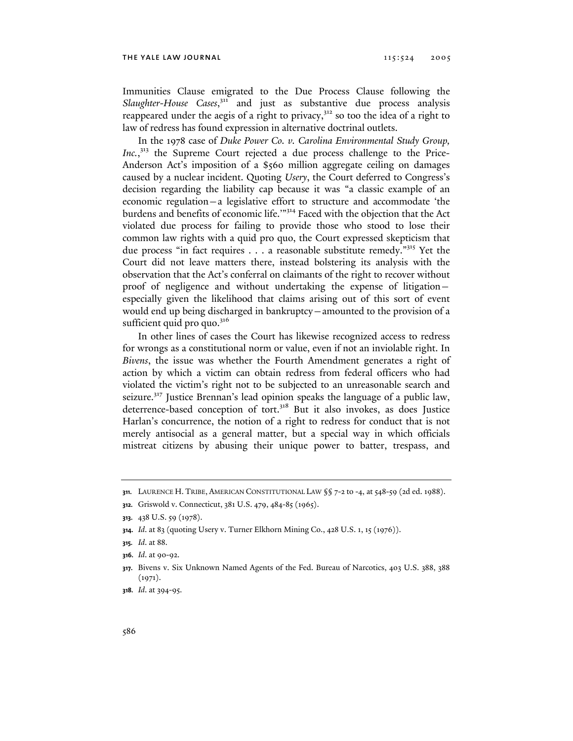Immunities Clause emigrated to the Due Process Clause following the *Slaughter-House Cases*,[311] and just as substantive due process analysis reappeared under the aegis of a right to privacy,[312] so too the idea of a right to law of redress has found expression in alternative doctrinal outlets.

In the 1978 case of *Duke Power Co. v. Carolina Environmental Study Group, Inc.*,[313] the Supreme Court rejected a due process challenge to the Price-Anderson Act's imposition of a $560 million aggregate ceiling on damages caused by a nuclear incident. Quoting *Usery*, the Court deferred to Congress's decision regarding the liability cap because it was "a classic example of an economic regulation—a legislative effort to structure and accommodate 'the burdens and benefits of economic life.'"[314] Faced with the objection that the Act violated due process for failing to provide those who stood to lose their common law rights with a quid pro quo, the Court expressed skepticism that due process "in fact requires . . . a reasonable substitute remedy."[315] Yet the Court did not leave matters there, instead bolstering its analysis with the observation that the Act's conferral on claimants of the right to recover without proof of negligence and without undertaking the expense of litigation—especially given the likelihood that claims arising out of this sort of event would end up being discharged in bankruptcy—amounted to the provision of a sufficient quid pro quo.[316]

In other lines of cases the Court has likewise recognized access to redress for wrongs as a constitutional norm or value, even if not an inviolable right. In *Bivens*, the issue was whether the Fourth Amendment generates a right of action by which a victim can obtain redress from federal officers who had violated the victim's right not to be subjected to an unreasonable search and seizure.[317] Justice Brennan's lead opinion speaks the language of a public law, deterrence-based conception of tort.[318] But it also invokes, as does Justice Harlan's concurrence, the notion of a right to redress for conduct that is not merely antisocial as a general matter, but a special way in which officials mistreat citizens by abusing their unique power to batter, trespass, and

---

311. Laurence H. Tribe, American Constitutional Law §§ 7-2 to -4, at 548-59 (2d ed. 1988).

312. Griswold v. Connecticut, 381 U.S. 479, 484-85 (1965).

313. 438 U.S. 59 (1978).

314. *Id.* at 83 (quoting Usery v. Turner Elkhorn Mining Co., 428 U.S. 1, 15 (1976)).

315. *Id.* at 88.

316. *Id.* at 90-92.

317. Bivens v. Six Unknown Named Agents of the Fed. Bureau of Narcotics, 403 U.S. 388, 388 (1971).

318. *Id.* at 394-95.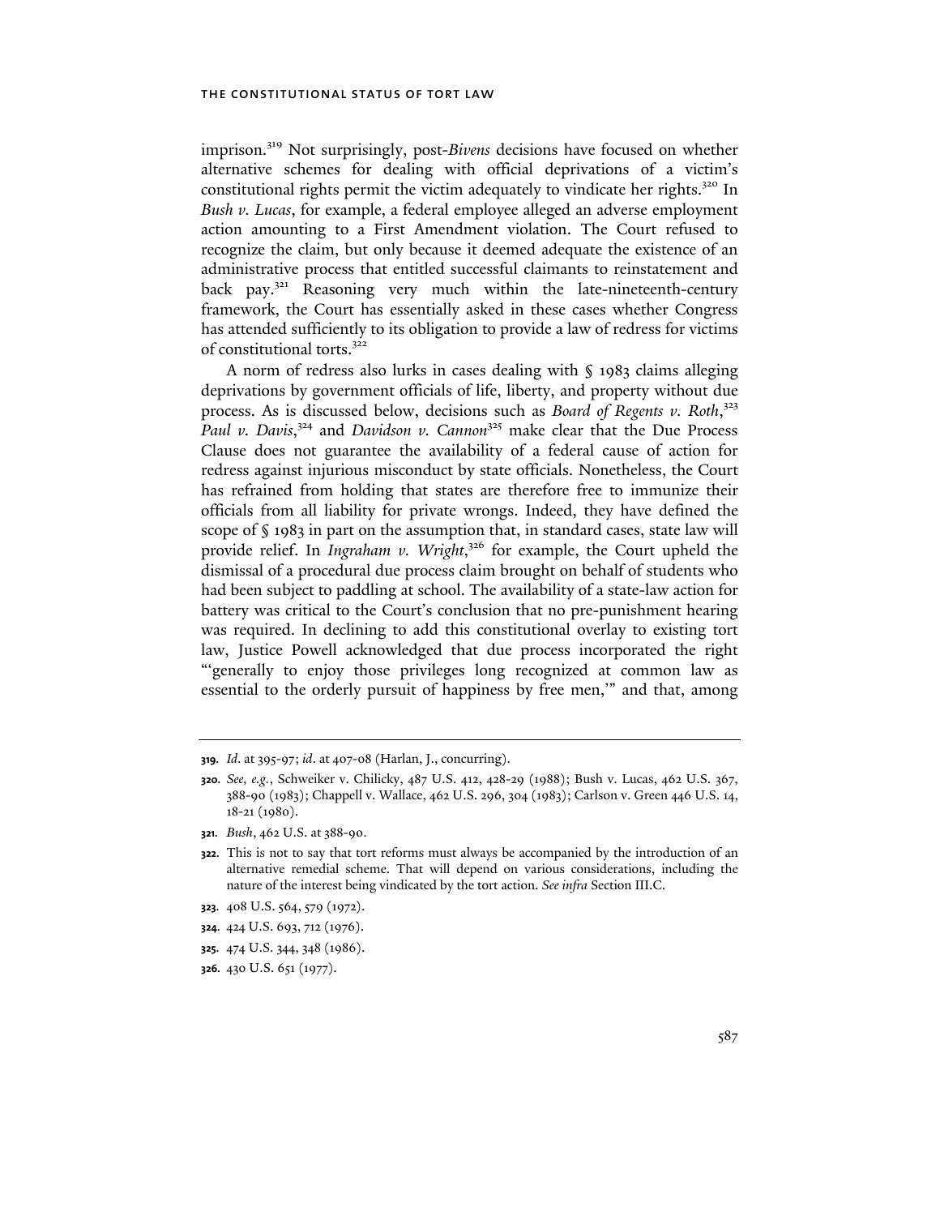imprison.[319] Not surprisingly, post-*Bivens* decisions have focused on whether alternative schemes for dealing with official deprivations of a victim's constitutional rights permit the victim adequately to vindicate her rights.[320] In *Bush v. Lucas*, for example, a federal employee alleged an adverse employment action amounting to a First Amendment violation. The Court refused to recognize the claim, but only because it deemed adequate the existence of an administrative process that entitled successful claimants to reinstatement and back pay.[321] Reasoning very much within the late-nineteenth-century framework, the Court has essentially asked in these cases whether Congress has attended sufficiently to its obligation to provide a law of redress for victims of constitutional torts.[322]

A norm of redress also lurks in cases dealing with § 1983 claims alleging deprivations by government officials of life, liberty, and property without due process. As is discussed below, decisions such as *Board of Regents v. Roth*,[323] *Paul v. Davis*,[324] and *Davidson v. Cannon*[325] make clear that the Due Process Clause does not guarantee the availability of a federal cause of action for redress against injurious misconduct by state officials. Nonetheless, the Court has refrained from holding that states are therefore free to immunize their officials from all liability for private wrongs. Indeed, they have defined the scope of § 1983 in part on the assumption that, in standard cases, state law will provide relief. In *Ingraham v. Wright*,[326] for example, the Court upheld the dismissal of a procedural due process claim brought on behalf of students who had been subject to paddling at school. The availability of a state-law action for battery was critical to the Court's conclusion that no pre-punishment hearing was required. In declining to add this constitutional overlay to existing tort law, Justice Powell acknowledged that due process incorporated the right "'generally to enjoy those privileges long recognized at common law as essential to the orderly pursuit of happiness by free men,'" and that, among

---

319. *Id.* at 395-97; *id.* at 407-08 (Harlan, J., concurring).

320. *See, e.g.*, Schweiker v. Chilicky, 487 U.S. 412, 428-29 (1988); Bush v. Lucas, 462 U.S. 367, 388-90 (1983); Chappell v. Wallace, 462 U.S. 296, 304 (1983); Carlson v. Green 446 U.S. 14, 18-21 (1980).

321. *Bush*, 462 U.S. at 388-90.

322. This is not to say that tort reforms must always be accompanied by the introduction of an alternative remedial scheme. That will depend on various considerations, including the nature of the interest being vindicated by the tort action. *See infra* Section III.C.

323. 408 U.S. 564, 579 (1972).

324. 424 U.S. 693, 712 (1976).

325. 474 U.S. 344, 348 (1986).

326. 430 U.S. 651 (1977).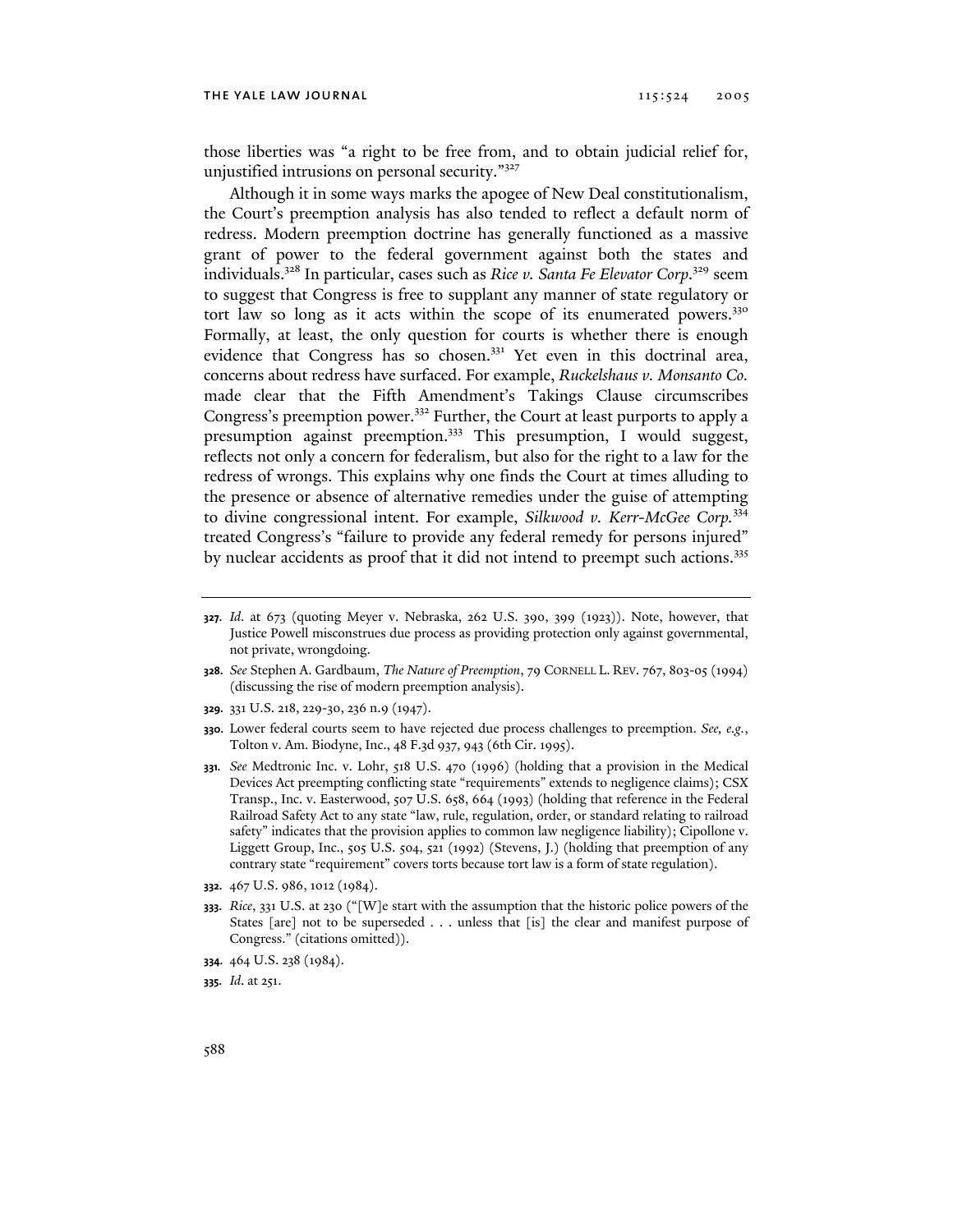those liberties was "a right to be free from, and to obtain judicial relief for, unjustified intrusions on personal security."[327]

Although it in some ways marks the apogee of New Deal constitutionalism, the Court's preemption analysis has also tended to reflect a default norm of redress. Modern preemption doctrine has generally functioned as a massive grant of power to the federal government against both the states and individuals.[328] In particular, cases such as *Rice v. Santa Fe Elevator Corp.*[329] seem to suggest that Congress is free to supplant any manner of state regulatory or tort law so long as it acts within the scope of its enumerated powers.[330] Formally, at least, the only question for courts is whether there is enough evidence that Congress has so chosen.[331] Yet even in this doctrinal area, concerns about redress have surfaced. For example, *Ruckelshaus v. Monsanto Co.* made clear that the Fifth Amendment's Takings Clause circumscribes Congress's preemption power.[332] Further, the Court at least purports to apply a presumption against preemption.[333] This presumption, I would suggest, reflects not only a concern for federalism, but also for the right to a law for the redress of wrongs. This explains why one finds the Court at times alluding to the presence or absence of alternative remedies under the guise of attempting to divine congressional intent. For example, *Silkwood v. Kerr-McGee Corp.*[334] treated Congress's "failure to provide any federal remedy for persons injured" by nuclear accidents as proof that it did not intend to preempt such actions.[335]

---

**327.** *Id.* at 673 (quoting Meyer v. Nebraska, 262 U.S. 390, 399 (1923)). Note, however, that Justice Powell misconstrues due process as providing protection only against governmental, not private, wrongdoing.

**328.** *See* Stephen A. Gardbaum, *The Nature of Preemption*, 79 CORNELL L. REV. 767, 803-05 (1994) (discussing the rise of modern preemption analysis).

**329.** 331 U.S. 218, 229-30, 236 n.9 (1947).

**330.** Lower federal courts seem to have rejected due process challenges to preemption. *See, e.g.*, Tolton v. Am. Biodyne, Inc., 48 F.3d 937, 943 (6th Cir. 1995).

**331.** *See* Medtronic Inc. v. Lohr, 518 U.S. 470 (1996) (holding that a provision in the Medical Devices Act preempting conflicting state "requirements" extends to negligence claims); CSX Transp., Inc. v. Easterwood, 507 U.S. 658, 664 (1993) (holding that reference in the Federal Railroad Safety Act to any state "law, rule, regulation, order, or standard relating to railroad safety" indicates that the provision applies to common law negligence liability); Cipollone v. Liggett Group, Inc., 505 U.S. 504, 521 (1992) (Stevens, J.) (holding that preemption of any contrary state "requirement" covers torts because tort law is a form of state regulation).

**332.** 467 U.S. 986, 1012 (1984).

**333.** *Rice*, 331 U.S. at 230 ("[W]e start with the assumption that the historic police powers of the States [are] not to be superseded . . . unless that [is] the clear and manifest purpose of Congress." (citations omitted)).

**334.** 464 U.S. 238 (1984).

**335.** *Id.* at 251.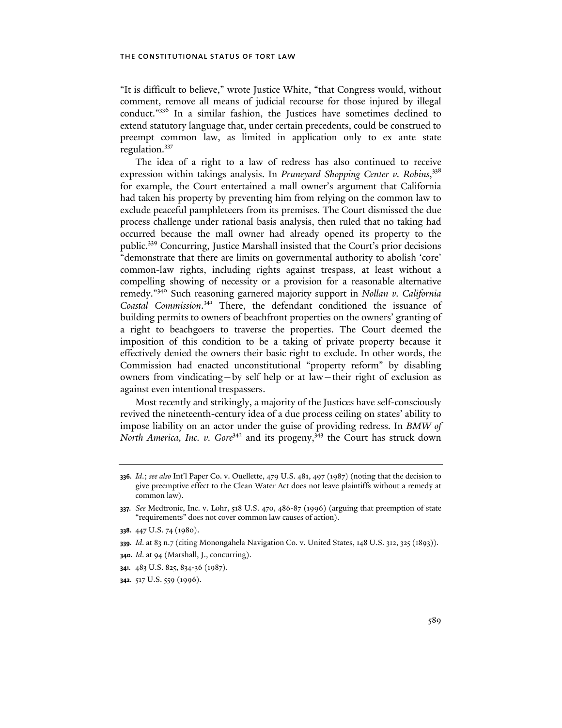"It is difficult to believe," wrote Justice White, "that Congress would, without comment, remove all means of judicial recourse for those injured by illegal conduct."[336] In a similar fashion, the Justices have sometimes declined to extend statutory language that, under certain precedents, could be construed to preempt common law, as limited in application only to ex ante state regulation.[337]

The idea of a right to a law of redress has also continued to receive expression within takings analysis. In *Pruneyard Shopping Center v. Robins*,[338] for example, the Court entertained a mall owner's argument that California had taken his property by preventing him from relying on the common law to exclude peaceful pamphleteers from its premises. The Court dismissed the due process challenge under rational basis analysis, then ruled that no taking had occurred because the mall owner had already opened its property to the public.[339] Concurring, Justice Marshall insisted that the Court's prior decisions "demonstrate that there are limits on governmental authority to abolish 'core' common-law rights, including rights against trespass, at least without a compelling showing of necessity or a provision for a reasonable alternative remedy."[340] Such reasoning garnered majority support in *Nollan v. California Coastal Commission*.[341] There, the defendant conditioned the issuance of building permits to owners of beachfront properties on the owners' granting of a right to beachgoers to traverse the properties. The Court deemed the imposition of this condition to be a taking of private property because it effectively denied the owners their basic right to exclude. In other words, the Commission had enacted unconstitutional "property reform" by disabling owners from vindicating—by self help or at law—their right of exclusion as against even intentional trespassers.

Most recently and strikingly, a majority of the Justices have self-consciously revived the nineteenth-century idea of a due process ceiling on states' ability to impose liability on an actor under the guise of providing redress. In *BMW of North America, Inc. v. Gore*[342] and its progeny,[343] the Court has struck down

---

**336.** *Id.*; *see also* Int'l Paper Co. v. Ouellette, 479 U.S. 481, 497 (1987) (noting that the decision to give preemptive effect to the Clean Water Act does not leave plaintiffs without a remedy at common law).

**337.** *See* Medtronic, Inc. v. Lohr, 518 U.S. 470, 486-87 (1996) (arguing that preemption of state "requirements" does not cover common law causes of action).

**338.** 447 U.S. 74 (1980).

**339.** *Id.* at 83 n.7 (citing Monongahela Navigation Co. v. United States, 148 U.S. 312, 325 (1893)).

**340.** *Id.* at 94 (Marshall, J., concurring).

**341.** 483 U.S. 825, 834-36 (1987).

**342.** 517 U.S. 559 (1996).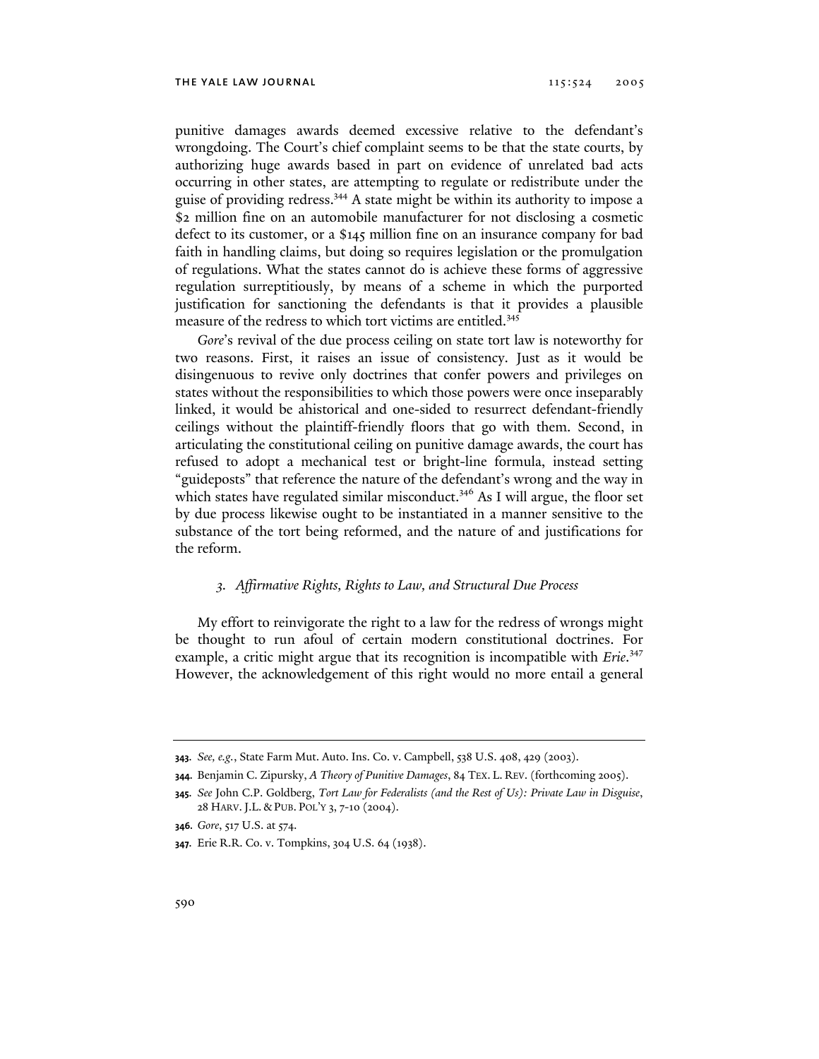punitive damages awards deemed excessive relative to the defendant's wrongdoing. The Court's chief complaint seems to be that the state courts, by authorizing huge awards based in part on evidence of unrelated bad acts occurring in other states, are attempting to regulate or redistribute under the guise of providing redress.[344] A state might be within its authority to impose a $2 million fine on an automobile manufacturer for not disclosing a cosmetic defect to its customer, or a $145 million fine on an insurance company for bad faith in handling claims, but doing so requires legislation or the promulgation of regulations. What the states cannot do is achieve these forms of aggressive regulation surreptitiously, by means of a scheme in which the purported justification for sanctioning the defendants is that it provides a plausible measure of the redress to which tort victims are entitled.[345]

*Gore*'s revival of the due process ceiling on state tort law is noteworthy for two reasons. First, it raises an issue of consistency. Just as it would be disingenuous to revive only doctrines that confer powers and privileges on states without the responsibilities to which those powers were once inseparably linked, it would be ahistorical and one-sided to resurrect defendant-friendly ceilings without the plaintiff-friendly floors that go with them. Second, in articulating the constitutional ceiling on punitive damage awards, the court has refused to adopt a mechanical test or bright-line formula, instead setting "guideposts" that reference the nature of the defendant's wrong and the way in which states have regulated similar misconduct.[346] As I will argue, the floor set by due process likewise ought to be instantiated in a manner sensitive to the substance of the tort being reformed, and the nature of and justifications for the reform.

### *3. Affirmative Rights, Rights to Law, and Structural Due Process*

My effort to reinvigorate the right to a law for the redress of wrongs might be thought to run afoul of certain modern constitutional doctrines. For example, a critic might argue that its recognition is incompatible with *Erie*.[347] However, the acknowledgement of this right would no more entail a general

---

**343.** *See, e.g.*, State Farm Mut. Auto. Ins. Co. v. Campbell, 538 U.S. 408, 429 (2003).

**344.** Benjamin C. Zipursky, *A Theory of Punitive Damages*, 84 TEX. L. REV. (forthcoming 2005).

**345.** *See* John C.P. Goldberg, *Tort Law for Federalists (and the Rest of Us): Private Law in Disguise*, 28 HARV. J.L. & PUB. POL'Y 3, 7-10 (2004).

**346.** *Gore*, 517 U.S. at 574.

**347.** Erie R.R. Co. v. Tompkins, 304 U.S. 64 (1938).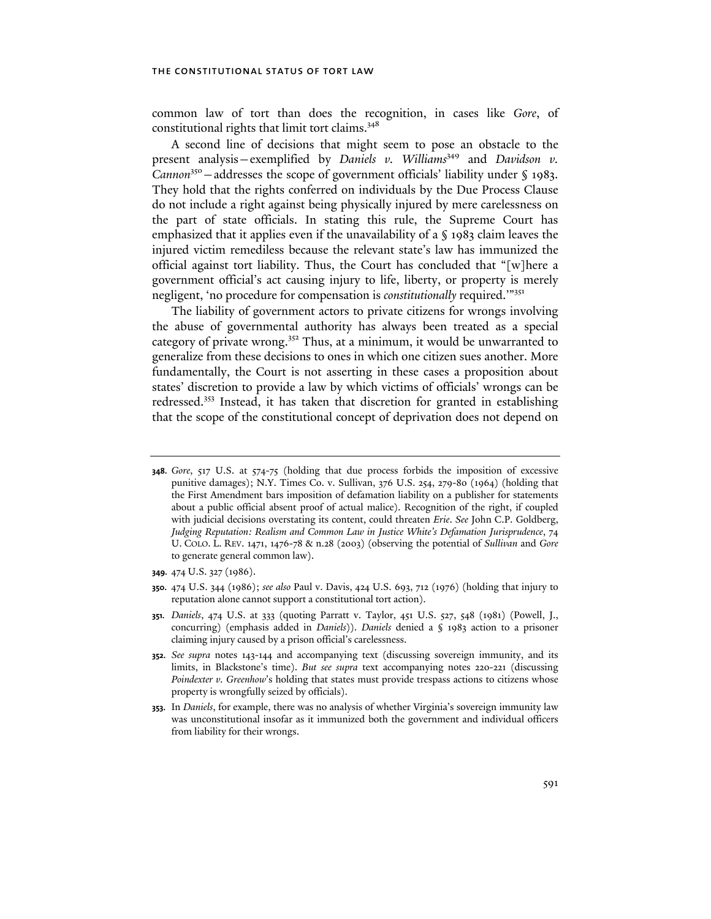common law of tort than does the recognition, in cases like *Gore*, of constitutional rights that limit tort claims.[348]

A second line of decisions that might seem to pose an obstacle to the present analysis—exemplified by *Daniels v. Williams*[349] and *Davidson v. Cannon*[350]—addresses the scope of government officials' liability under § 1983. They hold that the rights conferred on individuals by the Due Process Clause do not include a right against being physically injured by mere carelessness on the part of state officials. In stating this rule, the Supreme Court has emphasized that it applies even if the unavailability of a § 1983 claim leaves the injured victim remediless because the relevant state's law has immunized the official against tort liability. Thus, the Court has concluded that "[w]here a government official's act causing injury to life, liberty, or property is merely negligent, 'no procedure for compensation is *constitutionally* required.'"[351]

The liability of government actors to private citizens for wrongs involving the abuse of governmental authority has always been treated as a special category of private wrong.[352] Thus, at a minimum, it would be unwarranted to generalize from these decisions to ones in which one citizen sues another. More fundamentally, the Court is not asserting in these cases a proposition about states' discretion to provide a law by which victims of officials' wrongs can be redressed.[353] Instead, it has taken that discretion for granted in establishing that the scope of the constitutional concept of deprivation does not depend on

---

**348.** *Gore*, 517 U.S. at 574-75 (holding that due process forbids the imposition of excessive punitive damages); N.Y. Times Co. v. Sullivan, 376 U.S. 254, 279-80 (1964) (holding that the First Amendment bars imposition of defamation liability on a publisher for statements about a public official absent proof of actual malice). Recognition of the right, if coupled with judicial decisions overstating its content, could threaten *Erie*. *See* John C.P. Goldberg, *Judging Reputation: Realism and Common Law in Justice White's Defamation Jurisprudence*, 74 U. COLO. L. REV. 1471, 1476-78 & n.28 (2003) (observing the potential of *Sullivan* and *Gore* to generate general common law).

**349.** 474 U.S. 327 (1986).

**350.** 474 U.S. 344 (1986); *see also* Paul v. Davis, 424 U.S. 693, 712 (1976) (holding that injury to reputation alone cannot support a constitutional tort action).

**351.** *Daniels*, 474 U.S. at 333 (quoting Parratt v. Taylor, 451 U.S. 527, 548 (1981) (Powell, J., concurring) (emphasis added in *Daniels*)). *Daniels* denied a § 1983 action to a prisoner claiming injury caused by a prison official's carelessness.

**352.** *See supra* notes 143-144 and accompanying text (discussing sovereign immunity, and its limits, in Blackstone's time). *But see supra* text accompanying notes 220-221 (discussing *Poindexter v. Greenhow*'s holding that states must provide trespass actions to citizens whose property is wrongfully seized by officials).

**353.** In *Daniels*, for example, there was no analysis of whether Virginia's sovereign immunity law was unconstitutional insofar as it immunized both the government and individual officers from liability for their wrongs.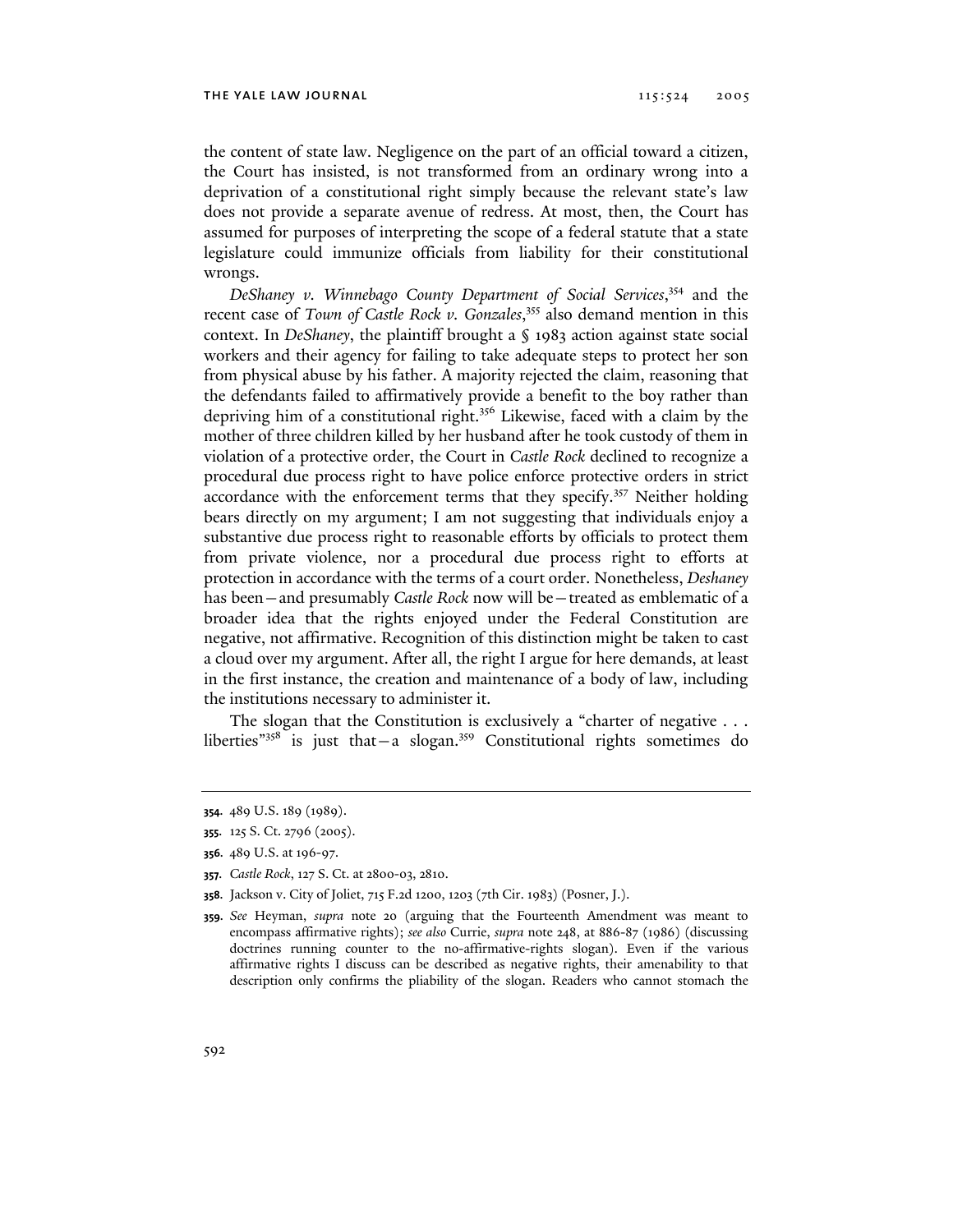the content of state law. Negligence on the part of an official toward a citizen, the Court has insisted, is not transformed from an ordinary wrong into a deprivation of a constitutional right simply because the relevant state's law does not provide a separate avenue of redress. At most, then, the Court has assumed for purposes of interpreting the scope of a federal statute that a state legislature could immunize officials from liability for their constitutional wrongs.

*DeShaney v. Winnebago County Department of Social Services*,[354] and the recent case of *Town of Castle Rock v. Gonzales*,[355] also demand mention in this context. In *DeShaney*, the plaintiff brought a § 1983 action against state social workers and their agency for failing to take adequate steps to protect her son from physical abuse by his father. A majority rejected the claim, reasoning that the defendants failed to affirmatively provide a benefit to the boy rather than depriving him of a constitutional right.[356] Likewise, faced with a claim by the mother of three children killed by her husband after he took custody of them in violation of a protective order, the Court in *Castle Rock* declined to recognize a procedural due process right to have police enforce protective orders in strict accordance with the enforcement terms that they specify.[357] Neither holding bears directly on my argument; I am not suggesting that individuals enjoy a substantive due process right to reasonable efforts by officials to protect them from private violence, nor a procedural due process right to efforts at protection in accordance with the terms of a court order. Nonetheless, *Deshaney* has been—and presumably *Castle Rock* now will be—treated as emblematic of a broader idea that the rights enjoyed under the Federal Constitution are negative, not affirmative. Recognition of this distinction might be taken to cast a cloud over my argument. After all, the right I argue for here demands, at least in the first instance, the creation and maintenance of a body of law, including the institutions necessary to administer it.

The slogan that the Constitution is exclusively a "charter of negative . . . liberties"[358] is just that—a slogan.[359] Constitutional rights sometimes do

---

**354.** 489 U.S. 189 (1989).

**355.** 125 S. Ct. 2796 (2005).

**356.** 489 U.S. at 196-97.

**357.** *Castle Rock*, 127 S. Ct. at 2800-03, 2810.

**358.** Jackson v. City of Joliet, 715 F.2d 1200, 1203 (7th Cir. 1983) (Posner, J.).

**359.** *See* Heyman, *supra* note 20 (arguing that the Fourteenth Amendment was meant to encompass affirmative rights); *see also* Currie, *supra* note 248, at 886-87 (1986) (discussing doctrines running counter to the no-affirmative-rights slogan). Even if the various affirmative rights I discuss can be described as negative rights, their amenability to that description only confirms the pliability of the slogan. Readers who cannot stomach the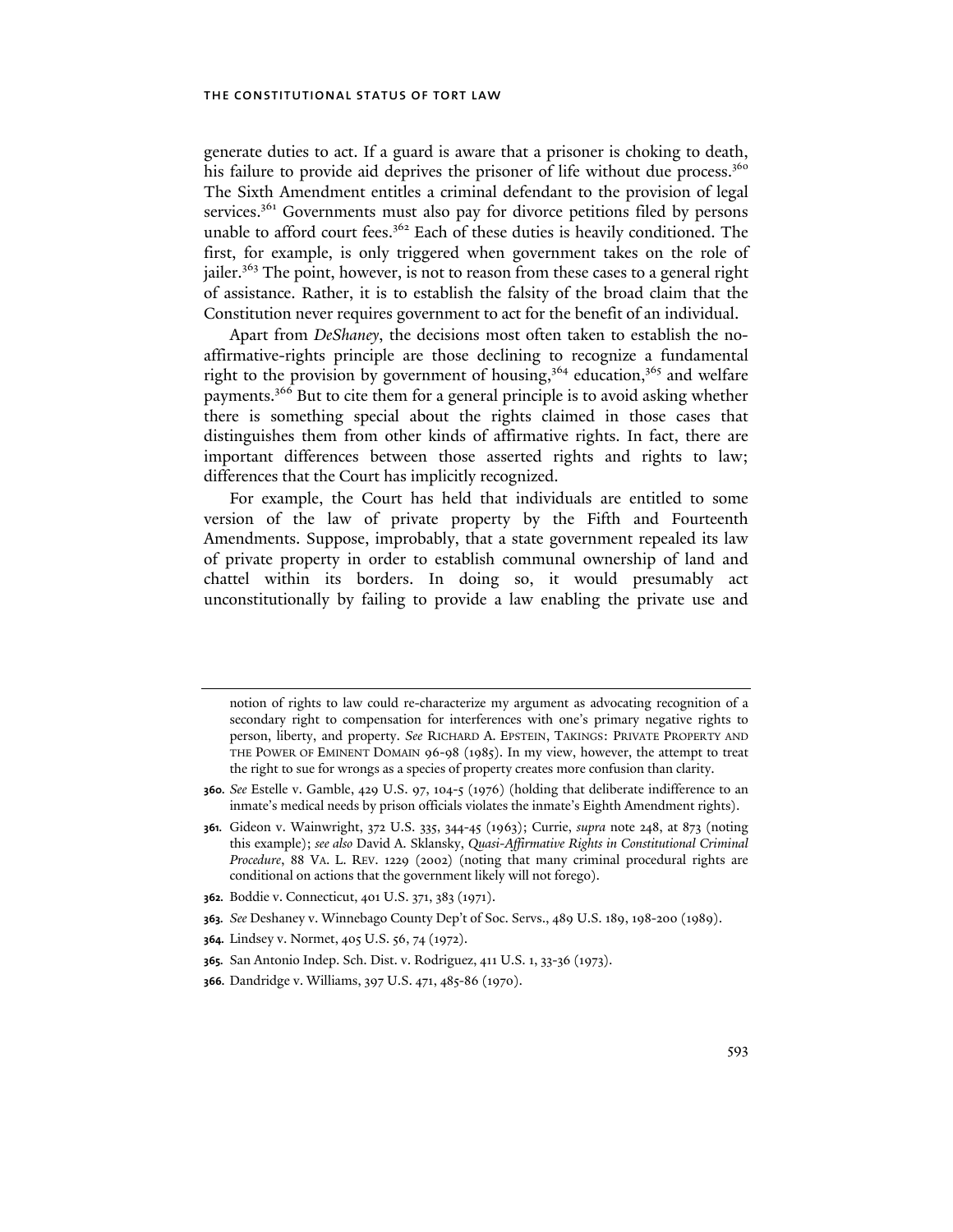generate duties to act. If a guard is aware that a prisoner is choking to death, his failure to provide aid deprives the prisoner of life without due process.[360] The Sixth Amendment entitles a criminal defendant to the provision of legal services.[361] Governments must also pay for divorce petitions filed by persons unable to afford court fees.[362] Each of these duties is heavily conditioned. The first, for example, is only triggered when government takes on the role of jailer.[363] The point, however, is not to reason from these cases to a general right of assistance. Rather, it is to establish the falsity of the broad claim that the Constitution never requires government to act for the benefit of an individual.

Apart from *DeShaney*, the decisions most often taken to establish the no-affirmative-rights principle are those declining to recognize a fundamental right to the provision by government of housing,[364] education,[365] and welfare payments.[366] But to cite them for a general principle is to avoid asking whether there is something special about the rights claimed in those cases that distinguishes them from other kinds of affirmative rights. In fact, there are important differences between those asserted rights and rights to law; differences that the Court has implicitly recognized.

For example, the Court has held that individuals are entitled to some version of the law of private property by the Fifth and Fourteenth Amendments. Suppose, improbably, that a state government repealed its law of private property in order to establish communal ownership of land and chattel within its borders. In doing so, it would presumably act unconstitutionally by failing to provide a law enabling the private use and

---

notion of rights to law could re-characterize my argument as advocating recognition of a secondary right to compensation for interferences with one's primary negative rights to person, liberty, and property. *See* RICHARD A. EPSTEIN, TAKINGS: PRIVATE PROPERTY AND THE POWER OF EMINENT DOMAIN 96-98 (1985). In my view, however, the attempt to treat the right to sue for wrongs as a species of property creates more confusion than clarity.

**360.** *See* Estelle v. Gamble, 429 U.S. 97, 104-5 (1976) (holding that deliberate indifference to an inmate's medical needs by prison officials violates the inmate's Eighth Amendment rights).

**361.** Gideon v. Wainwright, 372 U.S. 335, 344-45 (1963); Currie, *supra* note 248, at 873 (noting this example); *see also* David A. Sklansky, *Quasi-Affirmative Rights in Constitutional Criminal Procedure*, 88 VA. L. REV. 1229 (2002) (noting that many criminal procedural rights are conditional on actions that the government likely will not forego).

**362.** Boddie v. Connecticut, 401 U.S. 371, 383 (1971).

**363.** *See* Deshaney v. Winnebago County Dep't of Soc. Servs., 489 U.S. 189, 198-200 (1989).

**364.** Lindsey v. Normet, 405 U.S. 56, 74 (1972).

**365.** San Antonio Indep. Sch. Dist. v. Rodriguez, 411 U.S. 1, 33-36 (1973).

**366.** Dandridge v. Williams, 397 U.S. 471, 485-86 (1970).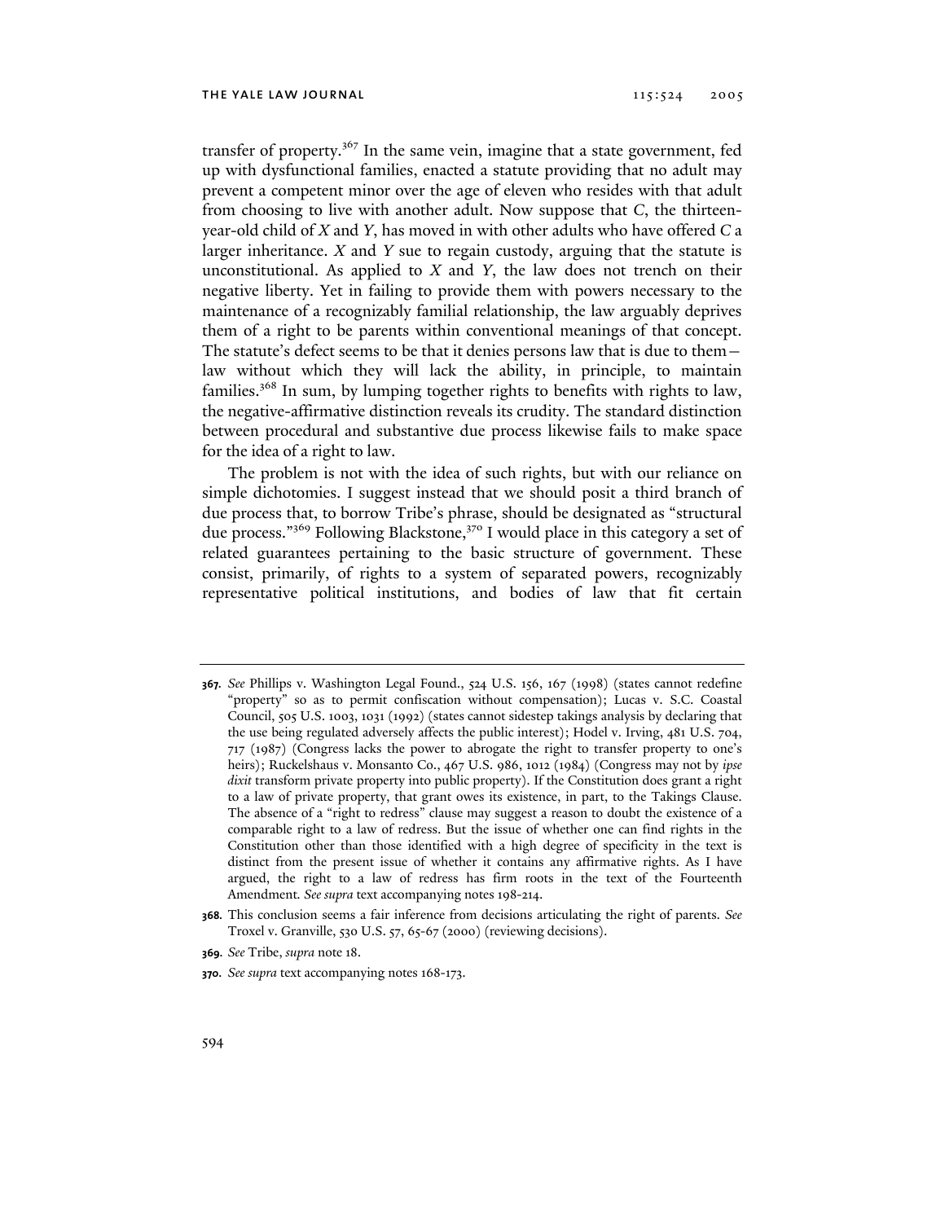transfer of property.[367] In the same vein, imagine that a state government, fed up with dysfunctional families, enacted a statute providing that no adult may prevent a competent minor over the age of eleven who resides with that adult from choosing to live with another adult. Now suppose that *C*, the thirteen-year-old child of *X* and *Y*, has moved in with other adults who have offered *C* a larger inheritance. *X* and *Y* sue to regain custody, arguing that the statute is unconstitutional. As applied to *X* and *Y*, the law does not trench on their negative liberty. Yet in failing to provide them with powers necessary to the maintenance of a recognizably familial relationship, the law arguably deprives them of a right to be parents within conventional meanings of that concept. The statute's defect seems to be that it denies persons law that is due to them—law without which they will lack the ability, in principle, to maintain families.[368] In sum, by lumping together rights to benefits with rights to law, the negative-affirmative distinction reveals its crudity. The standard distinction between procedural and substantive due process likewise fails to make space for the idea of a right to law.

The problem is not with the idea of such rights, but with our reliance on simple dichotomies. I suggest instead that we should posit a third branch of due process that, to borrow Tribe's phrase, should be designated as "structural due process."[369] Following Blackstone,[370] I would place in this category a set of related guarantees pertaining to the basic structure of government. These consist, primarily, of rights to a system of separated powers, recognizably representative political institutions, and bodies of law that fit certain

---

**367.** *See* Phillips v. Washington Legal Found., 524 U.S. 156, 167 (1998) (states cannot redefine "property" so as to permit confiscation without compensation); Lucas v. S.C. Coastal Council, 505 U.S. 1003, 1031 (1992) (states cannot sidestep takings analysis by declaring that the use being regulated adversely affects the public interest); Hodel v. Irving, 481 U.S. 704, 717 (1987) (Congress lacks the power to abrogate the right to transfer property to one's heirs); Ruckelshaus v. Monsanto Co., 467 U.S. 986, 1012 (1984) (Congress may not by *ipse dixit* transform private property into public property). If the Constitution does grant a right to a law of private property, that grant owes its existence, in part, to the Takings Clause. The absence of a "right to redress" clause may suggest a reason to doubt the existence of a comparable right to a law of redress. But the issue of whether one can find rights in the Constitution other than those identified with a high degree of specificity in the text is distinct from the present issue of whether it contains any affirmative rights. As I have argued, the right to a law of redress has firm roots in the text of the Fourteenth Amendment. *See supra* text accompanying notes 198-214.

**368.** This conclusion seems a fair inference from decisions articulating the right of parents. *See* Troxel v. Granville, 530 U.S. 57, 65-67 (2000) (reviewing decisions).

**369.** *See* Tribe, *supra* note 18.

**370.** *See supra* text accompanying notes 168-173.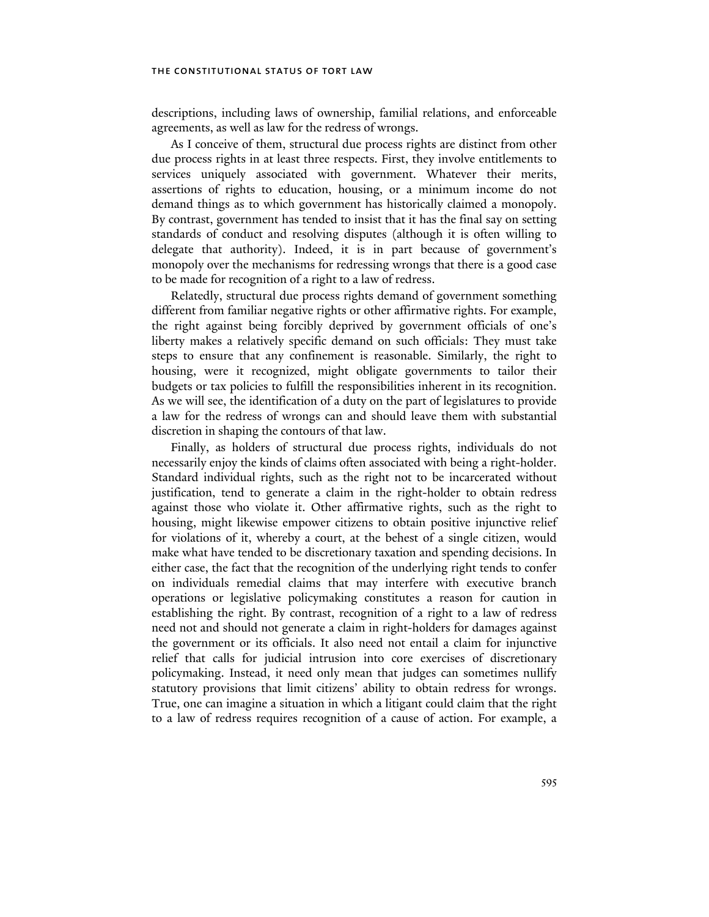descriptions, including laws of ownership, familial relations, and enforceable agreements, as well as law for the redress of wrongs.

As I conceive of them, structural due process rights are distinct from other due process rights in at least three respects. First, they involve entitlements to services uniquely associated with government. Whatever their merits, assertions of rights to education, housing, or a minimum income do not demand things as to which government has historically claimed a monopoly. By contrast, government has tended to insist that it has the final say on setting standards of conduct and resolving disputes (although it is often willing to delegate that authority). Indeed, it is in part because of government's monopoly over the mechanisms for redressing wrongs that there is a good case to be made for recognition of a right to a law of redress.

Relatedly, structural due process rights demand of government something different from familiar negative rights or other affirmative rights. For example, the right against being forcibly deprived by government officials of one's liberty makes a relatively specific demand on such officials: They must take steps to ensure that any confinement is reasonable. Similarly, the right to housing, were it recognized, might obligate governments to tailor their budgets or tax policies to fulfill the responsibilities inherent in its recognition. As we will see, the identification of a duty on the part of legislatures to provide a law for the redress of wrongs can and should leave them with substantial discretion in shaping the contours of that law.

Finally, as holders of structural due process rights, individuals do not necessarily enjoy the kinds of claims often associated with being a right-holder. Standard individual rights, such as the right not to be incarcerated without justification, tend to generate a claim in the right-holder to obtain redress against those who violate it. Other affirmative rights, such as the right to housing, might likewise empower citizens to obtain positive injunctive relief for violations of it, whereby a court, at the behest of a single citizen, would make what have tended to be discretionary taxation and spending decisions. In either case, the fact that the recognition of the underlying right tends to confer on individuals remedial claims that may interfere with executive branch operations or legislative policymaking constitutes a reason for caution in establishing the right. By contrast, recognition of a right to a law of redress need not and should not generate a claim in right-holders for damages against the government or its officials. It also need not entail a claim for injunctive relief that calls for judicial intrusion into core exercises of discretionary policymaking. Instead, it need only mean that judges can sometimes nullify statutory provisions that limit citizens' ability to obtain redress for wrongs. True, one can imagine a situation in which a litigant could claim that the right to a law of redress requires recognition of a cause of action. For example, a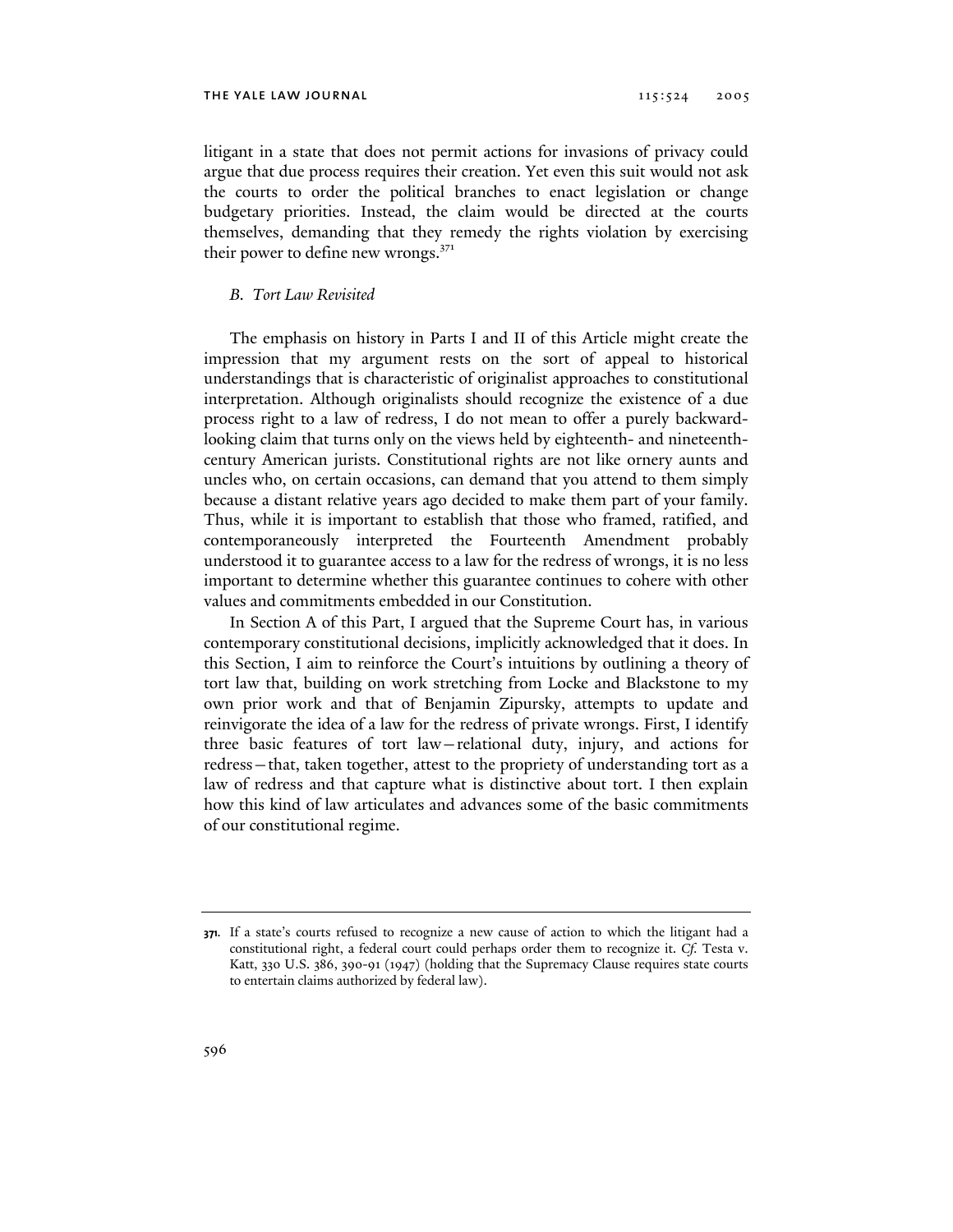litigant in a state that does not permit actions for invasions of privacy could argue that due process requires their creation. Yet even this suit would not ask the courts to order the political branches to enact legislation or change budgetary priorities. Instead, the claim would be directed at the courts themselves, demanding that they remedy the rights violation by exercising their power to define new wrongs.[371]

### *B. Tort Law Revisited*

The emphasis on history in Parts I and II of this Article might create the impression that my argument rests on the sort of appeal to historical understandings that is characteristic of originalist approaches to constitutional interpretation. Although originalists should recognize the existence of a due process right to a law of redress, I do not mean to offer a purely backward-looking claim that turns only on the views held by eighteenth- and nineteenth-century American jurists. Constitutional rights are not like ornery aunts and uncles who, on certain occasions, can demand that you attend to them simply because a distant relative years ago decided to make them part of your family. Thus, while it is important to establish that those who framed, ratified, and contemporaneously interpreted the Fourteenth Amendment probably understood it to guarantee access to a law for the redress of wrongs, it is no less important to determine whether this guarantee continues to cohere with other values and commitments embedded in our Constitution.

In Section A of this Part, I argued that the Supreme Court has, in various contemporary constitutional decisions, implicitly acknowledged that it does. In this Section, I aim to reinforce the Court's intuitions by outlining a theory of tort law that, building on work stretching from Locke and Blackstone to my own prior work and that of Benjamin Zipursky, attempts to update and reinvigorate the idea of a law for the redress of private wrongs. First, I identify three basic features of tort law—relational duty, injury, and actions for redress—that, taken together, attest to the propriety of understanding tort as a law of redress and that capture what is distinctive about tort. I then explain how this kind of law articulates and advances some of the basic commitments of our constitutional regime.

---

**371.** If a state's courts refused to recognize a new cause of action to which the litigant had a constitutional right, a federal court could perhaps order them to recognize it. *Cf.* Testa v. Katt, 330 U.S. 386, 390-91 (1947) (holding that the Supremacy Clause requires state courts to entertain claims authorized by federal law).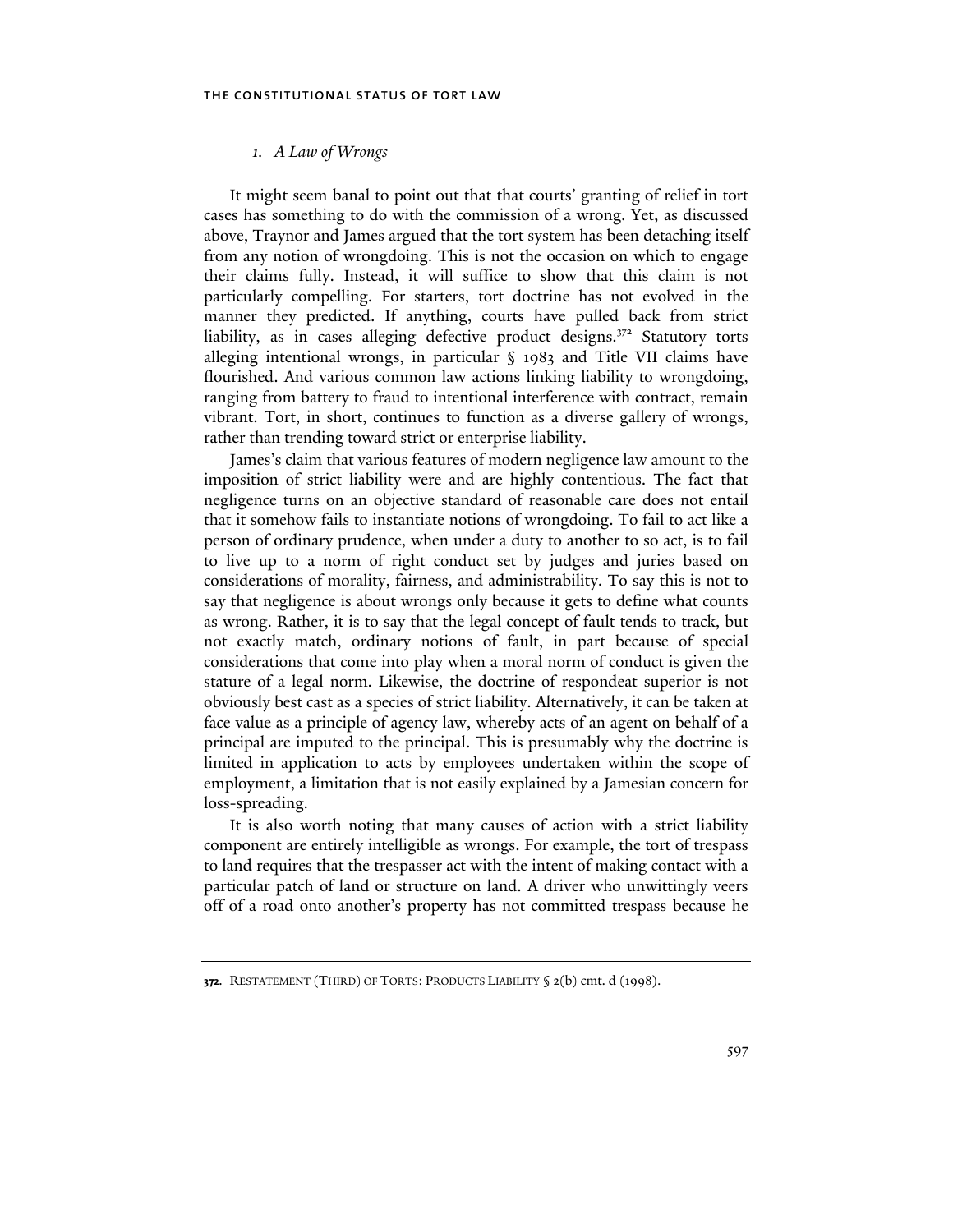### 1. *A Law of Wrongs*

It might seem banal to point out that that courts' granting of relief in tort cases has something to do with the commission of a wrong. Yet, as discussed above, Traynor and James argued that the tort system has been detaching itself from any notion of wrongdoing. This is not the occasion on which to engage their claims fully. Instead, it will suffice to show that this claim is not particularly compelling. For starters, tort doctrine has not evolved in the manner they predicted. If anything, courts have pulled back from strict liability, as in cases alleging defective product designs.[372] Statutory torts alleging intentional wrongs, in particular § 1983 and Title VII claims have flourished. And various common law actions linking liability to wrongdoing, ranging from battery to fraud to intentional interference with contract, remain vibrant. Tort, in short, continues to function as a diverse gallery of wrongs, rather than trending toward strict or enterprise liability.

James's claim that various features of modern negligence law amount to the imposition of strict liability were and are highly contentious. The fact that negligence turns on an objective standard of reasonable care does not entail that it somehow fails to instantiate notions of wrongdoing. To fail to act like a person of ordinary prudence, when under a duty to another to so act, is to fail to live up to a norm of right conduct set by judges and juries based on considerations of morality, fairness, and administrability. To say this is not to say that negligence is about wrongs only because it gets to define what counts as wrong. Rather, it is to say that the legal concept of fault tends to track, but not exactly match, ordinary notions of fault, in part because of special considerations that come into play when a moral norm of conduct is given the stature of a legal norm. Likewise, the doctrine of respondeat superior is not obviously best cast as a species of strict liability. Alternatively, it can be taken at face value as a principle of agency law, whereby acts of an agent on behalf of a principal are imputed to the principal. This is presumably why the doctrine is limited in application to acts by employees undertaken within the scope of employment, a limitation that is not easily explained by a Jamesian concern for loss-spreading.

It is also worth noting that many causes of action with a strict liability component are entirely intelligible as wrongs. For example, the tort of trespass to land requires that the trespasser act with the intent of making contact with a particular patch of land or structure on land. A driver who unwittingly veers off of a road onto another's property has not committed trespass because he

---

**372.** RESTATEMENT (THIRD) OF TORTS: PRODUCTS LIABILITY § 2(b) cmt. d (1998).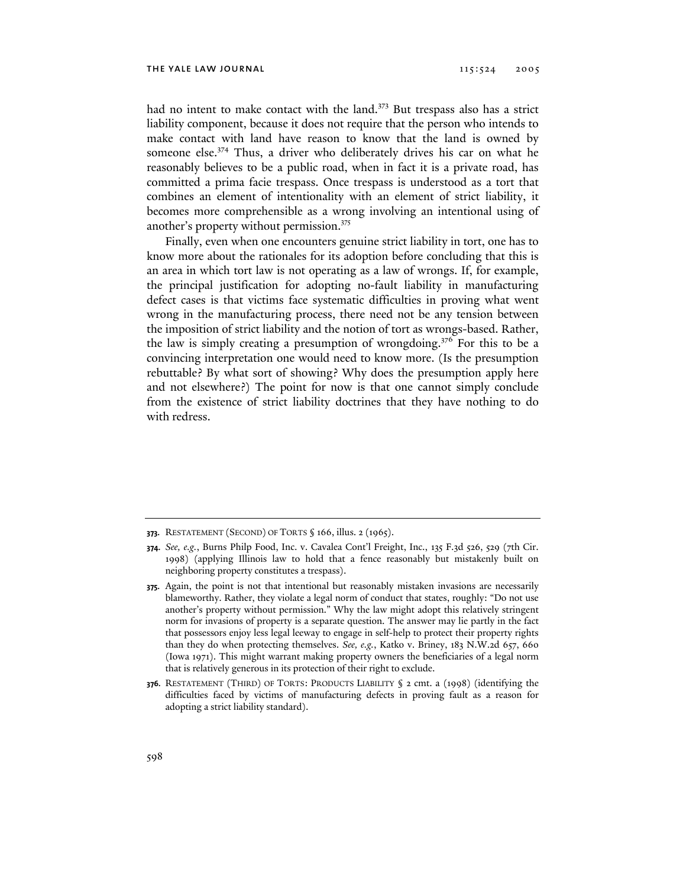had no intent to make contact with the land.[373] But trespass also has a strict liability component, because it does not require that the person who intends to make contact with land have reason to know that the land is owned by someone else.[374] Thus, a driver who deliberately drives his car on what he reasonably believes to be a public road, when in fact it is a private road, has committed a prima facie trespass. Once trespass is understood as a tort that combines an element of intentionality with an element of strict liability, it becomes more comprehensible as a wrong involving an intentional using of another's property without permission.[375]

Finally, even when one encounters genuine strict liability in tort, one has to know more about the rationales for its adoption before concluding that this is an area in which tort law is not operating as a law of wrongs. If, for example, the principal justification for adopting no-fault liability in manufacturing defect cases is that victims face systematic difficulties in proving what went wrong in the manufacturing process, there need not be any tension between the imposition of strict liability and the notion of tort as wrongs-based. Rather, the law is simply creating a presumption of wrongdoing.[376] For this to be a convincing interpretation one would need to know more. (Is the presumption rebuttable? By what sort of showing? Why does the presumption apply here and not elsewhere?) The point for now is that one cannot simply conclude from the existence of strict liability doctrines that they have nothing to do with redress.

---

**373.** RESTATEMENT (SECOND) OF TORTS § 166, illus. 2 (1965).

**374.** *See, e.g.*, Burns Philp Food, Inc. v. Cavalea Cont'l Freight, Inc., 135 F.3d 526, 529 (7th Cir. 1998) (applying Illinois law to hold that a fence reasonably but mistakenly built on neighboring property constitutes a trespass).

**375.** Again, the point is not that intentional but reasonably mistaken invasions are necessarily blameworthy. Rather, they violate a legal norm of conduct that states, roughly: "Do not use another's property without permission." Why the law might adopt this relatively stringent norm for invasions of property is a separate question. The answer may lie partly in the fact that possessors enjoy less legal leeway to engage in self-help to protect their property rights than they do when protecting themselves. *See, e.g.*, Katko v. Briney, 183 N.W.2d 657, 660 (Iowa 1971). This might warrant making property owners the beneficiaries of a legal norm that is relatively generous in its protection of their right to exclude.

**376.** RESTATEMENT (THIRD) OF TORTS: PRODUCTS LIABILITY § 2 cmt. a (1998) (identifying the difficulties faced by victims of manufacturing defects in proving fault as a reason for adopting a strict liability standard).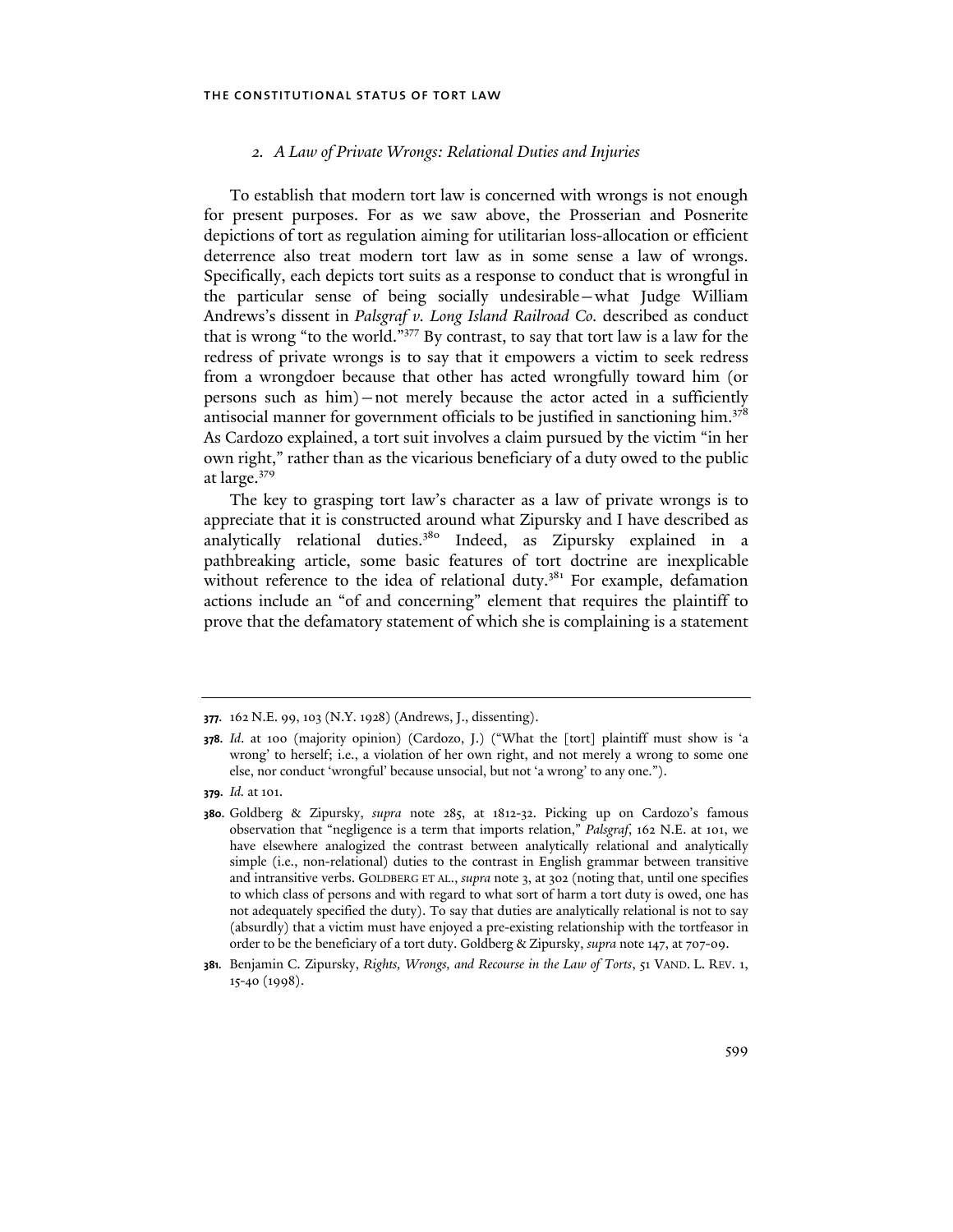### 2. *A Law of Private Wrongs: Relational Duties and Injuries*

To establish that modern tort law is concerned with wrongs is not enough for present purposes. For as we saw above, the Prosserian and Posnerite depictions of tort as regulation aiming for utilitarian loss-allocation or efficient deterrence also treat modern tort law as in some sense a law of wrongs. Specifically, each depicts tort suits as a response to conduct that is wrongful in the particular sense of being socially undesirable—what Judge William Andrews's dissent in *Palsgraf v. Long Island Railroad Co.* described as conduct that is wrong "to the world."[377] By contrast, to say that tort law is a law for the redress of private wrongs is to say that it empowers a victim to seek redress from a wrongdoer because that other has acted wrongfully toward him (or persons such as him)—not merely because the actor acted in a sufficiently antisocial manner for government officials to be justified in sanctioning him.[378] As Cardozo explained, a tort suit involves a claim pursued by the victim "in her own right," rather than as the vicarious beneficiary of a duty owed to the public at large.[379]

The key to grasping tort law's character as a law of private wrongs is to appreciate that it is constructed around what Zipursky and I have described as analytically relational duties.[380] Indeed, as Zipursky explained in a pathbreaking article, some basic features of tort doctrine are inexplicable without reference to the idea of relational duty.[381] For example, defamation actions include an "of and concerning" element that requires the plaintiff to prove that the defamatory statement of which she is complaining is a statement

---

**377.** 162 N.E. 99, 103 (N.Y. 1928) (Andrews, J., dissenting).

**378.** *Id.* at 100 (majority opinion) (Cardozo, J.) ("What the [tort] plaintiff must show is 'a wrong' to herself; i.e., a violation of her own right, and not merely a wrong to some one else, nor conduct 'wrongful' because unsocial, but not 'a wrong' to any one.").

**379.** *Id.* at 101.

**380.** Goldberg & Zipursky, *supra* note 285, at 1812-32. Picking up on Cardozo's famous observation that "negligence is a term that imports relation," *Palsgraf*, 162 N.E. at 101, we have elsewhere analogized the contrast between analytically relational and analytically simple (i.e., non-relational) duties to the contrast in English grammar between transitive and intransitive verbs. GOLDBERG ET AL., *supra* note 3, at 302 (noting that, until one specifies to which class of persons and with regard to what sort of harm a tort duty is owed, one has not adequately specified the duty). To say that duties are analytically relational is not to say (absurdly) that a victim must have enjoyed a pre-existing relationship with the tortfeasor in order to be the beneficiary of a tort duty. Goldberg & Zipursky, *supra* note 147, at 707-09.

**381.** Benjamin C. Zipursky, *Rights, Wrongs, and Recourse in the Law of Torts*, 51 VAND. L. REV. 1, 15-40 (1998).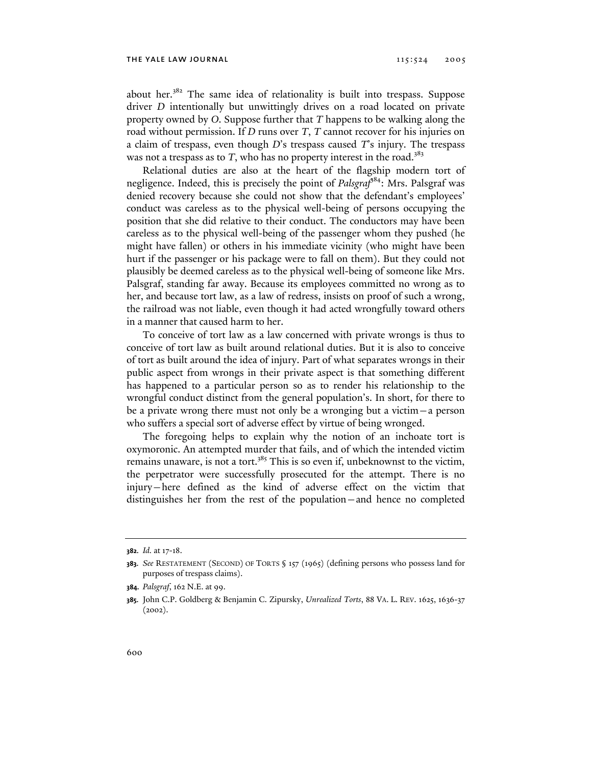about her.[382] The same idea of relationality is built into trespass. Suppose driver *D* intentionally but unwittingly drives on a road located on private property owned by *O*. Suppose further that *T* happens to be walking along the road without permission. If *D* runs over *T*, *T* cannot recover for his injuries on a claim of trespass, even though *D*'s trespass caused *T*'s injury. The trespass was not a trespass as to *T*, who has no property interest in the road.[383]

Relational duties are also at the heart of the flagship modern tort of negligence. Indeed, this is precisely the point of *Palsgraf*[384]: Mrs. Palsgraf was denied recovery because she could not show that the defendant's employees' conduct was careless as to the physical well-being of persons occupying the position that she did relative to their conduct. The conductors may have been careless as to the physical well-being of the passenger whom they pushed (he might have fallen) or others in his immediate vicinity (who might have been hurt if the passenger or his package were to fall on them). But they could not plausibly be deemed careless as to the physical well-being of someone like Mrs. Palsgraf, standing far away. Because its employees committed no wrong as to her, and because tort law, as a law of redress, insists on proof of such a wrong, the railroad was not liable, even though it had acted wrongfully toward others in a manner that caused harm to her.

To conceive of tort law as a law concerned with private wrongs is thus to conceive of tort law as built around relational duties. But it is also to conceive of tort as built around the idea of injury. Part of what separates wrongs in their public aspect from wrongs in their private aspect is that something different has happened to a particular person so as to render his relationship to the wrongful conduct distinct from the general population's. In short, for there to be a private wrong there must not only be a wronging but a victim—a person who suffers a special sort of adverse effect by virtue of being wronged.

The foregoing helps to explain why the notion of an inchoate tort is oxymoronic. An attempted murder that fails, and of which the intended victim remains unaware, is not a tort.[385] This is so even if, unbeknownst to the victim, the perpetrator were successfully prosecuted for the attempt. There is no injury—here defined as the kind of adverse effect on the victim that distinguishes her from the rest of the population—and hence no completed

---

**382.** *Id.* at 17-18.

**383.** *See* RESTATEMENT (SECOND) OF TORTS § 157 (1965) (defining persons who possess land for purposes of trespass claims).

**384.** *Palsgraf*, 162 N.E. at 99.

**385.** John C.P. Goldberg & Benjamin C. Zipursky, *Unrealized Torts*, 88 VA. L. REV. 1625, 1636-37 (2002).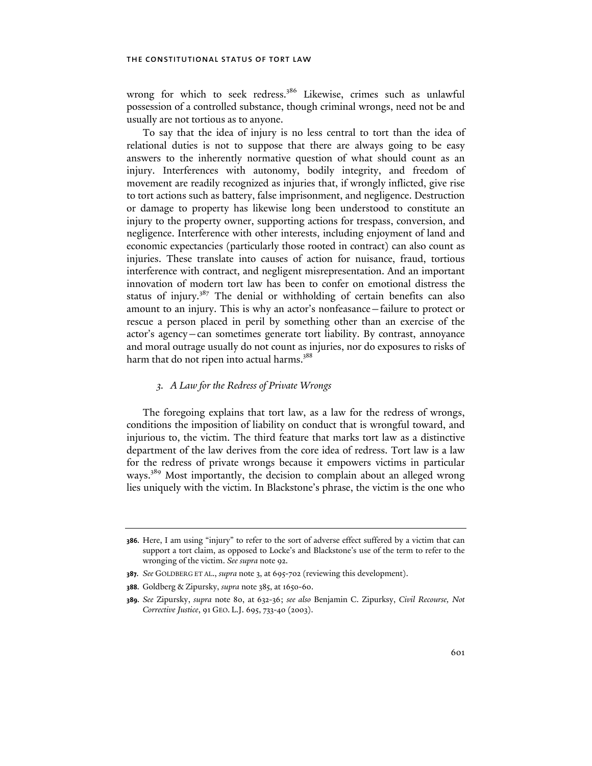wrong for which to seek redress.[386] Likewise, crimes such as unlawful possession of a controlled substance, though criminal wrongs, need not be and usually are not tortious as to anyone.

To say that the idea of injury is no less central to tort than the idea of relational duties is not to suppose that there are always going to be easy answers to the inherently normative question of what should count as an injury. Interferences with autonomy, bodily integrity, and freedom of movement are readily recognized as injuries that, if wrongly inflicted, give rise to tort actions such as battery, false imprisonment, and negligence. Destruction or damage to property has likewise long been understood to constitute an injury to the property owner, supporting actions for trespass, conversion, and negligence. Interference with other interests, including enjoyment of land and economic expectancies (particularly those rooted in contract) can also count as injuries. These translate into causes of action for nuisance, fraud, tortious interference with contract, and negligent misrepresentation. And an important innovation of modern tort law has been to confer on emotional distress the status of injury.[387] The denial or withholding of certain benefits can also amount to an injury. This is why an actor's nonfeasance—failure to protect or rescue a person placed in peril by something other than an exercise of the actor's agency—can sometimes generate tort liability. By contrast, annoyance and moral outrage usually do not count as injuries, nor do exposures to risks of harm that do not ripen into actual harms.[388]

### 3. *A Law for the Redress of Private Wrongs*

The foregoing explains that tort law, as a law for the redress of wrongs, conditions the imposition of liability on conduct that is wrongful toward, and injurious to, the victim. The third feature that marks tort law as a distinctive department of the law derives from the core idea of redress. Tort law is a law for the redress of private wrongs because it empowers victims in particular ways.[389] Most importantly, the decision to complain about an alleged wrong lies uniquely with the victim. In Blackstone's phrase, the victim is the one who

---

**386.** Here, I am using "injury" to refer to the sort of adverse effect suffered by a victim that can support a tort claim, as opposed to Locke's and Blackstone's use of the term to refer to the wronging of the victim. *See supra* note 92.

**387.** *See* GOLDBERG ET AL., *supra* note 3, at 695-702 (reviewing this development).

**388.** Goldberg & Zipursky, *supra* note 385, at 1650-60.

**389.** *See* Zipursky, *supra* note 80, at 632-36; *see also* Benjamin C. Zipurksy, *Civil Recourse, Not Corrective Justice*, 91 GEO. L.J. 695, 733-40 (2003).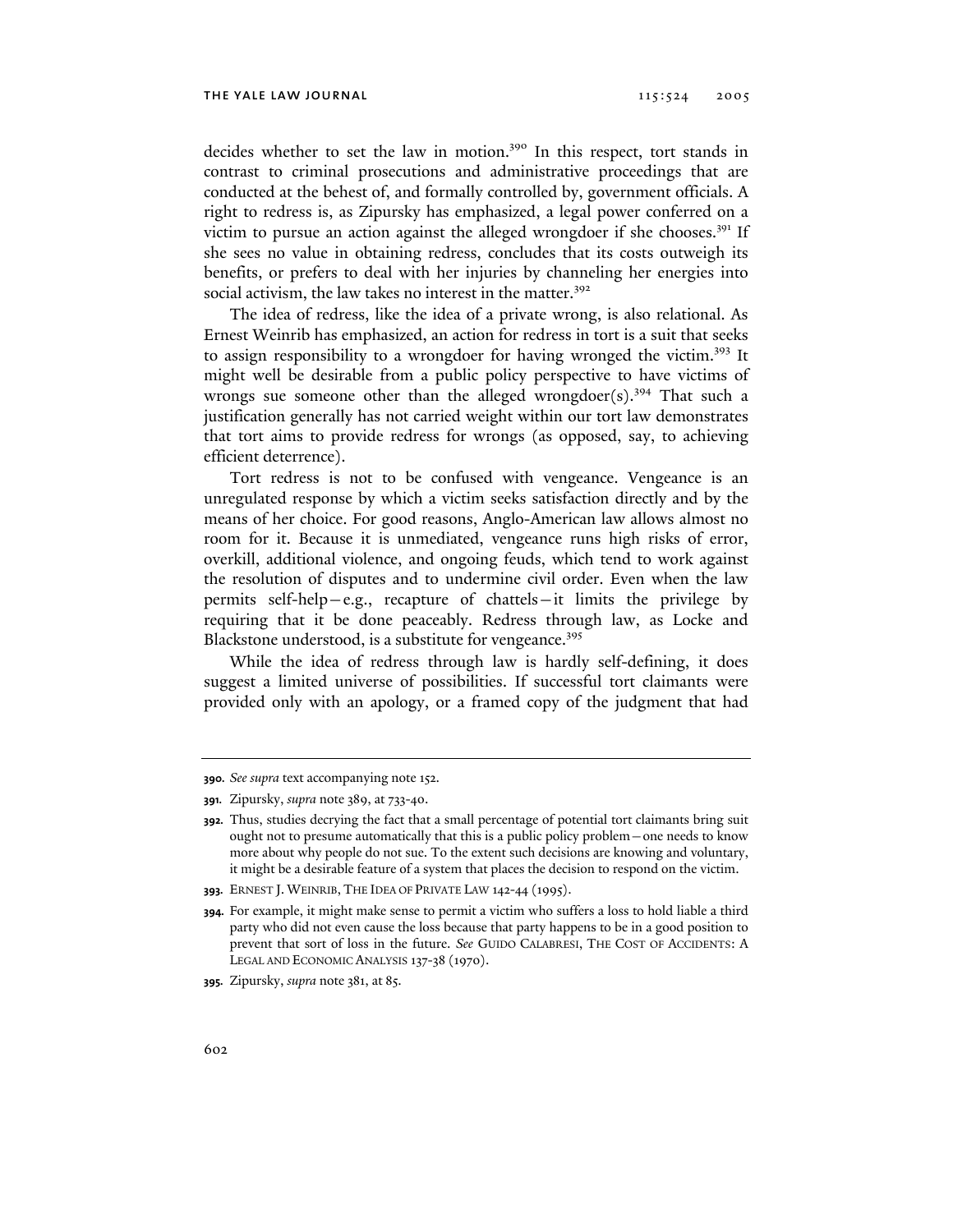decides whether to set the law in motion.[390] In this respect, tort stands in contrast to criminal prosecutions and administrative proceedings that are conducted at the behest of, and formally controlled by, government officials. A right to redress is, as Zipursky has emphasized, a legal power conferred on a victim to pursue an action against the alleged wrongdoer if she chooses.[391] If she sees no value in obtaining redress, concludes that its costs outweigh its benefits, or prefers to deal with her injuries by channeling her energies into social activism, the law takes no interest in the matter.[392]

The idea of redress, like the idea of a private wrong, is also relational. As Ernest Weinrib has emphasized, an action for redress in tort is a suit that seeks to assign responsibility to a wrongdoer for having wronged the victim.[393] It might well be desirable from a public policy perspective to have victims of wrongs sue someone other than the alleged wrongdoer(s).[394] That such a justification generally has not carried weight within our tort law demonstrates that tort aims to provide redress for wrongs (as opposed, say, to achieving efficient deterrence).

Tort redress is not to be confused with vengeance. Vengeance is an unregulated response by which a victim seeks satisfaction directly and by the means of her choice. For good reasons, Anglo-American law allows almost no room for it. Because it is unmediated, vengeance runs high risks of error, overkill, additional violence, and ongoing feuds, which tend to work against the resolution of disputes and to undermine civil order. Even when the law permits self-help—e.g., recapture of chattels—it limits the privilege by requiring that it be done peaceably. Redress through law, as Locke and Blackstone understood, is a substitute for vengeance.[395]

While the idea of redress through law is hardly self-defining, it does suggest a limited universe of possibilities. If successful tort claimants were provided only with an apology, or a framed copy of the judgment that had

---

**390.** *See supra* text accompanying note 152.

**391.** Zipursky, *supra* note 389, at 733-40.

**392.** Thus, studies decrying the fact that a small percentage of potential tort claimants bring suit ought not to presume automatically that this is a public policy problem—one needs to know more about why people do not sue. To the extent such decisions are knowing and voluntary, it might be a desirable feature of a system that places the decision to respond on the victim.

**393.** ERNEST J. WEINRIB, THE IDEA OF PRIVATE LAW 142-44 (1995).

**394.** For example, it might make sense to permit a victim who suffers a loss to hold liable a third party who did not even cause the loss because that party happens to be in a good position to prevent that sort of loss in the future. *See* GUIDO CALABRESI, THE COST OF ACCIDENTS: A LEGAL AND ECONOMIC ANALYSIS 137-38 (1970).

**395.** Zipursky, *supra* note 381, at 85.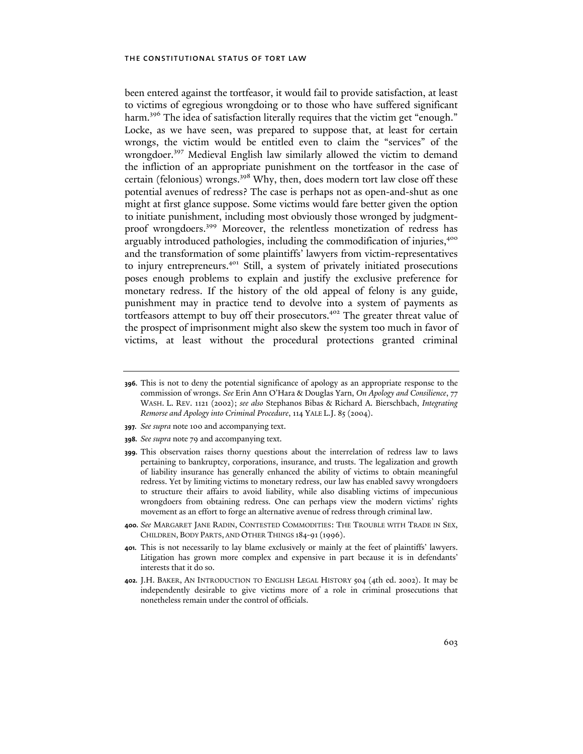been entered against the tortfeasor, it would fail to provide satisfaction, at least to victims of egregious wrongdoing or to those who have suffered significant harm.[396] The idea of satisfaction literally requires that the victim get "enough." Locke, as we have seen, was prepared to suppose that, at least for certain wrongs, the victim would be entitled even to claim the "services" of the wrongdoer.[397] Medieval English law similarly allowed the victim to demand the infliction of an appropriate punishment on the tortfeasor in the case of certain (felonious) wrongs.[398] Why, then, does modern tort law close off these potential avenues of redress? The case is perhaps not as open-and-shut as one might at first glance suppose. Some victims would fare better given the option to initiate punishment, including most obviously those wronged by judgment-proof wrongdoers.[399] Moreover, the relentless monetization of redress has arguably introduced pathologies, including the commodification of injuries,[400] and the transformation of some plaintiffs' lawyers from victim-representatives to injury entrepreneurs.[401] Still, a system of privately initiated prosecutions poses enough problems to explain and justify the exclusive preference for monetary redress. If the history of the old appeal of felony is any guide, punishment may in practice tend to devolve into a system of payments as tortfeasors attempt to buy off their prosecutors.[402] The greater threat value of the prospect of imprisonment might also skew the system too much in favor of victims, at least without the procedural protections granted criminal

---

**396.** This is not to deny the potential significance of apology as an appropriate response to the commission of wrongs. *See* Erin Ann O'Hara & Douglas Yarn, *On Apology and Consilience*, 77 WASH. L. REV. 1121 (2002); *see also* Stephanos Bibas & Richard A. Bierschbach, *Integrating Remorse and Apology into Criminal Procedure*, 114 YALE L.J. 85 (2004).

**397.** *See supra* note 100 and accompanying text.

**398.** *See supra* note 79 and accompanying text.

**399.** This observation raises thorny questions about the interrelation of redress law to laws pertaining to bankruptcy, corporations, insurance, and trusts. The legalization and growth of liability insurance has generally enhanced the ability of victims to obtain meaningful redress. Yet by limiting victims to monetary redress, our law has enabled savvy wrongdoers to structure their affairs to avoid liability, while also disabling victims of impecunious wrongdoers from obtaining redress. One can perhaps view the modern victims' rights movement as an effort to forge an alternative avenue of redress through criminal law.

**400.** *See* MARGARET JANE RADIN, CONTESTED COMMODITIES: THE TROUBLE WITH TRADE IN SEX, CHILDREN, BODY PARTS, AND OTHER THINGS 184-91 (1996).

**401.** This is not necessarily to lay blame exclusively or mainly at the feet of plaintiffs' lawyers. Litigation has grown more complex and expensive in part because it is in defendants' interests that it do so.

**402.** J.H. BAKER, AN INTRODUCTION TO ENGLISH LEGAL HISTORY 504 (4th ed. 2002). It may be independently desirable to give victims more of a role in criminal prosecutions that nonetheless remain under the control of officials.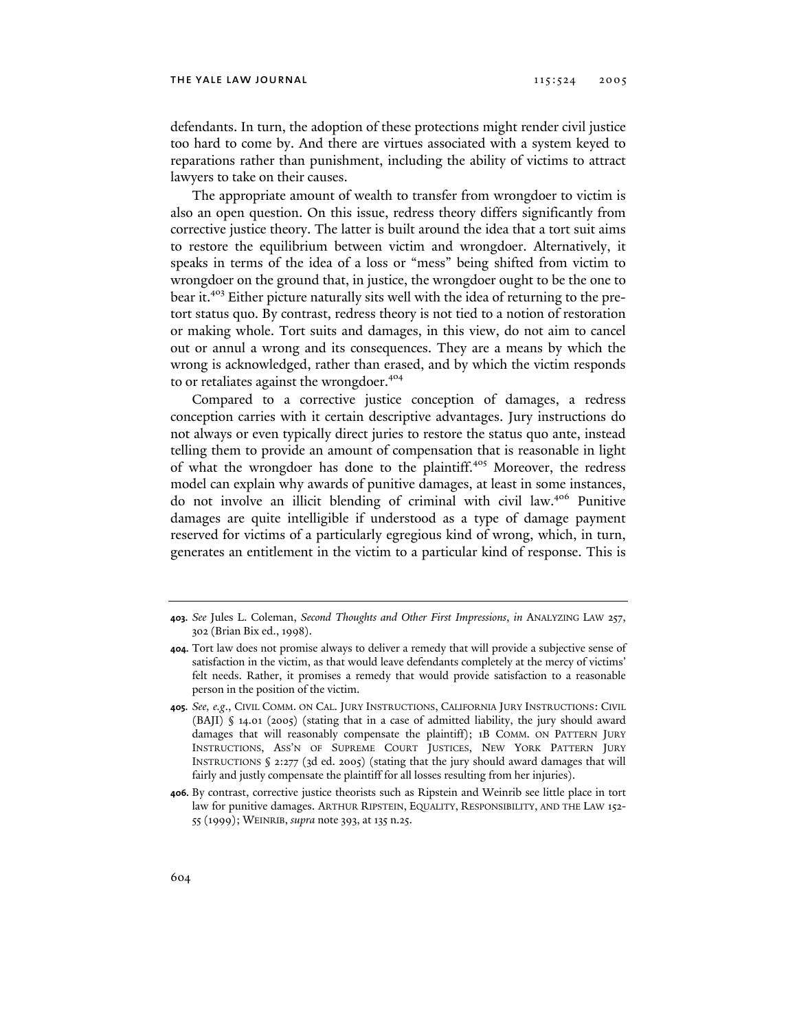defendants. In turn, the adoption of these protections might render civil justice too hard to come by. And there are virtues associated with a system keyed to reparations rather than punishment, including the ability of victims to attract lawyers to take on their causes.

The appropriate amount of wealth to transfer from wrongdoer to victim is also an open question. On this issue, redress theory differs significantly from corrective justice theory. The latter is built around the idea that a tort suit aims to restore the equilibrium between victim and wrongdoer. Alternatively, it speaks in terms of the idea of a loss or "mess" being shifted from victim to wrongdoer on the ground that, in justice, the wrongdoer ought to be the one to bear it.[403] Either picture naturally sits well with the idea of returning to the pre-tort status quo. By contrast, redress theory is not tied to a notion of restoration or making whole. Tort suits and damages, in this view, do not aim to cancel out or annul a wrong and its consequences. They are a means by which the wrong is acknowledged, rather than erased, and by which the victim responds to or retaliates against the wrongdoer.[404]

Compared to a corrective justice conception of damages, a redress conception carries with it certain descriptive advantages. Jury instructions do not always or even typically direct juries to restore the status quo ante, instead telling them to provide an amount of compensation that is reasonable in light of what the wrongdoer has done to the plaintiff.[405] Moreover, the redress model can explain why awards of punitive damages, at least in some instances, do not involve an illicit blending of criminal with civil law.[406] Punitive damages are quite intelligible if understood as a type of damage payment reserved for victims of a particularly egregious kind of wrong, which, in turn, generates an entitlement in the victim to a particular kind of response. This is

---

**403.** *See* Jules L. Coleman, *Second Thoughts and Other First Impressions*, *in* ANALYZING LAW 257, 302 (Brian Bix ed., 1998).

**404.** Tort law does not promise always to deliver a remedy that will provide a subjective sense of satisfaction in the victim, as that would leave defendants completely at the mercy of victims' felt needs. Rather, it promises a remedy that would provide satisfaction to a reasonable person in the position of the victim.

**405.** *See, e.g.*, CIVIL COMM. ON CAL. JURY INSTRUCTIONS, CALIFORNIA JURY INSTRUCTIONS: CIVIL (BAJI) § 14.01 (2005) (stating that in a case of admitted liability, the jury should award damages that will reasonably compensate the plaintiff); 1B COMM. ON PATTERN JURY INSTRUCTIONS, ASS'N OF SUPREME COURT JUSTICES, NEW YORK PATTERN JURY INSTRUCTIONS § 2:277 (3d ed. 2005) (stating that the jury should award damages that will fairly and justly compensate the plaintiff for all losses resulting from her injuries).

**406.** By contrast, corrective justice theorists such as Ripstein and Weinrib see little place in tort law for punitive damages. ARTHUR RIPSTEIN, EQUALITY, RESPONSIBILITY, AND THE LAW 152-55 (1999); WEINRIB, *supra* note 393, at 135 n.25.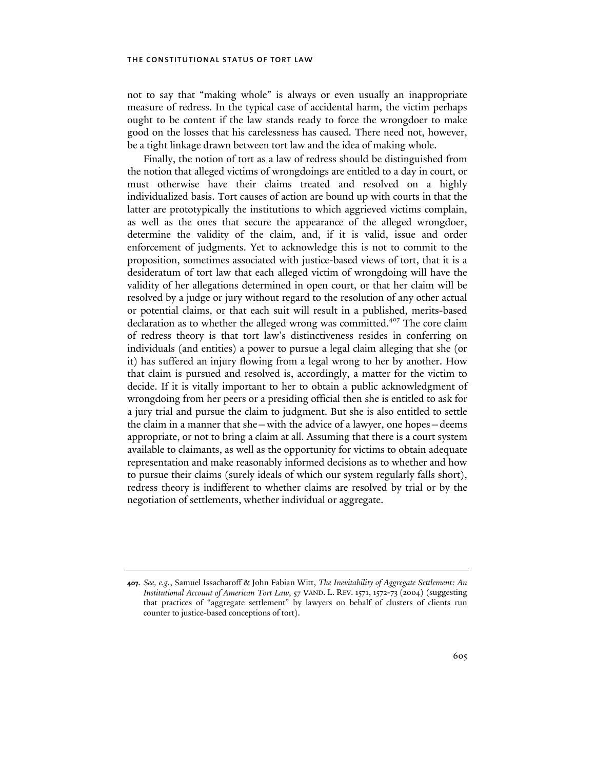not to say that "making whole" is always or even usually an inappropriate measure of redress. In the typical case of accidental harm, the victim perhaps ought to be content if the law stands ready to force the wrongdoer to make good on the losses that his carelessness has caused. There need not, however, be a tight linkage drawn between tort law and the idea of making whole.

Finally, the notion of tort as a law of redress should be distinguished from the notion that alleged victims of wrongdoings are entitled to a day in court, or must otherwise have their claims treated and resolved on a highly individualized basis. Tort causes of action are bound up with courts in that the latter are prototypically the institutions to which aggrieved victims complain, as well as the ones that secure the appearance of the alleged wrongdoer, determine the validity of the claim, and, if it is valid, issue and order enforcement of judgments. Yet to acknowledge this is not to commit to the proposition, sometimes associated with justice-based views of tort, that it is a desideratum of tort law that each alleged victim of wrongdoing will have the validity of her allegations determined in open court, or that her claim will be resolved by a judge or jury without regard to the resolution of any other actual or potential claims, or that each suit will result in a published, merits-based declaration as to whether the alleged wrong was committed.[407] The core claim of redress theory is that tort law's distinctiveness resides in conferring on individuals (and entities) a power to pursue a legal claim alleging that she (or it) has suffered an injury flowing from a legal wrong to her by another. How that claim is pursued and resolved is, accordingly, a matter for the victim to decide. If it is vitally important to her to obtain a public acknowledgment of wrongdoing from her peers or a presiding official then she is entitled to ask for a jury trial and pursue the claim to judgment. But she is also entitled to settle the claim in a manner that she—with the advice of a lawyer, one hopes—deems appropriate, or not to bring a claim at all. Assuming that there is a court system available to claimants, as well as the opportunity for victims to obtain adequate representation and make reasonably informed decisions as to whether and how to pursue their claims (surely ideals of which our system regularly falls short), redress theory is indifferent to whether claims are resolved by trial or by the negotiation of settlements, whether individual or aggregate.

---

**407.** *See, e.g.*, Samuel Issacharoff & John Fabian Witt, *The Inevitability of Aggregate Settlement: An Institutional Account of American Tort Law*, 57 VAND. L. REV. 1571, 1572-73 (2004) (suggesting that practices of "aggregate settlement" by lawyers on behalf of clusters of clients run counter to justice-based conceptions of tort).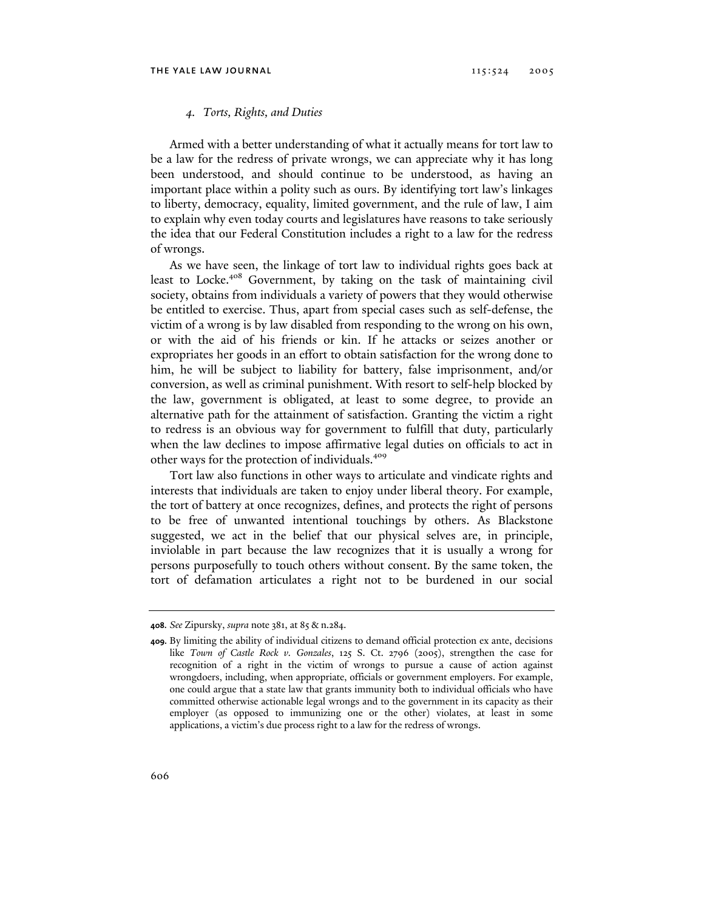#### 4. *Torts, Rights, and Duties*

Armed with a better understanding of what it actually means for tort law to be a law for the redress of private wrongs, we can appreciate why it has long been understood, and should continue to be understood, as having an important place within a polity such as ours. By identifying tort law's linkages to liberty, democracy, equality, limited government, and the rule of law, I aim to explain why even today courts and legislatures have reasons to take seriously the idea that our Federal Constitution includes a right to a law for the redress of wrongs.

As we have seen, the linkage of tort law to individual rights goes back at least to Locke.[408] Government, by taking on the task of maintaining civil society, obtains from individuals a variety of powers that they would otherwise be entitled to exercise. Thus, apart from special cases such as self-defense, the victim of a wrong is by law disabled from responding to the wrong on his own, or with the aid of his friends or kin. If he attacks or seizes another or expropriates her goods in an effort to obtain satisfaction for the wrong done to him, he will be subject to liability for battery, false imprisonment, and/or conversion, as well as criminal punishment. With resort to self-help blocked by the law, government is obligated, at least to some degree, to provide an alternative path for the attainment of satisfaction. Granting the victim a right to redress is an obvious way for government to fulfill that duty, particularly when the law declines to impose affirmative legal duties on officials to act in other ways for the protection of individuals.[409]

Tort law also functions in other ways to articulate and vindicate rights and interests that individuals are taken to enjoy under liberal theory. For example, the tort of battery at once recognizes, defines, and protects the right of persons to be free of unwanted intentional touchings by others. As Blackstone suggested, we act in the belief that our physical selves are, in principle, inviolable in part because the law recognizes that it is usually a wrong for persons purposefully to touch others without consent. By the same token, the tort of defamation articulates a right not to be burdened in our social

---

**408.** *See* Zipursky, *supra* note 381, at 85 & n.284.

**409.** By limiting the ability of individual citizens to demand official protection ex ante, decisions like *Town of Castle Rock v. Gonzales*, 125 S. Ct. 2796 (2005), strengthen the case for recognition of a right in the victim of wrongs to pursue a cause of action against wrongdoers, including, when appropriate, officials or government employers. For example, one could argue that a state law that grants immunity both to individual officials who have committed otherwise actionable legal wrongs and to the government in its capacity as their employer (as opposed to immunizing one or the other) violates, at least in some applications, a victim's due process right to a law for the redress of wrongs.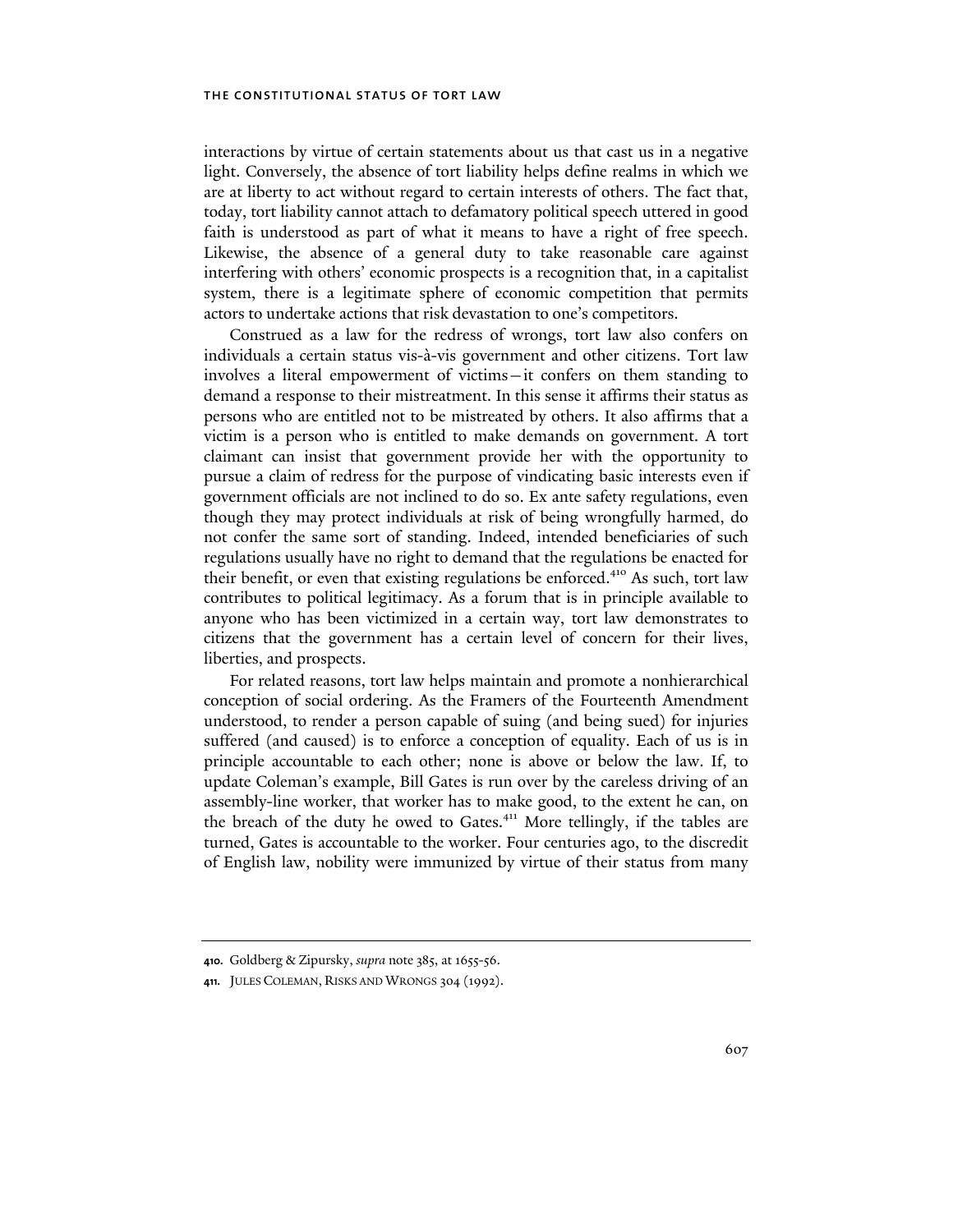interactions by virtue of certain statements about us that cast us in a negative light. Conversely, the absence of tort liability helps define realms in which we are at liberty to act without regard to certain interests of others. The fact that, today, tort liability cannot attach to defamatory political speech uttered in good faith is understood as part of what it means to have a right of free speech. Likewise, the absence of a general duty to take reasonable care against interfering with others' economic prospects is a recognition that, in a capitalist system, there is a legitimate sphere of economic competition that permits actors to undertake actions that risk devastation to one's competitors.

Construed as a law for the redress of wrongs, tort law also confers on individuals a certain status vis-à-vis government and other citizens. Tort law involves a literal empowerment of victims—it confers on them standing to demand a response to their mistreatment. In this sense it affirms their status as persons who are entitled not to be mistreated by others. It also affirms that a victim is a person who is entitled to make demands on government. A tort claimant can insist that government provide her with the opportunity to pursue a claim of redress for the purpose of vindicating basic interests even if government officials are not inclined to do so. Ex ante safety regulations, even though they may protect individuals at risk of being wrongfully harmed, do not confer the same sort of standing. Indeed, intended beneficiaries of such regulations usually have no right to demand that the regulations be enacted for their benefit, or even that existing regulations be enforced.[410] As such, tort law contributes to political legitimacy. As a forum that is in principle available to anyone who has been victimized in a certain way, tort law demonstrates to citizens that the government has a certain level of concern for their lives, liberties, and prospects.

For related reasons, tort law helps maintain and promote a nonhierarchical conception of social ordering. As the Framers of the Fourteenth Amendment understood, to render a person capable of suing (and being sued) for injuries suffered (and caused) is to enforce a conception of equality. Each of us is in principle accountable to each other; none is above or below the law. If, to update Coleman's example, Bill Gates is run over by the careless driving of an assembly-line worker, that worker has to make good, to the extent he can, on the breach of the duty he owed to Gates.[411] More tellingly, if the tables are turned, Gates is accountable to the worker. Four centuries ago, to the discredit of English law, nobility were immunized by virtue of their status from many

---

**410.** Goldberg & Zipursky, *supra* note 385, at 1655-56.

**411.** JULES COLEMAN, RISKS AND WRONGS 304 (1992).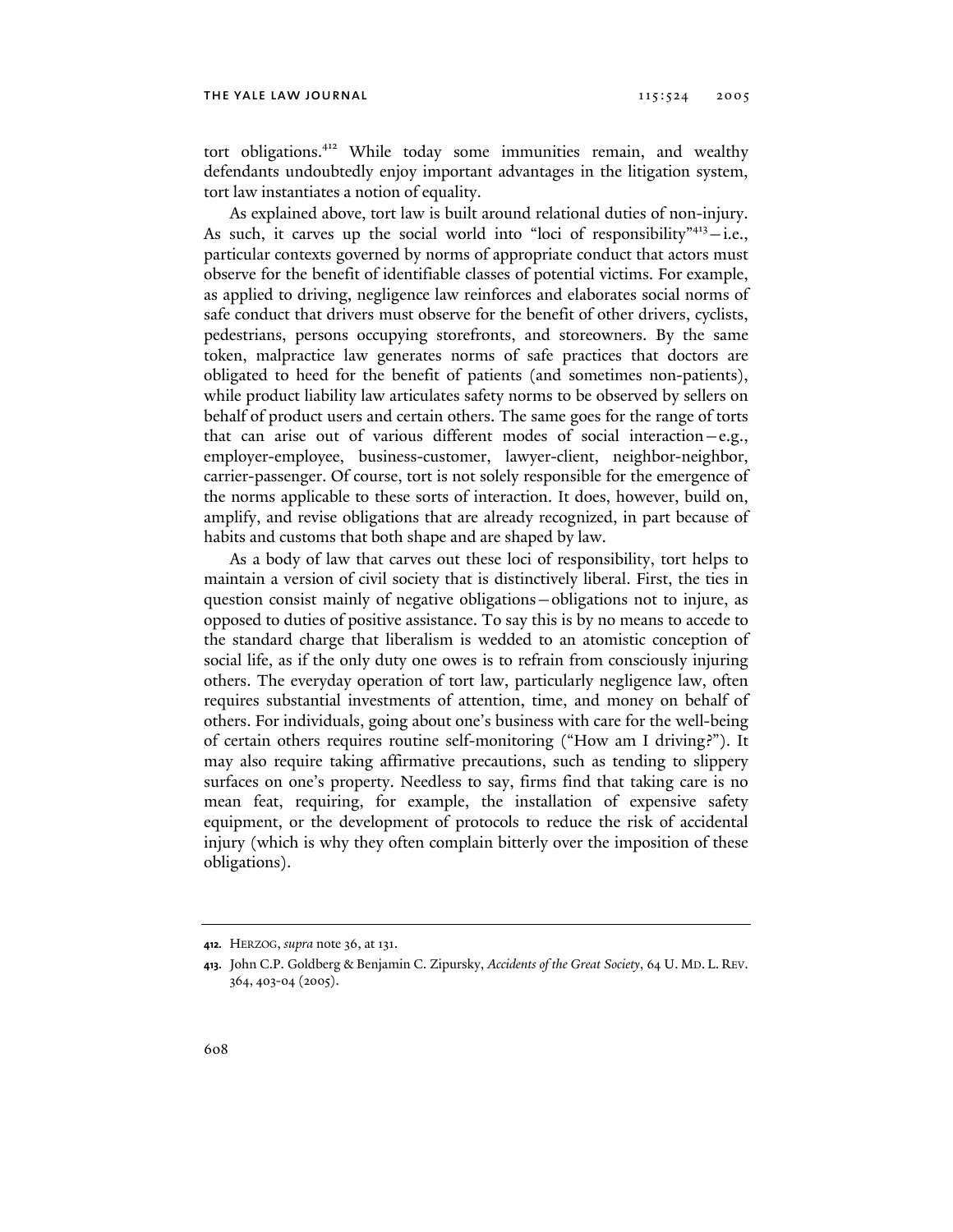tort obligations.[412] While today some immunities remain, and wealthy defendants undoubtedly enjoy important advantages in the litigation system, tort law instantiates a notion of equality.

As explained above, tort law is built around relational duties of non-injury. As such, it carves up the social world into "loci of responsibility"[413]—i.e., particular contexts governed by norms of appropriate conduct that actors must observe for the benefit of identifiable classes of potential victims. For example, as applied to driving, negligence law reinforces and elaborates social norms of safe conduct that drivers must observe for the benefit of other drivers, cyclists, pedestrians, persons occupying storefronts, and storeowners. By the same token, malpractice law generates norms of safe practices that doctors are obligated to heed for the benefit of patients (and sometimes non-patients), while product liability law articulates safety norms to be observed by sellers on behalf of product users and certain others. The same goes for the range of torts that can arise out of various different modes of social interaction—e.g., employer-employee, business-customer, lawyer-client, neighbor-neighbor, carrier-passenger. Of course, tort is not solely responsible for the emergence of the norms applicable to these sorts of interaction. It does, however, build on, amplify, and revise obligations that are already recognized, in part because of habits and customs that both shape and are shaped by law.

As a body of law that carves out these loci of responsibility, tort helps to maintain a version of civil society that is distinctively liberal. First, the ties in question consist mainly of negative obligations—obligations not to injure, as opposed to duties of positive assistance. To say this is by no means to accede to the standard charge that liberalism is wedded to an atomistic conception of social life, as if the only duty one owes is to refrain from consciously injuring others. The everyday operation of tort law, particularly negligence law, often requires substantial investments of attention, time, and money on behalf of others. For individuals, going about one's business with care for the well-being of certain others requires routine self-monitoring ("How am I driving?"). It may also require taking affirmative precautions, such as tending to slippery surfaces on one's property. Needless to say, firms find that taking care is no mean feat, requiring, for example, the installation of expensive safety equipment, or the development of protocols to reduce the risk of accidental injury (which is why they often complain bitterly over the imposition of these obligations).

---

**412.** HERZOG, *supra* note 36, at 131.

**413.** John C.P. Goldberg & Benjamin C. Zipursky, *Accidents of the Great Society*, 64 U. MD. L. REV. 364, 403-04 (2005).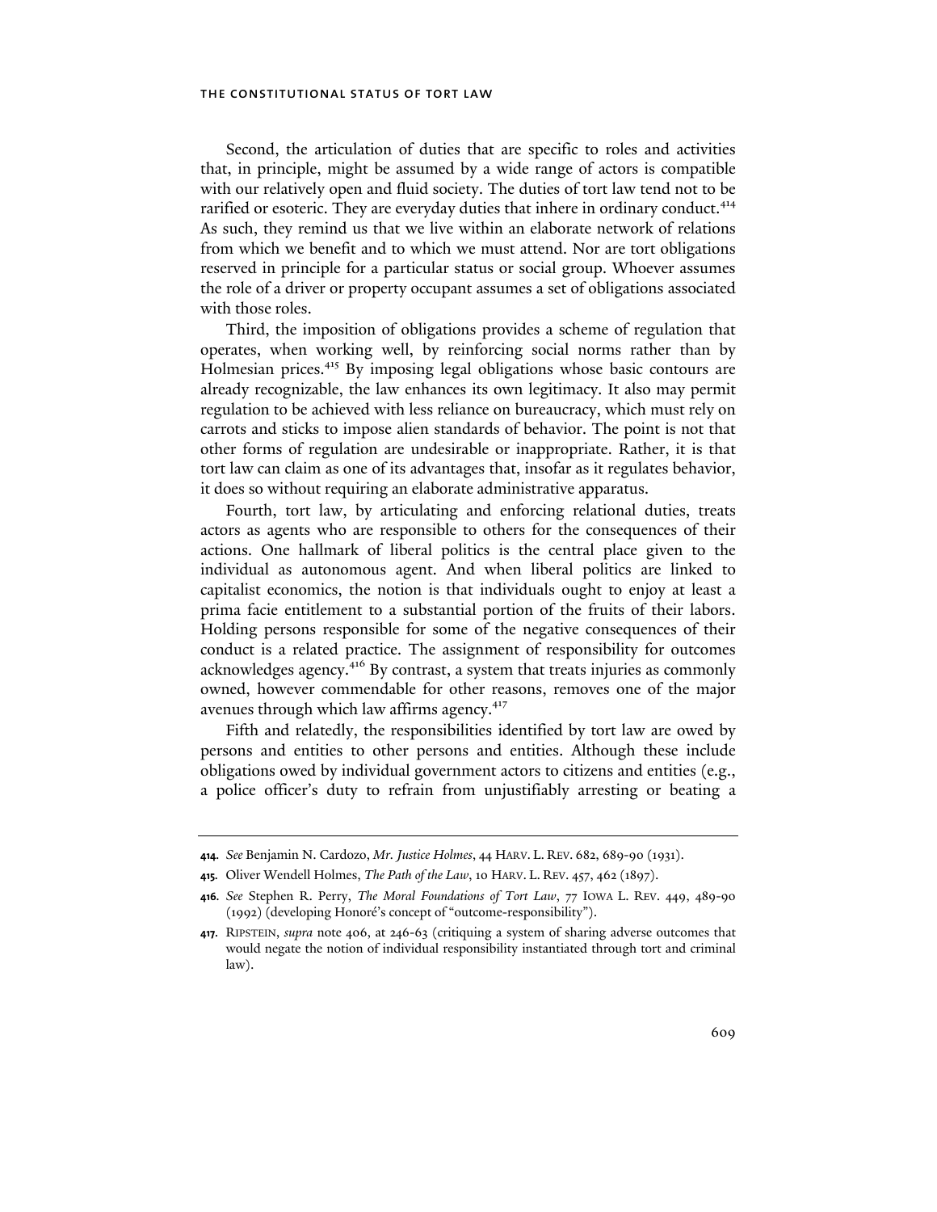Second, the articulation of duties that are specific to roles and activities that, in principle, might be assumed by a wide range of actors is compatible with our relatively open and fluid society. The duties of tort law tend not to be rarified or esoteric. They are everyday duties that inhere in ordinary conduct.[414] As such, they remind us that we live within an elaborate network of relations from which we benefit and to which we must attend. Nor are tort obligations reserved in principle for a particular status or social group. Whoever assumes the role of a driver or property occupant assumes a set of obligations associated with those roles.

Third, the imposition of obligations provides a scheme of regulation that operates, when working well, by reinforcing social norms rather than by Holmesian prices.[415] By imposing legal obligations whose basic contours are already recognizable, the law enhances its own legitimacy. It also may permit regulation to be achieved with less reliance on bureaucracy, which must rely on carrots and sticks to impose alien standards of behavior. The point is not that other forms of regulation are undesirable or inappropriate. Rather, it is that tort law can claim as one of its advantages that, insofar as it regulates behavior, it does so without requiring an elaborate administrative apparatus.

Fourth, tort law, by articulating and enforcing relational duties, treats actors as agents who are responsible to others for the consequences of their actions. One hallmark of liberal politics is the central place given to the individual as autonomous agent. And when liberal politics are linked to capitalist economics, the notion is that individuals ought to enjoy at least a prima facie entitlement to a substantial portion of the fruits of their labors. Holding persons responsible for some of the negative consequences of their conduct is a related practice. The assignment of responsibility for outcomes acknowledges agency.[416] By contrast, a system that treats injuries as commonly owned, however commendable for other reasons, removes one of the major avenues through which law affirms agency.[417]

Fifth and relatedly, the responsibilities identified by tort law are owed by persons and entities to other persons and entities. Although these include obligations owed by individual government actors to citizens and entities (e.g., a police officer's duty to refrain from unjustifiably arresting or beating a

---

**414.** *See* Benjamin N. Cardozo, *Mr. Justice Holmes*, 44 HARV. L. REV. 682, 689-90 (1931).

**415.** Oliver Wendell Holmes, *The Path of the Law*, 10 HARV. L. REV. 457, 462 (1897).

**416.** *See* Stephen R. Perry, *The Moral Foundations of Tort Law*, 77 IOWA L. REV. 449, 489-90 (1992) (developing Honoré's concept of "outcome-responsibility").

**417.** RIPSTEIN, *supra* note 406, at 246-63 (critiquing a system of sharing adverse outcomes that would negate the notion of individual responsibility instantiated through tort and criminal law).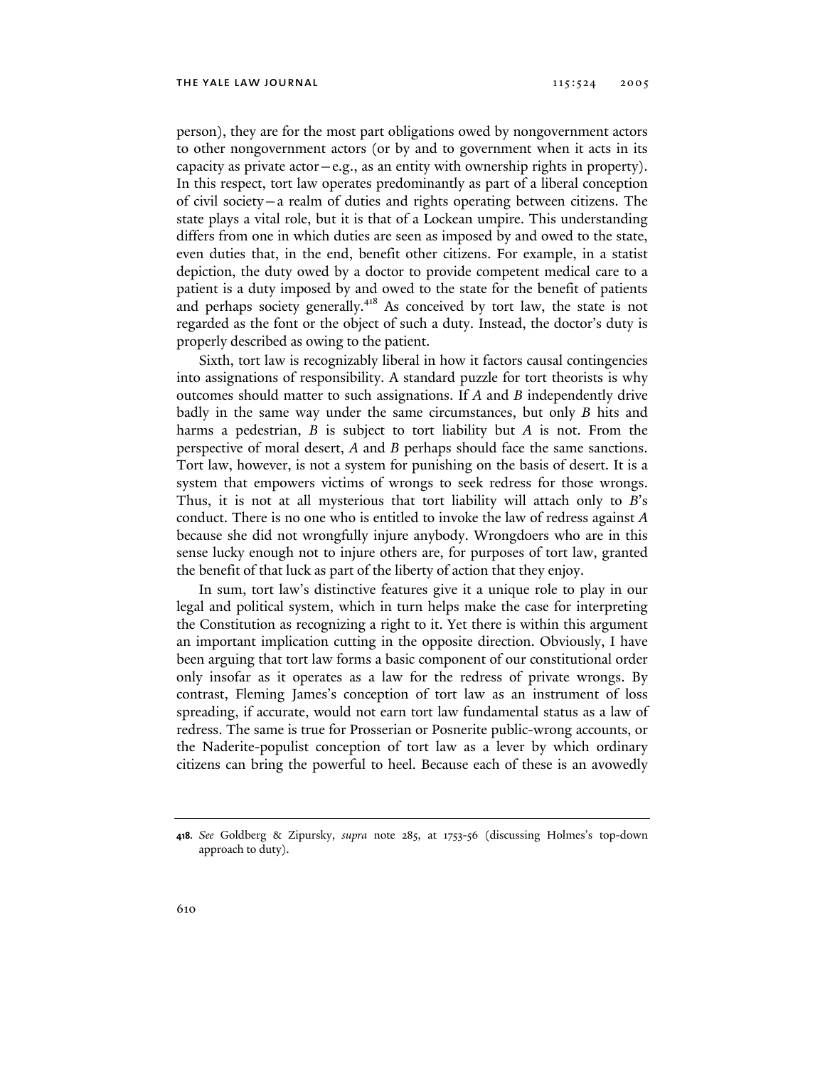person), they are for the most part obligations owed by nongovernment actors to other nongovernment actors (or by and to government when it acts in its capacity as private actor—e.g., as an entity with ownership rights in property). In this respect, tort law operates predominantly as part of a liberal conception of civil society—a realm of duties and rights operating between citizens. The state plays a vital role, but it is that of a Lockean umpire. This understanding differs from one in which duties are seen as imposed by and owed to the state, even duties that, in the end, benefit other citizens. For example, in a statist depiction, the duty owed by a doctor to provide competent medical care to a patient is a duty imposed by and owed to the state for the benefit of patients and perhaps society generally.[418] As conceived by tort law, the state is not regarded as the font or the object of such a duty. Instead, the doctor's duty is properly described as owing to the patient.

Sixth, tort law is recognizably liberal in how it factors causal contingencies into assignations of responsibility. A standard puzzle for tort theorists is why outcomes should matter to such assignations. If *A* and *B* independently drive badly in the same way under the same circumstances, but only *B* hits and harms a pedestrian, *B* is subject to tort liability but *A* is not. From the perspective of moral desert, *A* and *B* perhaps should face the same sanctions. Tort law, however, is not a system for punishing on the basis of desert. It is a system that empowers victims of wrongs to seek redress for those wrongs. Thus, it is not at all mysterious that tort liability will attach only to *B*'s conduct. There is no one who is entitled to invoke the law of redress against *A* because she did not wrongfully injure anybody. Wrongdoers who are in this sense lucky enough not to injure others are, for purposes of tort law, granted the benefit of that luck as part of the liberty of action that they enjoy.

In sum, tort law's distinctive features give it a unique role to play in our legal and political system, which in turn helps make the case for interpreting the Constitution as recognizing a right to it. Yet there is within this argument an important implication cutting in the opposite direction. Obviously, I have been arguing that tort law forms a basic component of our constitutional order only insofar as it operates as a law for the redress of private wrongs. By contrast, Fleming James's conception of tort law as an instrument of loss spreading, if accurate, would not earn tort law fundamental status as a law of redress. The same is true for Prosserian or Posnerite public-wrong accounts, or the Naderite-populist conception of tort law as a lever by which ordinary citizens can bring the powerful to heel. Because each of these is an avowedly

---

**418.** *See* Goldberg & Zipursky, *supra* note 285, at 1753-56 (discussing Holmes's top-down approach to duty).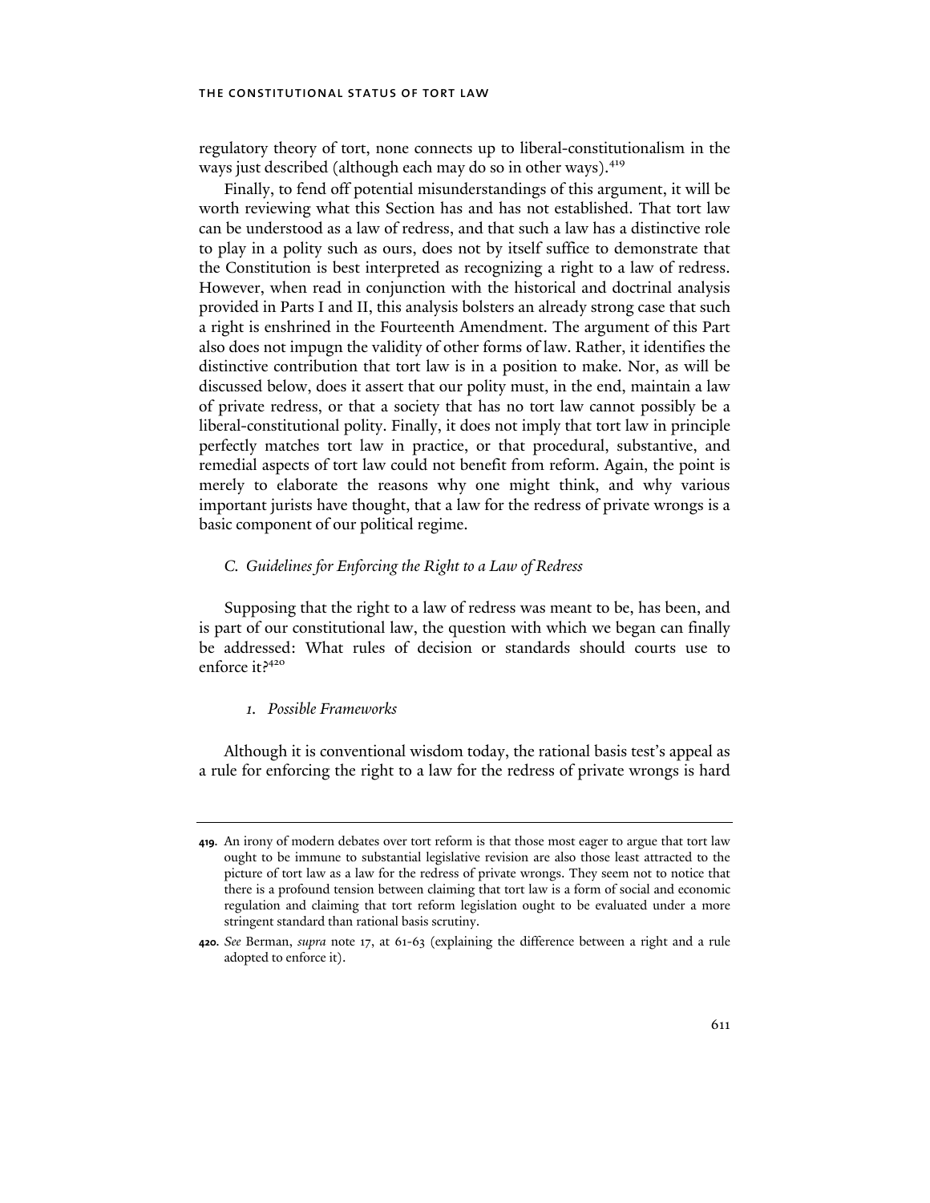regulatory theory of tort, none connects up to liberal-constitutionalism in the ways just described (although each may do so in other ways).[419]

Finally, to fend off potential misunderstandings of this argument, it will be worth reviewing what this Section has and has not established. That tort law can be understood as a law of redress, and that such a law has a distinctive role to play in a polity such as ours, does not by itself suffice to demonstrate that the Constitution is best interpreted as recognizing a right to a law of redress. However, when read in conjunction with the historical and doctrinal analysis provided in Parts I and II, this analysis bolsters an already strong case that such a right is enshrined in the Fourteenth Amendment. The argument of this Part also does not impugn the validity of other forms of law. Rather, it identifies the distinctive contribution that tort law is in a position to make. Nor, as will be discussed below, does it assert that our polity must, in the end, maintain a law of private redress, or that a society that has no tort law cannot possibly be a liberal-constitutional polity. Finally, it does not imply that tort law in principle perfectly matches tort law in practice, or that procedural, substantive, and remedial aspects of tort law could not benefit from reform. Again, the point is merely to elaborate the reasons why one might think, and why various important jurists have thought, that a law for the redress of private wrongs is a basic component of our political regime.

### *C. Guidelines for Enforcing the Right to a Law of Redress*

Supposing that the right to a law of redress was meant to be, has been, and is part of our constitutional law, the question with which we began can finally be addressed: What rules of decision or standards should courts use to enforce it?[420]

#### *1. Possible Frameworks*

Although it is conventional wisdom today, the rational basis test's appeal as a rule for enforcing the right to a law for the redress of private wrongs is hard

---

**419.** An irony of modern debates over tort reform is that those most eager to argue that tort law ought to be immune to substantial legislative revision are also those least attracted to the picture of tort law as a law for the redress of private wrongs. They seem not to notice that there is a profound tension between claiming that tort law is a form of social and economic regulation and claiming that tort reform legislation ought to be evaluated under a more stringent standard than rational basis scrutiny.

**420.** *See* Berman, *supra* note 17, at 61-63 (explaining the difference between a right and a rule adopted to enforce it).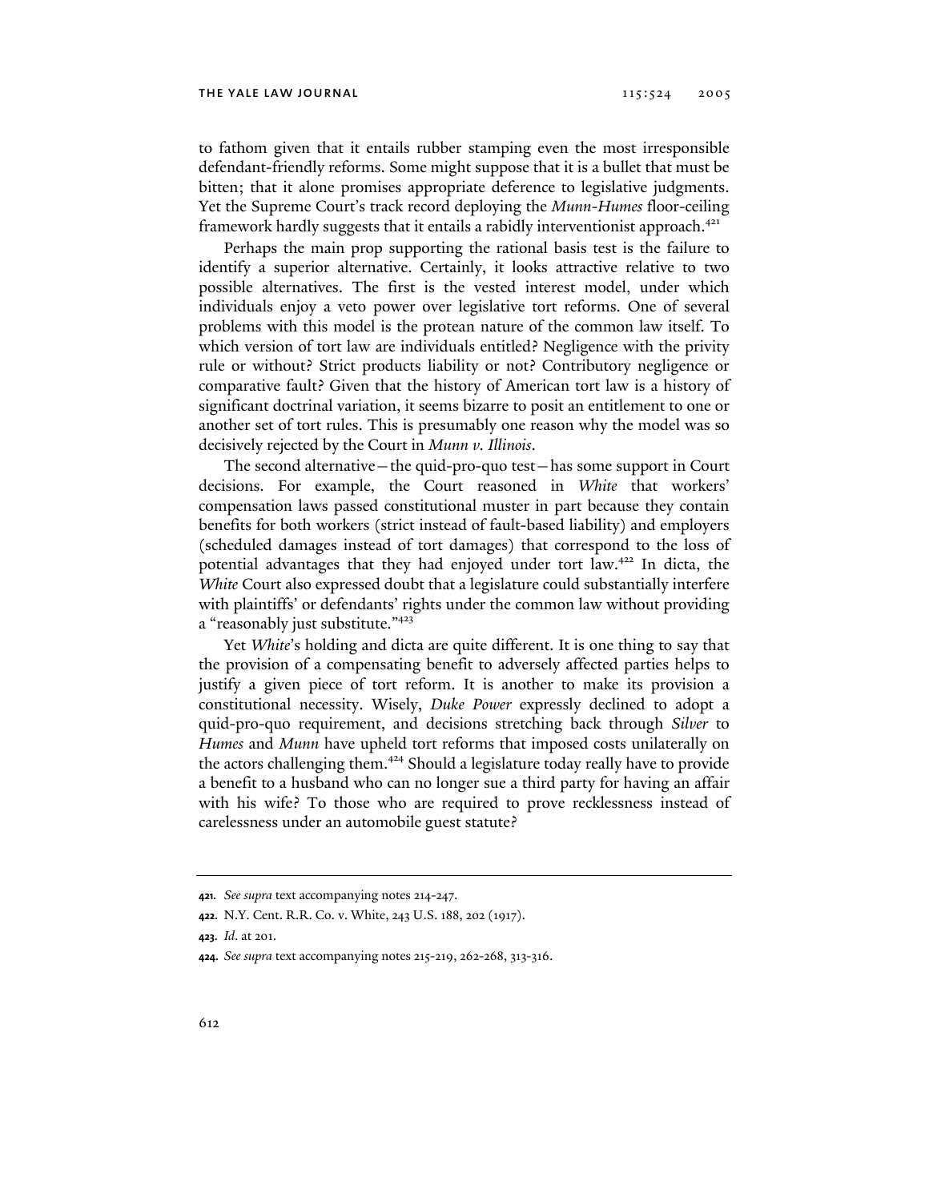to fathom given that it entails rubber stamping even the most irresponsible defendant-friendly reforms. Some might suppose that it is a bullet that must be bitten; that it alone promises appropriate deference to legislative judgments. Yet the Supreme Court's track record deploying the *Munn-Humes* floor-ceiling framework hardly suggests that it entails a rabidly interventionist approach.[421]

Perhaps the main prop supporting the rational basis test is the failure to identify a superior alternative. Certainly, it looks attractive relative to two possible alternatives. The first is the vested interest model, under which individuals enjoy a veto power over legislative tort reforms. One of several problems with this model is the protean nature of the common law itself. To which version of tort law are individuals entitled? Negligence with the privity rule or without? Strict products liability or not? Contributory negligence or comparative fault? Given that the history of American tort law is a history of significant doctrinal variation, it seems bizarre to posit an entitlement to one or another set of tort rules. This is presumably one reason why the model was so decisively rejected by the Court in *Munn v. Illinois*.

The second alternative—the quid-pro-quo test—has some support in Court decisions. For example, the Court reasoned in *White* that workers' compensation laws passed constitutional muster in part because they contain benefits for both workers (strict instead of fault-based liability) and employers (scheduled damages instead of tort damages) that correspond to the loss of potential advantages that they had enjoyed under tort law.[422] In dicta, the *White* Court also expressed doubt that a legislature could substantially interfere with plaintiffs' or defendants' rights under the common law without providing a "reasonably just substitute."[423]

Yet *White*'s holding and dicta are quite different. It is one thing to say that the provision of a compensating benefit to adversely affected parties helps to justify a given piece of tort reform. It is another to make its provision a constitutional necessity. Wisely, *Duke Power* expressly declined to adopt a quid-pro-quo requirement, and decisions stretching back through *Silver* to *Humes* and *Munn* have upheld tort reforms that imposed costs unilaterally on the actors challenging them.[424] Should a legislature today really have to provide a benefit to a husband who can no longer sue a third party for having an affair with his wife? To those who are required to prove recklessness instead of carelessness under an automobile guest statute?

---

**421.** *See supra* text accompanying notes 214-247.

**422.** N.Y. Cent. R.R. Co. v. White, 243 U.S. 188, 202 (1917).

**423.** *Id.* at 201.

**424.** *See supra* text accompanying notes 215-219, 262-268, 313-316.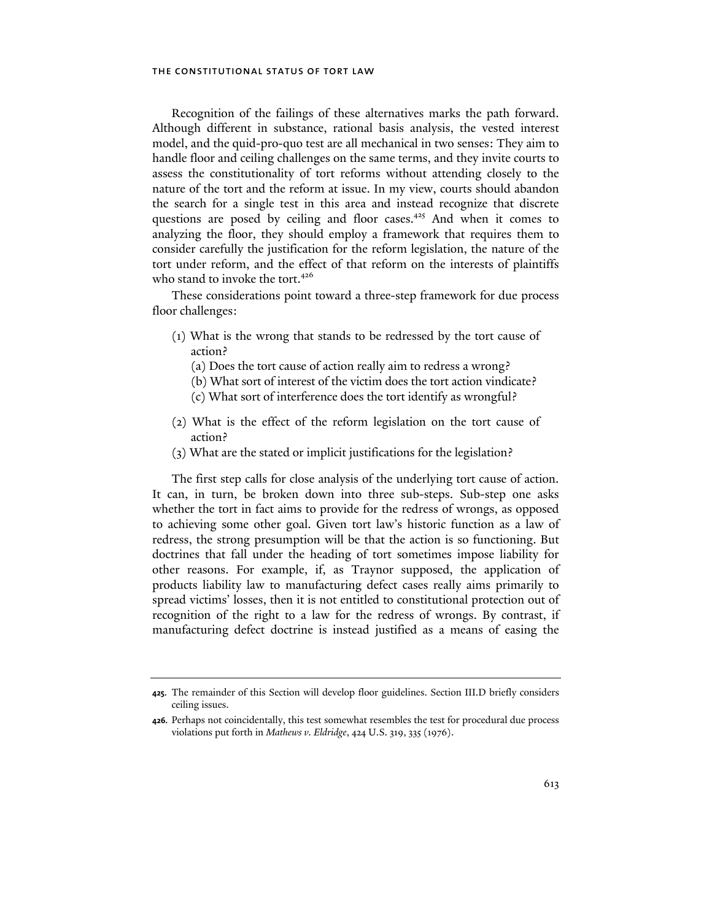Recognition of the failings of these alternatives marks the path forward. Although different in substance, rational basis analysis, the vested interest model, and the quid-pro-quo test are all mechanical in two senses: They aim to handle floor and ceiling challenges on the same terms, and they invite courts to assess the constitutionality of tort reforms without attending closely to the nature of the tort and the reform at issue. In my view, courts should abandon the search for a single test in this area and instead recognize that discrete questions are posed by ceiling and floor cases.[425] And when it comes to analyzing the floor, they should employ a framework that requires them to consider carefully the justification for the reform legislation, the nature of the tort under reform, and the effect of that reform on the interests of plaintiffs who stand to invoke the tort.[426]

These considerations point toward a three-step framework for due process floor challenges:

(1) What is the wrong that stands to be redressed by the tort cause of action?
   - (a) Does the tort cause of action really aim to redress a wrong?
   - (b) What sort of interest of the victim does the tort action vindicate?
   - (c) What sort of interference does the tort identify as wrongful?

(2) What is the effect of the reform legislation on the tort cause of action?

(3) What are the stated or implicit justifications for the legislation?

The first step calls for close analysis of the underlying tort cause of action. It can, in turn, be broken down into three sub-steps. Sub-step one asks whether the tort in fact aims to provide for the redress of wrongs, as opposed to achieving some other goal. Given tort law's historic function as a law of redress, the strong presumption will be that the action is so functioning. But doctrines that fall under the heading of tort sometimes impose liability for other reasons. For example, if, as Traynor supposed, the application of products liability law to manufacturing defect cases really aims primarily to spread victims' losses, then it is not entitled to constitutional protection out of recognition of the right to a law for the redress of wrongs. By contrast, if manufacturing defect doctrine is instead justified as a means of easing the

---

**425.** The remainder of this Section will develop floor guidelines. Section III.D briefly considers ceiling issues.

**426.** Perhaps not coincidentally, this test somewhat resembles the test for procedural due process violations put forth in *Mathews v. Eldridge*, 424 U.S. 319, 335 (1976).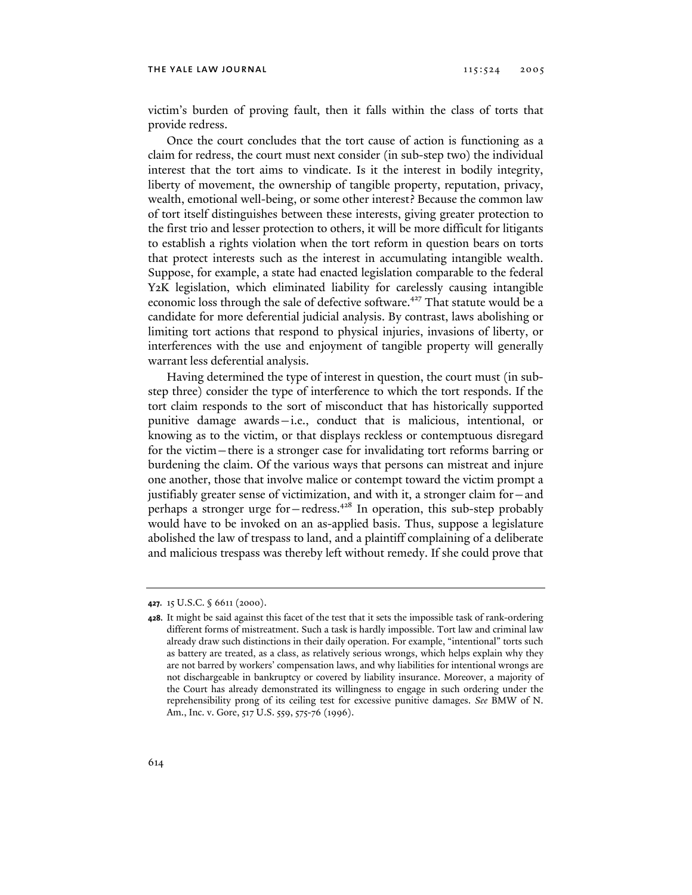victim's burden of proving fault, then it falls within the class of torts that provide redress.

Once the court concludes that the tort cause of action is functioning as a claim for redress, the court must next consider (in sub-step two) the individual interest that the tort aims to vindicate. Is it the interest in bodily integrity, liberty of movement, the ownership of tangible property, reputation, privacy, wealth, emotional well-being, or some other interest? Because the common law of tort itself distinguishes between these interests, giving greater protection to the first trio and lesser protection to others, it will be more difficult for litigants to establish a rights violation when the tort reform in question bears on torts that protect interests such as the interest in accumulating intangible wealth. Suppose, for example, a state had enacted legislation comparable to the federal Y2K legislation, which eliminated liability for carelessly causing intangible economic loss through the sale of defective software.[427] That statute would be a candidate for more deferential judicial analysis. By contrast, laws abolishing or limiting tort actions that respond to physical injuries, invasions of liberty, or interferences with the use and enjoyment of tangible property will generally warrant less deferential analysis.

Having determined the type of interest in question, the court must (in sub-step three) consider the type of interference to which the tort responds. If the tort claim responds to the sort of misconduct that has historically supported punitive damage awards—i.e., conduct that is malicious, intentional, or knowing as to the victim, or that displays reckless or contemptuous disregard for the victim—there is a stronger case for invalidating tort reforms barring or burdening the claim. Of the various ways that persons can mistreat and injure one another, those that involve malice or contempt toward the victim prompt a justifiably greater sense of victimization, and with it, a stronger claim for—and perhaps a stronger urge for—redress.[428] In operation, this sub-step probably would have to be invoked on an as-applied basis. Thus, suppose a legislature abolished the law of trespass to land, and a plaintiff complaining of a deliberate and malicious trespass was thereby left without remedy. If she could prove that

---

**427.** 15 U.S.C. § 6611 (2000).

**428.** It might be said against this facet of the test that it sets the impossible task of rank-ordering different forms of mistreatment. Such a task is hardly impossible. Tort law and criminal law already draw such distinctions in their daily operation. For example, "intentional" torts such as battery are treated, as a class, as relatively serious wrongs, which helps explain why they are not barred by workers' compensation laws, and why liabilities for intentional wrongs are not dischargeable in bankruptcy or covered by liability insurance. Moreover, a majority of the Court has already demonstrated its willingness to engage in such ordering under the reprehensibility prong of its ceiling test for excessive punitive damages. *See* BMW of N. Am., Inc. v. Gore, 517 U.S. 559, 575-76 (1996).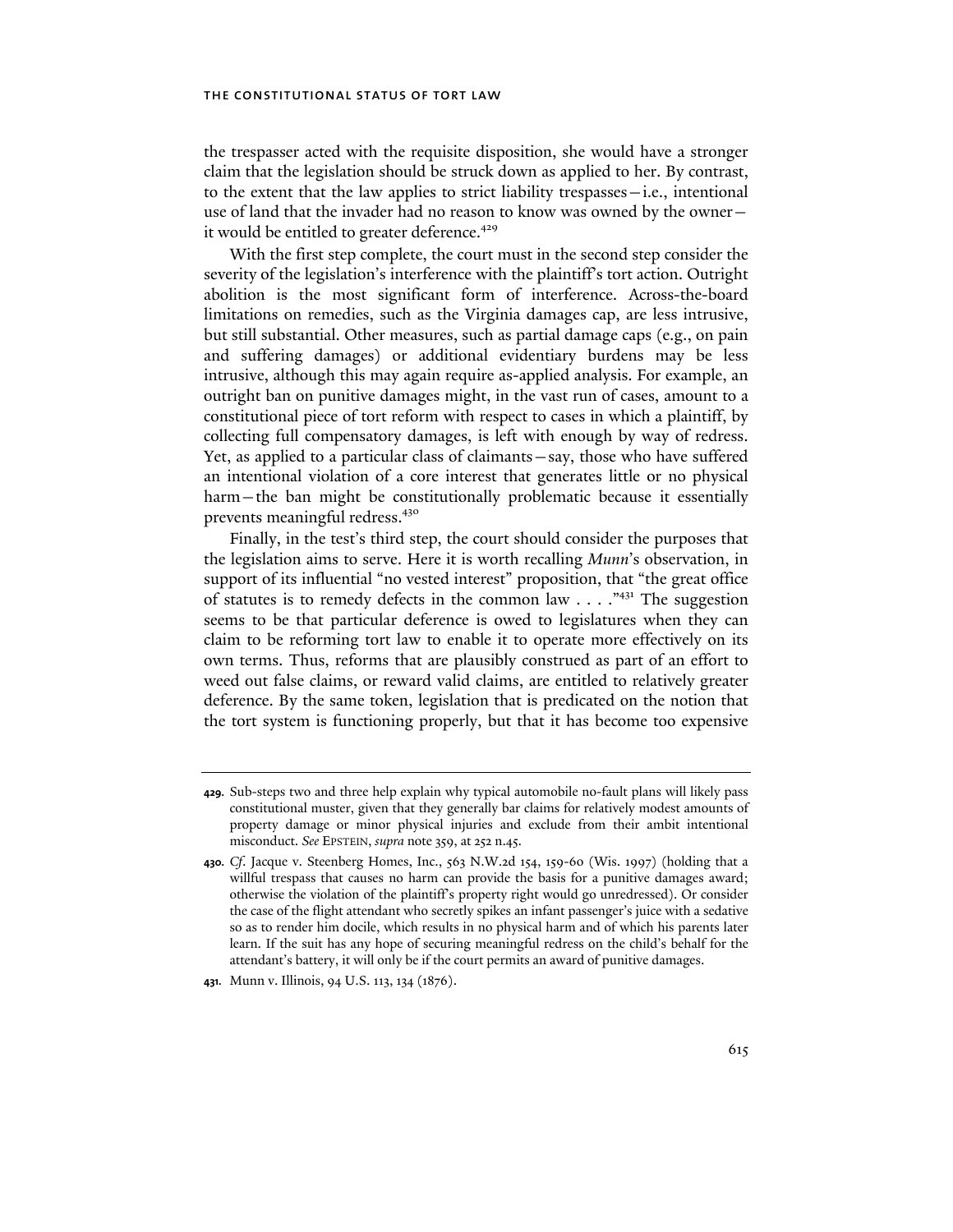the trespasser acted with the requisite disposition, she would have a stronger claim that the legislation should be struck down as applied to her. By contrast, to the extent that the law applies to strict liability trespasses—i.e., intentional use of land that the invader had no reason to know was owned by the owner—it would be entitled to greater deference.[429]

With the first step complete, the court must in the second step consider the severity of the legislation's interference with the plaintiff's tort action. Outright abolition is the most significant form of interference. Across-the-board limitations on remedies, such as the Virginia damages cap, are less intrusive, but still substantial. Other measures, such as partial damage caps (e.g., on pain and suffering damages) or additional evidentiary burdens may be less intrusive, although this may again require as-applied analysis. For example, an outright ban on punitive damages might, in the vast run of cases, amount to a constitutional piece of tort reform with respect to cases in which a plaintiff, by collecting full compensatory damages, is left with enough by way of redress. Yet, as applied to a particular class of claimants—say, those who have suffered an intentional violation of a core interest that generates little or no physical harm—the ban might be constitutionally problematic because it essentially prevents meaningful redress.[430]

Finally, in the test's third step, the court should consider the purposes that the legislation aims to serve. Here it is worth recalling *Munn*'s observation, in support of its influential "no vested interest" proposition, that "the great office of statutes is to remedy defects in the common law . . . ."[431] The suggestion seems to be that particular deference is owed to legislatures when they can claim to be reforming tort law to enable it to operate more effectively on its own terms. Thus, reforms that are plausibly construed as part of an effort to weed out false claims, or reward valid claims, are entitled to relatively greater deference. By the same token, legislation that is predicated on the notion that the tort system is functioning properly, but that it has become too expensive

---

**429.** Sub-steps two and three help explain why typical automobile no-fault plans will likely pass constitutional muster, given that they generally bar claims for relatively modest amounts of property damage or minor physical injuries and exclude from their ambit intentional misconduct. *See* EPSTEIN, *supra* note 359, at 252 n.45.

**430.** *Cf.* Jacque v. Steenberg Homes, Inc., 563 N.W.2d 154, 159-60 (Wis. 1997) (holding that a willful trespass that causes no harm can provide the basis for a punitive damages award; otherwise the violation of the plaintiff's property right would go unredressed). Or consider the case of the flight attendant who secretly spikes an infant passenger's juice with a sedative so as to render him docile, which results in no physical harm and of which his parents later learn. If the suit has any hope of securing meaningful redress on the child's behalf for the attendant's battery, it will only be if the court permits an award of punitive damages.

**431.** Munn v. Illinois, 94 U.S. 113, 134 (1876).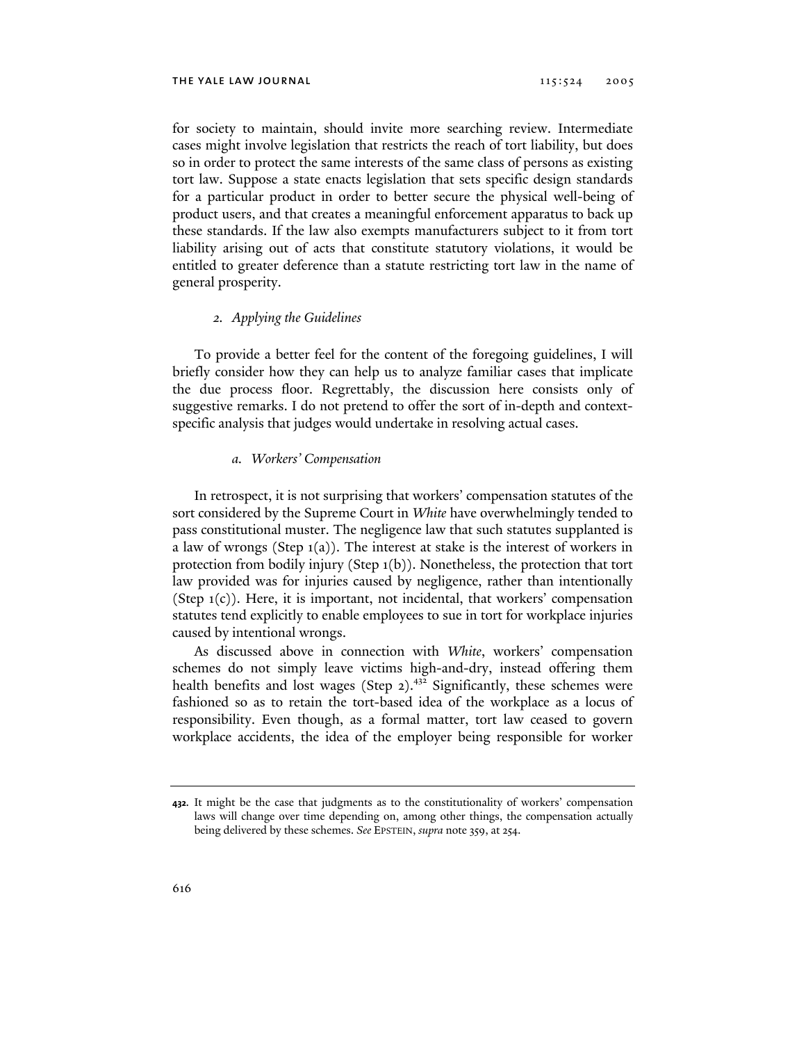for society to maintain, should invite more searching review. Intermediate cases might involve legislation that restricts the reach of tort liability, but does so in order to protect the same interests of the same class of persons as existing tort law. Suppose a state enacts legislation that sets specific design standards for a particular product in order to better secure the physical well-being of product users, and that creates a meaningful enforcement apparatus to back up these standards. If the law also exempts manufacturers subject to it from tort liability arising out of acts that constitute statutory violations, it would be entitled to greater deference than a statute restricting tort law in the name of general prosperity.

### 2. *Applying the Guidelines*

To provide a better feel for the content of the foregoing guidelines, I will briefly consider how they can help us to analyze familiar cases that implicate the due process floor. Regrettably, the discussion here consists only of suggestive remarks. I do not pretend to offer the sort of in-depth and context-specific analysis that judges would undertake in resolving actual cases.

#### a. *Workers' Compensation*

In retrospect, it is not surprising that workers' compensation statutes of the sort considered by the Supreme Court in *White* have overwhelmingly tended to pass constitutional muster. The negligence law that such statutes supplanted is a law of wrongs (Step 1(a)). The interest at stake is the interest of workers in protection from bodily injury (Step 1(b)). Nonetheless, the protection that tort law provided was for injuries caused by negligence, rather than intentionally (Step 1(c)). Here, it is important, not incidental, that workers' compensation statutes tend explicitly to enable employees to sue in tort for workplace injuries caused by intentional wrongs.

As discussed above in connection with *White*, workers' compensation schemes do not simply leave victims high-and-dry, instead offering them health benefits and lost wages (Step 2).[432] Significantly, these schemes were fashioned so as to retain the tort-based idea of the workplace as a locus of responsibility. Even though, as a formal matter, tort law ceased to govern workplace accidents, the idea of the employer being responsible for worker

---

432. It might be the case that judgments as to the constitutionality of workers' compensation laws will change over time depending on, among other things, the compensation actually being delivered by these schemes. *See* EPSTEIN, *supra* note 359, at 254.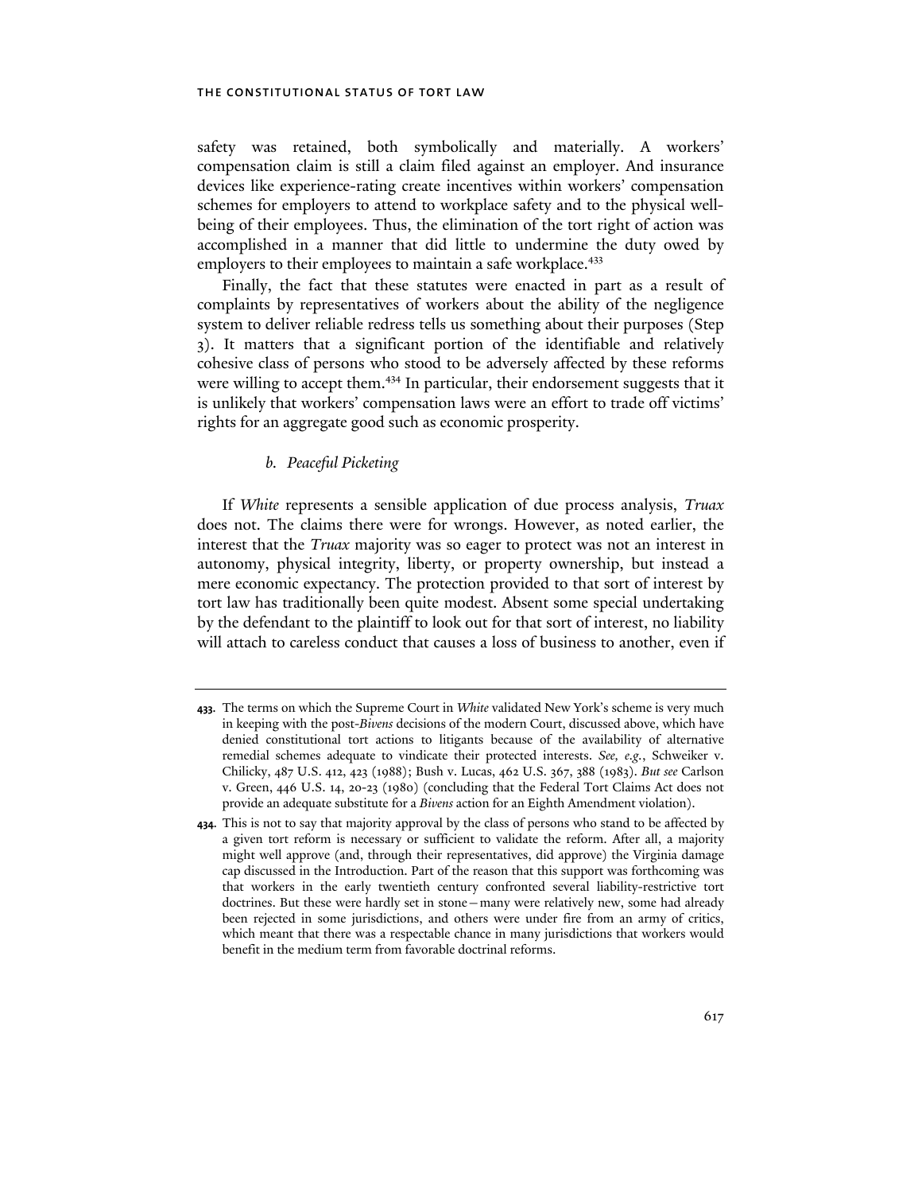safety was retained, both symbolically and materially. A workers' compensation claim is still a claim filed against an employer. And insurance devices like experience-rating create incentives within workers' compensation schemes for employers to attend to workplace safety and to the physical well-being of their employees. Thus, the elimination of the tort right of action was accomplished in a manner that did little to undermine the duty owed by employers to their employees to maintain a safe workplace.[433]

Finally, the fact that these statutes were enacted in part as a result of complaints by representatives of workers about the ability of the negligence system to deliver reliable redress tells us something about their purposes (Step 3). It matters that a significant portion of the identifiable and relatively cohesive class of persons who stood to be adversely affected by these reforms were willing to accept them.[434] In particular, their endorsement suggests that it is unlikely that workers' compensation laws were an effort to trade off victims' rights for an aggregate good such as economic prosperity.

#### *b. Peaceful Picketing*

If *White* represents a sensible application of due process analysis, *Truax* does not. The claims there were for wrongs. However, as noted earlier, the interest that the *Truax* majority was so eager to protect was not an interest in autonomy, physical integrity, liberty, or property ownership, but instead a mere economic expectancy. The protection provided to that sort of interest by tort law has traditionally been quite modest. Absent some special undertaking by the defendant to the plaintiff to look out for that sort of interest, no liability will attach to careless conduct that causes a loss of business to another, even if

---

**433.** The terms on which the Supreme Court in *White* validated New York's scheme is very much in keeping with the post-*Bivens* decisions of the modern Court, discussed above, which have denied constitutional tort actions to litigants because of the availability of alternative remedial schemes adequate to vindicate their protected interests. *See, e.g.*, Schweiker v. Chilicky, 487 U.S. 412, 423 (1988); Bush v. Lucas, 462 U.S. 367, 388 (1983). *But see* Carlson v. Green, 446 U.S. 14, 20-23 (1980) (concluding that the Federal Tort Claims Act does not provide an adequate substitute for a *Bivens* action for an Eighth Amendment violation).

**434.** This is not to say that majority approval by the class of persons who stand to be affected by a given tort reform is necessary or sufficient to validate the reform. After all, a majority might well approve (and, through their representatives, did approve) the Virginia damage cap discussed in the Introduction. Part of the reason that this support was forthcoming was that workers in the early twentieth century confronted several liability-restrictive tort doctrines. But these were hardly set in stone—many were relatively new, some had already been rejected in some jurisdictions, and others were under fire from an army of critics, which meant that there was a respectable chance in many jurisdictions that workers would benefit in the medium term from favorable doctrinal reforms.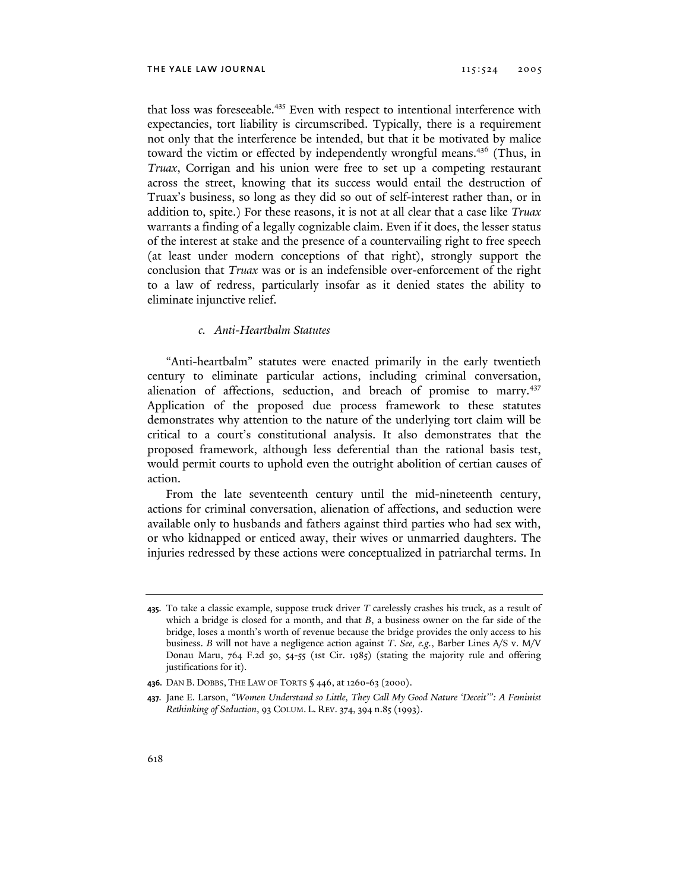that loss was foreseeable.[435] Even with respect to intentional interference with expectancies, tort liability is circumscribed. Typically, there is a requirement not only that the interference be intended, but that it be motivated by malice toward the victim or effected by independently wrongful means.[436] (Thus, in *Truax*, Corrigan and his union were free to set up a competing restaurant across the street, knowing that its success would entail the destruction of Truax's business, so long as they did so out of self-interest rather than, or in addition to, spite.) For these reasons, it is not at all clear that a case like *Truax* warrants a finding of a legally cognizable claim. Even if it does, the lesser status of the interest at stake and the presence of a countervailing right to free speech (at least under modern conceptions of that right), strongly support the conclusion that *Truax* was or is an indefensible over-enforcement of the right to a law of redress, particularly insofar as it denied states the ability to eliminate injunctive relief.

#### *c. Anti-Heartbalm Statutes*

"Anti-heartbalm" statutes were enacted primarily in the early twentieth century to eliminate particular actions, including criminal conversation, alienation of affections, seduction, and breach of promise to marry.[437] Application of the proposed due process framework to these statutes demonstrates why attention to the nature of the underlying tort claim will be critical to a court's constitutional analysis. It also demonstrates that the proposed framework, although less deferential than the rational basis test, would permit courts to uphold even the outright abolition of certian causes of action.

From the late seventeenth century until the mid-nineteenth century, actions for criminal conversation, alienation of affections, and seduction were available only to husbands and fathers against third parties who had sex with, or who kidnapped or enticed away, their wives or unmarried daughters. The injuries redressed by these actions were conceptualized in patriarchal terms. In

---

**435.** To take a classic example, suppose truck driver *T* carelessly crashes his truck, as a result of which a bridge is closed for a month, and that *B*, a business owner on the far side of the bridge, loses a month's worth of revenue because the bridge provides the only access to his business. *B* will not have a negligence action against *T*. *See, e.g.*, Barber Lines A/S v. M/V Donau Maru, 764 F.2d 50, 54-55 (1st Cir. 1985) (stating the majority rule and offering justifications for it).

**436.** DAN B. DOBBS, THE LAW OF TORTS § 446, at 1260-63 (2000).

**437.** Jane E. Larson, *"Women Understand so Little, They Call My Good Nature 'Deceit'": A Feminist Rethinking of Seduction*, 93 COLUM. L. REV. 374, 394 n.85 (1993).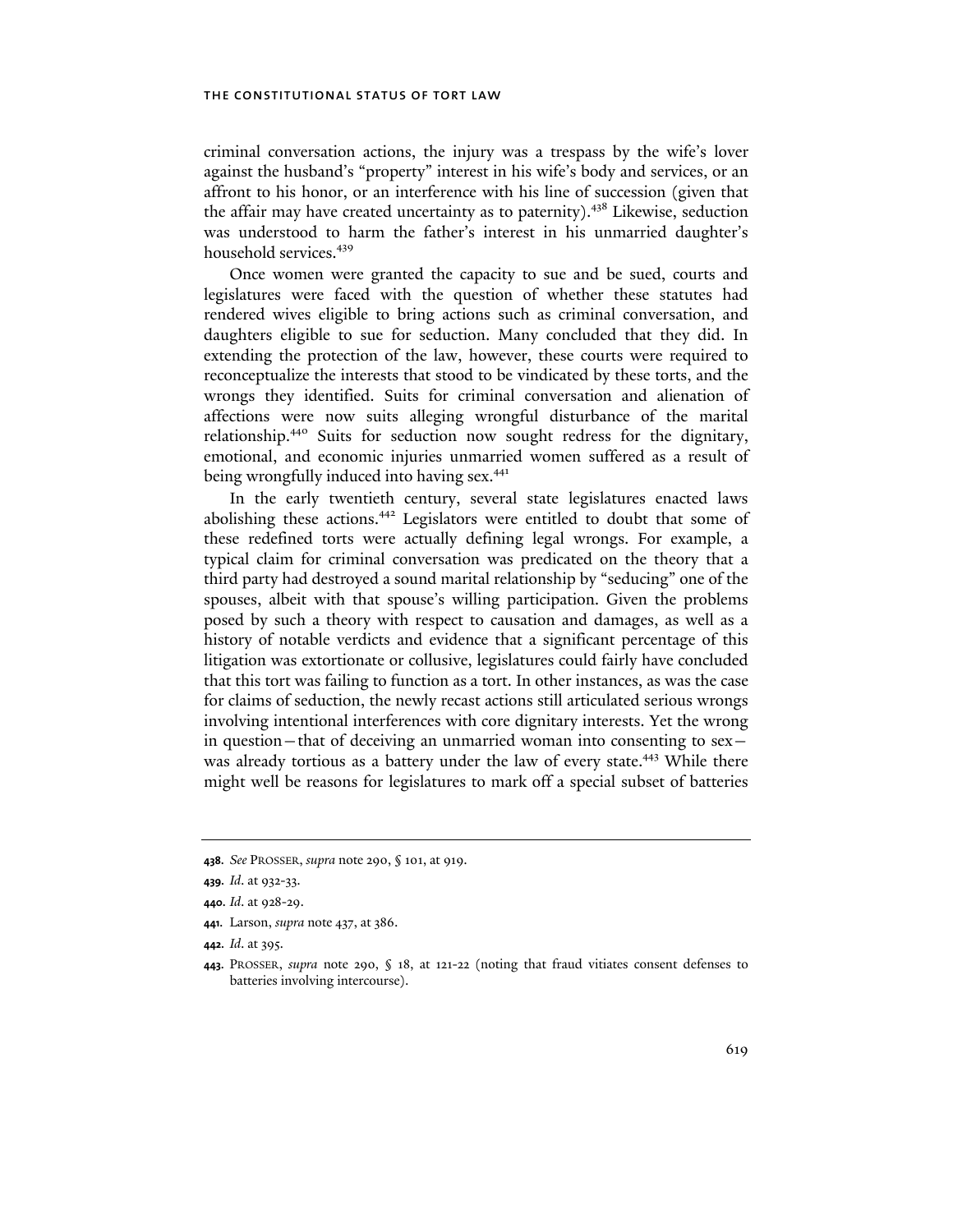criminal conversation actions, the injury was a trespass by the wife's lover against the husband's "property" interest in his wife's body and services, or an affront to his honor, or an interference with his line of succession (given that the affair may have created uncertainty as to paternity).[438] Likewise, seduction was understood to harm the father's interest in his unmarried daughter's household services.[439]

Once women were granted the capacity to sue and be sued, courts and legislatures were faced with the question of whether these statutes had rendered wives eligible to bring actions such as criminal conversation, and daughters eligible to sue for seduction. Many concluded that they did. In extending the protection of the law, however, these courts were required to reconceptualize the interests that stood to be vindicated by these torts, and the wrongs they identified. Suits for criminal conversation and alienation of affections were now suits alleging wrongful disturbance of the marital relationship.[440] Suits for seduction now sought redress for the dignitary, emotional, and economic injuries unmarried women suffered as a result of being wrongfully induced into having sex.[441]

In the early twentieth century, several state legislatures enacted laws abolishing these actions.[442] Legislators were entitled to doubt that some of these redefined torts were actually defining legal wrongs. For example, a typical claim for criminal conversation was predicated on the theory that a third party had destroyed a sound marital relationship by "seducing" one of the spouses, albeit with that spouse's willing participation. Given the problems posed by such a theory with respect to causation and damages, as well as a history of notable verdicts and evidence that a significant percentage of this litigation was extortionate or collusive, legislatures could fairly have concluded that this tort was failing to function as a tort. In other instances, as was the case for claims of seduction, the newly recast actions still articulated serious wrongs involving intentional interferences with core dignitary interests. Yet the wrong in question—that of deceiving an unmarried woman into consenting to sex—was already tortious as a battery under the law of every state.[443] While there might well be reasons for legislatures to mark off a special subset of batteries

---

**438.** *See* PROSSER, *supra* note 290, § 101, at 919.

**439.** *Id.* at 932-33.

**440.** *Id.* at 928-29.

**441.** Larson, *supra* note 437, at 386.

**442.** *Id.* at 395.

**443.** PROSSER, *supra* note 290, § 18, at 121-22 (noting that fraud vitiates consent defenses to batteries involving intercourse).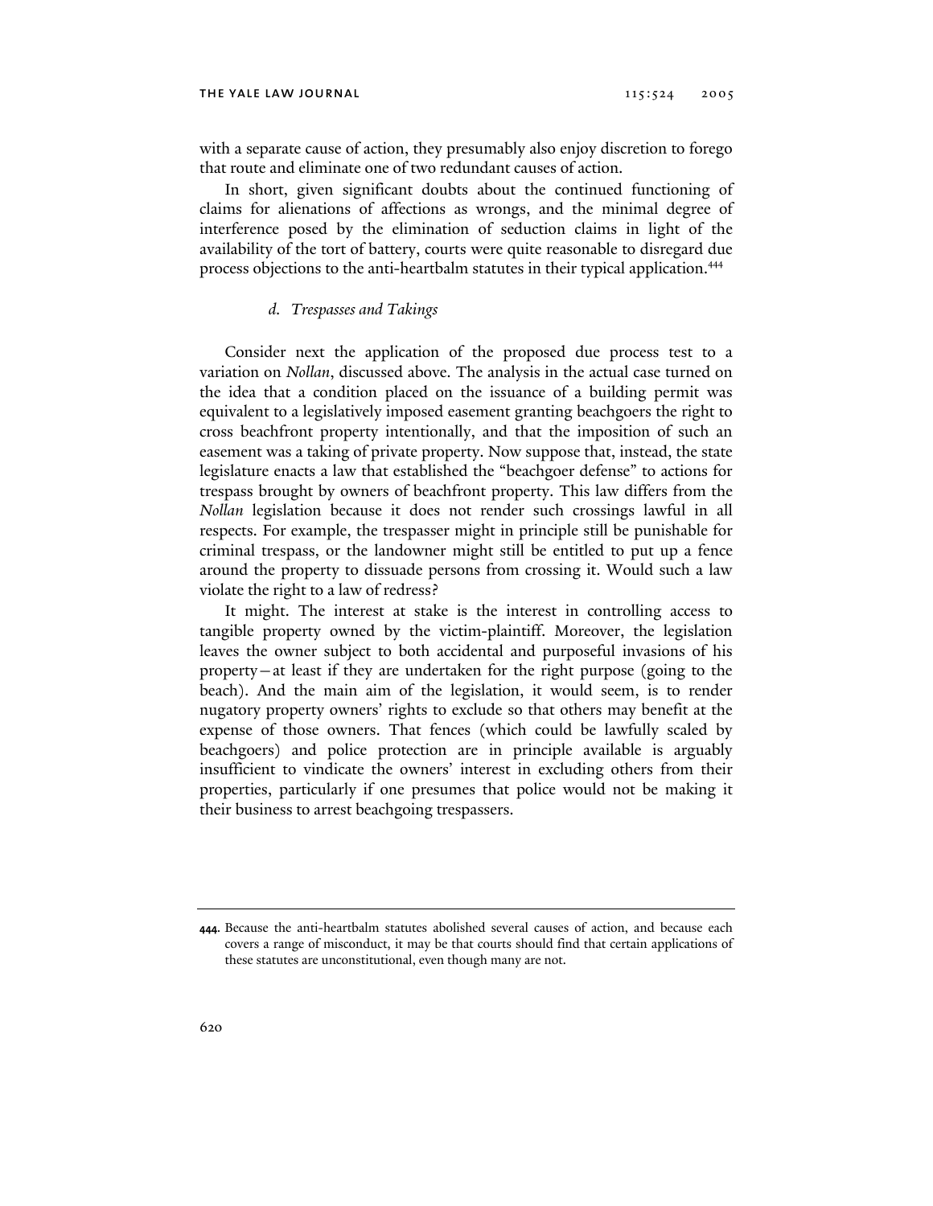with a separate cause of action, they presumably also enjoy discretion to forego that route and eliminate one of two redundant causes of action.

In short, given significant doubts about the continued functioning of claims for alienations of affections as wrongs, and the minimal degree of interference posed by the elimination of seduction claims in light of the availability of the tort of battery, courts were quite reasonable to disregard due process objections to the anti-heartbalm statutes in their typical application.[444]

#### *d. Trespasses and Takings*

Consider next the application of the proposed due process test to a variation on *Nollan*, discussed above. The analysis in the actual case turned on the idea that a condition placed on the issuance of a building permit was equivalent to a legislatively imposed easement granting beachgoers the right to cross beachfront property intentionally, and that the imposition of such an easement was a taking of private property. Now suppose that, instead, the state legislature enacts a law that established the "beachgoer defense" to actions for trespass brought by owners of beachfront property. This law differs from the *Nollan* legislation because it does not render such crossings lawful in all respects. For example, the trespasser might in principle still be punishable for criminal trespass, or the landowner might still be entitled to put up a fence around the property to dissuade persons from crossing it. Would such a law violate the right to a law of redress?

It might. The interest at stake is the interest in controlling access to tangible property owned by the victim-plaintiff. Moreover, the legislation leaves the owner subject to both accidental and purposeful invasions of his property—at least if they are undertaken for the right purpose (going to the beach). And the main aim of the legislation, it would seem, is to render nugatory property owners' rights to exclude so that others may benefit at the expense of those owners. That fences (which could be lawfully scaled by beachgoers) and police protection are in principle available is arguably insufficient to vindicate the owners' interest in excluding others from their properties, particularly if one presumes that police would not be making it their business to arrest beachgoing trespassers.

---

**444.** Because the anti-heartbalm statutes abolished several causes of action, and because each covers a range of misconduct, it may be that courts should find that certain applications of these statutes are unconstitutional, even though many are not.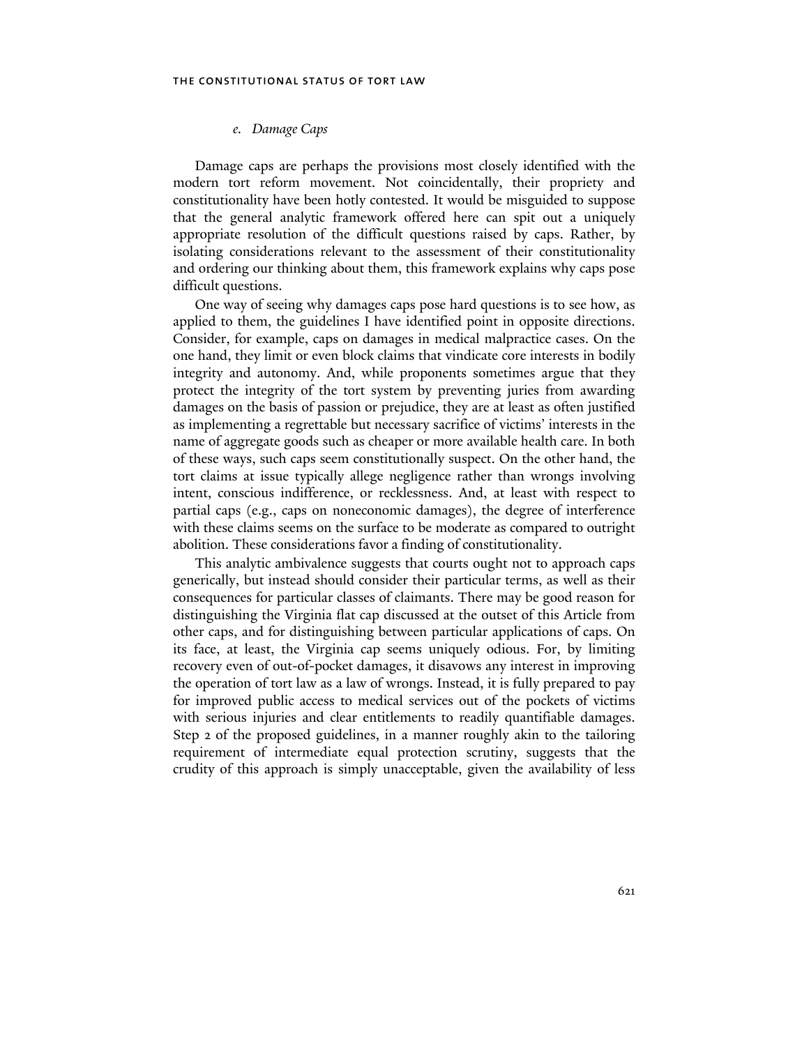#### *e. Damage Caps*

Damage caps are perhaps the provisions most closely identified with the modern tort reform movement. Not coincidentally, their propriety and constitutionality have been hotly contested. It would be misguided to suppose that the general analytic framework offered here can spit out a uniquely appropriate resolution of the difficult questions raised by caps. Rather, by isolating considerations relevant to the assessment of their constitutionality and ordering our thinking about them, this framework explains why caps pose difficult questions.

One way of seeing why damages caps pose hard questions is to see how, as applied to them, the guidelines I have identified point in opposite directions. Consider, for example, caps on damages in medical malpractice cases. On the one hand, they limit or even block claims that vindicate core interests in bodily integrity and autonomy. And, while proponents sometimes argue that they protect the integrity of the tort system by preventing juries from awarding damages on the basis of passion or prejudice, they are at least as often justified as implementing a regrettable but necessary sacrifice of victims' interests in the name of aggregate goods such as cheaper or more available health care. In both of these ways, such caps seem constitutionally suspect. On the other hand, the tort claims at issue typically allege negligence rather than wrongs involving intent, conscious indifference, or recklessness. And, at least with respect to partial caps (e.g., caps on noneconomic damages), the degree of interference with these claims seems on the surface to be moderate as compared to outright abolition. These considerations favor a finding of constitutionality.

This analytic ambivalence suggests that courts ought not to approach caps generically, but instead should consider their particular terms, as well as their consequences for particular classes of claimants. There may be good reason for distinguishing the Virginia flat cap discussed at the outset of this Article from other caps, and for distinguishing between particular applications of caps. On its face, at least, the Virginia cap seems uniquely odious. For, by limiting recovery even of out-of-pocket damages, it disavows any interest in improving the operation of tort law as a law of wrongs. Instead, it is fully prepared to pay for improved public access to medical services out of the pockets of victims with serious injuries and clear entitlements to readily quantifiable damages. Step 2 of the proposed guidelines, in a manner roughly akin to the tailoring requirement of intermediate equal protection scrutiny, suggests that the crudity of this approach is simply unacceptable, given the availability of less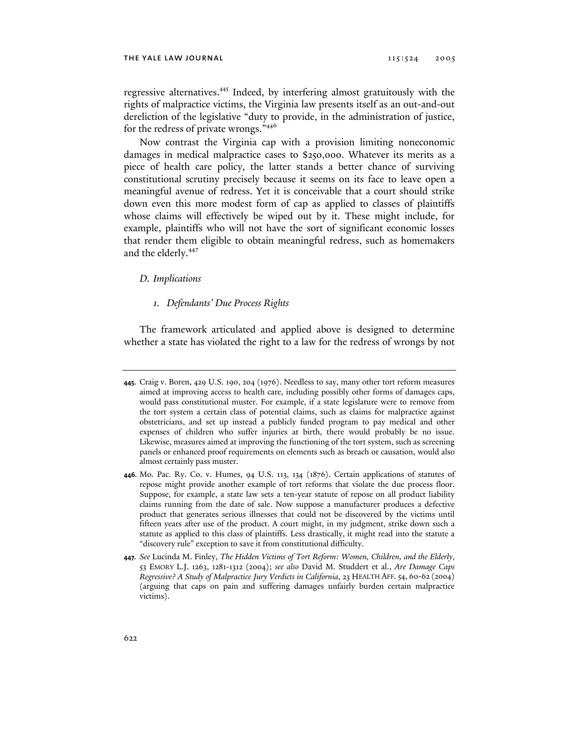regressive alternatives.[445] Indeed, by interfering almost gratuitously with the rights of malpractice victims, the Virginia law presents itself as an out-and-out dereliction of the legislative "duty to provide, in the administration of justice, for the redress of private wrongs."[446]

Now contrast the Virginia cap with a provision limiting noneconomic damages in medical malpractice cases to $250,000. Whatever its merits as a piece of health care policy, the latter stands a better chance of surviving constitutional scrutiny precisely because it seems on its face to leave open a meaningful avenue of redress. Yet it is conceivable that a court should strike down even this more modest form of cap as applied to classes of plaintiffs whose claims will effectively be wiped out by it. These might include, for example, plaintiffs who will not have the sort of significant economic losses that render them eligible to obtain meaningful redress, such as homemakers and the elderly.[447]

### *D. Implications*

#### *1. Defendants' Due Process Rights*

The framework articulated and applied above is designed to determine whether a state has violated the right to a law for the redress of wrongs by not

---

**445.** Craig v. Boren, 429 U.S. 190, 204 (1976). Needless to say, many other tort reform measures aimed at improving access to health care, including possibly other forms of damages caps, would pass constitutional muster. For example, if a state legislature were to remove from the tort system a certain class of potential claims, such as claims for malpractice against obstetricians, and set up instead a publicly funded program to pay medical and other expenses of children who suffer injuries at birth, there would probably be no issue. Likewise, measures aimed at improving the functioning of the tort system, such as screening panels or enhanced proof requirements on elements such as breach or causation, would also almost certainly pass muster.

**446.** Mo. Pac. Ry. Co. v. Humes, 94 U.S. 113, 134 (1876). Certain applications of statutes of repose might provide another example of tort reforms that violate the due process floor. Suppose, for example, a state law sets a ten-year statute of repose on all product liability claims running from the date of sale. Now suppose a manufacturer produces a defective product that generates serious illnesses that could not be discovered by the victims until fifteen years after use of the product. A court might, in my judgment, strike down such a statute as applied to this class of plaintiffs. Less drastically, it might read into the statute a "discovery rule" exception to save it from constitutional difficulty.

**447.** *See* Lucinda M. Finley, *The Hidden Victims of Tort Reform: Women, Children, and the Elderly*, 53 EMORY L.J. 1263, 1281-1312 (2004); *see also* David M. Studdert et al., *Are Damage Caps Regressive? A Study of Malpractice Jury Verdicts in California*, 23 HEALTH AFF. 54, 60-62 (2004) (arguing that caps on pain and suffering damages unfairly burden certain malpractice victims).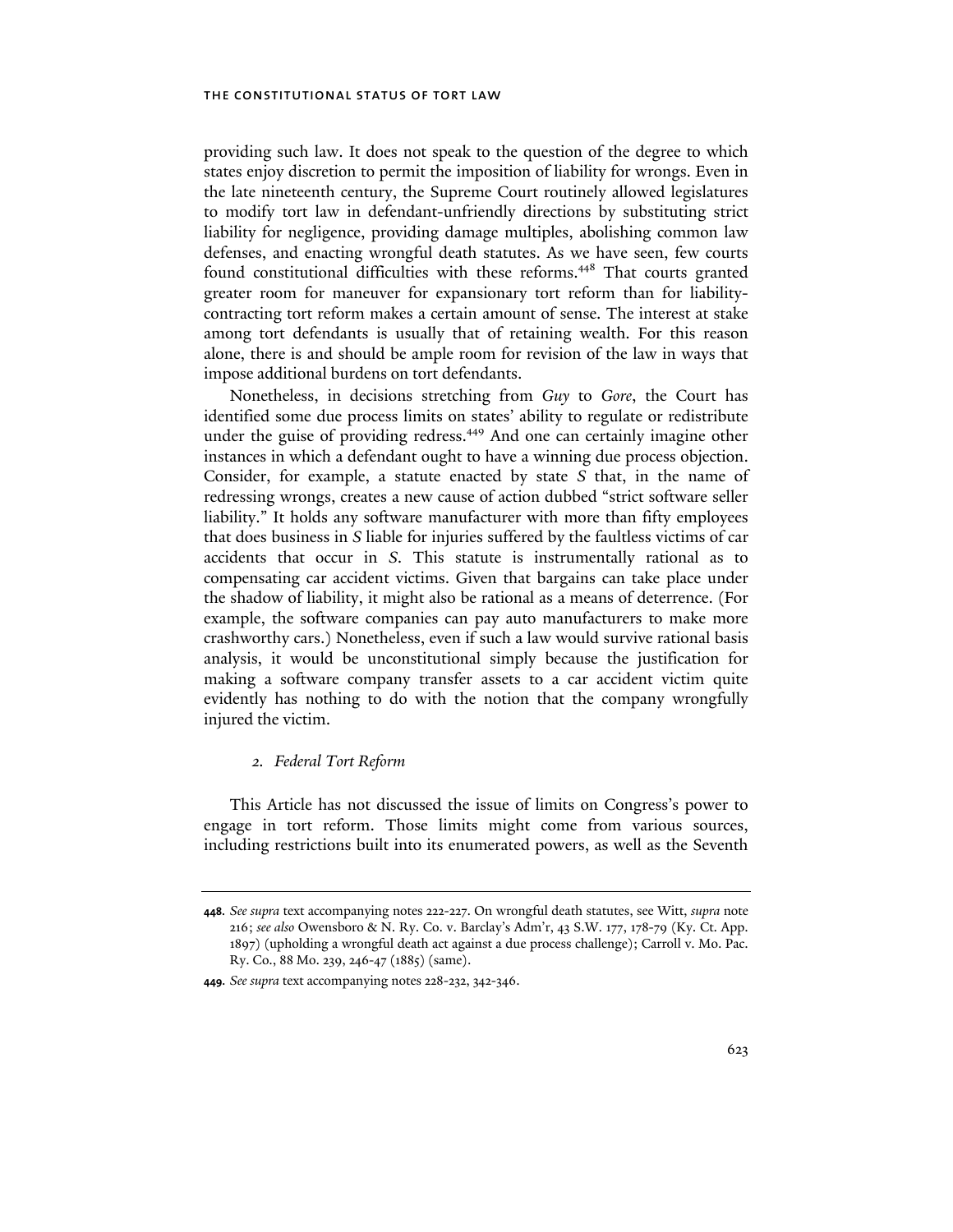providing such law. It does not speak to the question of the degree to which states enjoy discretion to permit the imposition of liability for wrongs. Even in the late nineteenth century, the Supreme Court routinely allowed legislatures to modify tort law in defendant-unfriendly directions by substituting strict liability for negligence, providing damage multiples, abolishing common law defenses, and enacting wrongful death statutes. As we have seen, few courts found constitutional difficulties with these reforms.[448] That courts granted greater room for maneuver for expansionary tort reform than for liability-contracting tort reform makes a certain amount of sense. The interest at stake among tort defendants is usually that of retaining wealth. For this reason alone, there is and should be ample room for revision of the law in ways that impose additional burdens on tort defendants.

Nonetheless, in decisions stretching from *Guy* to *Gore*, the Court has identified some due process limits on states' ability to regulate or redistribute under the guise of providing redress.[449] And one can certainly imagine other instances in which a defendant ought to have a winning due process objection. Consider, for example, a statute enacted by state *S* that, in the name of redressing wrongs, creates a new cause of action dubbed "strict software seller liability." It holds any software manufacturer with more than fifty employees that does business in *S* liable for injuries suffered by the faultless victims of car accidents that occur in *S*. This statute is instrumentally rational as to compensating car accident victims. Given that bargains can take place under the shadow of liability, it might also be rational as a means of deterrence. (For example, the software companies can pay auto manufacturers to make more crashworthy cars.) Nonetheless, even if such a law would survive rational basis analysis, it would be unconstitutional simply because the justification for making a software company transfer assets to a car accident victim quite evidently has nothing to do with the notion that the company wrongfully injured the victim.

### 2. *Federal Tort Reform*

This Article has not discussed the issue of limits on Congress's power to engage in tort reform. Those limits might come from various sources, including restrictions built into its enumerated powers, as well as the Seventh

---

**448.** *See supra* text accompanying notes 222-227. On wrongful death statutes, see Witt, *supra* note 216; *see also* Owensboro & N. Ry. Co. v. Barclay's Adm'r, 43 S.W. 177, 178-79 (Ky. Ct. App. 1897) (upholding a wrongful death act against a due process challenge); Carroll v. Mo. Pac. Ry. Co., 88 Mo. 239, 246-47 (1885) (same).

**449.** *See supra* text accompanying notes 228-232, 342-346.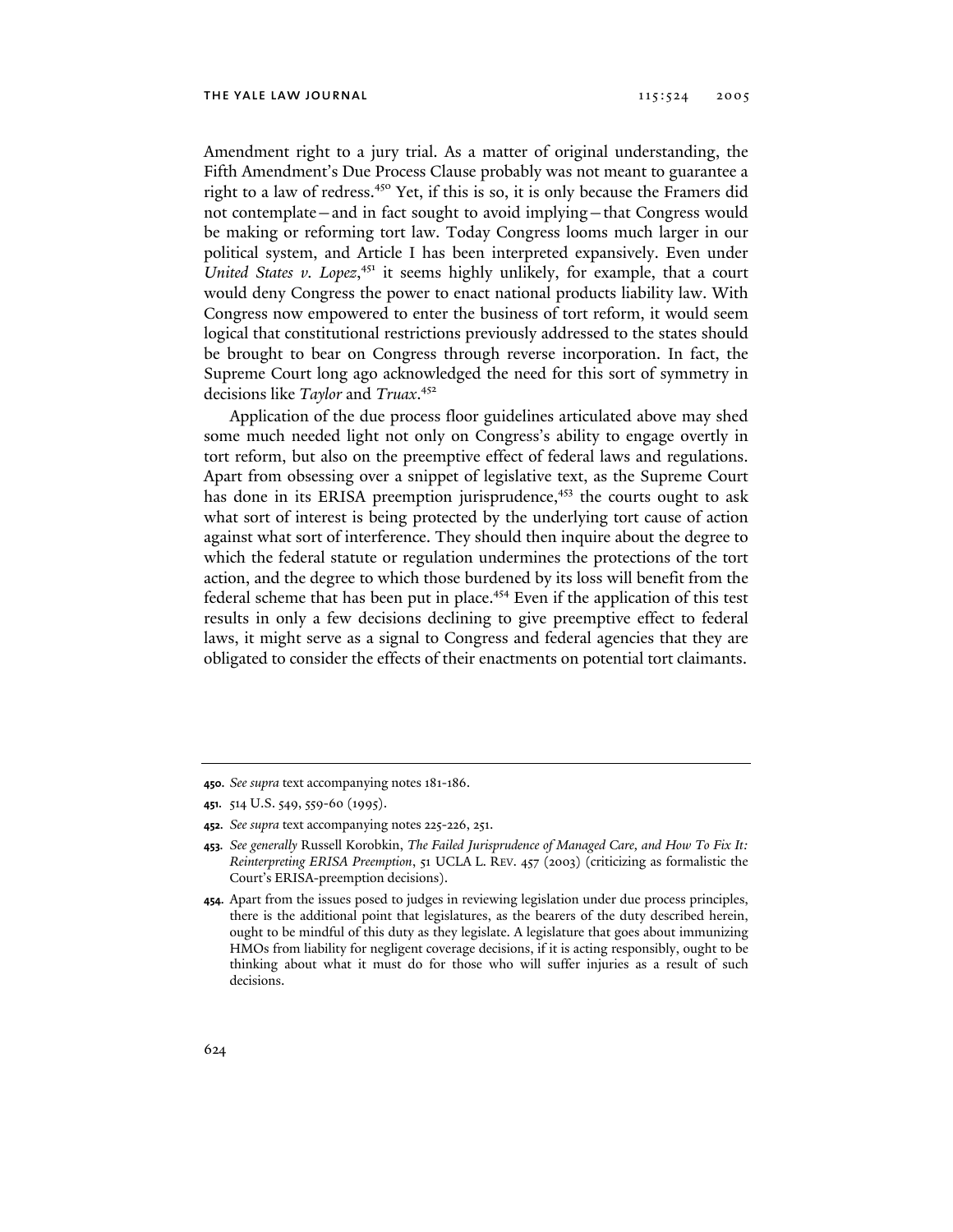Amendment right to a jury trial. As a matter of original understanding, the Fifth Amendment's Due Process Clause probably was not meant to guarantee a right to a law of redress.[450] Yet, if this is so, it is only because the Framers did not contemplate—and in fact sought to avoid implying—that Congress would be making or reforming tort law. Today Congress looms much larger in our political system, and Article I has been interpreted expansively. Even under *United States v. Lopez*,[451] it seems highly unlikely, for example, that a court would deny Congress the power to enact national products liability law. With Congress now empowered to enter the business of tort reform, it would seem logical that constitutional restrictions previously addressed to the states should be brought to bear on Congress through reverse incorporation. In fact, the Supreme Court long ago acknowledged the need for this sort of symmetry in decisions like *Taylor* and *Truax*.[452]

Application of the due process floor guidelines articulated above may shed some much needed light not only on Congress's ability to engage overtly in tort reform, but also on the preemptive effect of federal laws and regulations. Apart from obsessing over a snippet of legislative text, as the Supreme Court has done in its ERISA preemption jurisprudence,[453] the courts ought to ask what sort of interest is being protected by the underlying tort cause of action against what sort of interference. They should then inquire about the degree to which the federal statute or regulation undermines the protections of the tort action, and the degree to which those burdened by its loss will benefit from the federal scheme that has been put in place.[454] Even if the application of this test results in only a few decisions declining to give preemptive effect to federal laws, it might serve as a signal to Congress and federal agencies that they are obligated to consider the effects of their enactments on potential tort claimants.

---

**450.** *See supra* text accompanying notes 181-186.

**451.** 514 U.S. 549, 559-60 (1995).

**452.** *See supra* text accompanying notes 225-226, 251.

**453.** *See generally* Russell Korobkin, *The Failed Jurisprudence of Managed Care, and How To Fix It: Reinterpreting ERISA Preemption*, 51 UCLA L. REV. 457 (2003) (criticizing as formalistic the Court's ERISA-preemption decisions).

**454.** Apart from the issues posed to judges in reviewing legislation under due process principles, there is the additional point that legislatures, as the bearers of the duty described herein, ought to be mindful of this duty as they legislate. A legislature that goes about immunizing HMOs from liability for negligent coverage decisions, if it is acting responsibly, ought to be thinking about what it must do for those who will suffer injuries as a result of such decisions.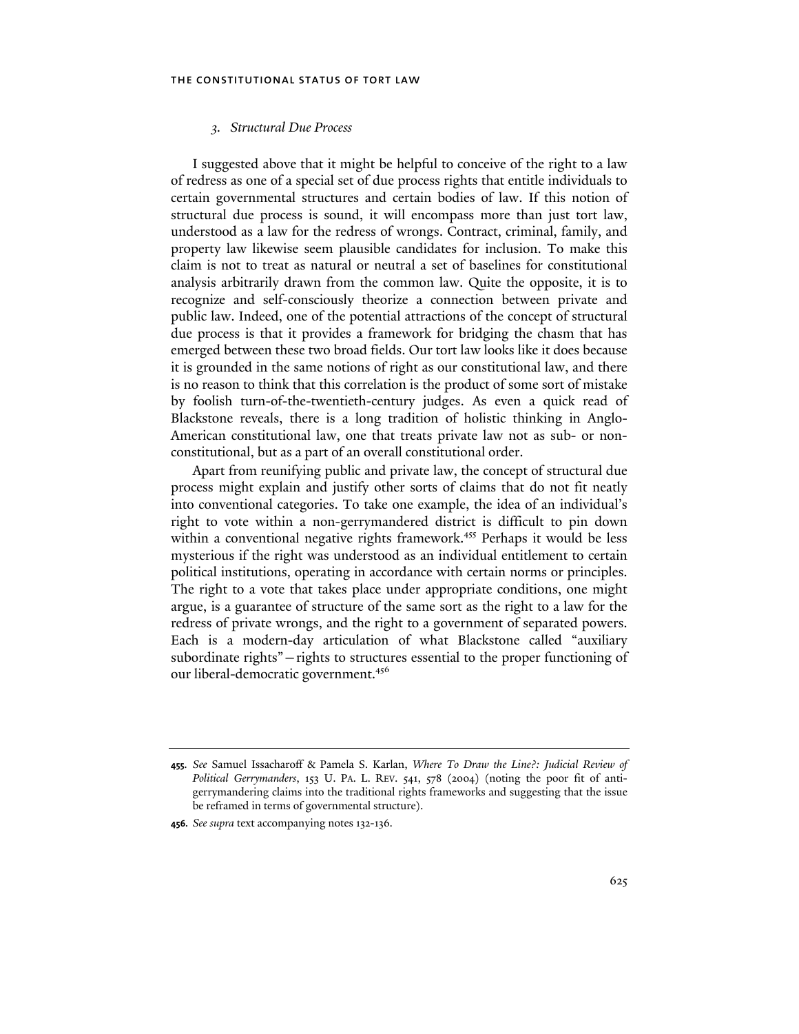### *3. Structural Due Process*

I suggested above that it might be helpful to conceive of the right to a law of redress as one of a special set of due process rights that entitle individuals to certain governmental structures and certain bodies of law. If this notion of structural due process is sound, it will encompass more than just tort law, understood as a law for the redress of wrongs. Contract, criminal, family, and property law likewise seem plausible candidates for inclusion. To make this claim is not to treat as natural or neutral a set of baselines for constitutional analysis arbitrarily drawn from the common law. Quite the opposite, it is to recognize and self-consciously theorize a connection between private and public law. Indeed, one of the potential attractions of the concept of structural due process is that it provides a framework for bridging the chasm that has emerged between these two broad fields. Our tort law looks like it does because it is grounded in the same notions of right as our constitutional law, and there is no reason to think that this correlation is the product of some sort of mistake by foolish turn-of-the-twentieth-century judges. As even a quick read of Blackstone reveals, there is a long tradition of holistic thinking in Anglo-American constitutional law, one that treats private law not as sub- or non-constitutional, but as a part of an overall constitutional order.

Apart from reunifying public and private law, the concept of structural due process might explain and justify other sorts of claims that do not fit neatly into conventional categories. To take one example, the idea of an individual's right to vote within a non-gerrymandered district is difficult to pin down within a conventional negative rights framework.[455] Perhaps it would be less mysterious if the right was understood as an individual entitlement to certain political institutions, operating in accordance with certain norms or principles. The right to a vote that takes place under appropriate conditions, one might argue, is a guarantee of structure of the same sort as the right to a law for the redress of private wrongs, and the right to a government of separated powers. Each is a modern-day articulation of what Blackstone called "auxiliary subordinate rights"—rights to structures essential to the proper functioning of our liberal-democratic government.[456]

---

**455.** *See* Samuel Issacharoff & Pamela S. Karlan, *Where To Draw the Line?: Judicial Review of Political Gerrymanders*, 153 U. PA. L. REV. 541, 578 (2004) (noting the poor fit of anti-gerrymandering claims into the traditional rights frameworks and suggesting that the issue be reframed in terms of governmental structure).

**456.** *See supra* text accompanying notes 132-136.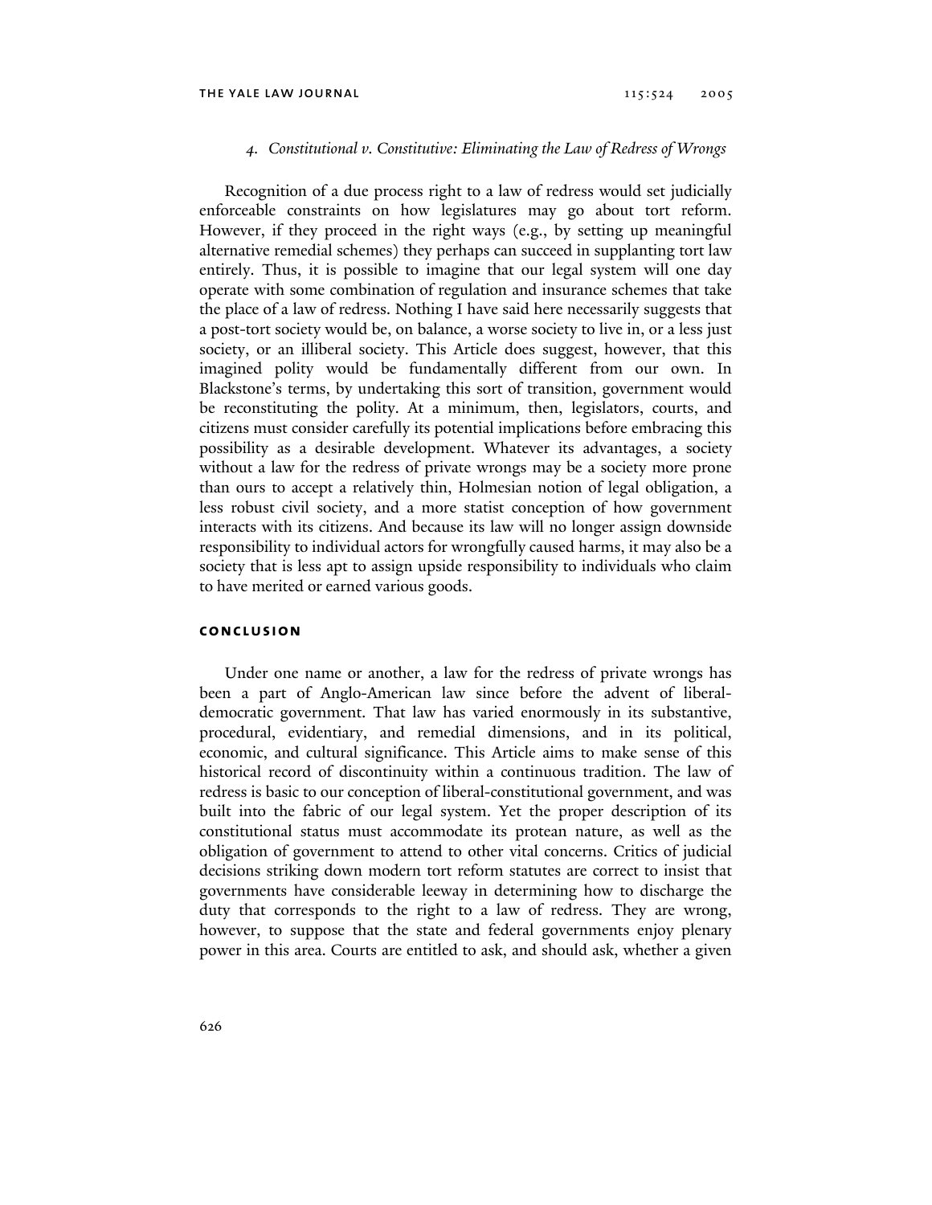### 4. *Constitutional v. Constitutive: Eliminating the Law of Redress of Wrongs*

Recognition of a due process right to a law of redress would set judicially enforceable constraints on how legislatures may go about tort reform. However, if they proceed in the right ways (e.g., by setting up meaningful alternative remedial schemes) they perhaps can succeed in supplanting tort law entirely. Thus, it is possible to imagine that our legal system will one day operate with some combination of regulation and insurance schemes that take the place of a law of redress. Nothing I have said here necessarily suggests that a post-tort society would be, on balance, a worse society to live in, or a less just society, or an illiberal society. This Article does suggest, however, that this imagined polity would be fundamentally different from our own. In Blackstone's terms, by undertaking this sort of transition, government would be reconstituting the polity. At a minimum, then, legislators, courts, and citizens must consider carefully its potential implications before embracing this possibility as a desirable development. Whatever its advantages, a society without a law for the redress of private wrongs may be a society more prone than ours to accept a relatively thin, Holmesian notion of legal obligation, a less robust civil society, and a more statist conception of how government interacts with its citizens. And because its law will no longer assign downside responsibility to individual actors for wrongfully caused harms, it may also be a society that is less apt to assign upside responsibility to individuals who claim to have merited or earned various goods.

## CONCLUSION

Under one name or another, a law for the redress of private wrongs has been a part of Anglo-American law since before the advent of liberal-democratic government. That law has varied enormously in its substantive, procedural, evidentiary, and remedial dimensions, and in its political, economic, and cultural significance. This Article aims to make sense of this historical record of discontinuity within a continuous tradition. The law of redress is basic to our conception of liberal-constitutional government, and was built into the fabric of our legal system. Yet the proper description of its constitutional status must accommodate its protean nature, as well as the obligation of government to attend to other vital concerns. Critics of judicial decisions striking down modern tort reform statutes are correct to insist that governments have considerable leeway in determining how to discharge the duty that corresponds to the right to a law of redress. They are wrong, however, to suppose that the state and federal governments enjoy plenary power in this area. Courts are entitled to ask, and should ask, whether a given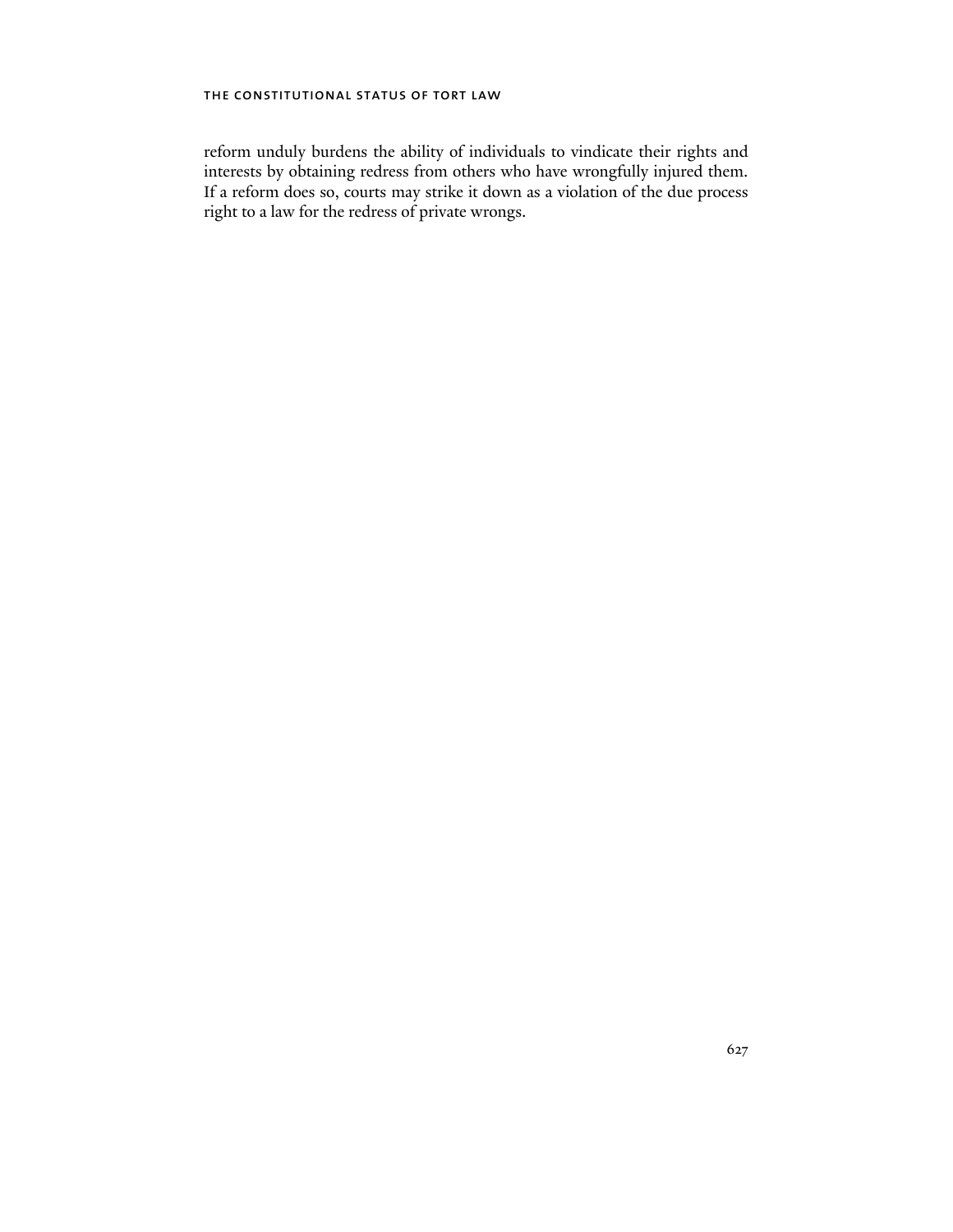reform unduly burdens the ability of individuals to vindicate their rights and interests by obtaining redress from others who have wrongfully injured them. If a reform does so, courts may strike it down as a violation of the due process right to a law for the redress of private wrongs.